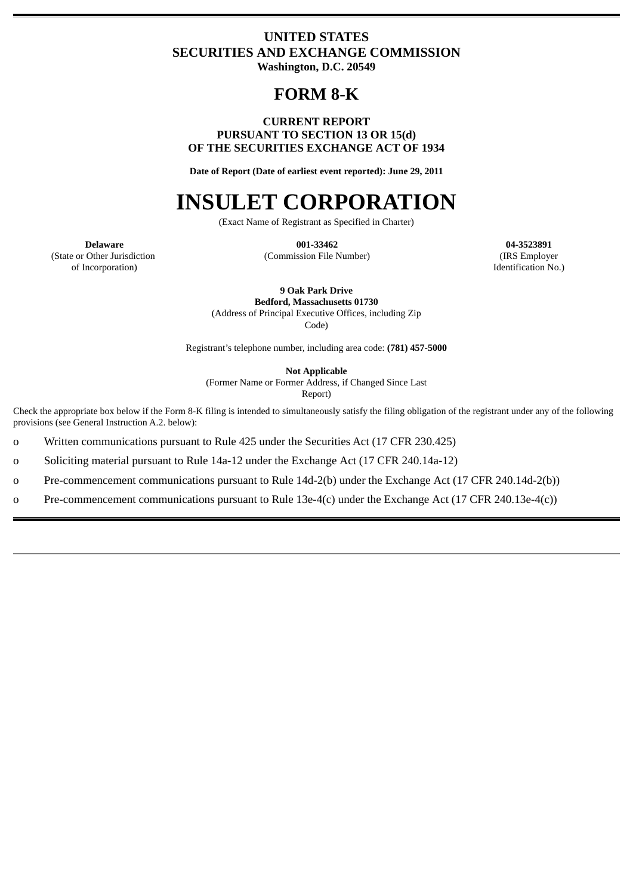**UNITED STATES**
**SECURITIES AND EXCHANGE COMMISSION**
**Washington, D.C. 20549**

# FORM 8-K

**CURRENT REPORT**
**PURSUANT TO SECTION 13 OR 15(d)**
**OF THE SECURITIES EXCHANGE ACT OF 1934**

**Date of Report (Date of earliest event reported): June 29, 2011**

# INSULET CORPORATION

(Exact Name of Registrant as Specified in Charter)

| **Delaware** | **001-33462** | **04-3523891** |
|---|---|---|
| (State or Other Jurisdiction of Incorporation) | (Commission File Number) | (IRS Employer Identification No.) |

**9 Oak Park Drive**
**Bedford, Massachusetts 01730**
(Address of Principal Executive Offices, including Zip Code)

Registrant's telephone number, including area code: **(781) 457-5000**

**Not Applicable**
(Former Name or Former Address, if Changed Since Last Report)

Check the appropriate box below if the Form 8-K filing is intended to simultaneously satisfy the filing obligation of the registrant under any of the following provisions (see General Instruction A.2. below):

o Written communications pursuant to Rule 425 under the Securities Act (17 CFR 230.425)

o Soliciting material pursuant to Rule 14a-12 under the Exchange Act (17 CFR 240.14a-12)

o Pre-commencement communications pursuant to Rule 14d-2(b) under the Exchange Act (17 CFR 240.14d-2(b))

o Pre-commencement communications pursuant to Rule 13e-4(c) under the Exchange Act (17 CFR 240.13e-4(c))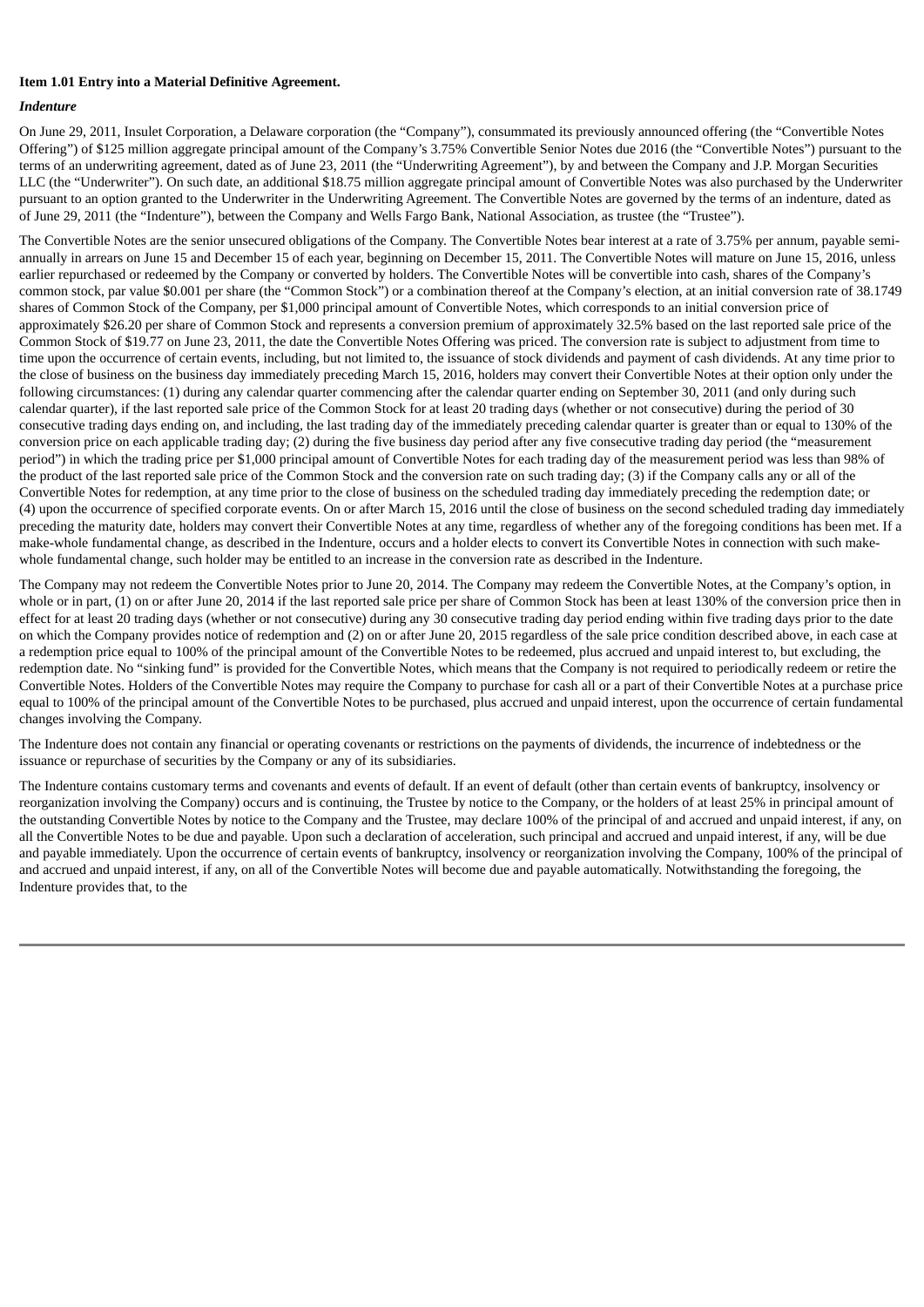**Item 1.01 Entry into a Material Definitive Agreement.**

***Indenture***

On June 29, 2011, Insulet Corporation, a Delaware corporation (the "Company"), consummated its previously announced offering (the "Convertible Notes Offering") of $125 million aggregate principal amount of the Company's 3.75% Convertible Senior Notes due 2016 (the "Convertible Notes") pursuant to the terms of an underwriting agreement, dated as of June 23, 2011 (the "Underwriting Agreement"), by and between the Company and J.P. Morgan Securities LLC (the "Underwriter"). On such date, an additional $18.75 million aggregate principal amount of Convertible Notes was also purchased by the Underwriter pursuant to an option granted to the Underwriter in the Underwriting Agreement. The Convertible Notes are governed by the terms of an indenture, dated as of June 29, 2011 (the "Indenture"), between the Company and Wells Fargo Bank, National Association, as trustee (the "Trustee").

The Convertible Notes are the senior unsecured obligations of the Company. The Convertible Notes bear interest at a rate of 3.75% per annum, payable semi-annually in arrears on June 15 and December 15 of each year, beginning on December 15, 2011. The Convertible Notes will mature on June 15, 2016, unless earlier repurchased or redeemed by the Company or converted by holders. The Convertible Notes will be convertible into cash, shares of the Company's common stock, par value $0.001 per share (the "Common Stock") or a combination thereof at the Company's election, at an initial conversion rate of 38.1749 shares of Common Stock of the Company, per $1,000 principal amount of Convertible Notes, which corresponds to an initial conversion price of approximately $26.20 per share of Common Stock and represents a conversion premium of approximately 32.5% based on the last reported sale price of the Common Stock of $19.77 on June 23, 2011, the date the Convertible Notes Offering was priced. The conversion rate is subject to adjustment from time to time upon the occurrence of certain events, including, but not limited to, the issuance of stock dividends and payment of cash dividends. At any time prior to the close of business on the business day immediately preceding March 15, 2016, holders may convert their Convertible Notes at their option only under the following circumstances: (1) during any calendar quarter commencing after the calendar quarter ending on September 30, 2011 (and only during such calendar quarter), if the last reported sale price of the Common Stock for at least 20 trading days (whether or not consecutive) during the period of 30 consecutive trading days ending on, and including, the last trading day of the immediately preceding calendar quarter is greater than or equal to 130% of the conversion price on each applicable trading day; (2) during the five business day period after any five consecutive trading day period (the "measurement period") in which the trading price per $1,000 principal amount of Convertible Notes for each trading day of the measurement period was less than 98% of the product of the last reported sale price of the Common Stock and the conversion rate on such trading day; (3) if the Company calls any or all of the Convertible Notes for redemption, at any time prior to the close of business on the scheduled trading day immediately preceding the redemption date; or (4) upon the occurrence of specified corporate events. On or after March 15, 2016 until the close of business on the second scheduled trading day immediately preceding the maturity date, holders may convert their Convertible Notes at any time, regardless of whether any of the foregoing conditions has been met. If a make-whole fundamental change, as described in the Indenture, occurs and a holder elects to convert its Convertible Notes in connection with such make-whole fundamental change, such holder may be entitled to an increase in the conversion rate as described in the Indenture.

The Company may not redeem the Convertible Notes prior to June 20, 2014. The Company may redeem the Convertible Notes, at the Company's option, in whole or in part, (1) on or after June 20, 2014 if the last reported sale price per share of Common Stock has been at least 130% of the conversion price then in effect for at least 20 trading days (whether or not consecutive) during any 30 consecutive trading day period ending within five trading days prior to the date on which the Company provides notice of redemption and (2) on or after June 20, 2015 regardless of the sale price condition described above, in each case at a redemption price equal to 100% of the principal amount of the Convertible Notes to be redeemed, plus accrued and unpaid interest to, but excluding, the redemption date. No "sinking fund" is provided for the Convertible Notes, which means that the Company is not required to periodically redeem or retire the Convertible Notes. Holders of the Convertible Notes may require the Company to purchase for cash all or a part of their Convertible Notes at a purchase price equal to 100% of the principal amount of the Convertible Notes to be purchased, plus accrued and unpaid interest, upon the occurrence of certain fundamental changes involving the Company.

The Indenture does not contain any financial or operating covenants or restrictions on the payments of dividends, the incurrence of indebtedness or the issuance or repurchase of securities by the Company or any of its subsidiaries.

The Indenture contains customary terms and covenants and events of default. If an event of default (other than certain events of bankruptcy, insolvency or reorganization involving the Company) occurs and is continuing, the Trustee by notice to the Company, or the holders of at least 25% in principal amount of the outstanding Convertible Notes by notice to the Company and the Trustee, may declare 100% of the principal of and accrued and unpaid interest, if any, on all the Convertible Notes to be due and payable. Upon such a declaration of acceleration, such principal and accrued and unpaid interest, if any, will be due and payable immediately. Upon the occurrence of certain events of bankruptcy, insolvency or reorganization involving the Company, 100% of the principal of and accrued and unpaid interest, if any, on all of the Convertible Notes will become due and payable automatically. Notwithstanding the foregoing, the Indenture provides that, to the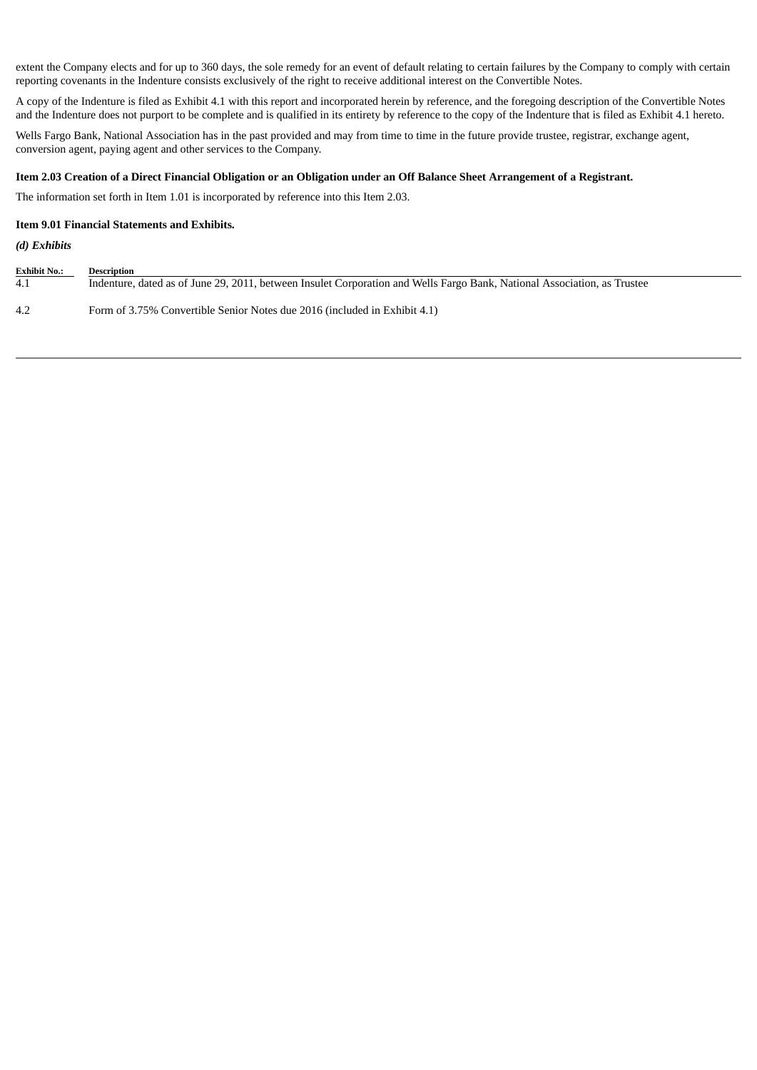extent the Company elects and for up to 360 days, the sole remedy for an event of default relating to certain failures by the Company to comply with certain reporting covenants in the Indenture consists exclusively of the right to receive additional interest on the Convertible Notes.

A copy of the Indenture is filed as Exhibit 4.1 with this report and incorporated herein by reference, and the foregoing description of the Convertible Notes and the Indenture does not purport to be complete and is qualified in its entirety by reference to the copy of the Indenture that is filed as Exhibit 4.1 hereto.

Wells Fargo Bank, National Association has in the past provided and may from time to time in the future provide trustee, registrar, exchange agent, conversion agent, paying agent and other services to the Company.

**Item 2.03 Creation of a Direct Financial Obligation or an Obligation under an Off Balance Sheet Arrangement of a Registrant.**

The information set forth in Item 1.01 is incorporated by reference into this Item 2.03.

**Item 9.01 Financial Statements and Exhibits.**

***(d) Exhibits***

| Exhibit No.: | Description |
| --- | --- |
| 4.1 | Indenture, dated as of June 29, 2011, between Insulet Corporation and Wells Fargo Bank, National Association, as Trustee |
| 4.2 | Form of 3.75% Convertible Senior Notes due 2016 (included in Exhibit 4.1) |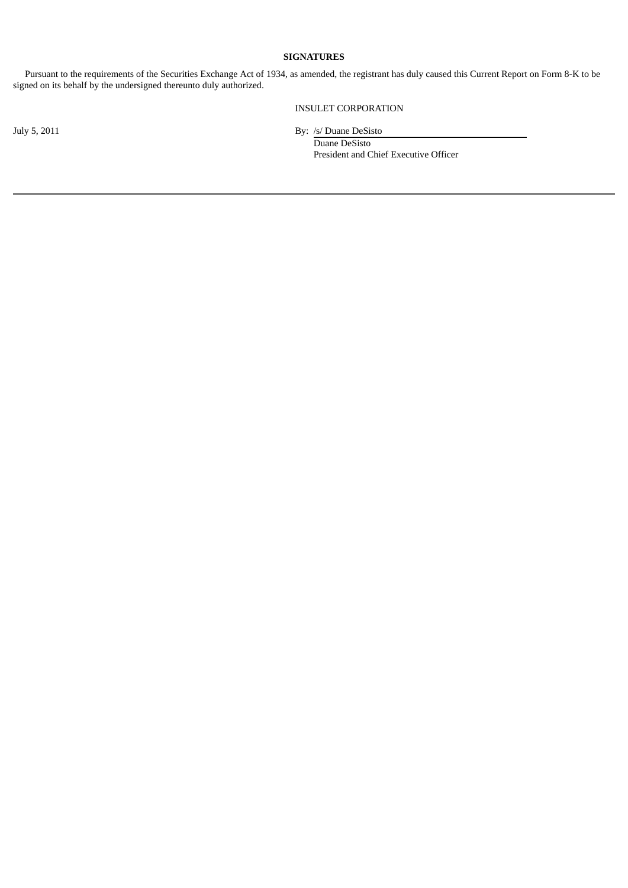**SIGNATURES**

Pursuant to the requirements of the Securities Exchange Act of 1934, as amended, the registrant has duly caused this Current Report on Form 8-K to be signed on its behalf by the undersigned thereunto duly authorized.

INSULET CORPORATION

July 5, 2011

By: /s/ Duane DeSisto
Duane DeSisto
President and Chief Executive Officer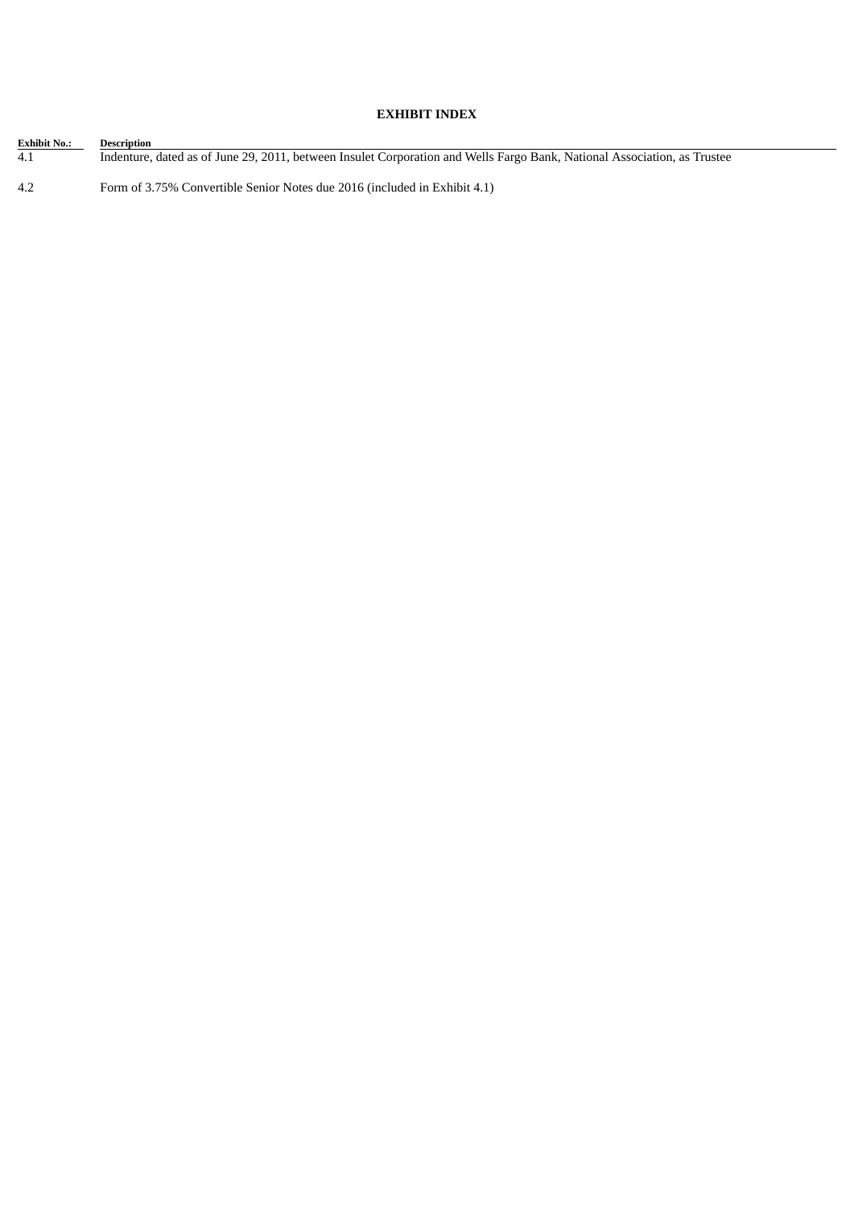## EXHIBIT INDEX

| Exhibit No.: | Description |
| --- | --- |
| 4.1 | Indenture, dated as of June 29, 2011, between Insulet Corporation and Wells Fargo Bank, National Association, as Trustee |
| 4.2 | Form of 3.75% Convertible Senior Notes due 2016 (included in Exhibit 4.1) |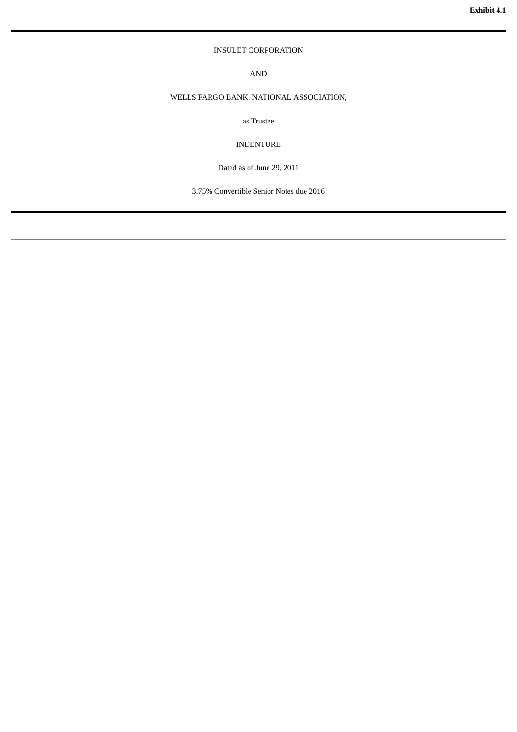**Exhibit 4.1**

INSULET CORPORATION

AND

WELLS FARGO BANK, NATIONAL ASSOCIATION,

as Trustee

INDENTURE

Dated as of June 29, 2011

3.75% Convertible Senior Notes due 2016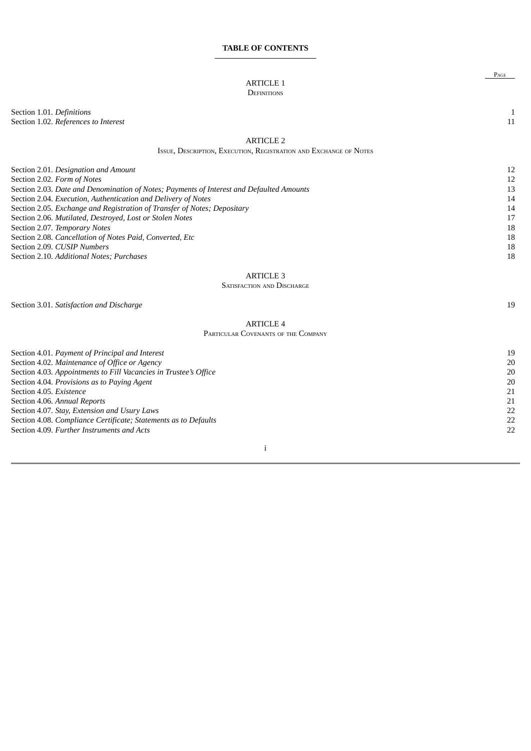**TABLE OF CONTENTS**

| | Page |
|---|---|
| **ARTICLE 1** | |
| **Definitions** | |
| Section 1.01. *Definitions* | 1 |
| Section 1.02. *References to Interest* | 11 |
| **ARTICLE 2** | |
| **Issue, Description, Execution, Registration and Exchange of Notes** | |
| Section 2.01. *Designation and Amount* | 12 |
| Section 2.02. *Form of Notes* | 12 |
| Section 2.03. *Date and Denomination of Notes; Payments of Interest and Defaulted Amounts* | 13 |
| Section 2.04. *Execution, Authentication and Delivery of Notes* | 14 |
| Section 2.05. *Exchange and Registration of Transfer of Notes; Depositary* | 14 |
| Section 2.06. *Mutilated, Destroyed, Lost or Stolen Notes* | 17 |
| Section 2.07. *Temporary Notes* | 18 |
| Section 2.08. *Cancellation of Notes Paid, Converted, Etc* | 18 |
| Section 2.09. *CUSIP Numbers* | 18 |
| Section 2.10. *Additional Notes; Purchases* | 18 |
| **ARTICLE 3** | |
| **Satisfaction and Discharge** | |
| Section 3.01. *Satisfaction and Discharge* | 19 |
| **ARTICLE 4** | |
| **Particular Covenants of the Company** | |
| Section 4.01. *Payment of Principal and Interest* | 19 |
| Section 4.02. *Maintenance of Office or Agency* | 20 |
| Section 4.03. *Appointments to Fill Vacancies in Trustee's Office* | 20 |
| Section 4.04. *Provisions as to Paying Agent* | 20 |
| Section 4.05. *Existence* | 21 |
| Section 4.06. *Annual Reports* | 21 |
| Section 4.07. *Stay, Extension and Usury Laws* | 22 |
| Section 4.08. *Compliance Certificate; Statements as to Defaults* | 22 |
| Section 4.09. *Further Instruments and Acts* | 22 |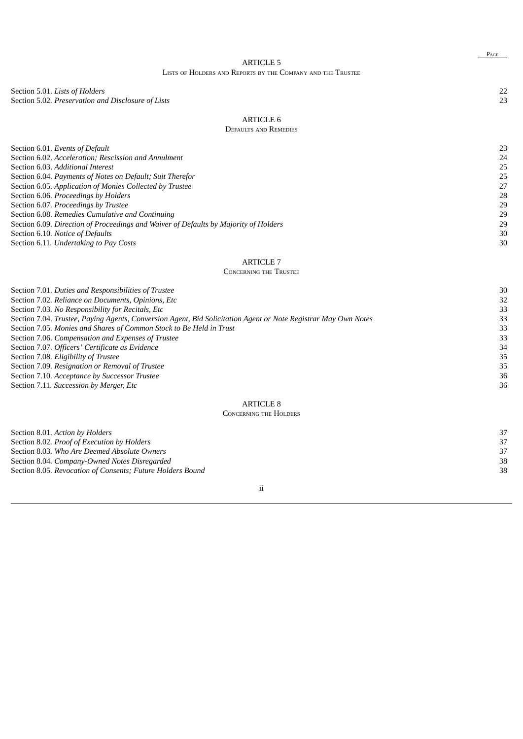| | Page |
|---|---|
| **ARTICLE 5**<br>LISTS OF HOLDERS AND REPORTS BY THE COMPANY AND THE TRUSTEE | |
| Section 5.01. *Lists of Holders* | 22 |
| Section 5.02. *Preservation and Disclosure of Lists* | 23 |
| **ARTICLE 6**<br>DEFAULTS AND REMEDIES | |
| Section 6.01. *Events of Default* | 23 |
| Section 6.02. *Acceleration; Rescission and Annulment* | 24 |
| Section 6.03. *Additional Interest* | 25 |
| Section 6.04. *Payments of Notes on Default; Suit Therefor* | 25 |
| Section 6.05. *Application of Monies Collected by Trustee* | 27 |
| Section 6.06. *Proceedings by Holders* | 28 |
| Section 6.07. *Proceedings by Trustee* | 29 |
| Section 6.08. *Remedies Cumulative and Continuing* | 29 |
| Section 6.09. *Direction of Proceedings and Waiver of Defaults by Majority of Holders* | 29 |
| Section 6.10. *Notice of Defaults* | 30 |
| Section 6.11. *Undertaking to Pay Costs* | 30 |
| **ARTICLE 7**<br>CONCERNING THE TRUSTEE | |
| Section 7.01. *Duties and Responsibilities of Trustee* | 30 |
| Section 7.02. *Reliance on Documents, Opinions, Etc* | 32 |
| Section 7.03. *No Responsibility for Recitals, Etc* | 33 |
| Section 7.04. *Trustee, Paying Agents, Conversion Agent, Bid Solicitation Agent or Note Registrar May Own Notes* | 33 |
| Section 7.05. *Monies and Shares of Common Stock to Be Held in Trust* | 33 |
| Section 7.06. *Compensation and Expenses of Trustee* | 33 |
| Section 7.07. *Officers' Certificate as Evidence* | 34 |
| Section 7.08. *Eligibility of Trustee* | 35 |
| Section 7.09. *Resignation or Removal of Trustee* | 35 |
| Section 7.10. *Acceptance by Successor Trustee* | 36 |
| Section 7.11. *Succession by Merger, Etc* | 36 |
| **ARTICLE 8**<br>CONCERNING THE HOLDERS | |
| Section 8.01. *Action by Holders* | 37 |
| Section 8.02. *Proof of Execution by Holders* | 37 |
| Section 8.03. *Who Are Deemed Absolute Owners* | 37 |
| Section 8.04. *Company-Owned Notes Disregarded* | 38 |
| Section 8.05. *Revocation of Consents; Future Holders Bound* | 38 |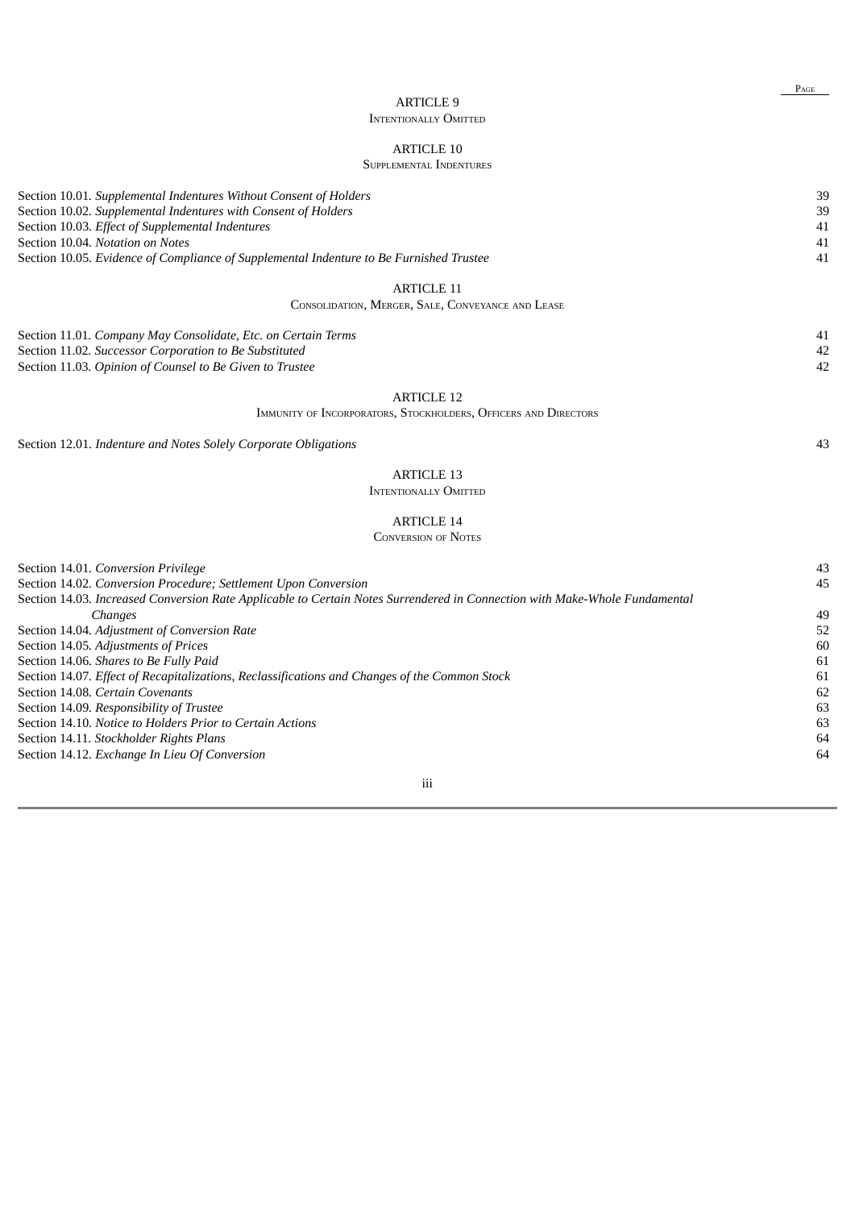| | Page |
|---|---|
| **ARTICLE 9**<br>INTENTIONALLY OMITTED | |
| **ARTICLE 10**<br>SUPPLEMENTAL INDENTURES | |
| Section 10.01. *Supplemental Indentures Without Consent of Holders* | 39 |
| Section 10.02. *Supplemental Indentures with Consent of Holders* | 39 |
| Section 10.03. *Effect of Supplemental Indentures* | 41 |
| Section 10.04. *Notation on Notes* | 41 |
| Section 10.05. *Evidence of Compliance of Supplemental Indenture to Be Furnished Trustee* | 41 |
| **ARTICLE 11**<br>CONSOLIDATION, MERGER, SALE, CONVEYANCE AND LEASE | |
| Section 11.01. *Company May Consolidate, Etc. on Certain Terms* | 41 |
| Section 11.02. *Successor Corporation to Be Substituted* | 42 |
| Section 11.03. *Opinion of Counsel to Be Given to Trustee* | 42 |
| **ARTICLE 12**<br>IMMUNITY OF INCORPORATORS, STOCKHOLDERS, OFFICERS AND DIRECTORS | |
| Section 12.01. *Indenture and Notes Solely Corporate Obligations* | 43 |
| **ARTICLE 13**<br>INTENTIONALLY OMITTED | |
| **ARTICLE 14**<br>CONVERSION OF NOTES | |
| Section 14.01. *Conversion Privilege* | 43 |
| Section 14.02. *Conversion Procedure; Settlement Upon Conversion* | 45 |
| Section 14.03. *Increased Conversion Rate Applicable to Certain Notes Surrendered in Connection with Make-Whole Fundamental Changes* | 49 |
| Section 14.04. *Adjustment of Conversion Rate* | 52 |
| Section 14.05. *Adjustments of Prices* | 60 |
| Section 14.06. *Shares to Be Fully Paid* | 61 |
| Section 14.07. *Effect of Recapitalizations, Reclassifications and Changes of the Common Stock* | 61 |
| Section 14.08. *Certain Covenants* | 62 |
| Section 14.09. *Responsibility of Trustee* | 63 |
| Section 14.10. *Notice to Holders Prior to Certain Actions* | 63 |
| Section 14.11. *Stockholder Rights Plans* | 64 |
| Section 14.12. *Exchange In Lieu Of Conversion* | 64 |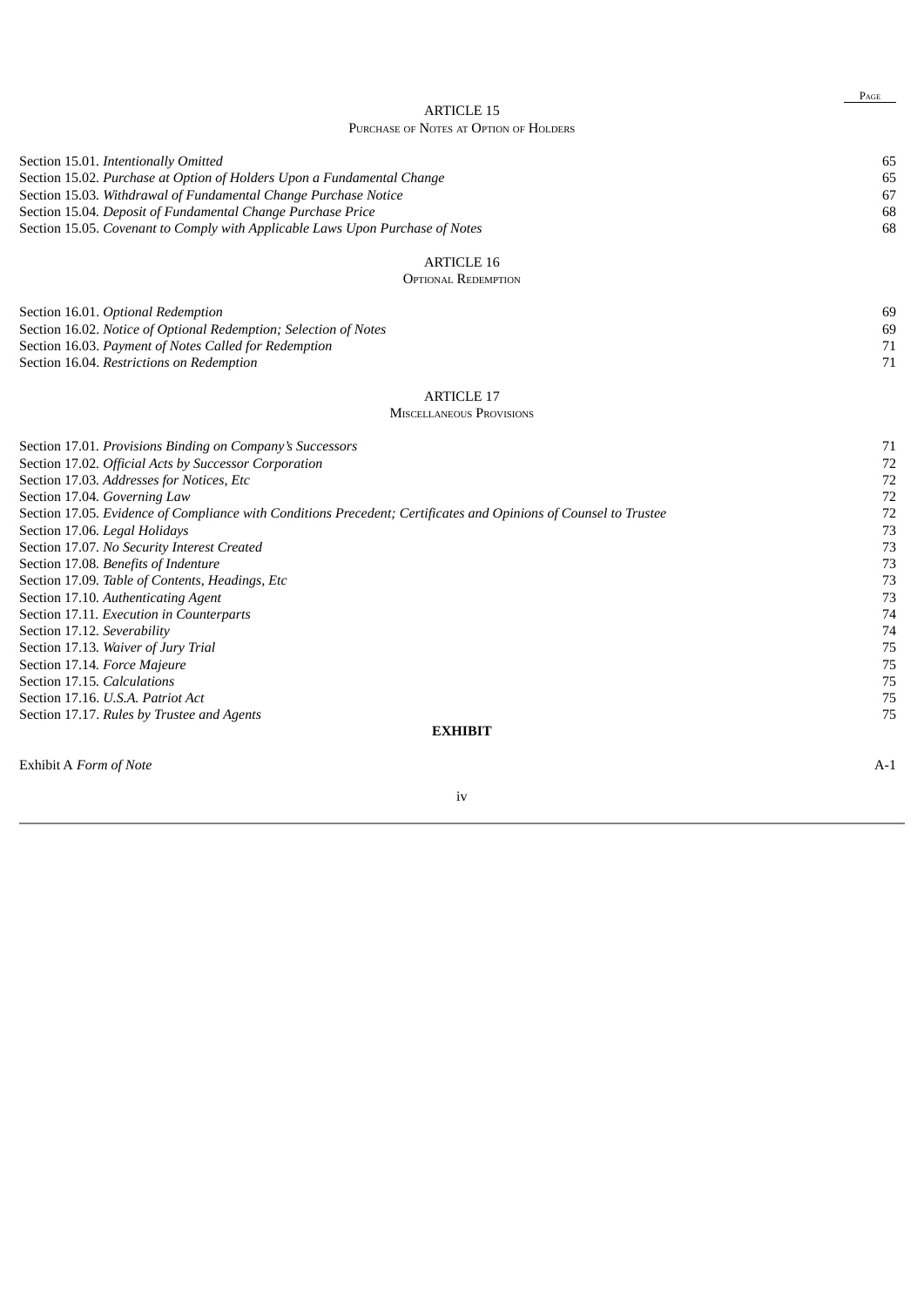| | Page |
|---|---|
| **ARTICLE 15**<br>**Purchase of Notes at Option of Holders** | |
| Section 15.01. *Intentionally Omitted* | 65 |
| Section 15.02. *Purchase at Option of Holders Upon a Fundamental Change* | 65 |
| Section 15.03. *Withdrawal of Fundamental Change Purchase Notice* | 67 |
| Section 15.04. *Deposit of Fundamental Change Purchase Price* | 68 |
| Section 15.05. *Covenant to Comply with Applicable Laws Upon Purchase of Notes* | 68 |
| **ARTICLE 16**<br>**Optional Redemption** | |
| Section 16.01. *Optional Redemption* | 69 |
| Section 16.02. *Notice of Optional Redemption; Selection of Notes* | 69 |
| Section 16.03. *Payment of Notes Called for Redemption* | 71 |
| Section 16.04. *Restrictions on Redemption* | 71 |
| **ARTICLE 17**<br>**Miscellaneous Provisions** | |
| Section 17.01. *Provisions Binding on Company's Successors* | 71 |
| Section 17.02. *Official Acts by Successor Corporation* | 72 |
| Section 17.03. *Addresses for Notices, Etc* | 72 |
| Section 17.04. *Governing Law* | 72 |
| Section 17.05. *Evidence of Compliance with Conditions Precedent; Certificates and Opinions of Counsel to Trustee* | 72 |
| Section 17.06. *Legal Holidays* | 73 |
| Section 17.07. *No Security Interest Created* | 73 |
| Section 17.08. *Benefits of Indenture* | 73 |
| Section 17.09. *Table of Contents, Headings, Etc* | 73 |
| Section 17.10. *Authenticating Agent* | 73 |
| Section 17.11. *Execution in Counterparts* | 74 |
| Section 17.12. *Severability* | 74 |
| Section 17.13. *Waiver of Jury Trial* | 75 |
| Section 17.14. *Force Majeure* | 75 |
| Section 17.15. *Calculations* | 75 |
| Section 17.16. *U.S.A. Patriot Act* | 75 |
| Section 17.17. *Rules by Trustee and Agents* | 75 |
| **EXHIBIT** | |
| Exhibit A *Form of Note* | A-1 |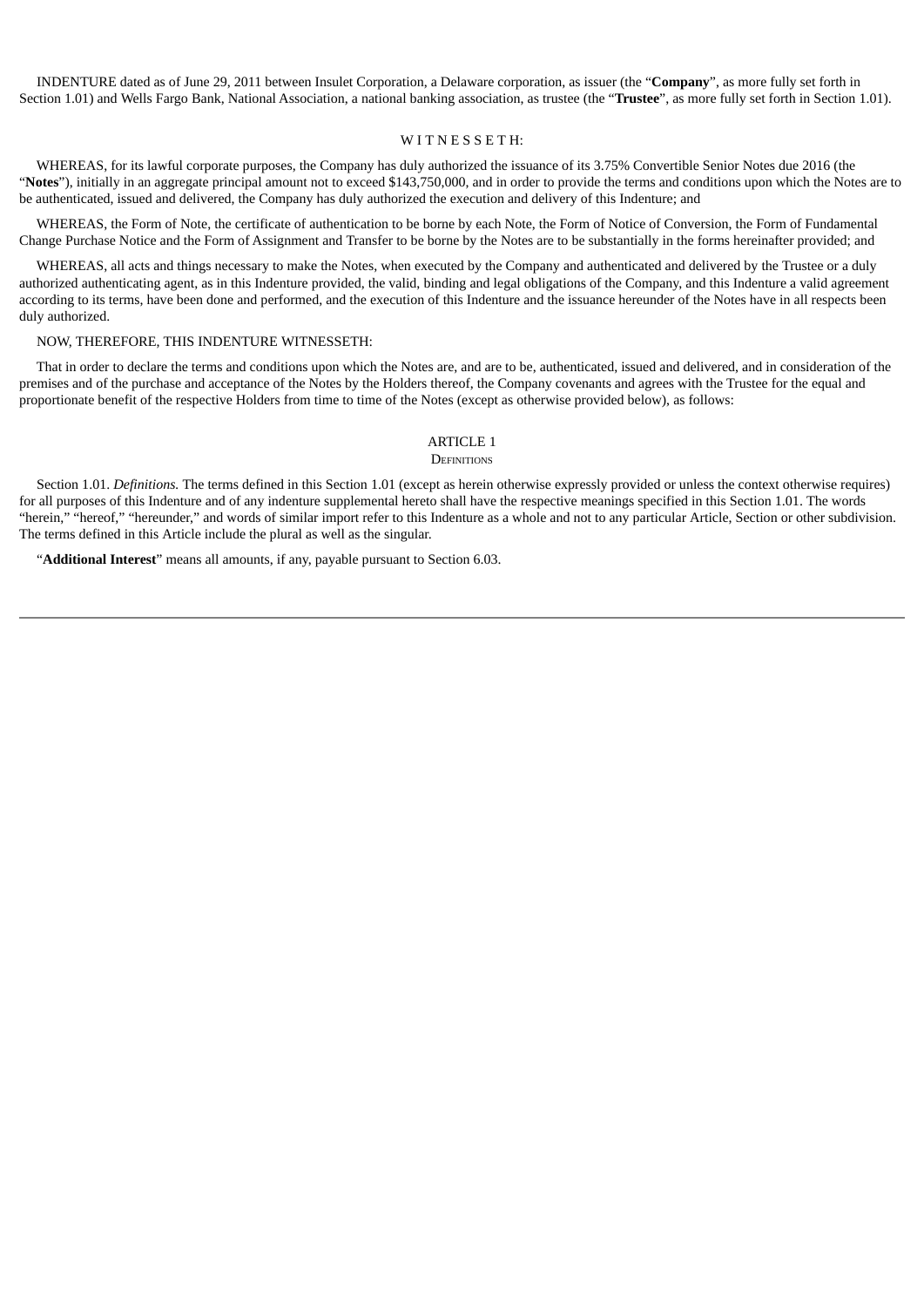INDENTURE dated as of June 29, 2011 between Insulet Corporation, a Delaware corporation, as issuer (the "**Company**", as more fully set forth in Section 1.01) and Wells Fargo Bank, National Association, a national banking association, as trustee (the "**Trustee**", as more fully set forth in Section 1.01).

W I T N E S S E T H:

WHEREAS, for its lawful corporate purposes, the Company has duly authorized the issuance of its 3.75% Convertible Senior Notes due 2016 (the "**Notes**"), initially in an aggregate principal amount not to exceed $143,750,000, and in order to provide the terms and conditions upon which the Notes are to be authenticated, issued and delivered, the Company has duly authorized the execution and delivery of this Indenture; and

WHEREAS, the Form of Note, the certificate of authentication to be borne by each Note, the Form of Notice of Conversion, the Form of Fundamental Change Purchase Notice and the Form of Assignment and Transfer to be borne by the Notes are to be substantially in the forms hereinafter provided; and

WHEREAS, all acts and things necessary to make the Notes, when executed by the Company and authenticated and delivered by the Trustee or a duly authorized authenticating agent, as in this Indenture provided, the valid, binding and legal obligations of the Company, and this Indenture a valid agreement according to its terms, have been done and performed, and the execution of this Indenture and the issuance hereunder of the Notes have in all respects been duly authorized.

NOW, THEREFORE, THIS INDENTURE WITNESSETH:

That in order to declare the terms and conditions upon which the Notes are, and are to be, authenticated, issued and delivered, and in consideration of the premises and of the purchase and acceptance of the Notes by the Holders thereof, the Company covenants and agrees with the Trustee for the equal and proportionate benefit of the respective Holders from time to time of the Notes (except as otherwise provided below), as follows:

# ARTICLE 1
## DEFINITIONS

Section 1.01. *Definitions.* The terms defined in this Section 1.01 (except as herein otherwise expressly provided or unless the context otherwise requires) for all purposes of this Indenture and of any indenture supplemental hereto shall have the respective meanings specified in this Section 1.01. The words "herein," "hereof," "hereunder," and words of similar import refer to this Indenture as a whole and not to any particular Article, Section or other subdivision. The terms defined in this Article include the plural as well as the singular.

"**Additional Interest**" means all amounts, if any, payable pursuant to Section 6.03.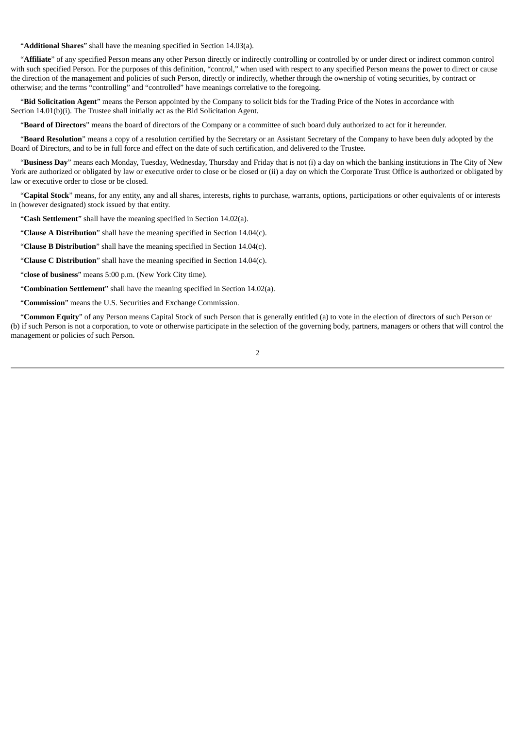“**Additional Shares**” shall have the meaning specified in Section 14.03(a).

“**Affiliate**” of any specified Person means any other Person directly or indirectly controlling or controlled by or under direct or indirect common control with such specified Person. For the purposes of this definition, “control,” when used with respect to any specified Person means the power to direct or cause the direction of the management and policies of such Person, directly or indirectly, whether through the ownership of voting securities, by contract or otherwise; and the terms “controlling” and “controlled” have meanings correlative to the foregoing.

“**Bid Solicitation Agent**” means the Person appointed by the Company to solicit bids for the Trading Price of the Notes in accordance with Section 14.01(b)(i). The Trustee shall initially act as the Bid Solicitation Agent.

“**Board of Directors**” means the board of directors of the Company or a committee of such board duly authorized to act for it hereunder.

“**Board Resolution**” means a copy of a resolution certified by the Secretary or an Assistant Secretary of the Company to have been duly adopted by the Board of Directors, and to be in full force and effect on the date of such certification, and delivered to the Trustee.

“**Business Day**” means each Monday, Tuesday, Wednesday, Thursday and Friday that is not (i) a day on which the banking institutions in The City of New York are authorized or obligated by law or executive order to close or be closed or (ii) a day on which the Corporate Trust Office is authorized or obligated by law or executive order to close or be closed.

“**Capital Stock**” means, for any entity, any and all shares, interests, rights to purchase, warrants, options, participations or other equivalents of or interests in (however designated) stock issued by that entity.

“**Cash Settlement**” shall have the meaning specified in Section 14.02(a).

“**Clause A Distribution**” shall have the meaning specified in Section 14.04(c).

“**Clause B Distribution**” shall have the meaning specified in Section 14.04(c).

“**Clause C Distribution**” shall have the meaning specified in Section 14.04(c).

“**close of business**” means 5:00 p.m. (New York City time).

“**Combination Settlement**” shall have the meaning specified in Section 14.02(a).

“**Commission**” means the U.S. Securities and Exchange Commission.

“**Common Equity**” of any Person means Capital Stock of such Person that is generally entitled (a) to vote in the election of directors of such Person or (b) if such Person is not a corporation, to vote or otherwise participate in the selection of the governing body, partners, managers or others that will control the management or policies of such Person.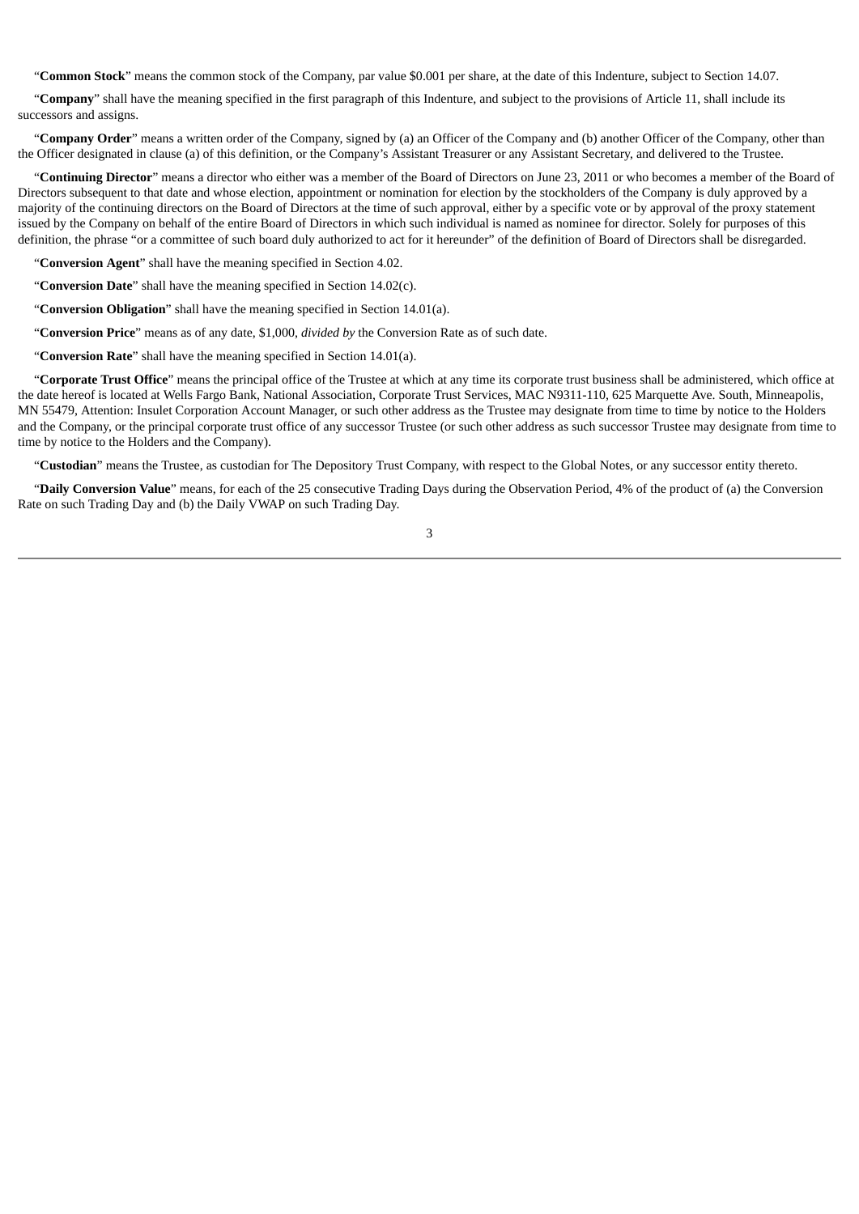"**Common Stock**" means the common stock of the Company, par value $0.001 per share, at the date of this Indenture, subject to Section 14.07.

"**Company**" shall have the meaning specified in the first paragraph of this Indenture, and subject to the provisions of Article 11, shall include its successors and assigns.

"**Company Order**" means a written order of the Company, signed by (a) an Officer of the Company and (b) another Officer of the Company, other than the Officer designated in clause (a) of this definition, or the Company's Assistant Treasurer or any Assistant Secretary, and delivered to the Trustee.

"**Continuing Director**" means a director who either was a member of the Board of Directors on June 23, 2011 or who becomes a member of the Board of Directors subsequent to that date and whose election, appointment or nomination for election by the stockholders of the Company is duly approved by a majority of the continuing directors on the Board of Directors at the time of such approval, either by a specific vote or by approval of the proxy statement issued by the Company on behalf of the entire Board of Directors in which such individual is named as nominee for director. Solely for purposes of this definition, the phrase "or a committee of such board duly authorized to act for it hereunder" of the definition of Board of Directors shall be disregarded.

"**Conversion Agent**" shall have the meaning specified in Section 4.02.

"**Conversion Date**" shall have the meaning specified in Section 14.02(c).

"**Conversion Obligation**" shall have the meaning specified in Section 14.01(a).

"**Conversion Price**" means as of any date, $1,000, *divided by* the Conversion Rate as of such date.

"**Conversion Rate**" shall have the meaning specified in Section 14.01(a).

"**Corporate Trust Office**" means the principal office of the Trustee at which at any time its corporate trust business shall be administered, which office at the date hereof is located at Wells Fargo Bank, National Association, Corporate Trust Services, MAC N9311-110, 625 Marquette Ave. South, Minneapolis, MN 55479, Attention: Insulet Corporation Account Manager, or such other address as the Trustee may designate from time to time by notice to the Holders and the Company, or the principal corporate trust office of any successor Trustee (or such other address as such successor Trustee may designate from time to time by notice to the Holders and the Company).

"**Custodian**" means the Trustee, as custodian for The Depository Trust Company, with respect to the Global Notes, or any successor entity thereto.

"**Daily Conversion Value**" means, for each of the 25 consecutive Trading Days during the Observation Period, 4% of the product of (a) the Conversion Rate on such Trading Day and (b) the Daily VWAP on such Trading Day.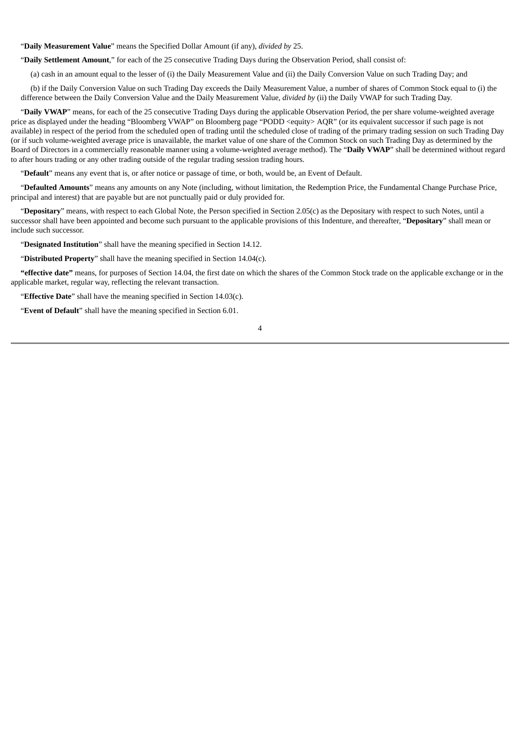"**Daily Measurement Value**" means the Specified Dollar Amount (if any), *divided by* 25.

"**Daily Settlement Amount**," for each of the 25 consecutive Trading Days during the Observation Period, shall consist of:

(a) cash in an amount equal to the lesser of (i) the Daily Measurement Value and (ii) the Daily Conversion Value on such Trading Day; and

(b) if the Daily Conversion Value on such Trading Day exceeds the Daily Measurement Value, a number of shares of Common Stock equal to (i) the difference between the Daily Conversion Value and the Daily Measurement Value, *divided by* (ii) the Daily VWAP for such Trading Day.

"**Daily VWAP**" means, for each of the 25 consecutive Trading Days during the applicable Observation Period, the per share volume-weighted average price as displayed under the heading "Bloomberg VWAP" on Bloomberg page "PODD <equity> AQR" (or its equivalent successor if such page is not available) in respect of the period from the scheduled open of trading until the scheduled close of trading of the primary trading session on such Trading Day (or if such volume-weighted average price is unavailable, the market value of one share of the Common Stock on such Trading Day as determined by the Board of Directors in a commercially reasonable manner using a volume-weighted average method). The "**Daily VWAP**" shall be determined without regard to after hours trading or any other trading outside of the regular trading session trading hours.

"**Default**" means any event that is, or after notice or passage of time, or both, would be, an Event of Default.

"**Defaulted Amounts**" means any amounts on any Note (including, without limitation, the Redemption Price, the Fundamental Change Purchase Price, principal and interest) that are payable but are not punctually paid or duly provided for.

"**Depositary**" means, with respect to each Global Note, the Person specified in Section 2.05(c) as the Depositary with respect to such Notes, until a successor shall have been appointed and become such pursuant to the applicable provisions of this Indenture, and thereafter, "**Depositary**" shall mean or include such successor.

"**Designated Institution**" shall have the meaning specified in Section 14.12.

"**Distributed Property**" shall have the meaning specified in Section 14.04(c).

**"effective date"** means, for purposes of Section 14.04, the first date on which the shares of the Common Stock trade on the applicable exchange or in the applicable market, regular way, reflecting the relevant transaction.

"**Effective Date**" shall have the meaning specified in Section 14.03(c).

"**Event of Default**" shall have the meaning specified in Section 6.01.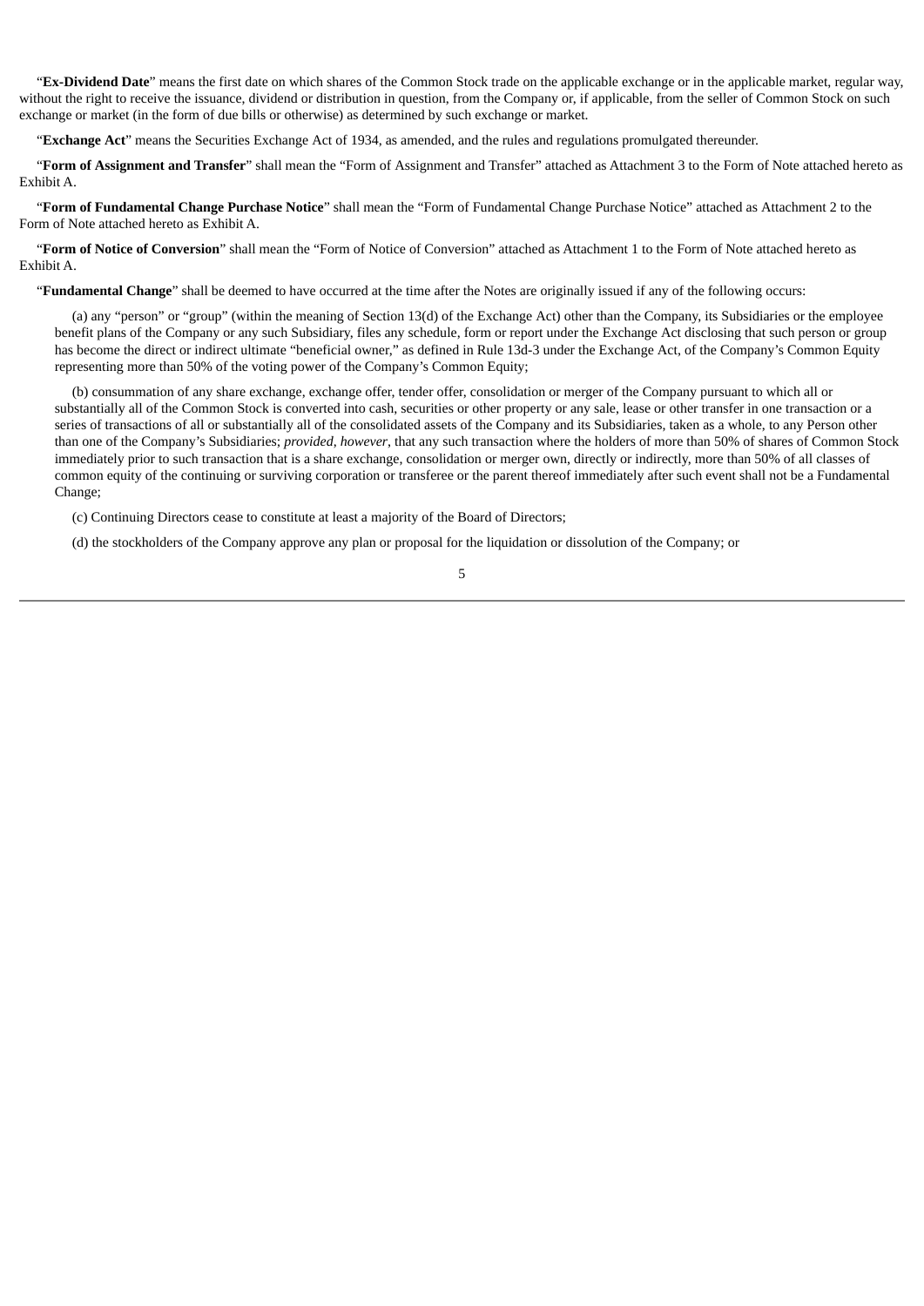"**Ex-Dividend Date**" means the first date on which shares of the Common Stock trade on the applicable exchange or in the applicable market, regular way, without the right to receive the issuance, dividend or distribution in question, from the Company or, if applicable, from the seller of Common Stock on such exchange or market (in the form of due bills or otherwise) as determined by such exchange or market.

"**Exchange Act**" means the Securities Exchange Act of 1934, as amended, and the rules and regulations promulgated thereunder.

"**Form of Assignment and Transfer**" shall mean the "Form of Assignment and Transfer" attached as Attachment 3 to the Form of Note attached hereto as Exhibit A.

"**Form of Fundamental Change Purchase Notice**" shall mean the "Form of Fundamental Change Purchase Notice" attached as Attachment 2 to the Form of Note attached hereto as Exhibit A.

"**Form of Notice of Conversion**" shall mean the "Form of Notice of Conversion" attached as Attachment 1 to the Form of Note attached hereto as Exhibit A.

"**Fundamental Change**" shall be deemed to have occurred at the time after the Notes are originally issued if any of the following occurs:

(a) any "person" or "group" (within the meaning of Section 13(d) of the Exchange Act) other than the Company, its Subsidiaries or the employee benefit plans of the Company or any such Subsidiary, files any schedule, form or report under the Exchange Act disclosing that such person or group has become the direct or indirect ultimate "beneficial owner," as defined in Rule 13d-3 under the Exchange Act, of the Company's Common Equity representing more than 50% of the voting power of the Company's Common Equity;

(b) consummation of any share exchange, exchange offer, tender offer, consolidation or merger of the Company pursuant to which all or substantially all of the Common Stock is converted into cash, securities or other property or any sale, lease or other transfer in one transaction or a series of transactions of all or substantially all of the consolidated assets of the Company and its Subsidiaries, taken as a whole, to any Person other than one of the Company's Subsidiaries; *provided*, *however*, that any such transaction where the holders of more than 50% of shares of Common Stock immediately prior to such transaction that is a share exchange, consolidation or merger own, directly or indirectly, more than 50% of all classes of common equity of the continuing or surviving corporation or transferee or the parent thereof immediately after such event shall not be a Fundamental Change;

(c) Continuing Directors cease to constitute at least a majority of the Board of Directors;

(d) the stockholders of the Company approve any plan or proposal for the liquidation or dissolution of the Company; or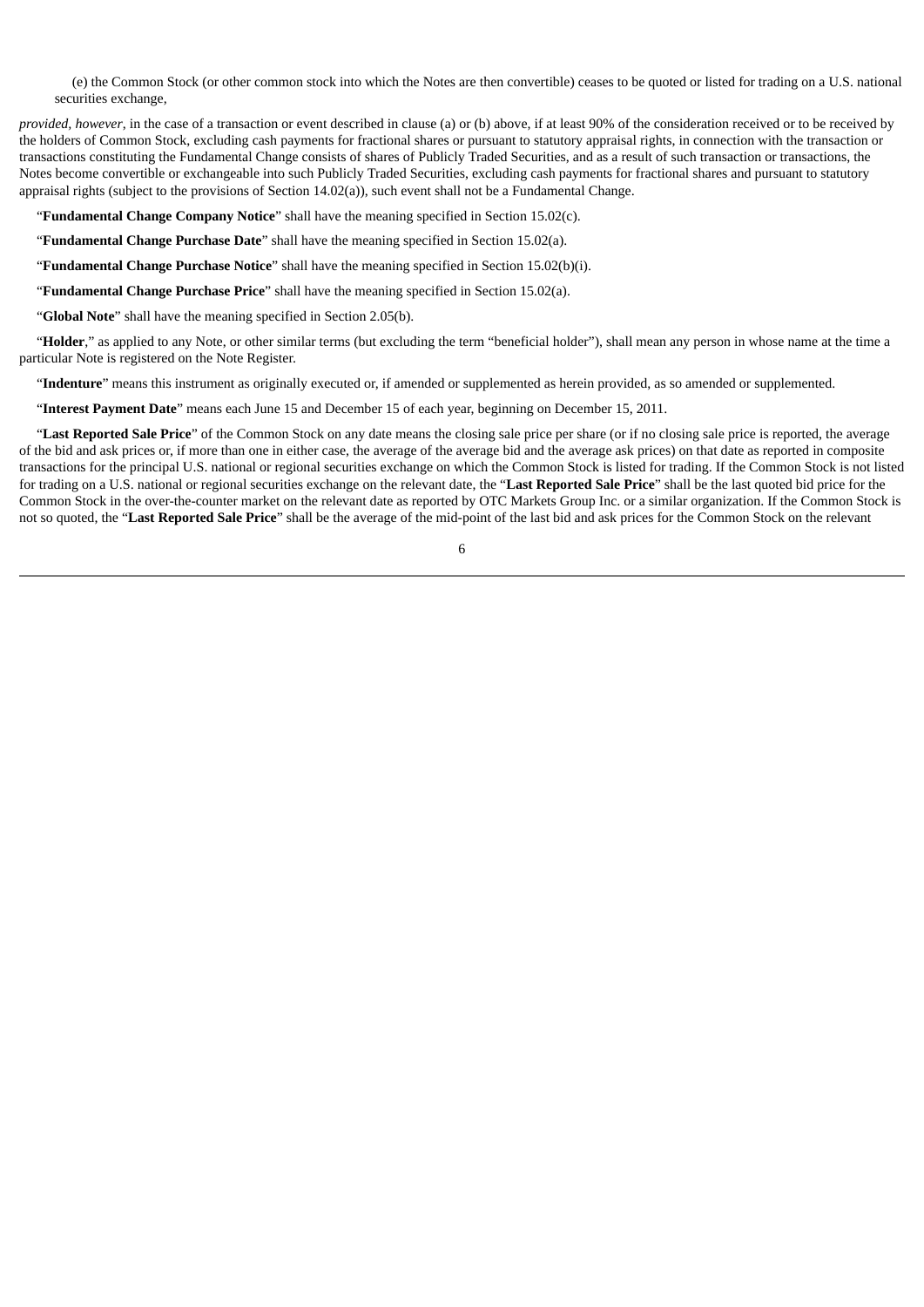(e) the Common Stock (or other common stock into which the Notes are then convertible) ceases to be quoted or listed for trading on a U.S. national securities exchange,

*provided*, *however*, in the case of a transaction or event described in clause (a) or (b) above, if at least 90% of the consideration received or to be received by the holders of Common Stock, excluding cash payments for fractional shares or pursuant to statutory appraisal rights, in connection with the transaction or transactions constituting the Fundamental Change consists of shares of Publicly Traded Securities, and as a result of such transaction or transactions, the Notes become convertible or exchangeable into such Publicly Traded Securities, excluding cash payments for fractional shares and pursuant to statutory appraisal rights (subject to the provisions of Section 14.02(a)), such event shall not be a Fundamental Change.

"**Fundamental Change Company Notice**" shall have the meaning specified in Section 15.02(c).

"**Fundamental Change Purchase Date**" shall have the meaning specified in Section 15.02(a).

"**Fundamental Change Purchase Notice**" shall have the meaning specified in Section 15.02(b)(i).

"**Fundamental Change Purchase Price**" shall have the meaning specified in Section 15.02(a).

"**Global Note**" shall have the meaning specified in Section 2.05(b).

"**Holder**," as applied to any Note, or other similar terms (but excluding the term "beneficial holder"), shall mean any person in whose name at the time a particular Note is registered on the Note Register.

"**Indenture**" means this instrument as originally executed or, if amended or supplemented as herein provided, as so amended or supplemented.

"**Interest Payment Date**" means each June 15 and December 15 of each year, beginning on December 15, 2011.

"**Last Reported Sale Price**" of the Common Stock on any date means the closing sale price per share (or if no closing sale price is reported, the average of the bid and ask prices or, if more than one in either case, the average of the average bid and the average ask prices) on that date as reported in composite transactions for the principal U.S. national or regional securities exchange on which the Common Stock is listed for trading. If the Common Stock is not listed for trading on a U.S. national or regional securities exchange on the relevant date, the "**Last Reported Sale Price**" shall be the last quoted bid price for the Common Stock in the over-the-counter market on the relevant date as reported by OTC Markets Group Inc. or a similar organization. If the Common Stock is not so quoted, the "**Last Reported Sale Price**" shall be the average of the mid-point of the last bid and ask prices for the Common Stock on the relevant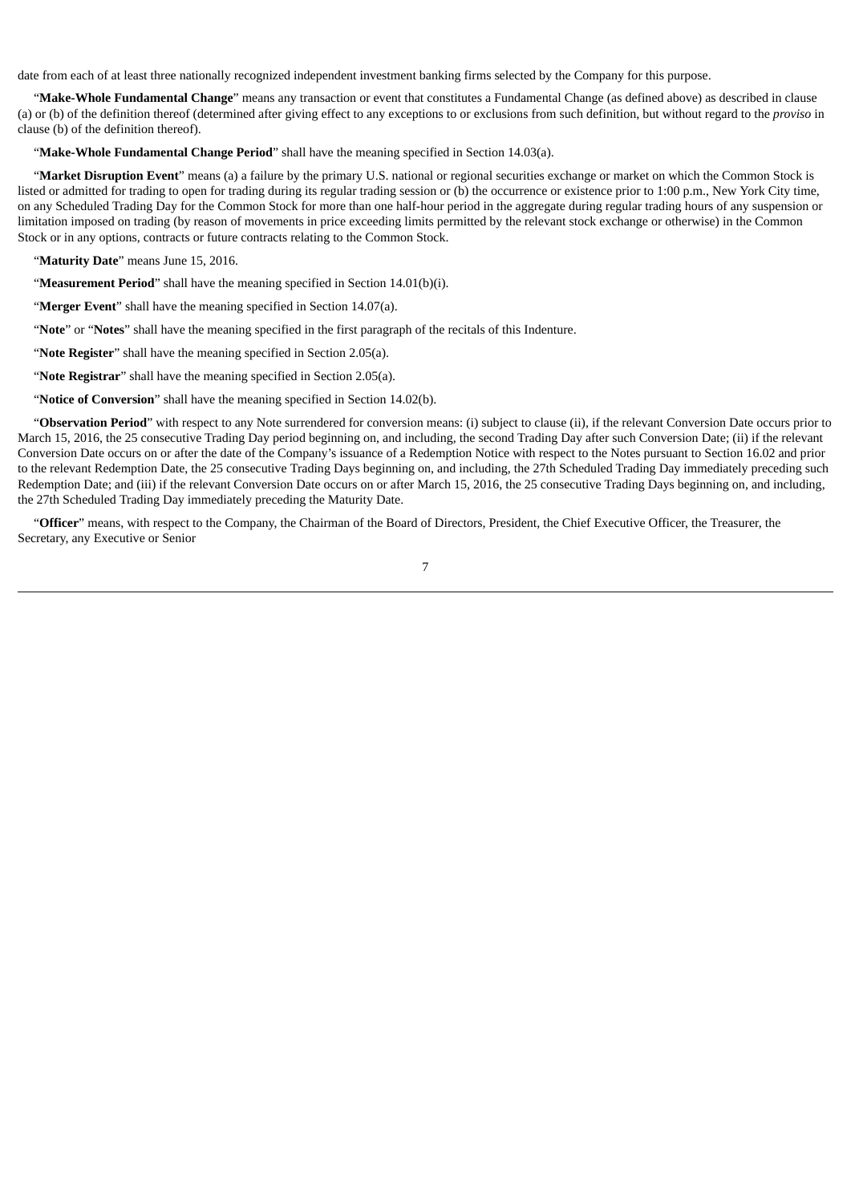date from each of at least three nationally recognized independent investment banking firms selected by the Company for this purpose.

"**Make-Whole Fundamental Change**" means any transaction or event that constitutes a Fundamental Change (as defined above) as described in clause (a) or (b) of the definition thereof (determined after giving effect to any exceptions to or exclusions from such definition, but without regard to the *proviso* in clause (b) of the definition thereof).

"**Make-Whole Fundamental Change Period**" shall have the meaning specified in Section 14.03(a).

"**Market Disruption Event**" means (a) a failure by the primary U.S. national or regional securities exchange or market on which the Common Stock is listed or admitted for trading to open for trading during its regular trading session or (b) the occurrence or existence prior to 1:00 p.m., New York City time, on any Scheduled Trading Day for the Common Stock for more than one half-hour period in the aggregate during regular trading hours of any suspension or limitation imposed on trading (by reason of movements in price exceeding limits permitted by the relevant stock exchange or otherwise) in the Common Stock or in any options, contracts or future contracts relating to the Common Stock.

"**Maturity Date**" means June 15, 2016.

"**Measurement Period**" shall have the meaning specified in Section 14.01(b)(i).

"**Merger Event**" shall have the meaning specified in Section 14.07(a).

"**Note**" or "**Notes**" shall have the meaning specified in the first paragraph of the recitals of this Indenture.

"**Note Register**" shall have the meaning specified in Section 2.05(a).

"**Note Registrar**" shall have the meaning specified in Section 2.05(a).

"**Notice of Conversion**" shall have the meaning specified in Section 14.02(b).

"**Observation Period**" with respect to any Note surrendered for conversion means: (i) subject to clause (ii), if the relevant Conversion Date occurs prior to March 15, 2016, the 25 consecutive Trading Day period beginning on, and including, the second Trading Day after such Conversion Date; (ii) if the relevant Conversion Date occurs on or after the date of the Company's issuance of a Redemption Notice with respect to the Notes pursuant to Section 16.02 and prior to the relevant Redemption Date, the 25 consecutive Trading Days beginning on, and including, the 27th Scheduled Trading Day immediately preceding such Redemption Date; and (iii) if the relevant Conversion Date occurs on or after March 15, 2016, the 25 consecutive Trading Days beginning on, and including, the 27th Scheduled Trading Day immediately preceding the Maturity Date.

"**Officer**" means, with respect to the Company, the Chairman of the Board of Directors, President, the Chief Executive Officer, the Treasurer, the Secretary, any Executive or Senior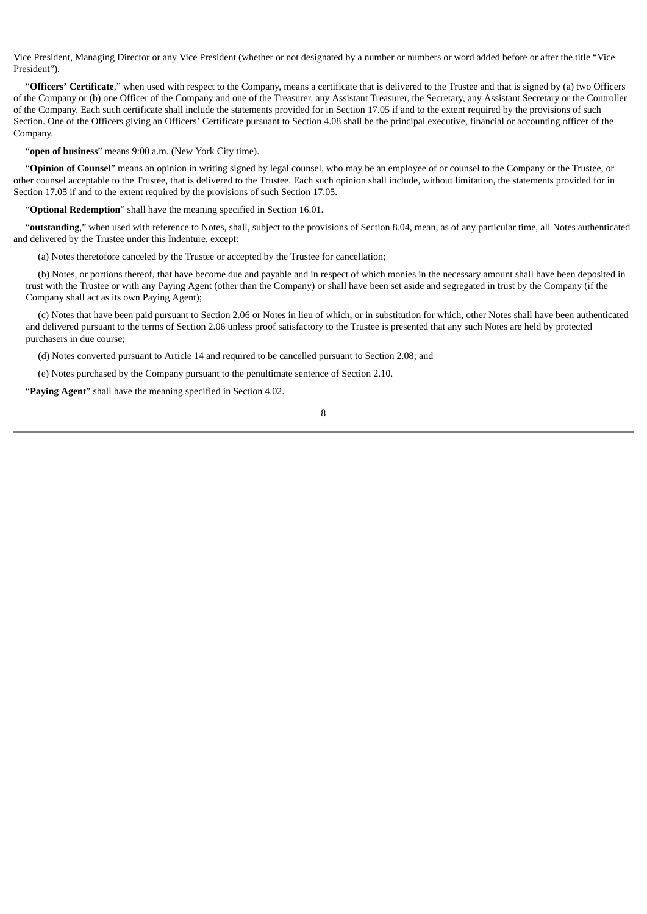Vice President, Managing Director or any Vice President (whether or not designated by a number or numbers or word added before or after the title "Vice President").

"**Officers' Certificate**," when used with respect to the Company, means a certificate that is delivered to the Trustee and that is signed by (a) two Officers of the Company or (b) one Officer of the Company and one of the Treasurer, any Assistant Treasurer, the Secretary, any Assistant Secretary or the Controller of the Company. Each such certificate shall include the statements provided for in Section 17.05 if and to the extent required by the provisions of such Section. One of the Officers giving an Officers' Certificate pursuant to Section 4.08 shall be the principal executive, financial or accounting officer of the Company.

"**open of business**" means 9:00 a.m. (New York City time).

"**Opinion of Counsel**" means an opinion in writing signed by legal counsel, who may be an employee of or counsel to the Company or the Trustee, or other counsel acceptable to the Trustee, that is delivered to the Trustee. Each such opinion shall include, without limitation, the statements provided for in Section 17.05 if and to the extent required by the provisions of such Section 17.05.

"**Optional Redemption**" shall have the meaning specified in Section 16.01.

"**outstanding**," when used with reference to Notes, shall, subject to the provisions of Section 8.04, mean, as of any particular time, all Notes authenticated and delivered by the Trustee under this Indenture, except:

(a) Notes theretofore canceled by the Trustee or accepted by the Trustee for cancellation;

(b) Notes, or portions thereof, that have become due and payable and in respect of which monies in the necessary amount shall have been deposited in trust with the Trustee or with any Paying Agent (other than the Company) or shall have been set aside and segregated in trust by the Company (if the Company shall act as its own Paying Agent);

(c) Notes that have been paid pursuant to Section 2.06 or Notes in lieu of which, or in substitution for which, other Notes shall have been authenticated and delivered pursuant to the terms of Section 2.06 unless proof satisfactory to the Trustee is presented that any such Notes are held by protected purchasers in due course;

(d) Notes converted pursuant to Article 14 and required to be cancelled pursuant to Section 2.08; and

(e) Notes purchased by the Company pursuant to the penultimate sentence of Section 2.10.

"**Paying Agent**" shall have the meaning specified in Section 4.02.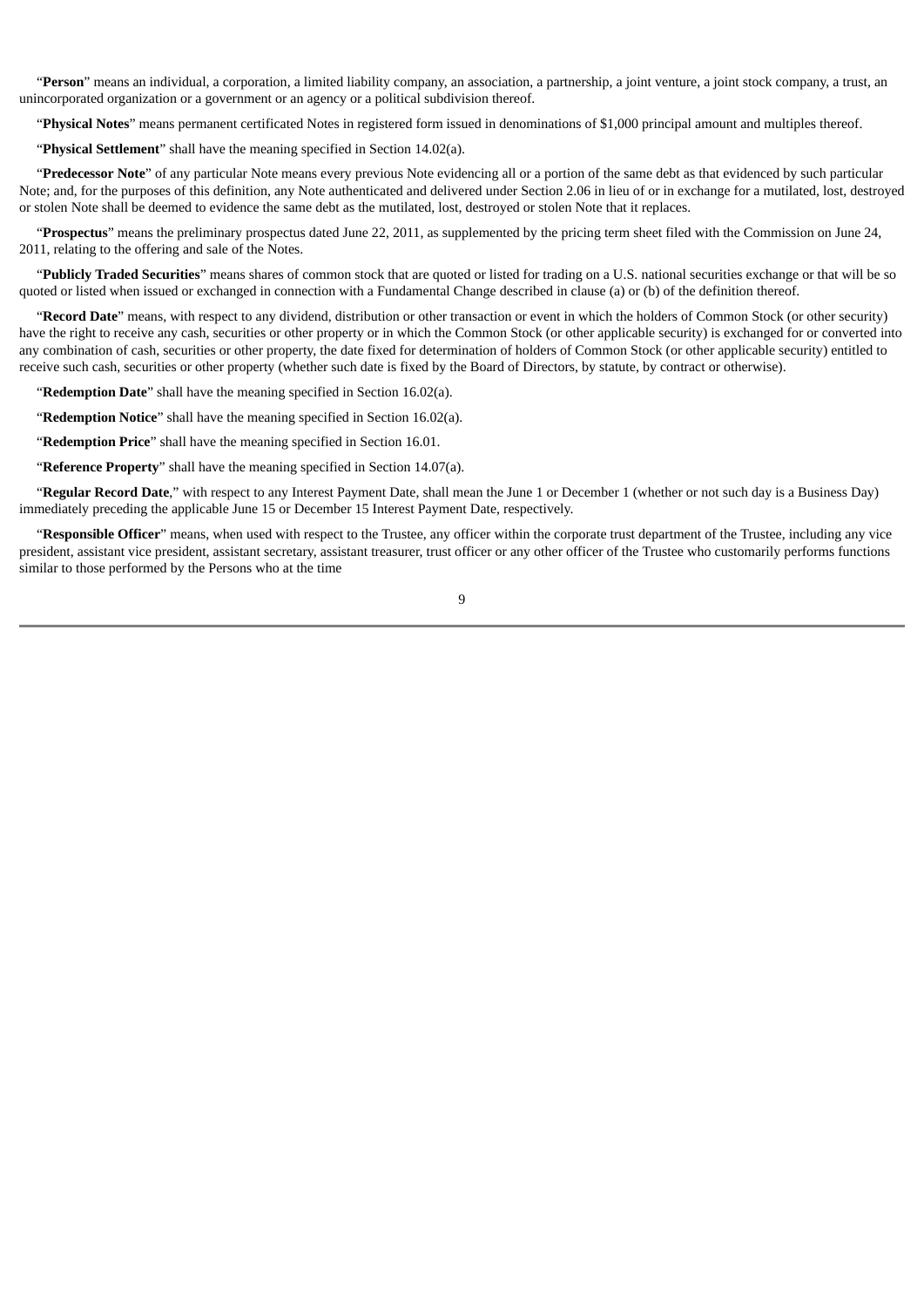"**Person**" means an individual, a corporation, a limited liability company, an association, a partnership, a joint venture, a joint stock company, a trust, an unincorporated organization or a government or an agency or a political subdivision thereof.

"**Physical Notes**" means permanent certificated Notes in registered form issued in denominations of $1,000 principal amount and multiples thereof.

"**Physical Settlement**" shall have the meaning specified in Section 14.02(a).

"**Predecessor Note**" of any particular Note means every previous Note evidencing all or a portion of the same debt as that evidenced by such particular Note; and, for the purposes of this definition, any Note authenticated and delivered under Section 2.06 in lieu of or in exchange for a mutilated, lost, destroyed or stolen Note shall be deemed to evidence the same debt as the mutilated, lost, destroyed or stolen Note that it replaces.

"**Prospectus**" means the preliminary prospectus dated June 22, 2011, as supplemented by the pricing term sheet filed with the Commission on June 24, 2011, relating to the offering and sale of the Notes.

"**Publicly Traded Securities**" means shares of common stock that are quoted or listed for trading on a U.S. national securities exchange or that will be so quoted or listed when issued or exchanged in connection with a Fundamental Change described in clause (a) or (b) of the definition thereof.

"**Record Date**" means, with respect to any dividend, distribution or other transaction or event in which the holders of Common Stock (or other security) have the right to receive any cash, securities or other property or in which the Common Stock (or other applicable security) is exchanged for or converted into any combination of cash, securities or other property, the date fixed for determination of holders of Common Stock (or other applicable security) entitled to receive such cash, securities or other property (whether such date is fixed by the Board of Directors, by statute, by contract or otherwise).

"**Redemption Date**" shall have the meaning specified in Section 16.02(a).

"**Redemption Notice**" shall have the meaning specified in Section 16.02(a).

"**Redemption Price**" shall have the meaning specified in Section 16.01.

"**Reference Property**" shall have the meaning specified in Section 14.07(a).

"**Regular Record Date**," with respect to any Interest Payment Date, shall mean the June 1 or December 1 (whether or not such day is a Business Day) immediately preceding the applicable June 15 or December 15 Interest Payment Date, respectively.

"**Responsible Officer**" means, when used with respect to the Trustee, any officer within the corporate trust department of the Trustee, including any vice president, assistant vice president, assistant secretary, assistant treasurer, trust officer or any other officer of the Trustee who customarily performs functions similar to those performed by the Persons who at the time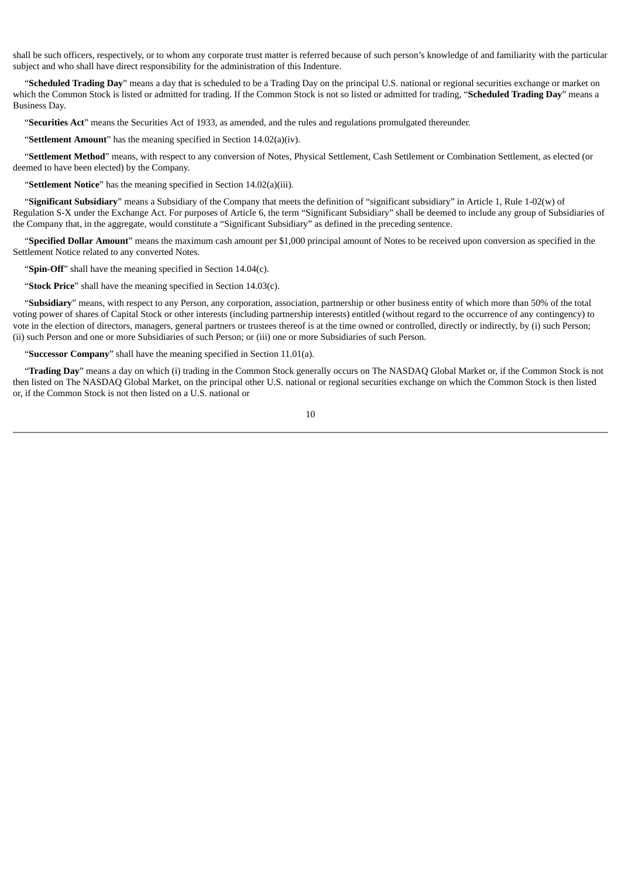shall be such officers, respectively, or to whom any corporate trust matter is referred because of such person's knowledge of and familiarity with the particular subject and who shall have direct responsibility for the administration of this Indenture.

"**Scheduled Trading Day**" means a day that is scheduled to be a Trading Day on the principal U.S. national or regional securities exchange or market on which the Common Stock is listed or admitted for trading. If the Common Stock is not so listed or admitted for trading, "**Scheduled Trading Day**" means a Business Day.

"**Securities Act**" means the Securities Act of 1933, as amended, and the rules and regulations promulgated thereunder.

"**Settlement Amount**" has the meaning specified in Section 14.02(a)(iv).

"**Settlement Method**" means, with respect to any conversion of Notes, Physical Settlement, Cash Settlement or Combination Settlement, as elected (or deemed to have been elected) by the Company.

"**Settlement Notice**" has the meaning specified in Section 14.02(a)(iii).

"**Significant Subsidiary**" means a Subsidiary of the Company that meets the definition of "significant subsidiary" in Article 1, Rule 1-02(w) of Regulation S-X under the Exchange Act. For purposes of Article 6, the term "Significant Subsidiary" shall be deemed to include any group of Subsidiaries of the Company that, in the aggregate, would constitute a "Significant Subsidiary" as defined in the preceding sentence.

"**Specified Dollar Amount**" means the maximum cash amount per $1,000 principal amount of Notes to be received upon conversion as specified in the Settlement Notice related to any converted Notes.

"**Spin-Off**" shall have the meaning specified in Section 14.04(c).

"**Stock Price**" shall have the meaning specified in Section 14.03(c).

"**Subsidiary**" means, with respect to any Person, any corporation, association, partnership or other business entity of which more than 50% of the total voting power of shares of Capital Stock or other interests (including partnership interests) entitled (without regard to the occurrence of any contingency) to vote in the election of directors, managers, general partners or trustees thereof is at the time owned or controlled, directly or indirectly, by (i) such Person; (ii) such Person and one or more Subsidiaries of such Person; or (iii) one or more Subsidiaries of such Person.

"**Successor Company**" shall have the meaning specified in Section 11.01(a).

"**Trading Day**" means a day on which (i) trading in the Common Stock generally occurs on The NASDAQ Global Market or, if the Common Stock is not then listed on The NASDAQ Global Market, on the principal other U.S. national or regional securities exchange on which the Common Stock is then listed or, if the Common Stock is not then listed on a U.S. national or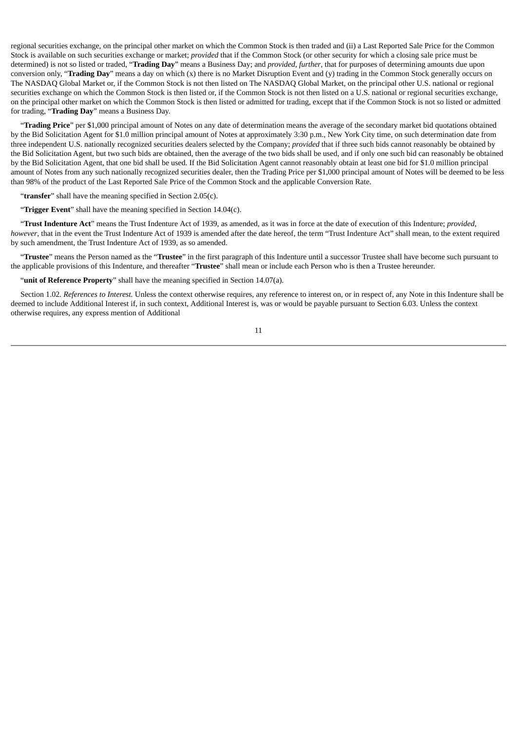regional securities exchange, on the principal other market on which the Common Stock is then traded and (ii) a Last Reported Sale Price for the Common Stock is available on such securities exchange or market; *provided* that if the Common Stock (or other security for which a closing sale price must be determined) is not so listed or traded, "**Trading Day**" means a Business Day; and *provided*, *further*, that for purposes of determining amounts due upon conversion only, "**Trading Day**" means a day on which (x) there is no Market Disruption Event and (y) trading in the Common Stock generally occurs on The NASDAQ Global Market or, if the Common Stock is not then listed on The NASDAQ Global Market, on the principal other U.S. national or regional securities exchange on which the Common Stock is then listed or, if the Common Stock is not then listed on a U.S. national or regional securities exchange, on the principal other market on which the Common Stock is then listed or admitted for trading, except that if the Common Stock is not so listed or admitted for trading, "**Trading Day**" means a Business Day.

"**Trading Price**" per $1,000 principal amount of Notes on any date of determination means the average of the secondary market bid quotations obtained by the Bid Solicitation Agent for $1.0 million principal amount of Notes at approximately 3:30 p.m., New York City time, on such determination date from three independent U.S. nationally recognized securities dealers selected by the Company; *provided* that if three such bids cannot reasonably be obtained by the Bid Solicitation Agent, but two such bids are obtained, then the average of the two bids shall be used, and if only one such bid can reasonably be obtained by the Bid Solicitation Agent, that one bid shall be used. If the Bid Solicitation Agent cannot reasonably obtain at least one bid for $1.0 million principal amount of Notes from any such nationally recognized securities dealer, then the Trading Price per $1,000 principal amount of Notes will be deemed to be less than 98% of the product of the Last Reported Sale Price of the Common Stock and the applicable Conversion Rate.

"**transfer**" shall have the meaning specified in Section 2.05(c).

"**Trigger Event**" shall have the meaning specified in Section 14.04(c).

"**Trust Indenture Act**" means the Trust Indenture Act of 1939, as amended, as it was in force at the date of execution of this Indenture; *provided*, *however*, that in the event the Trust Indenture Act of 1939 is amended after the date hereof, the term "Trust Indenture Act" shall mean, to the extent required by such amendment, the Trust Indenture Act of 1939, as so amended.

"**Trustee**" means the Person named as the "**Trustee**" in the first paragraph of this Indenture until a successor Trustee shall have become such pursuant to the applicable provisions of this Indenture, and thereafter "**Trustee**" shall mean or include each Person who is then a Trustee hereunder.

"**unit of Reference Property**" shall have the meaning specified in Section 14.07(a).

Section 1.02. *References to Interest.* Unless the context otherwise requires, any reference to interest on, or in respect of, any Note in this Indenture shall be deemed to include Additional Interest if, in such context, Additional Interest is, was or would be payable pursuant to Section 6.03. Unless the context otherwise requires, any express mention of Additional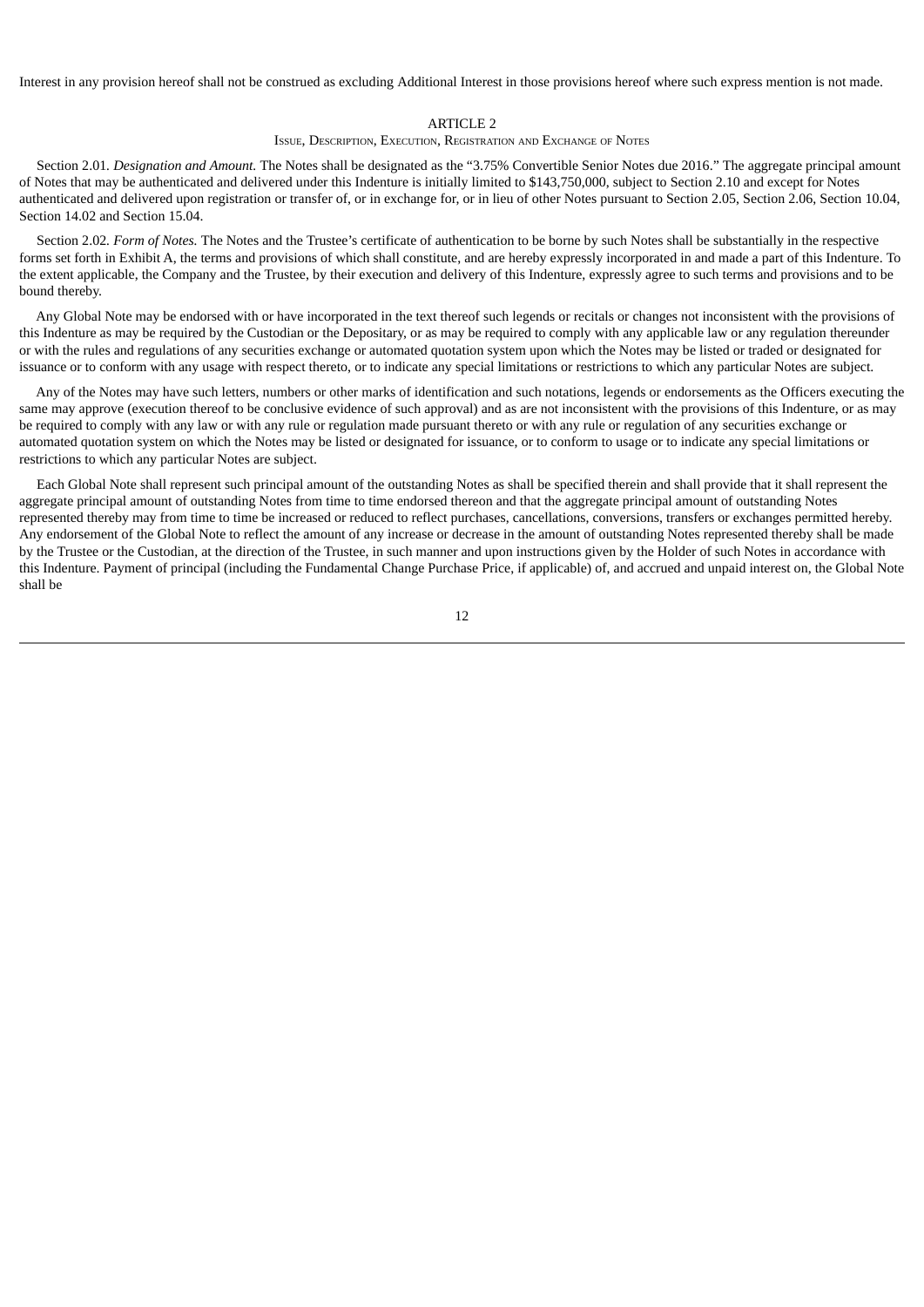Interest in any provision hereof shall not be construed as excluding Additional Interest in those provisions hereof where such express mention is not made.

## ARTICLE 2

### Issue, Description, Execution, Registration and Exchange of Notes

Section 2.01. *Designation and Amount.* The Notes shall be designated as the "3.75% Convertible Senior Notes due 2016." The aggregate principal amount of Notes that may be authenticated and delivered under this Indenture is initially limited to $143,750,000, subject to Section 2.10 and except for Notes authenticated and delivered upon registration or transfer of, or in exchange for, or in lieu of other Notes pursuant to Section 2.05, Section 2.06, Section 10.04, Section 14.02 and Section 15.04.

Section 2.02. *Form of Notes.* The Notes and the Trustee's certificate of authentication to be borne by such Notes shall be substantially in the respective forms set forth in Exhibit A, the terms and provisions of which shall constitute, and are hereby expressly incorporated in and made a part of this Indenture. To the extent applicable, the Company and the Trustee, by their execution and delivery of this Indenture, expressly agree to such terms and provisions and to be bound thereby.

Any Global Note may be endorsed with or have incorporated in the text thereof such legends or recitals or changes not inconsistent with the provisions of this Indenture as may be required by the Custodian or the Depositary, or as may be required to comply with any applicable law or any regulation thereunder or with the rules and regulations of any securities exchange or automated quotation system upon which the Notes may be listed or traded or designated for issuance or to conform with any usage with respect thereto, or to indicate any special limitations or restrictions to which any particular Notes are subject.

Any of the Notes may have such letters, numbers or other marks of identification and such notations, legends or endorsements as the Officers executing the same may approve (execution thereof to be conclusive evidence of such approval) and as are not inconsistent with the provisions of this Indenture, or as may be required to comply with any law or with any rule or regulation made pursuant thereto or with any rule or regulation of any securities exchange or automated quotation system on which the Notes may be listed or designated for issuance, or to conform to usage or to indicate any special limitations or restrictions to which any particular Notes are subject.

Each Global Note shall represent such principal amount of the outstanding Notes as shall be specified therein and shall provide that it shall represent the aggregate principal amount of outstanding Notes from time to time endorsed thereon and that the aggregate principal amount of outstanding Notes represented thereby may from time to time be increased or reduced to reflect purchases, cancellations, conversions, transfers or exchanges permitted hereby. Any endorsement of the Global Note to reflect the amount of any increase or decrease in the amount of outstanding Notes represented thereby shall be made by the Trustee or the Custodian, at the direction of the Trustee, in such manner and upon instructions given by the Holder of such Notes in accordance with this Indenture. Payment of principal (including the Fundamental Change Purchase Price, if applicable) of, and accrued and unpaid interest on, the Global Note shall be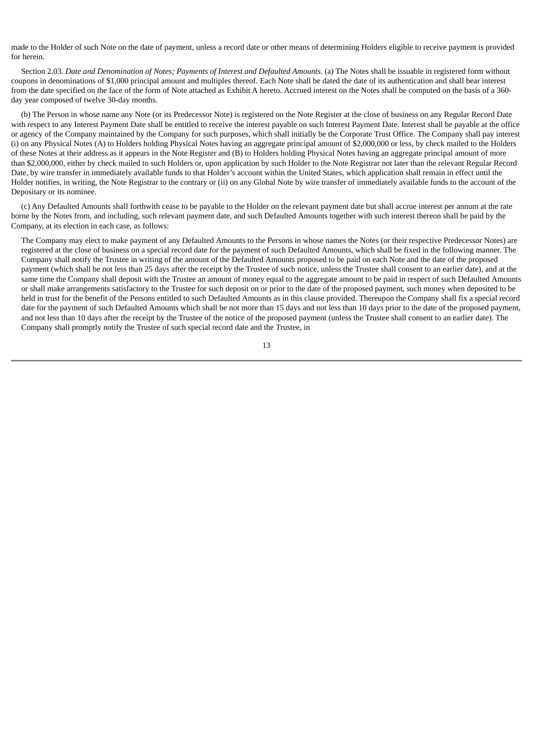made to the Holder of such Note on the date of payment, unless a record date or other means of determining Holders eligible to receive payment is provided for herein.

Section 2.03. *Date and Denomination of Notes; Payments of Interest and Defaulted Amounts.* (a) The Notes shall be issuable in registered form without coupons in denominations of $1,000 principal amount and multiples thereof. Each Note shall be dated the date of its authentication and shall bear interest from the date specified on the face of the form of Note attached as Exhibit A hereto. Accrued interest on the Notes shall be computed on the basis of a 360-day year composed of twelve 30-day months.

(b) The Person in whose name any Note (or its Predecessor Note) is registered on the Note Register at the close of business on any Regular Record Date with respect to any Interest Payment Date shall be entitled to receive the interest payable on such Interest Payment Date. Interest shall be payable at the office or agency of the Company maintained by the Company for such purposes, which shall initially be the Corporate Trust Office. The Company shall pay interest (i) on any Physical Notes (A) to Holders holding Physical Notes having an aggregate principal amount of $2,000,000 or less, by check mailed to the Holders of these Notes at their address as it appears in the Note Register and (B) to Holders holding Physical Notes having an aggregate principal amount of more than $2,000,000, either by check mailed to such Holders or, upon application by such Holder to the Note Registrar not later than the relevant Regular Record Date, by wire transfer in immediately available funds to that Holder's account within the United States, which application shall remain in effect until the Holder notifies, in writing, the Note Registrar to the contrary or (ii) on any Global Note by wire transfer of immediately available funds to the account of the Depositary or its nominee.

(c) Any Defaulted Amounts shall forthwith cease to be payable to the Holder on the relevant payment date but shall accrue interest per annum at the rate borne by the Notes from, and including, such relevant payment date, and such Defaulted Amounts together with such interest thereon shall be paid by the Company, at its election in each case, as follows:

The Company may elect to make payment of any Defaulted Amounts to the Persons in whose names the Notes (or their respective Predecessor Notes) are registered at the close of business on a special record date for the payment of such Defaulted Amounts, which shall be fixed in the following manner. The Company shall notify the Trustee in writing of the amount of the Defaulted Amounts proposed to be paid on each Note and the date of the proposed payment (which shall be not less than 25 days after the receipt by the Trustee of such notice, unless the Trustee shall consent to an earlier date), and at the same time the Company shall deposit with the Trustee an amount of money equal to the aggregate amount to be paid in respect of such Defaulted Amounts or shall make arrangements satisfactory to the Trustee for such deposit on or prior to the date of the proposed payment, such money when deposited to be held in trust for the benefit of the Persons entitled to such Defaulted Amounts as in this clause provided. Thereupon the Company shall fix a special record date for the payment of such Defaulted Amounts which shall be not more than 15 days and not less than 10 days prior to the date of the proposed payment, and not less than 10 days after the receipt by the Trustee of the notice of the proposed payment (unless the Trustee shall consent to an earlier date). The Company shall promptly notify the Trustee of such special record date and the Trustee, in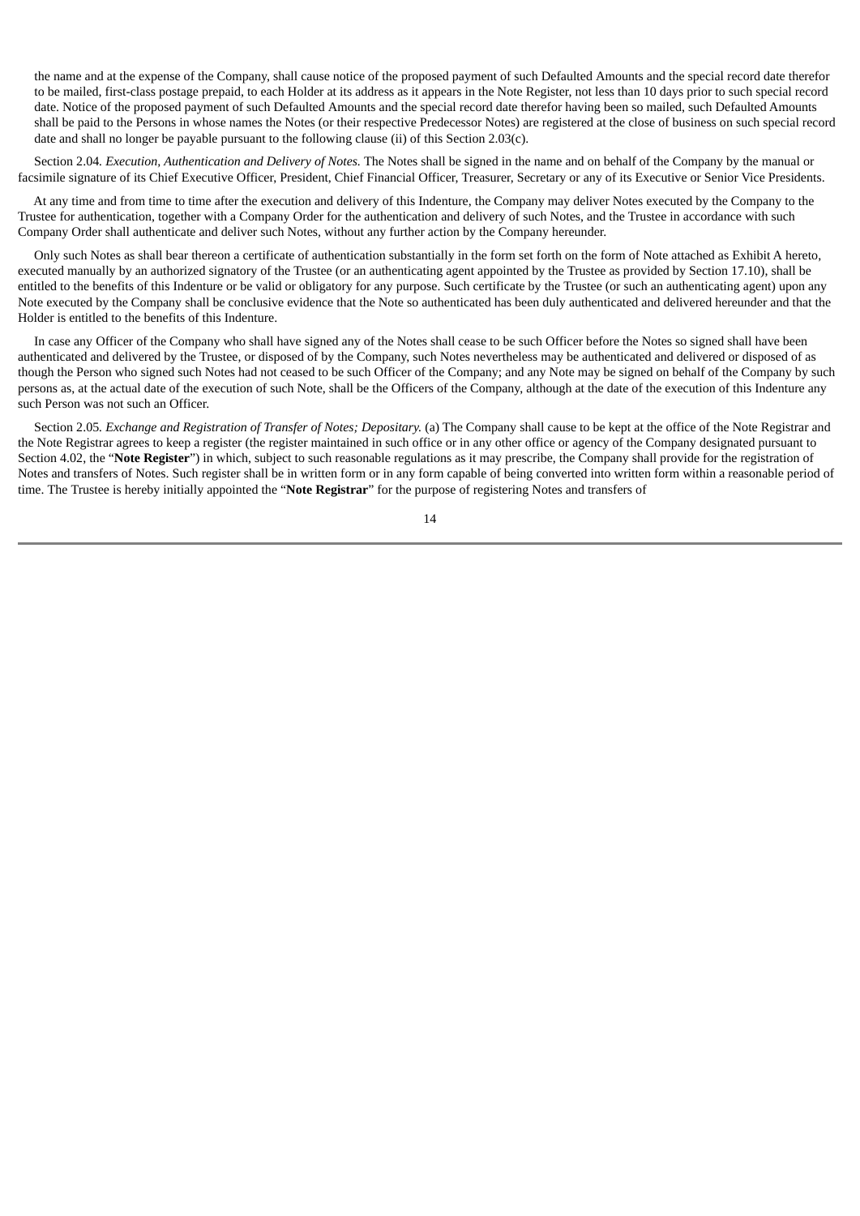the name and at the expense of the Company, shall cause notice of the proposed payment of such Defaulted Amounts and the special record date therefor to be mailed, first-class postage prepaid, to each Holder at its address as it appears in the Note Register, not less than 10 days prior to such special record date. Notice of the proposed payment of such Defaulted Amounts and the special record date therefor having been so mailed, such Defaulted Amounts shall be paid to the Persons in whose names the Notes (or their respective Predecessor Notes) are registered at the close of business on such special record date and shall no longer be payable pursuant to the following clause (ii) of this Section 2.03(c).

Section 2.04. *Execution, Authentication and Delivery of Notes.* The Notes shall be signed in the name and on behalf of the Company by the manual or facsimile signature of its Chief Executive Officer, President, Chief Financial Officer, Treasurer, Secretary or any of its Executive or Senior Vice Presidents.

At any time and from time to time after the execution and delivery of this Indenture, the Company may deliver Notes executed by the Company to the Trustee for authentication, together with a Company Order for the authentication and delivery of such Notes, and the Trustee in accordance with such Company Order shall authenticate and deliver such Notes, without any further action by the Company hereunder.

Only such Notes as shall bear thereon a certificate of authentication substantially in the form set forth on the form of Note attached as Exhibit A hereto, executed manually by an authorized signatory of the Trustee (or an authenticating agent appointed by the Trustee as provided by Section 17.10), shall be entitled to the benefits of this Indenture or be valid or obligatory for any purpose. Such certificate by the Trustee (or such an authenticating agent) upon any Note executed by the Company shall be conclusive evidence that the Note so authenticated has been duly authenticated and delivered hereunder and that the Holder is entitled to the benefits of this Indenture.

In case any Officer of the Company who shall have signed any of the Notes shall cease to be such Officer before the Notes so signed shall have been authenticated and delivered by the Trustee, or disposed of by the Company, such Notes nevertheless may be authenticated and delivered or disposed of as though the Person who signed such Notes had not ceased to be such Officer of the Company; and any Note may be signed on behalf of the Company by such persons as, at the actual date of the execution of such Note, shall be the Officers of the Company, although at the date of the execution of this Indenture any such Person was not such an Officer.

Section 2.05. *Exchange and Registration of Transfer of Notes; Depositary.* (a) The Company shall cause to be kept at the office of the Note Registrar and the Note Registrar agrees to keep a register (the register maintained in such office or in any other office or agency of the Company designated pursuant to Section 4.02, the "**Note Register**") in which, subject to such reasonable regulations as it may prescribe, the Company shall provide for the registration of Notes and transfers of Notes. Such register shall be in written form or in any form capable of being converted into written form within a reasonable period of time. The Trustee is hereby initially appointed the "**Note Registrar**" for the purpose of registering Notes and transfers of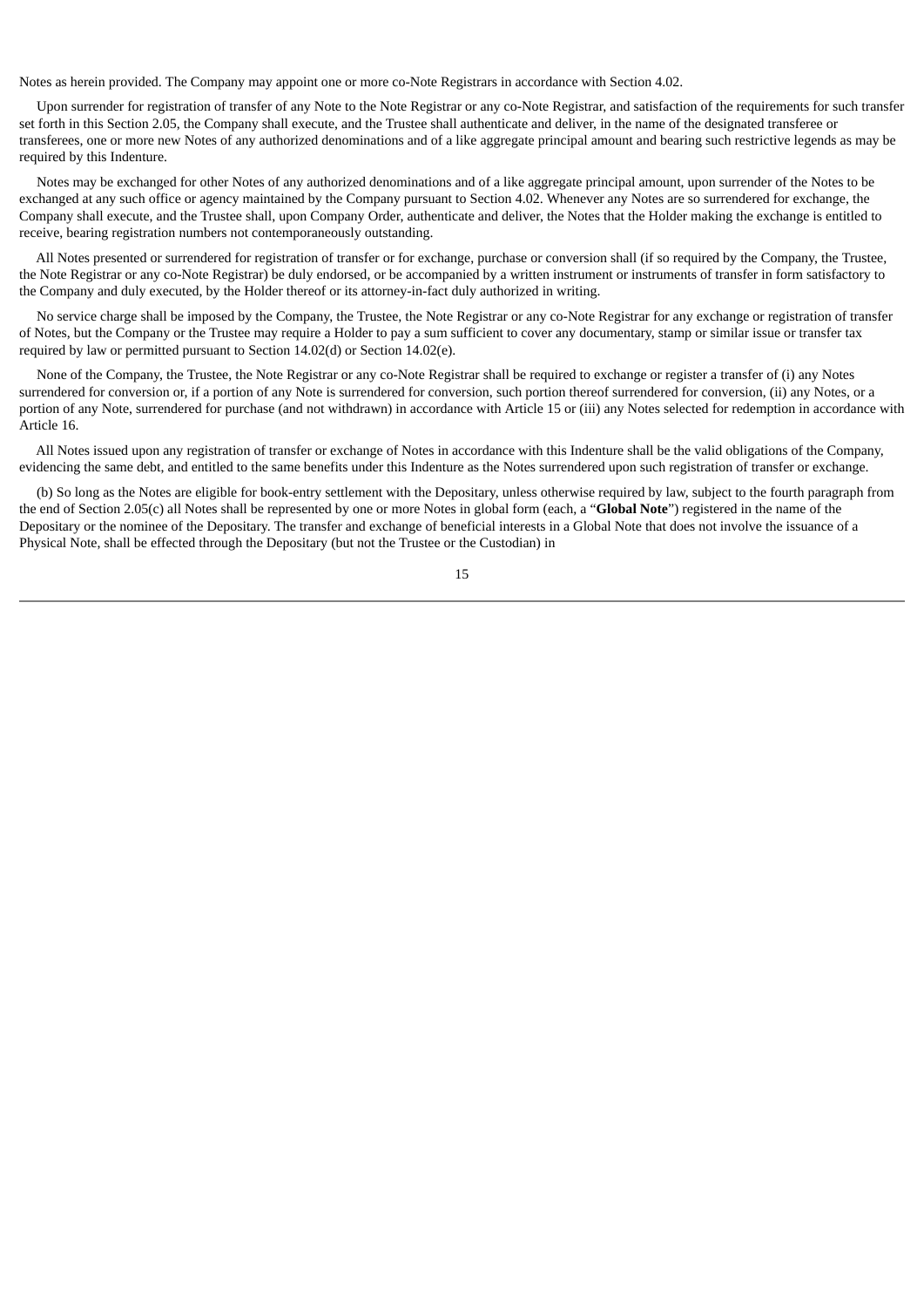Notes as herein provided. The Company may appoint one or more co-Note Registrars in accordance with Section 4.02.

Upon surrender for registration of transfer of any Note to the Note Registrar or any co-Note Registrar, and satisfaction of the requirements for such transfer set forth in this Section 2.05, the Company shall execute, and the Trustee shall authenticate and deliver, in the name of the designated transferee or transferees, one or more new Notes of any authorized denominations and of a like aggregate principal amount and bearing such restrictive legends as may be required by this Indenture.

Notes may be exchanged for other Notes of any authorized denominations and of a like aggregate principal amount, upon surrender of the Notes to be exchanged at any such office or agency maintained by the Company pursuant to Section 4.02. Whenever any Notes are so surrendered for exchange, the Company shall execute, and the Trustee shall, upon Company Order, authenticate and deliver, the Notes that the Holder making the exchange is entitled to receive, bearing registration numbers not contemporaneously outstanding.

All Notes presented or surrendered for registration of transfer or for exchange, purchase or conversion shall (if so required by the Company, the Trustee, the Note Registrar or any co-Note Registrar) be duly endorsed, or be accompanied by a written instrument or instruments of transfer in form satisfactory to the Company and duly executed, by the Holder thereof or its attorney-in-fact duly authorized in writing.

No service charge shall be imposed by the Company, the Trustee, the Note Registrar or any co-Note Registrar for any exchange or registration of transfer of Notes, but the Company or the Trustee may require a Holder to pay a sum sufficient to cover any documentary, stamp or similar issue or transfer tax required by law or permitted pursuant to Section 14.02(d) or Section 14.02(e).

None of the Company, the Trustee, the Note Registrar or any co-Note Registrar shall be required to exchange or register a transfer of (i) any Notes surrendered for conversion or, if a portion of any Note is surrendered for conversion, such portion thereof surrendered for conversion, (ii) any Notes, or a portion of any Note, surrendered for purchase (and not withdrawn) in accordance with Article 15 or (iii) any Notes selected for redemption in accordance with Article 16.

All Notes issued upon any registration of transfer or exchange of Notes in accordance with this Indenture shall be the valid obligations of the Company, evidencing the same debt, and entitled to the same benefits under this Indenture as the Notes surrendered upon such registration of transfer or exchange.

(b) So long as the Notes are eligible for book-entry settlement with the Depositary, unless otherwise required by law, subject to the fourth paragraph from the end of Section 2.05(c) all Notes shall be represented by one or more Notes in global form (each, a "**Global Note**") registered in the name of the Depositary or the nominee of the Depositary. The transfer and exchange of beneficial interests in a Global Note that does not involve the issuance of a Physical Note, shall be effected through the Depositary (but not the Trustee or the Custodian) in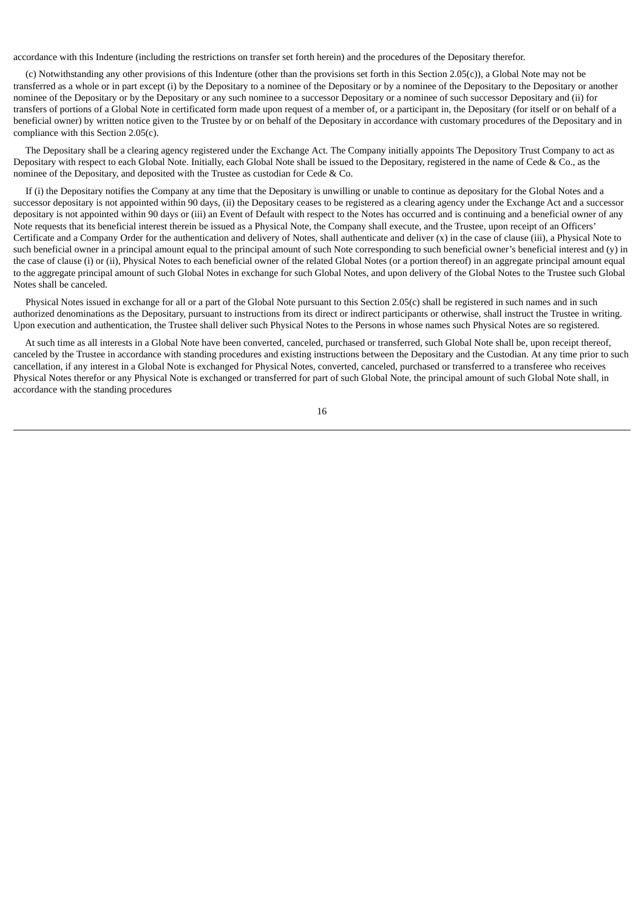accordance with this Indenture (including the restrictions on transfer set forth herein) and the procedures of the Depositary therefor.

(c) Notwithstanding any other provisions of this Indenture (other than the provisions set forth in this Section 2.05(c)), a Global Note may not be transferred as a whole or in part except (i) by the Depositary to a nominee of the Depositary or by a nominee of the Depositary to the Depositary or another nominee of the Depositary or by the Depositary or any such nominee to a successor Depositary or a nominee of such successor Depositary and (ii) for transfers of portions of a Global Note in certificated form made upon request of a member of, or a participant in, the Depositary (for itself or on behalf of a beneficial owner) by written notice given to the Trustee by or on behalf of the Depositary in accordance with customary procedures of the Depositary and in compliance with this Section 2.05(c).

The Depositary shall be a clearing agency registered under the Exchange Act. The Company initially appoints The Depository Trust Company to act as Depositary with respect to each Global Note. Initially, each Global Note shall be issued to the Depositary, registered in the name of Cede & Co., as the nominee of the Depositary, and deposited with the Trustee as custodian for Cede & Co.

If (i) the Depositary notifies the Company at any time that the Depositary is unwilling or unable to continue as depositary for the Global Notes and a successor depositary is not appointed within 90 days, (ii) the Depositary ceases to be registered as a clearing agency under the Exchange Act and a successor depositary is not appointed within 90 days or (iii) an Event of Default with respect to the Notes has occurred and is continuing and a beneficial owner of any Note requests that its beneficial interest therein be issued as a Physical Note, the Company shall execute, and the Trustee, upon receipt of an Officers' Certificate and a Company Order for the authentication and delivery of Notes, shall authenticate and deliver (x) in the case of clause (iii), a Physical Note to such beneficial owner in a principal amount equal to the principal amount of such Note corresponding to such beneficial owner's beneficial interest and (y) in the case of clause (i) or (ii), Physical Notes to each beneficial owner of the related Global Notes (or a portion thereof) in an aggregate principal amount equal to the aggregate principal amount of such Global Notes in exchange for such Global Notes, and upon delivery of the Global Notes to the Trustee such Global Notes shall be canceled.

Physical Notes issued in exchange for all or a part of the Global Note pursuant to this Section 2.05(c) shall be registered in such names and in such authorized denominations as the Depositary, pursuant to instructions from its direct or indirect participants or otherwise, shall instruct the Trustee in writing. Upon execution and authentication, the Trustee shall deliver such Physical Notes to the Persons in whose names such Physical Notes are so registered.

At such time as all interests in a Global Note have been converted, canceled, purchased or transferred, such Global Note shall be, upon receipt thereof, canceled by the Trustee in accordance with standing procedures and existing instructions between the Depositary and the Custodian. At any time prior to such cancellation, if any interest in a Global Note is exchanged for Physical Notes, converted, canceled, purchased or transferred to a transferee who receives Physical Notes therefor or any Physical Note is exchanged or transferred for part of such Global Note, the principal amount of such Global Note shall, in accordance with the standing procedures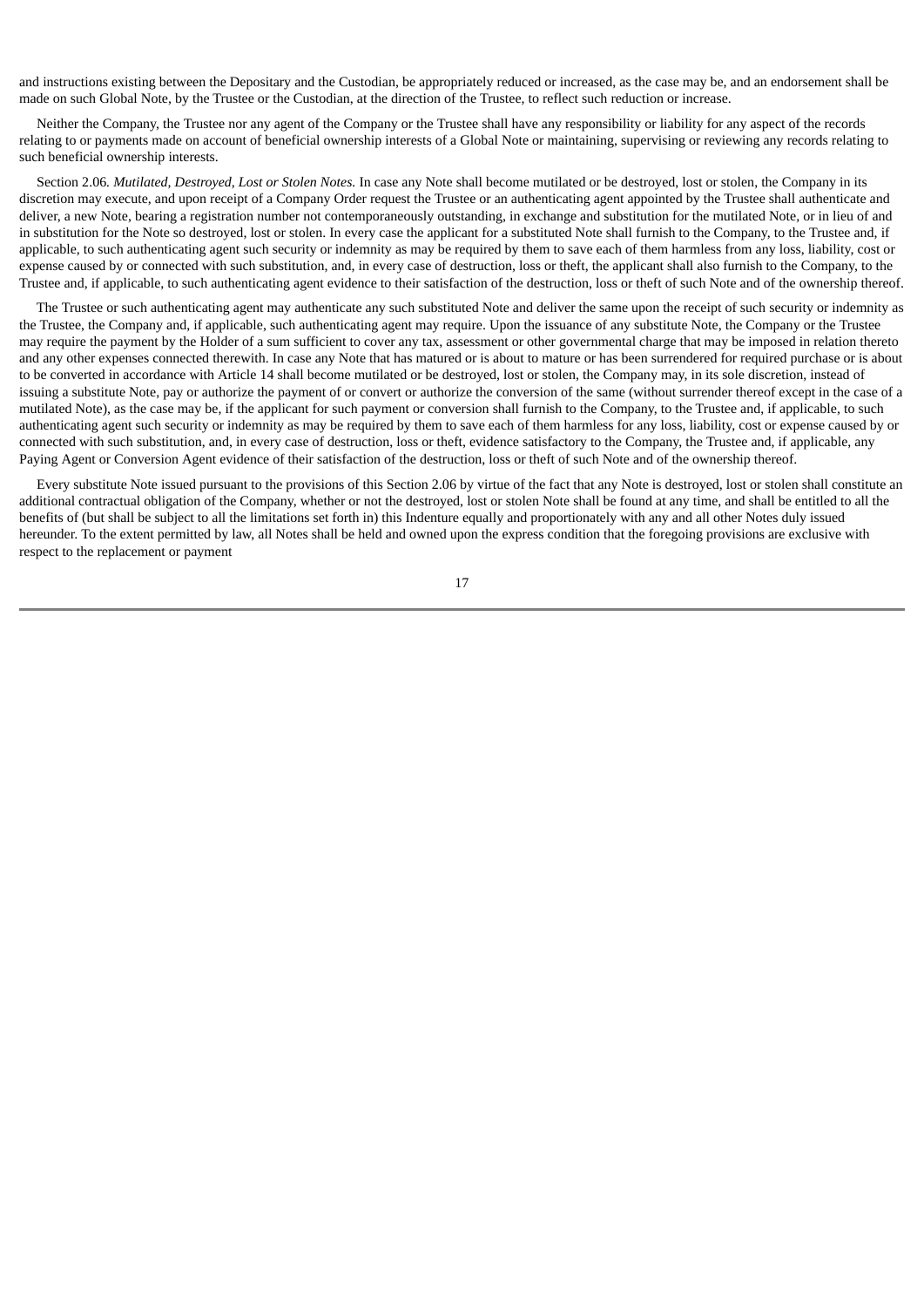and instructions existing between the Depositary and the Custodian, be appropriately reduced or increased, as the case may be, and an endorsement shall be made on such Global Note, by the Trustee or the Custodian, at the direction of the Trustee, to reflect such reduction or increase.

Neither the Company, the Trustee nor any agent of the Company or the Trustee shall have any responsibility or liability for any aspect of the records relating to or payments made on account of beneficial ownership interests of a Global Note or maintaining, supervising or reviewing any records relating to such beneficial ownership interests.

Section 2.06. *Mutilated, Destroyed, Lost or Stolen Notes.* In case any Note shall become mutilated or be destroyed, lost or stolen, the Company in its discretion may execute, and upon receipt of a Company Order request the Trustee or an authenticating agent appointed by the Trustee shall authenticate and deliver, a new Note, bearing a registration number not contemporaneously outstanding, in exchange and substitution for the mutilated Note, or in lieu of and in substitution for the Note so destroyed, lost or stolen. In every case the applicant for a substituted Note shall furnish to the Company, to the Trustee and, if applicable, to such authenticating agent such security or indemnity as may be required by them to save each of them harmless from any loss, liability, cost or expense caused by or connected with such substitution, and, in every case of destruction, loss or theft, the applicant shall also furnish to the Company, to the Trustee and, if applicable, to such authenticating agent evidence to their satisfaction of the destruction, loss or theft of such Note and of the ownership thereof.

The Trustee or such authenticating agent may authenticate any such substituted Note and deliver the same upon the receipt of such security or indemnity as the Trustee, the Company and, if applicable, such authenticating agent may require. Upon the issuance of any substitute Note, the Company or the Trustee may require the payment by the Holder of a sum sufficient to cover any tax, assessment or other governmental charge that may be imposed in relation thereto and any other expenses connected therewith. In case any Note that has matured or is about to mature or has been surrendered for required purchase or is about to be converted in accordance with Article 14 shall become mutilated or be destroyed, lost or stolen, the Company may, in its sole discretion, instead of issuing a substitute Note, pay or authorize the payment of or convert or authorize the conversion of the same (without surrender thereof except in the case of a mutilated Note), as the case may be, if the applicant for such payment or conversion shall furnish to the Company, to the Trustee and, if applicable, to such authenticating agent such security or indemnity as may be required by them to save each of them harmless for any loss, liability, cost or expense caused by or connected with such substitution, and, in every case of destruction, loss or theft, evidence satisfactory to the Company, the Trustee and, if applicable, any Paying Agent or Conversion Agent evidence of their satisfaction of the destruction, loss or theft of such Note and of the ownership thereof.

Every substitute Note issued pursuant to the provisions of this Section 2.06 by virtue of the fact that any Note is destroyed, lost or stolen shall constitute an additional contractual obligation of the Company, whether or not the destroyed, lost or stolen Note shall be found at any time, and shall be entitled to all the benefits of (but shall be subject to all the limitations set forth in) this Indenture equally and proportionately with any and all other Notes duly issued hereunder. To the extent permitted by law, all Notes shall be held and owned upon the express condition that the foregoing provisions are exclusive with respect to the replacement or payment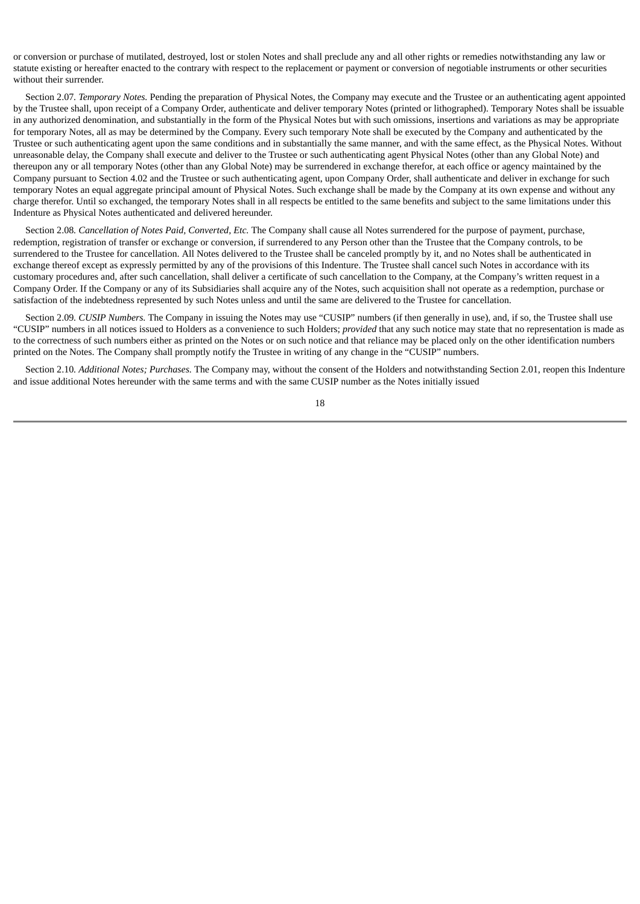or conversion or purchase of mutilated, destroyed, lost or stolen Notes and shall preclude any and all other rights or remedies notwithstanding any law or statute existing or hereafter enacted to the contrary with respect to the replacement or payment or conversion of negotiable instruments or other securities without their surrender.

Section 2.07. *Temporary Notes.* Pending the preparation of Physical Notes, the Company may execute and the Trustee or an authenticating agent appointed by the Trustee shall, upon receipt of a Company Order, authenticate and deliver temporary Notes (printed or lithographed). Temporary Notes shall be issuable in any authorized denomination, and substantially in the form of the Physical Notes but with such omissions, insertions and variations as may be appropriate for temporary Notes, all as may be determined by the Company. Every such temporary Note shall be executed by the Company and authenticated by the Trustee or such authenticating agent upon the same conditions and in substantially the same manner, and with the same effect, as the Physical Notes. Without unreasonable delay, the Company shall execute and deliver to the Trustee or such authenticating agent Physical Notes (other than any Global Note) and thereupon any or all temporary Notes (other than any Global Note) may be surrendered in exchange therefor, at each office or agency maintained by the Company pursuant to Section 4.02 and the Trustee or such authenticating agent, upon Company Order, shall authenticate and deliver in exchange for such temporary Notes an equal aggregate principal amount of Physical Notes. Such exchange shall be made by the Company at its own expense and without any charge therefor. Until so exchanged, the temporary Notes shall in all respects be entitled to the same benefits and subject to the same limitations under this Indenture as Physical Notes authenticated and delivered hereunder.

Section 2.08. *Cancellation of Notes Paid, Converted, Etc.* The Company shall cause all Notes surrendered for the purpose of payment, purchase, redemption, registration of transfer or exchange or conversion, if surrendered to any Person other than the Trustee that the Company controls, to be surrendered to the Trustee for cancellation. All Notes delivered to the Trustee shall be canceled promptly by it, and no Notes shall be authenticated in exchange thereof except as expressly permitted by any of the provisions of this Indenture. The Trustee shall cancel such Notes in accordance with its customary procedures and, after such cancellation, shall deliver a certificate of such cancellation to the Company, at the Company's written request in a Company Order. If the Company or any of its Subsidiaries shall acquire any of the Notes, such acquisition shall not operate as a redemption, purchase or satisfaction of the indebtedness represented by such Notes unless and until the same are delivered to the Trustee for cancellation.

Section 2.09. *CUSIP Numbers.* The Company in issuing the Notes may use "CUSIP" numbers (if then generally in use), and, if so, the Trustee shall use "CUSIP" numbers in all notices issued to Holders as a convenience to such Holders; *provided* that any such notice may state that no representation is made as to the correctness of such numbers either as printed on the Notes or on such notice and that reliance may be placed only on the other identification numbers printed on the Notes. The Company shall promptly notify the Trustee in writing of any change in the "CUSIP" numbers.

Section 2.10. *Additional Notes; Purchases.* The Company may, without the consent of the Holders and notwithstanding Section 2.01, reopen this Indenture and issue additional Notes hereunder with the same terms and with the same CUSIP number as the Notes initially issued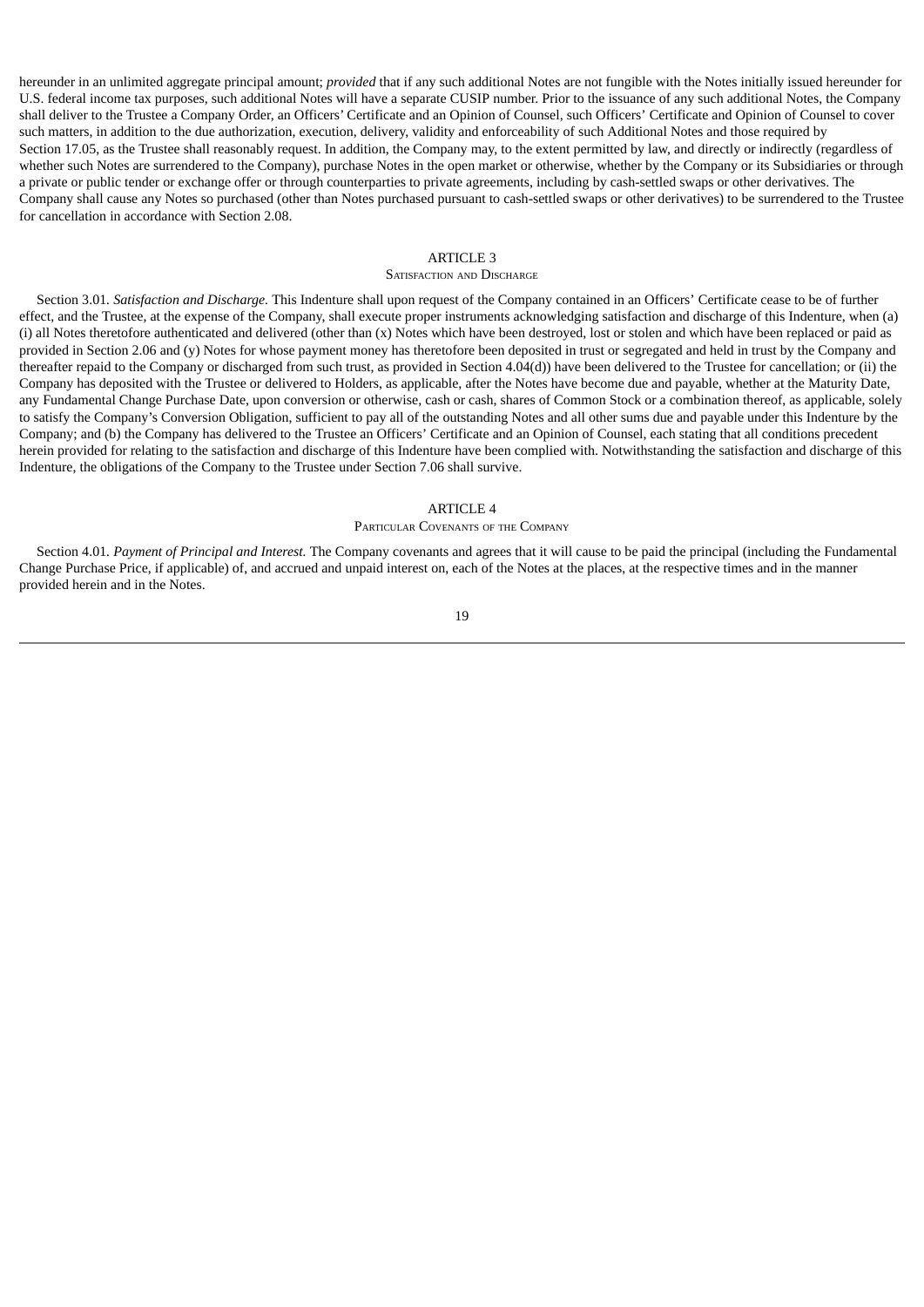hereunder in an unlimited aggregate principal amount; *provided* that if any such additional Notes are not fungible with the Notes initially issued hereunder for U.S. federal income tax purposes, such additional Notes will have a separate CUSIP number. Prior to the issuance of any such additional Notes, the Company shall deliver to the Trustee a Company Order, an Officers' Certificate and an Opinion of Counsel, such Officers' Certificate and Opinion of Counsel to cover such matters, in addition to the due authorization, execution, delivery, validity and enforceability of such Additional Notes and those required by Section 17.05, as the Trustee shall reasonably request. In addition, the Company may, to the extent permitted by law, and directly or indirectly (regardless of whether such Notes are surrendered to the Company), purchase Notes in the open market or otherwise, whether by the Company or its Subsidiaries or through a private or public tender or exchange offer or through counterparties to private agreements, including by cash-settled swaps or other derivatives. The Company shall cause any Notes so purchased (other than Notes purchased pursuant to cash-settled swaps or other derivatives) to be surrendered to the Trustee for cancellation in accordance with Section 2.08.

## ARTICLE 3
### SATISFACTION AND DISCHARGE

Section 3.01. *Satisfaction and Discharge.* This Indenture shall upon request of the Company contained in an Officers' Certificate cease to be of further effect, and the Trustee, at the expense of the Company, shall execute proper instruments acknowledging satisfaction and discharge of this Indenture, when (a) (i) all Notes theretofore authenticated and delivered (other than (x) Notes which have been destroyed, lost or stolen and which have been replaced or paid as provided in Section 2.06 and (y) Notes for whose payment money has theretofore been deposited in trust or segregated and held in trust by the Company and thereafter repaid to the Company or discharged from such trust, as provided in Section 4.04(d)) have been delivered to the Trustee for cancellation; or (ii) the Company has deposited with the Trustee or delivered to Holders, as applicable, after the Notes have become due and payable, whether at the Maturity Date, any Fundamental Change Purchase Date, upon conversion or otherwise, cash or cash, shares of Common Stock or a combination thereof, as applicable, solely to satisfy the Company's Conversion Obligation, sufficient to pay all of the outstanding Notes and all other sums due and payable under this Indenture by the Company; and (b) the Company has delivered to the Trustee an Officers' Certificate and an Opinion of Counsel, each stating that all conditions precedent herein provided for relating to the satisfaction and discharge of this Indenture have been complied with. Notwithstanding the satisfaction and discharge of this Indenture, the obligations of the Company to the Trustee under Section 7.06 shall survive.

## ARTICLE 4
### PARTICULAR COVENANTS OF THE COMPANY

Section 4.01. *Payment of Principal and Interest.* The Company covenants and agrees that it will cause to be paid the principal (including the Fundamental Change Purchase Price, if applicable) of, and accrued and unpaid interest on, each of the Notes at the places, at the respective times and in the manner provided herein and in the Notes.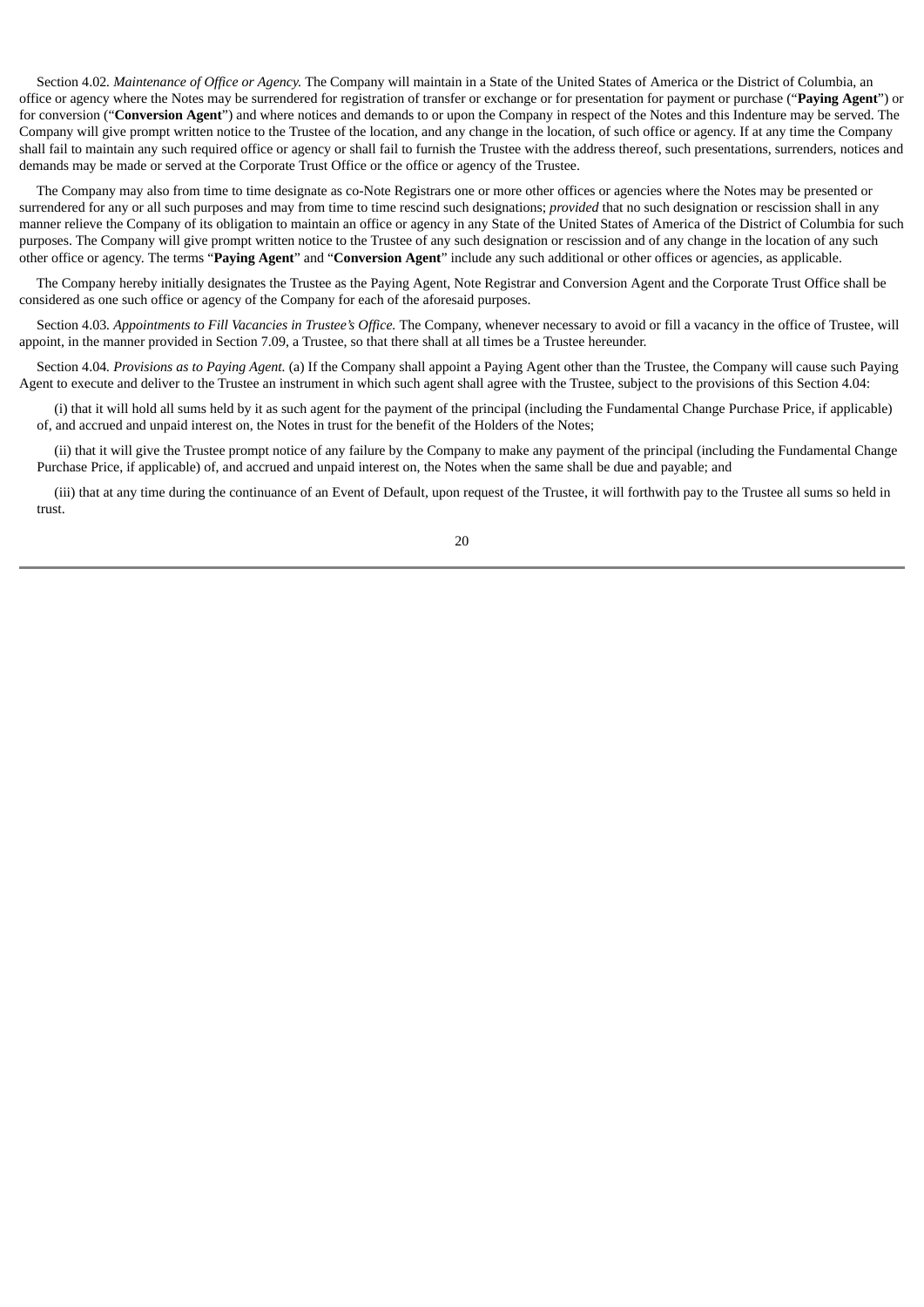Section 4.02. *Maintenance of Office or Agency.* The Company will maintain in a State of the United States of America or the District of Columbia, an office or agency where the Notes may be surrendered for registration of transfer or exchange or for presentation for payment or purchase ("**Paying Agent**") or for conversion ("**Conversion Agent**") and where notices and demands to or upon the Company in respect of the Notes and this Indenture may be served. The Company will give prompt written notice to the Trustee of the location, and any change in the location, of such office or agency. If at any time the Company shall fail to maintain any such required office or agency or shall fail to furnish the Trustee with the address thereof, such presentations, surrenders, notices and demands may be made or served at the Corporate Trust Office or the office or agency of the Trustee.

The Company may also from time to time designate as co-Note Registrars one or more other offices or agencies where the Notes may be presented or surrendered for any or all such purposes and may from time to time rescind such designations; *provided* that no such designation or rescission shall in any manner relieve the Company of its obligation to maintain an office or agency in any State of the United States of America of the District of Columbia for such purposes. The Company will give prompt written notice to the Trustee of any such designation or rescission and of any change in the location of any such other office or agency. The terms "**Paying Agent**" and "**Conversion Agent**" include any such additional or other offices or agencies, as applicable.

The Company hereby initially designates the Trustee as the Paying Agent, Note Registrar and Conversion Agent and the Corporate Trust Office shall be considered as one such office or agency of the Company for each of the aforesaid purposes.

Section 4.03. *Appointments to Fill Vacancies in Trustee's Office.* The Company, whenever necessary to avoid or fill a vacancy in the office of Trustee, will appoint, in the manner provided in Section 7.09, a Trustee, so that there shall at all times be a Trustee hereunder.

Section 4.04. *Provisions as to Paying Agent.* (a) If the Company shall appoint a Paying Agent other than the Trustee, the Company will cause such Paying Agent to execute and deliver to the Trustee an instrument in which such agent shall agree with the Trustee, subject to the provisions of this Section 4.04:

(i) that it will hold all sums held by it as such agent for the payment of the principal (including the Fundamental Change Purchase Price, if applicable) of, and accrued and unpaid interest on, the Notes in trust for the benefit of the Holders of the Notes;

(ii) that it will give the Trustee prompt notice of any failure by the Company to make any payment of the principal (including the Fundamental Change Purchase Price, if applicable) of, and accrued and unpaid interest on, the Notes when the same shall be due and payable; and

(iii) that at any time during the continuance of an Event of Default, upon request of the Trustee, it will forthwith pay to the Trustee all sums so held in trust.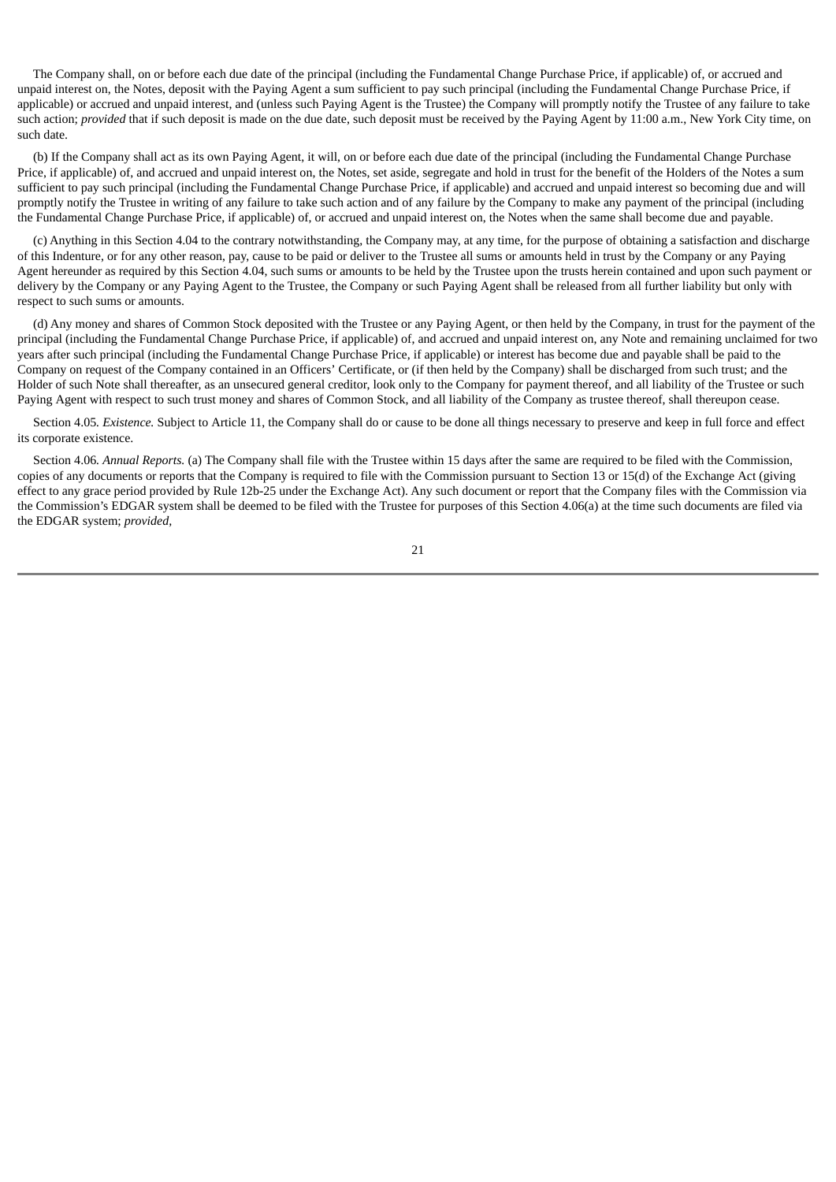The Company shall, on or before each due date of the principal (including the Fundamental Change Purchase Price, if applicable) of, or accrued and unpaid interest on, the Notes, deposit with the Paying Agent a sum sufficient to pay such principal (including the Fundamental Change Purchase Price, if applicable) or accrued and unpaid interest, and (unless such Paying Agent is the Trustee) the Company will promptly notify the Trustee of any failure to take such action; *provided* that if such deposit is made on the due date, such deposit must be received by the Paying Agent by 11:00 a.m., New York City time, on such date.

(b) If the Company shall act as its own Paying Agent, it will, on or before each due date of the principal (including the Fundamental Change Purchase Price, if applicable) of, and accrued and unpaid interest on, the Notes, set aside, segregate and hold in trust for the benefit of the Holders of the Notes a sum sufficient to pay such principal (including the Fundamental Change Purchase Price, if applicable) and accrued and unpaid interest so becoming due and will promptly notify the Trustee in writing of any failure to take such action and of any failure by the Company to make any payment of the principal (including the Fundamental Change Purchase Price, if applicable) of, or accrued and unpaid interest on, the Notes when the same shall become due and payable.

(c) Anything in this Section 4.04 to the contrary notwithstanding, the Company may, at any time, for the purpose of obtaining a satisfaction and discharge of this Indenture, or for any other reason, pay, cause to be paid or deliver to the Trustee all sums or amounts held in trust by the Company or any Paying Agent hereunder as required by this Section 4.04, such sums or amounts to be held by the Trustee upon the trusts herein contained and upon such payment or delivery by the Company or any Paying Agent to the Trustee, the Company or such Paying Agent shall be released from all further liability but only with respect to such sums or amounts.

(d) Any money and shares of Common Stock deposited with the Trustee or any Paying Agent, or then held by the Company, in trust for the payment of the principal (including the Fundamental Change Purchase Price, if applicable) of, and accrued and unpaid interest on, any Note and remaining unclaimed for two years after such principal (including the Fundamental Change Purchase Price, if applicable) or interest has become due and payable shall be paid to the Company on request of the Company contained in an Officers' Certificate, or (if then held by the Company) shall be discharged from such trust; and the Holder of such Note shall thereafter, as an unsecured general creditor, look only to the Company for payment thereof, and all liability of the Trustee or such Paying Agent with respect to such trust money and shares of Common Stock, and all liability of the Company as trustee thereof, shall thereupon cease.

Section 4.05. *Existence.* Subject to Article 11, the Company shall do or cause to be done all things necessary to preserve and keep in full force and effect its corporate existence.

Section 4.06. *Annual Reports.* (a) The Company shall file with the Trustee within 15 days after the same are required to be filed with the Commission, copies of any documents or reports that the Company is required to file with the Commission pursuant to Section 13 or 15(d) of the Exchange Act (giving effect to any grace period provided by Rule 12b-25 under the Exchange Act). Any such document or report that the Company files with the Commission via the Commission's EDGAR system shall be deemed to be filed with the Trustee for purposes of this Section 4.06(a) at the time such documents are filed via the EDGAR system; *provided*,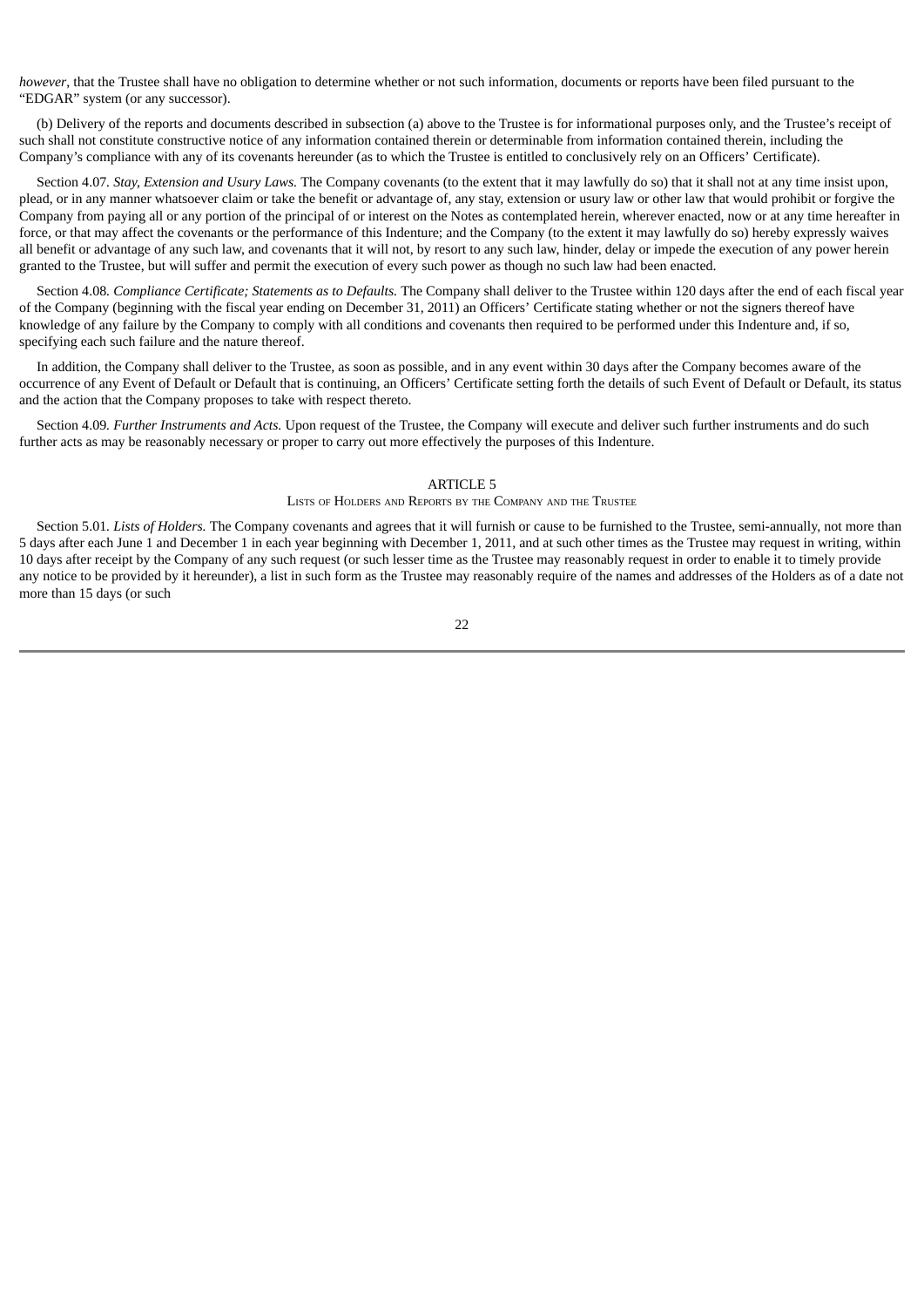*however*, that the Trustee shall have no obligation to determine whether or not such information, documents or reports have been filed pursuant to the "EDGAR" system (or any successor).

(b) Delivery of the reports and documents described in subsection (a) above to the Trustee is for informational purposes only, and the Trustee's receipt of such shall not constitute constructive notice of any information contained therein or determinable from information contained therein, including the Company's compliance with any of its covenants hereunder (as to which the Trustee is entitled to conclusively rely on an Officers' Certificate).

Section 4.07. *Stay, Extension and Usury Laws.* The Company covenants (to the extent that it may lawfully do so) that it shall not at any time insist upon, plead, or in any manner whatsoever claim or take the benefit or advantage of, any stay, extension or usury law or other law that would prohibit or forgive the Company from paying all or any portion of the principal of or interest on the Notes as contemplated herein, wherever enacted, now or at any time hereafter in force, or that may affect the covenants or the performance of this Indenture; and the Company (to the extent it may lawfully do so) hereby expressly waives all benefit or advantage of any such law, and covenants that it will not, by resort to any such law, hinder, delay or impede the execution of any power herein granted to the Trustee, but will suffer and permit the execution of every such power as though no such law had been enacted.

Section 4.08. *Compliance Certificate; Statements as to Defaults.* The Company shall deliver to the Trustee within 120 days after the end of each fiscal year of the Company (beginning with the fiscal year ending on December 31, 2011) an Officers' Certificate stating whether or not the signers thereof have knowledge of any failure by the Company to comply with all conditions and covenants then required to be performed under this Indenture and, if so, specifying each such failure and the nature thereof.

In addition, the Company shall deliver to the Trustee, as soon as possible, and in any event within 30 days after the Company becomes aware of the occurrence of any Event of Default or Default that is continuing, an Officers' Certificate setting forth the details of such Event of Default or Default, its status and the action that the Company proposes to take with respect thereto.

Section 4.09. *Further Instruments and Acts.* Upon request of the Trustee, the Company will execute and deliver such further instruments and do such further acts as may be reasonably necessary or proper to carry out more effectively the purposes of this Indenture.

## ARTICLE 5

### Lists of Holders and Reports by the Company and the Trustee

Section 5.01. *Lists of Holders.* The Company covenants and agrees that it will furnish or cause to be furnished to the Trustee, semi-annually, not more than 5 days after each June 1 and December 1 in each year beginning with December 1, 2011, and at such other times as the Trustee may request in writing, within 10 days after receipt by the Company of any such request (or such lesser time as the Trustee may reasonably request in order to enable it to timely provide any notice to be provided by it hereunder), a list in such form as the Trustee may reasonably require of the names and addresses of the Holders as of a date not more than 15 days (or such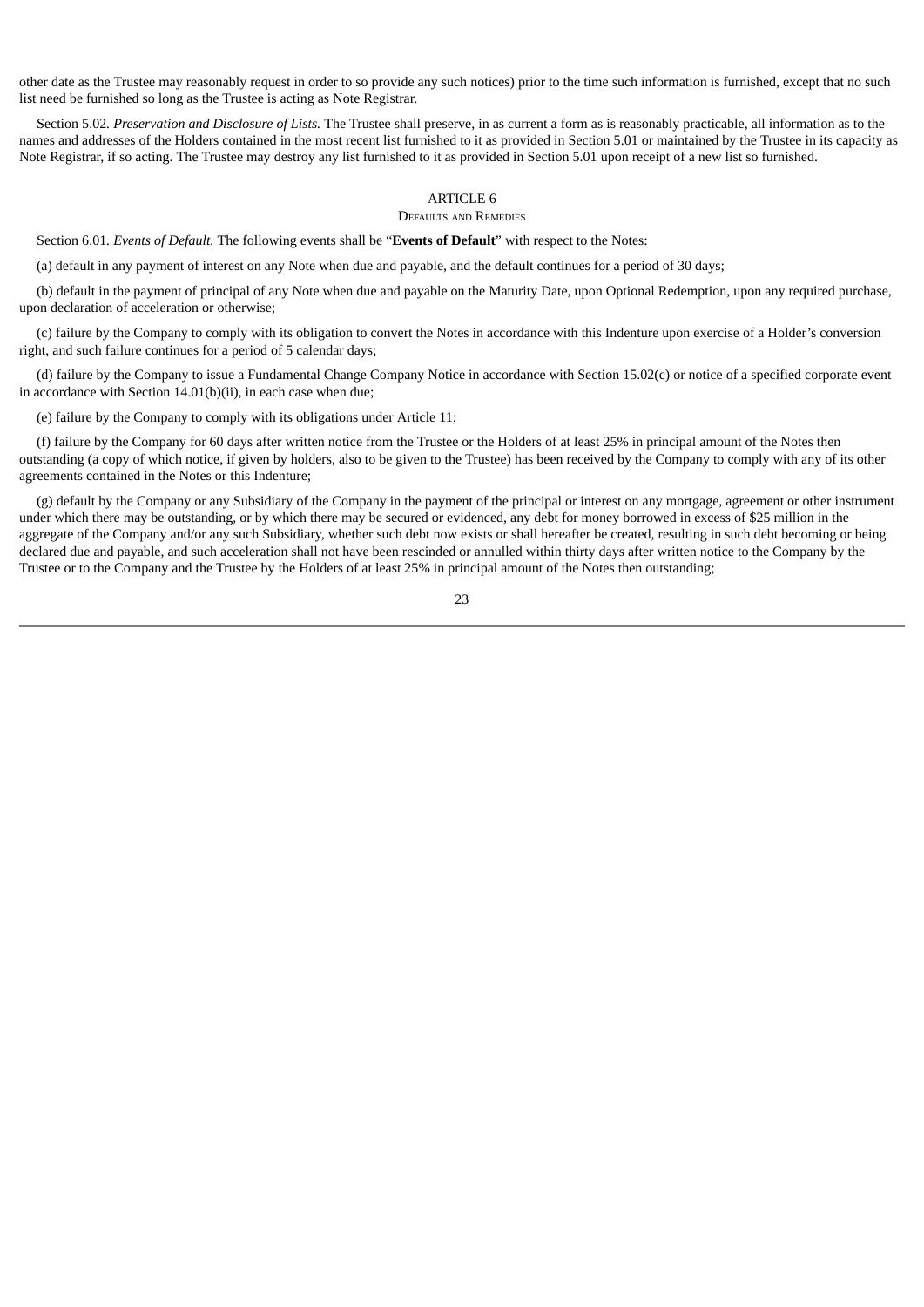other date as the Trustee may reasonably request in order to so provide any such notices) prior to the time such information is furnished, except that no such list need be furnished so long as the Trustee is acting as Note Registrar.

Section 5.02. *Preservation and Disclosure of Lists.* The Trustee shall preserve, in as current a form as is reasonably practicable, all information as to the names and addresses of the Holders contained in the most recent list furnished to it as provided in Section 5.01 or maintained by the Trustee in its capacity as Note Registrar, if so acting. The Trustee may destroy any list furnished to it as provided in Section 5.01 upon receipt of a new list so furnished.

## ARTICLE 6
### Defaults and Remedies

Section 6.01. *Events of Default.* The following events shall be "**Events of Default**" with respect to the Notes:

(a) default in any payment of interest on any Note when due and payable, and the default continues for a period of 30 days;

(b) default in the payment of principal of any Note when due and payable on the Maturity Date, upon Optional Redemption, upon any required purchase, upon declaration of acceleration or otherwise;

(c) failure by the Company to comply with its obligation to convert the Notes in accordance with this Indenture upon exercise of a Holder's conversion right, and such failure continues for a period of 5 calendar days;

(d) failure by the Company to issue a Fundamental Change Company Notice in accordance with Section 15.02(c) or notice of a specified corporate event in accordance with Section 14.01(b)(ii), in each case when due;

(e) failure by the Company to comply with its obligations under Article 11;

(f) failure by the Company for 60 days after written notice from the Trustee or the Holders of at least 25% in principal amount of the Notes then outstanding (a copy of which notice, if given by holders, also to be given to the Trustee) has been received by the Company to comply with any of its other agreements contained in the Notes or this Indenture;

(g) default by the Company or any Subsidiary of the Company in the payment of the principal or interest on any mortgage, agreement or other instrument under which there may be outstanding, or by which there may be secured or evidenced, any debt for money borrowed in excess of $25 million in the aggregate of the Company and/or any such Subsidiary, whether such debt now exists or shall hereafter be created, resulting in such debt becoming or being declared due and payable, and such acceleration shall not have been rescinded or annulled within thirty days after written notice to the Company by the Trustee or to the Company and the Trustee by the Holders of at least 25% in principal amount of the Notes then outstanding;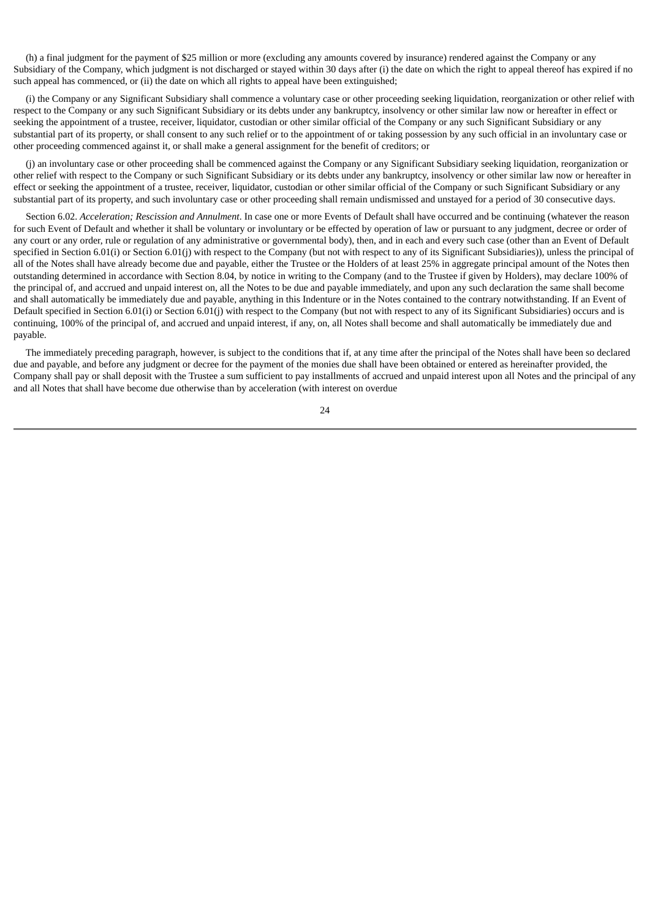(h) a final judgment for the payment of $25 million or more (excluding any amounts covered by insurance) rendered against the Company or any Subsidiary of the Company, which judgment is not discharged or stayed within 30 days after (i) the date on which the right to appeal thereof has expired if no such appeal has commenced, or (ii) the date on which all rights to appeal have been extinguished;

(i) the Company or any Significant Subsidiary shall commence a voluntary case or other proceeding seeking liquidation, reorganization or other relief with respect to the Company or any such Significant Subsidiary or its debts under any bankruptcy, insolvency or other similar law now or hereafter in effect or seeking the appointment of a trustee, receiver, liquidator, custodian or other similar official of the Company or any such Significant Subsidiary or any substantial part of its property, or shall consent to any such relief or to the appointment of or taking possession by any such official in an involuntary case or other proceeding commenced against it, or shall make a general assignment for the benefit of creditors; or

(j) an involuntary case or other proceeding shall be commenced against the Company or any Significant Subsidiary seeking liquidation, reorganization or other relief with respect to the Company or such Significant Subsidiary or its debts under any bankruptcy, insolvency or other similar law now or hereafter in effect or seeking the appointment of a trustee, receiver, liquidator, custodian or other similar official of the Company or such Significant Subsidiary or any substantial part of its property, and such involuntary case or other proceeding shall remain undismissed and unstayed for a period of 30 consecutive days.

Section 6.02. *Acceleration; Rescission and Annulment*. In case one or more Events of Default shall have occurred and be continuing (whatever the reason for such Event of Default and whether it shall be voluntary or involuntary or be effected by operation of law or pursuant to any judgment, decree or order of any court or any order, rule or regulation of any administrative or governmental body), then, and in each and every such case (other than an Event of Default specified in Section 6.01(i) or Section 6.01(j) with respect to the Company (but not with respect to any of its Significant Subsidiaries)), unless the principal of all of the Notes shall have already become due and payable, either the Trustee or the Holders of at least 25% in aggregate principal amount of the Notes then outstanding determined in accordance with Section 8.04, by notice in writing to the Company (and to the Trustee if given by Holders), may declare 100% of the principal of, and accrued and unpaid interest on, all the Notes to be due and payable immediately, and upon any such declaration the same shall become and shall automatically be immediately due and payable, anything in this Indenture or in the Notes contained to the contrary notwithstanding. If an Event of Default specified in Section 6.01(i) or Section 6.01(j) with respect to the Company (but not with respect to any of its Significant Subsidiaries) occurs and is continuing, 100% of the principal of, and accrued and unpaid interest, if any, on, all Notes shall become and shall automatically be immediately due and payable.

The immediately preceding paragraph, however, is subject to the conditions that if, at any time after the principal of the Notes shall have been so declared due and payable, and before any judgment or decree for the payment of the monies due shall have been obtained or entered as hereinafter provided, the Company shall pay or shall deposit with the Trustee a sum sufficient to pay installments of accrued and unpaid interest upon all Notes and the principal of any and all Notes that shall have become due otherwise than by acceleration (with interest on overdue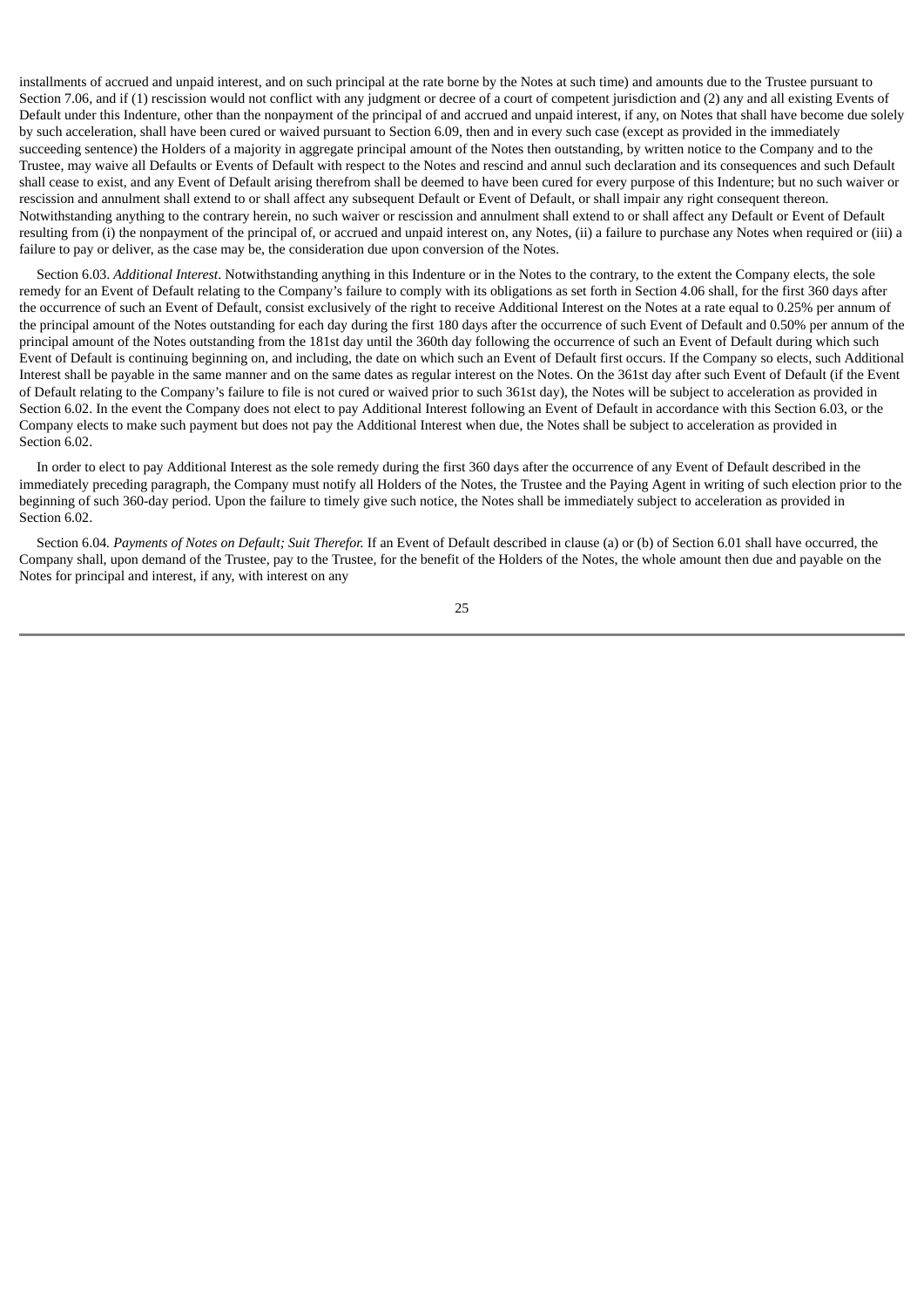installments of accrued and unpaid interest, and on such principal at the rate borne by the Notes at such time) and amounts due to the Trustee pursuant to Section 7.06, and if (1) rescission would not conflict with any judgment or decree of a court of competent jurisdiction and (2) any and all existing Events of Default under this Indenture, other than the nonpayment of the principal of and accrued and unpaid interest, if any, on Notes that shall have become due solely by such acceleration, shall have been cured or waived pursuant to Section 6.09, then and in every such case (except as provided in the immediately succeeding sentence) the Holders of a majority in aggregate principal amount of the Notes then outstanding, by written notice to the Company and to the Trustee, may waive all Defaults or Events of Default with respect to the Notes and rescind and annul such declaration and its consequences and such Default shall cease to exist, and any Event of Default arising therefrom shall be deemed to have been cured for every purpose of this Indenture; but no such waiver or rescission and annulment shall extend to or shall affect any subsequent Default or Event of Default, or shall impair any right consequent thereon. Notwithstanding anything to the contrary herein, no such waiver or rescission and annulment shall extend to or shall affect any Default or Event of Default resulting from (i) the nonpayment of the principal of, or accrued and unpaid interest on, any Notes, (ii) a failure to purchase any Notes when required or (iii) a failure to pay or deliver, as the case may be, the consideration due upon conversion of the Notes.

Section 6.03. *Additional Interest*. Notwithstanding anything in this Indenture or in the Notes to the contrary, to the extent the Company elects, the sole remedy for an Event of Default relating to the Company's failure to comply with its obligations as set forth in Section 4.06 shall, for the first 360 days after the occurrence of such an Event of Default, consist exclusively of the right to receive Additional Interest on the Notes at a rate equal to 0.25% per annum of the principal amount of the Notes outstanding for each day during the first 180 days after the occurrence of such Event of Default and 0.50% per annum of the principal amount of the Notes outstanding from the 181st day until the 360th day following the occurrence of such an Event of Default during which such Event of Default is continuing beginning on, and including, the date on which such an Event of Default first occurs. If the Company so elects, such Additional Interest shall be payable in the same manner and on the same dates as regular interest on the Notes. On the 361st day after such Event of Default (if the Event of Default relating to the Company's failure to file is not cured or waived prior to such 361st day), the Notes will be subject to acceleration as provided in Section 6.02. In the event the Company does not elect to pay Additional Interest following an Event of Default in accordance with this Section 6.03, or the Company elects to make such payment but does not pay the Additional Interest when due, the Notes shall be subject to acceleration as provided in Section 6.02.

In order to elect to pay Additional Interest as the sole remedy during the first 360 days after the occurrence of any Event of Default described in the immediately preceding paragraph, the Company must notify all Holders of the Notes, the Trustee and the Paying Agent in writing of such election prior to the beginning of such 360-day period. Upon the failure to timely give such notice, the Notes shall be immediately subject to acceleration as provided in Section 6.02.

Section 6.04. *Payments of Notes on Default; Suit Therefor.* If an Event of Default described in clause (a) or (b) of Section 6.01 shall have occurred, the Company shall, upon demand of the Trustee, pay to the Trustee, for the benefit of the Holders of the Notes, the whole amount then due and payable on the Notes for principal and interest, if any, with interest on any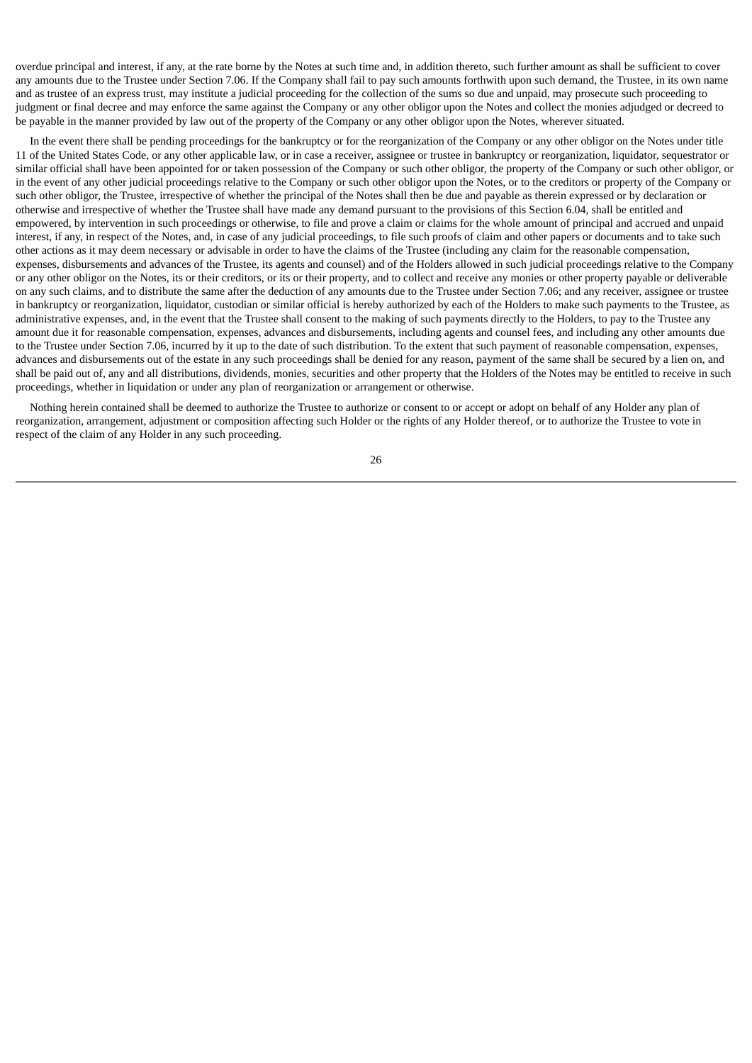overdue principal and interest, if any, at the rate borne by the Notes at such time and, in addition thereto, such further amount as shall be sufficient to cover any amounts due to the Trustee under Section 7.06. If the Company shall fail to pay such amounts forthwith upon such demand, the Trustee, in its own name and as trustee of an express trust, may institute a judicial proceeding for the collection of the sums so due and unpaid, may prosecute such proceeding to judgment or final decree and may enforce the same against the Company or any other obligor upon the Notes and collect the monies adjudged or decreed to be payable in the manner provided by law out of the property of the Company or any other obligor upon the Notes, wherever situated.

In the event there shall be pending proceedings for the bankruptcy or for the reorganization of the Company or any other obligor on the Notes under title 11 of the United States Code, or any other applicable law, or in case a receiver, assignee or trustee in bankruptcy or reorganization, liquidator, sequestrator or similar official shall have been appointed for or taken possession of the Company or such other obligor, the property of the Company or such other obligor, or in the event of any other judicial proceedings relative to the Company or such other obligor upon the Notes, or to the creditors or property of the Company or such other obligor, the Trustee, irrespective of whether the principal of the Notes shall then be due and payable as therein expressed or by declaration or otherwise and irrespective of whether the Trustee shall have made any demand pursuant to the provisions of this Section 6.04, shall be entitled and empowered, by intervention in such proceedings or otherwise, to file and prove a claim or claims for the whole amount of principal and accrued and unpaid interest, if any, in respect of the Notes, and, in case of any judicial proceedings, to file such proofs of claim and other papers or documents and to take such other actions as it may deem necessary or advisable in order to have the claims of the Trustee (including any claim for the reasonable compensation, expenses, disbursements and advances of the Trustee, its agents and counsel) and of the Holders allowed in such judicial proceedings relative to the Company or any other obligor on the Notes, its or their creditors, or its or their property, and to collect and receive any monies or other property payable or deliverable on any such claims, and to distribute the same after the deduction of any amounts due to the Trustee under Section 7.06; and any receiver, assignee or trustee in bankruptcy or reorganization, liquidator, custodian or similar official is hereby authorized by each of the Holders to make such payments to the Trustee, as administrative expenses, and, in the event that the Trustee shall consent to the making of such payments directly to the Holders, to pay to the Trustee any amount due it for reasonable compensation, expenses, advances and disbursements, including agents and counsel fees, and including any other amounts due to the Trustee under Section 7.06, incurred by it up to the date of such distribution. To the extent that such payment of reasonable compensation, expenses, advances and disbursements out of the estate in any such proceedings shall be denied for any reason, payment of the same shall be secured by a lien on, and shall be paid out of, any and all distributions, dividends, monies, securities and other property that the Holders of the Notes may be entitled to receive in such proceedings, whether in liquidation or under any plan of reorganization or arrangement or otherwise.

Nothing herein contained shall be deemed to authorize the Trustee to authorize or consent to or accept or adopt on behalf of any Holder any plan of reorganization, arrangement, adjustment or composition affecting such Holder or the rights of any Holder thereof, or to authorize the Trustee to vote in respect of the claim of any Holder in any such proceeding.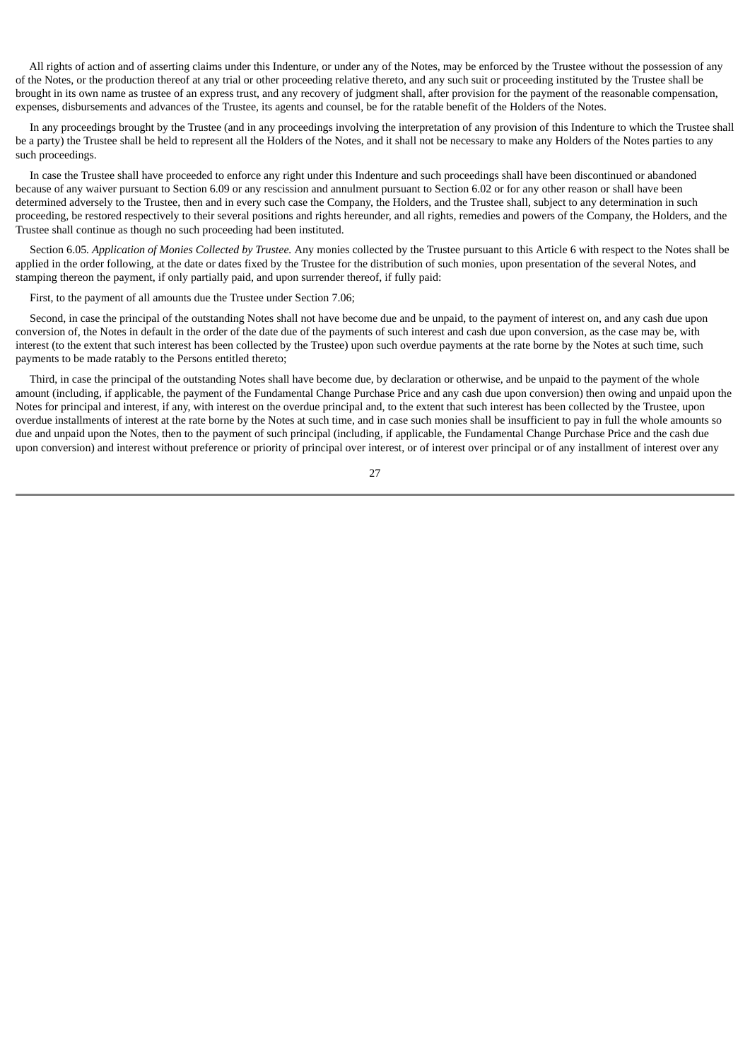All rights of action and of asserting claims under this Indenture, or under any of the Notes, may be enforced by the Trustee without the possession of any of the Notes, or the production thereof at any trial or other proceeding relative thereto, and any such suit or proceeding instituted by the Trustee shall be brought in its own name as trustee of an express trust, and any recovery of judgment shall, after provision for the payment of the reasonable compensation, expenses, disbursements and advances of the Trustee, its agents and counsel, be for the ratable benefit of the Holders of the Notes.

In any proceedings brought by the Trustee (and in any proceedings involving the interpretation of any provision of this Indenture to which the Trustee shall be a party) the Trustee shall be held to represent all the Holders of the Notes, and it shall not be necessary to make any Holders of the Notes parties to any such proceedings.

In case the Trustee shall have proceeded to enforce any right under this Indenture and such proceedings shall have been discontinued or abandoned because of any waiver pursuant to Section 6.09 or any rescission and annulment pursuant to Section 6.02 or for any other reason or shall have been determined adversely to the Trustee, then and in every such case the Company, the Holders, and the Trustee shall, subject to any determination in such proceeding, be restored respectively to their several positions and rights hereunder, and all rights, remedies and powers of the Company, the Holders, and the Trustee shall continue as though no such proceeding had been instituted.

Section 6.05. *Application of Monies Collected by Trustee.* Any monies collected by the Trustee pursuant to this Article 6 with respect to the Notes shall be applied in the order following, at the date or dates fixed by the Trustee for the distribution of such monies, upon presentation of the several Notes, and stamping thereon the payment, if only partially paid, and upon surrender thereof, if fully paid:

First, to the payment of all amounts due the Trustee under Section 7.06;

Second, in case the principal of the outstanding Notes shall not have become due and be unpaid, to the payment of interest on, and any cash due upon conversion of, the Notes in default in the order of the date due of the payments of such interest and cash due upon conversion, as the case may be, with interest (to the extent that such interest has been collected by the Trustee) upon such overdue payments at the rate borne by the Notes at such time, such payments to be made ratably to the Persons entitled thereto;

Third, in case the principal of the outstanding Notes shall have become due, by declaration or otherwise, and be unpaid to the payment of the whole amount (including, if applicable, the payment of the Fundamental Change Purchase Price and any cash due upon conversion) then owing and unpaid upon the Notes for principal and interest, if any, with interest on the overdue principal and, to the extent that such interest has been collected by the Trustee, upon overdue installments of interest at the rate borne by the Notes at such time, and in case such monies shall be insufficient to pay in full the whole amounts so due and unpaid upon the Notes, then to the payment of such principal (including, if applicable, the Fundamental Change Purchase Price and the cash due upon conversion) and interest without preference or priority of principal over interest, or of interest over principal or of any installment of interest over any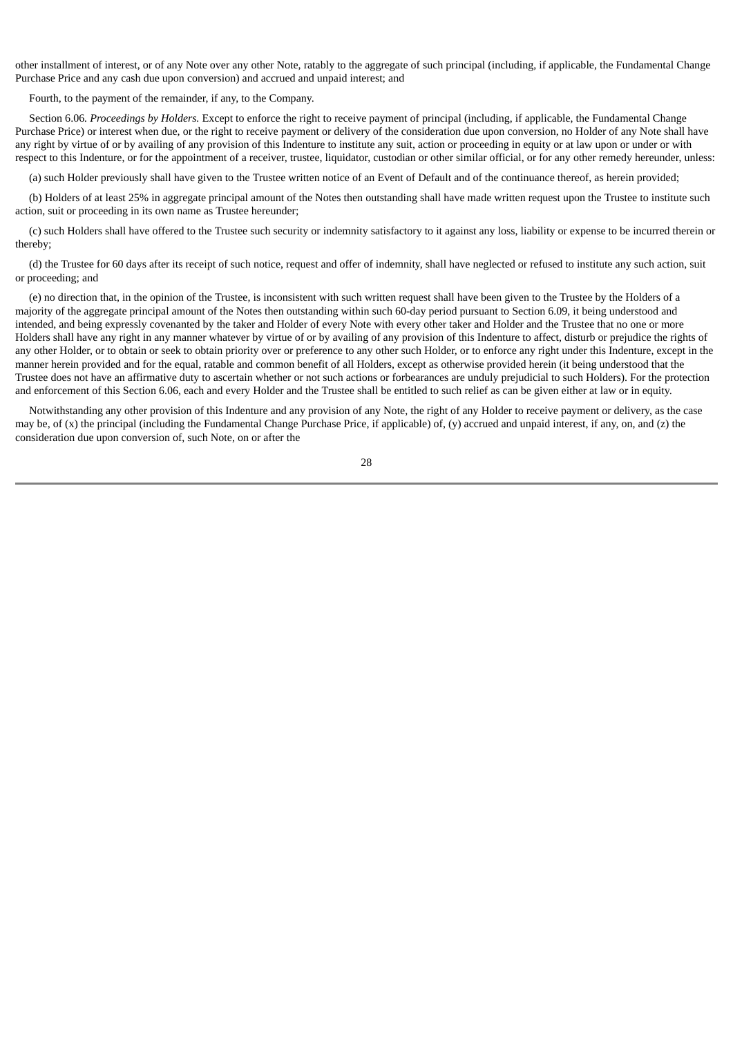other installment of interest, or of any Note over any other Note, ratably to the aggregate of such principal (including, if applicable, the Fundamental Change Purchase Price and any cash due upon conversion) and accrued and unpaid interest; and

Fourth, to the payment of the remainder, if any, to the Company.

Section 6.06. *Proceedings by Holders.* Except to enforce the right to receive payment of principal (including, if applicable, the Fundamental Change Purchase Price) or interest when due, or the right to receive payment or delivery of the consideration due upon conversion, no Holder of any Note shall have any right by virtue of or by availing of any provision of this Indenture to institute any suit, action or proceeding in equity or at law upon or under or with respect to this Indenture, or for the appointment of a receiver, trustee, liquidator, custodian or other similar official, or for any other remedy hereunder, unless:

(a) such Holder previously shall have given to the Trustee written notice of an Event of Default and of the continuance thereof, as herein provided;

(b) Holders of at least 25% in aggregate principal amount of the Notes then outstanding shall have made written request upon the Trustee to institute such action, suit or proceeding in its own name as Trustee hereunder;

(c) such Holders shall have offered to the Trustee such security or indemnity satisfactory to it against any loss, liability or expense to be incurred therein or thereby;

(d) the Trustee for 60 days after its receipt of such notice, request and offer of indemnity, shall have neglected or refused to institute any such action, suit or proceeding; and

(e) no direction that, in the opinion of the Trustee, is inconsistent with such written request shall have been given to the Trustee by the Holders of a majority of the aggregate principal amount of the Notes then outstanding within such 60-day period pursuant to Section 6.09, it being understood and intended, and being expressly covenanted by the taker and Holder of every Note with every other taker and Holder and the Trustee that no one or more Holders shall have any right in any manner whatever by virtue of or by availing of any provision of this Indenture to affect, disturb or prejudice the rights of any other Holder, or to obtain or seek to obtain priority over or preference to any other such Holder, or to enforce any right under this Indenture, except in the manner herein provided and for the equal, ratable and common benefit of all Holders, except as otherwise provided herein (it being understood that the Trustee does not have an affirmative duty to ascertain whether or not such actions or forbearances are unduly prejudicial to such Holders). For the protection and enforcement of this Section 6.06, each and every Holder and the Trustee shall be entitled to such relief as can be given either at law or in equity.

Notwithstanding any other provision of this Indenture and any provision of any Note, the right of any Holder to receive payment or delivery, as the case may be, of (x) the principal (including the Fundamental Change Purchase Price, if applicable) of, (y) accrued and unpaid interest, if any, on, and (z) the consideration due upon conversion of, such Note, on or after the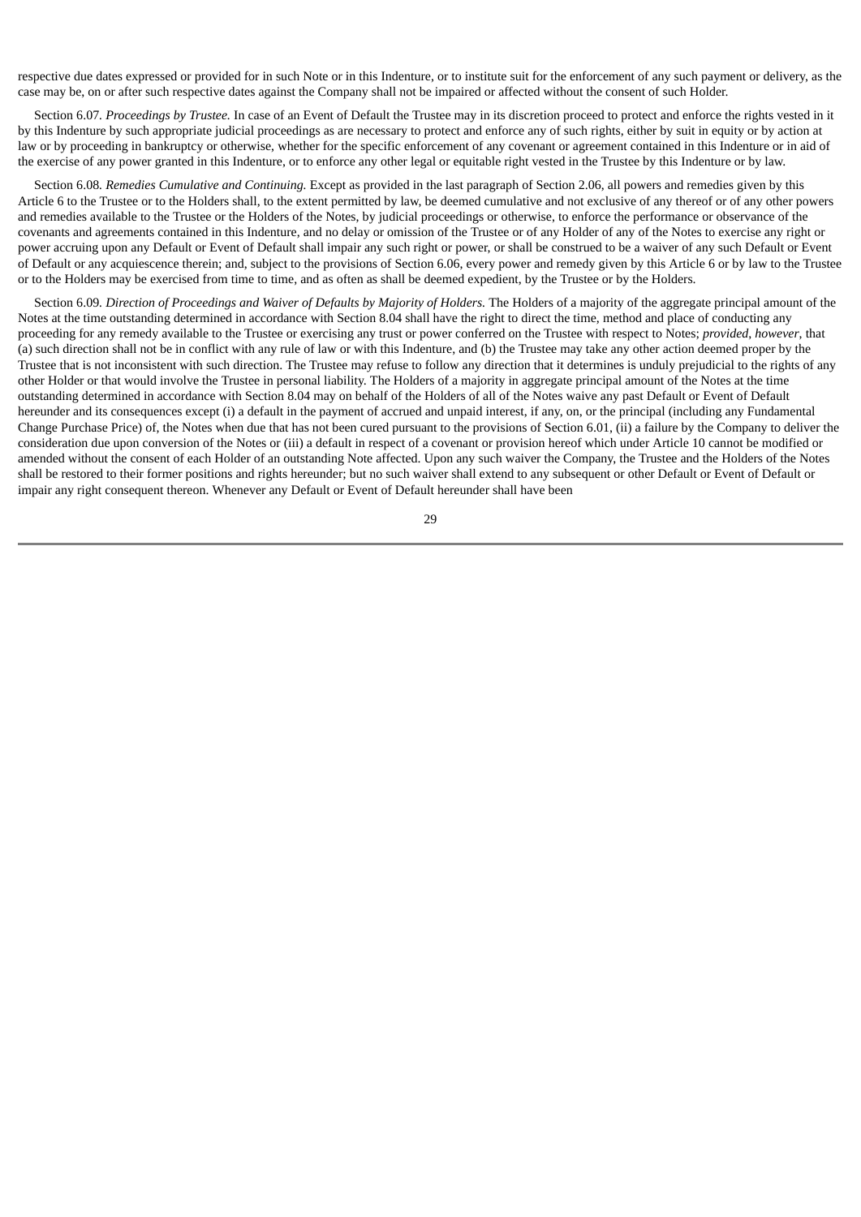respective due dates expressed or provided for in such Note or in this Indenture, or to institute suit for the enforcement of any such payment or delivery, as the case may be, on or after such respective dates against the Company shall not be impaired or affected without the consent of such Holder.

Section 6.07. *Proceedings by Trustee.* In case of an Event of Default the Trustee may in its discretion proceed to protect and enforce the rights vested in it by this Indenture by such appropriate judicial proceedings as are necessary to protect and enforce any of such rights, either by suit in equity or by action at law or by proceeding in bankruptcy or otherwise, whether for the specific enforcement of any covenant or agreement contained in this Indenture or in aid of the exercise of any power granted in this Indenture, or to enforce any other legal or equitable right vested in the Trustee by this Indenture or by law.

Section 6.08. *Remedies Cumulative and Continuing.* Except as provided in the last paragraph of Section 2.06, all powers and remedies given by this Article 6 to the Trustee or to the Holders shall, to the extent permitted by law, be deemed cumulative and not exclusive of any thereof or of any other powers and remedies available to the Trustee or the Holders of the Notes, by judicial proceedings or otherwise, to enforce the performance or observance of the covenants and agreements contained in this Indenture, and no delay or omission of the Trustee or of any Holder of any of the Notes to exercise any right or power accruing upon any Default or Event of Default shall impair any such right or power, or shall be construed to be a waiver of any such Default or Event of Default or any acquiescence therein; and, subject to the provisions of Section 6.06, every power and remedy given by this Article 6 or by law to the Trustee or to the Holders may be exercised from time to time, and as often as shall be deemed expedient, by the Trustee or by the Holders.

Section 6.09. *Direction of Proceedings and Waiver of Defaults by Majority of Holders.* The Holders of a majority of the aggregate principal amount of the Notes at the time outstanding determined in accordance with Section 8.04 shall have the right to direct the time, method and place of conducting any proceeding for any remedy available to the Trustee or exercising any trust or power conferred on the Trustee with respect to Notes; *provided*, *however*, that (a) such direction shall not be in conflict with any rule of law or with this Indenture, and (b) the Trustee may take any other action deemed proper by the Trustee that is not inconsistent with such direction. The Trustee may refuse to follow any direction that it determines is unduly prejudicial to the rights of any other Holder or that would involve the Trustee in personal liability. The Holders of a majority in aggregate principal amount of the Notes at the time outstanding determined in accordance with Section 8.04 may on behalf of the Holders of all of the Notes waive any past Default or Event of Default hereunder and its consequences except (i) a default in the payment of accrued and unpaid interest, if any, on, or the principal (including any Fundamental Change Purchase Price) of, the Notes when due that has not been cured pursuant to the provisions of Section 6.01, (ii) a failure by the Company to deliver the consideration due upon conversion of the Notes or (iii) a default in respect of a covenant or provision hereof which under Article 10 cannot be modified or amended without the consent of each Holder of an outstanding Note affected. Upon any such waiver the Company, the Trustee and the Holders of the Notes shall be restored to their former positions and rights hereunder; but no such waiver shall extend to any subsequent or other Default or Event of Default or impair any right consequent thereon. Whenever any Default or Event of Default hereunder shall have been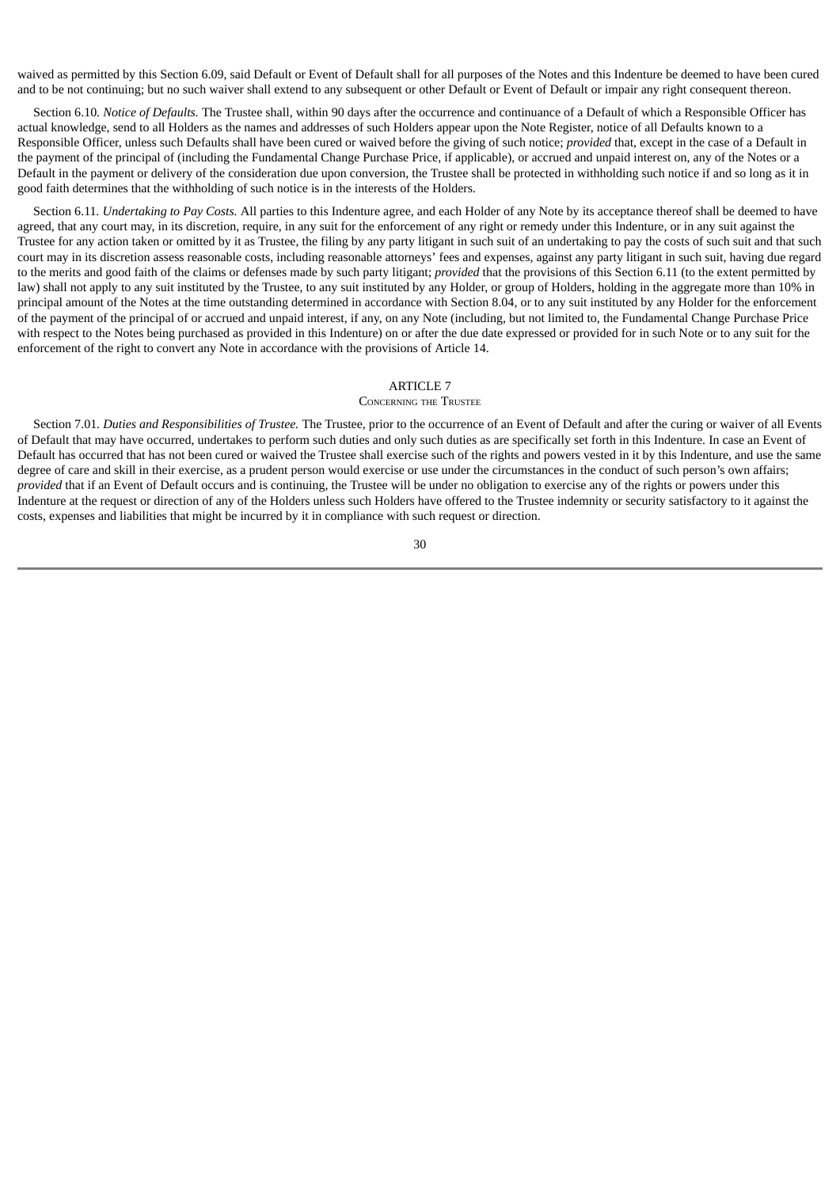waived as permitted by this Section 6.09, said Default or Event of Default shall for all purposes of the Notes and this Indenture be deemed to have been cured and to be not continuing; but no such waiver shall extend to any subsequent or other Default or Event of Default or impair any right consequent thereon.

Section 6.10. *Notice of Defaults.* The Trustee shall, within 90 days after the occurrence and continuance of a Default of which a Responsible Officer has actual knowledge, send to all Holders as the names and addresses of such Holders appear upon the Note Register, notice of all Defaults known to a Responsible Officer, unless such Defaults shall have been cured or waived before the giving of such notice; *provided* that, except in the case of a Default in the payment of the principal of (including the Fundamental Change Purchase Price, if applicable), or accrued and unpaid interest on, any of the Notes or a Default in the payment or delivery of the consideration due upon conversion, the Trustee shall be protected in withholding such notice if and so long as it in good faith determines that the withholding of such notice is in the interests of the Holders.

Section 6.11. *Undertaking to Pay Costs.* All parties to this Indenture agree, and each Holder of any Note by its acceptance thereof shall be deemed to have agreed, that any court may, in its discretion, require, in any suit for the enforcement of any right or remedy under this Indenture, or in any suit against the Trustee for any action taken or omitted by it as Trustee, the filing by any party litigant in such suit of an undertaking to pay the costs of such suit and that such court may in its discretion assess reasonable costs, including reasonable attorneys' fees and expenses, against any party litigant in such suit, having due regard to the merits and good faith of the claims or defenses made by such party litigant; *provided* that the provisions of this Section 6.11 (to the extent permitted by law) shall not apply to any suit instituted by the Trustee, to any suit instituted by any Holder, or group of Holders, holding in the aggregate more than 10% in principal amount of the Notes at the time outstanding determined in accordance with Section 8.04, or to any suit instituted by any Holder for the enforcement of the payment of the principal of or accrued and unpaid interest, if any, on any Note (including, but not limited to, the Fundamental Change Purchase Price with respect to the Notes being purchased as provided in this Indenture) on or after the due date expressed or provided for in such Note or to any suit for the enforcement of the right to convert any Note in accordance with the provisions of Article 14.

## ARTICLE 7
### Concerning the Trustee

Section 7.01. *Duties and Responsibilities of Trustee.* The Trustee, prior to the occurrence of an Event of Default and after the curing or waiver of all Events of Default that may have occurred, undertakes to perform such duties and only such duties as are specifically set forth in this Indenture. In case an Event of Default has occurred that has not been cured or waived the Trustee shall exercise such of the rights and powers vested in it by this Indenture, and use the same degree of care and skill in their exercise, as a prudent person would exercise or use under the circumstances in the conduct of such person's own affairs; *provided* that if an Event of Default occurs and is continuing, the Trustee will be under no obligation to exercise any of the rights or powers under this Indenture at the request or direction of any of the Holders unless such Holders have offered to the Trustee indemnity or security satisfactory to it against the costs, expenses and liabilities that might be incurred by it in compliance with such request or direction.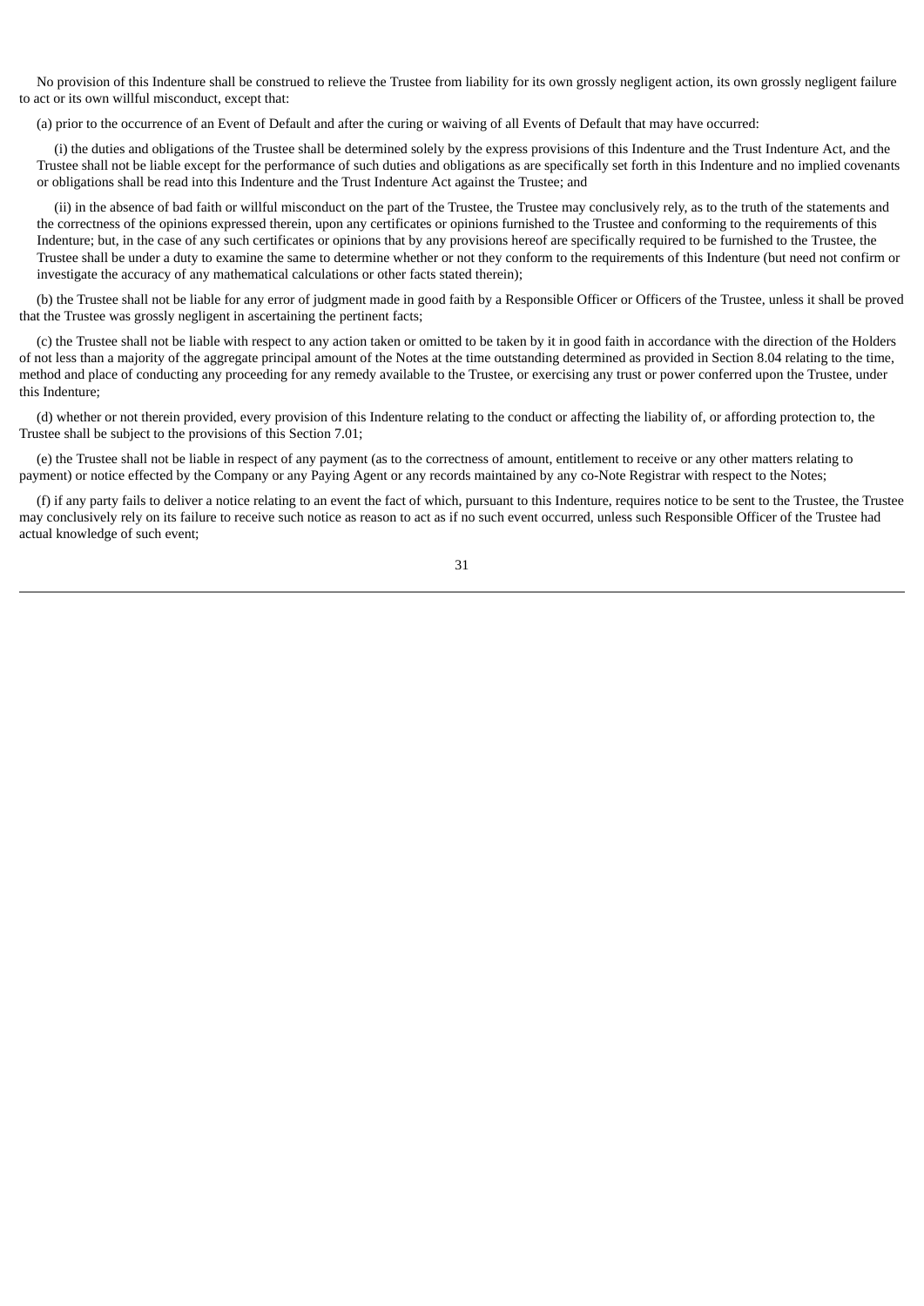No provision of this Indenture shall be construed to relieve the Trustee from liability for its own grossly negligent action, its own grossly negligent failure to act or its own willful misconduct, except that:

(a) prior to the occurrence of an Event of Default and after the curing or waiving of all Events of Default that may have occurred:

(i) the duties and obligations of the Trustee shall be determined solely by the express provisions of this Indenture and the Trust Indenture Act, and the Trustee shall not be liable except for the performance of such duties and obligations as are specifically set forth in this Indenture and no implied covenants or obligations shall be read into this Indenture and the Trust Indenture Act against the Trustee; and

(ii) in the absence of bad faith or willful misconduct on the part of the Trustee, the Trustee may conclusively rely, as to the truth of the statements and the correctness of the opinions expressed therein, upon any certificates or opinions furnished to the Trustee and conforming to the requirements of this Indenture; but, in the case of any such certificates or opinions that by any provisions hereof are specifically required to be furnished to the Trustee, the Trustee shall be under a duty to examine the same to determine whether or not they conform to the requirements of this Indenture (but need not confirm or investigate the accuracy of any mathematical calculations or other facts stated therein);

(b) the Trustee shall not be liable for any error of judgment made in good faith by a Responsible Officer or Officers of the Trustee, unless it shall be proved that the Trustee was grossly negligent in ascertaining the pertinent facts;

(c) the Trustee shall not be liable with respect to any action taken or omitted to be taken by it in good faith in accordance with the direction of the Holders of not less than a majority of the aggregate principal amount of the Notes at the time outstanding determined as provided in Section 8.04 relating to the time, method and place of conducting any proceeding for any remedy available to the Trustee, or exercising any trust or power conferred upon the Trustee, under this Indenture;

(d) whether or not therein provided, every provision of this Indenture relating to the conduct or affecting the liability of, or affording protection to, the Trustee shall be subject to the provisions of this Section 7.01;

(e) the Trustee shall not be liable in respect of any payment (as to the correctness of amount, entitlement to receive or any other matters relating to payment) or notice effected by the Company or any Paying Agent or any records maintained by any co-Note Registrar with respect to the Notes;

(f) if any party fails to deliver a notice relating to an event the fact of which, pursuant to this Indenture, requires notice to be sent to the Trustee, the Trustee may conclusively rely on its failure to receive such notice as reason to act as if no such event occurred, unless such Responsible Officer of the Trustee had actual knowledge of such event;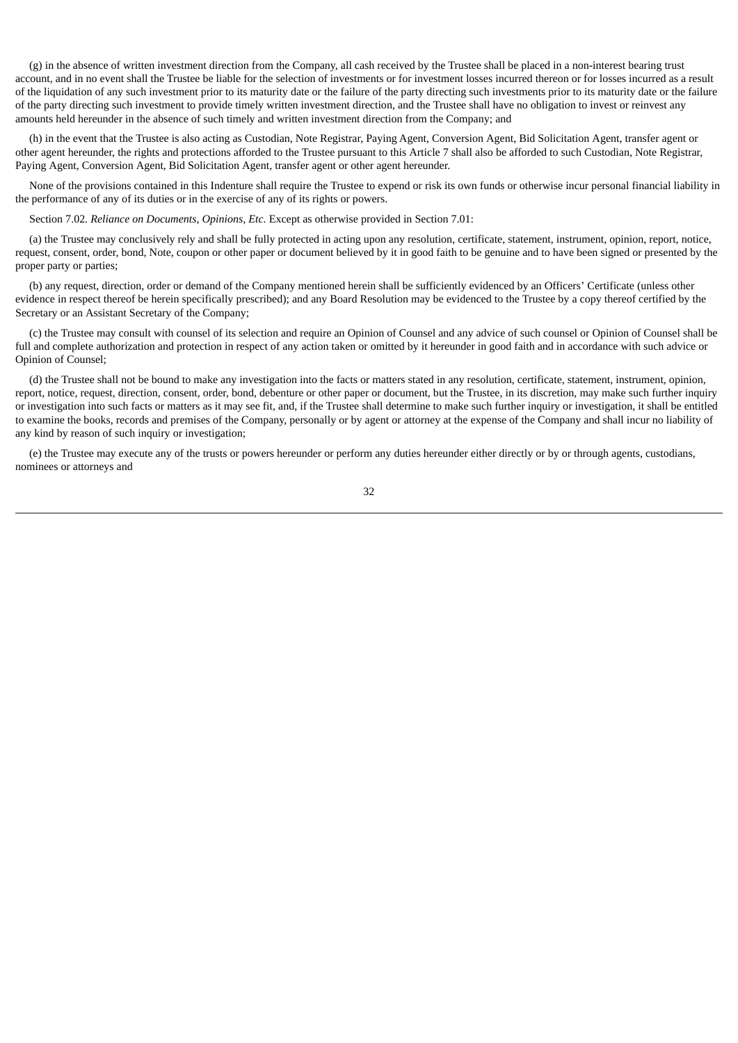(g) in the absence of written investment direction from the Company, all cash received by the Trustee shall be placed in a non-interest bearing trust account, and in no event shall the Trustee be liable for the selection of investments or for investment losses incurred thereon or for losses incurred as a result of the liquidation of any such investment prior to its maturity date or the failure of the party directing such investments prior to its maturity date or the failure of the party directing such investment to provide timely written investment direction, and the Trustee shall have no obligation to invest or reinvest any amounts held hereunder in the absence of such timely and written investment direction from the Company; and

(h) in the event that the Trustee is also acting as Custodian, Note Registrar, Paying Agent, Conversion Agent, Bid Solicitation Agent, transfer agent or other agent hereunder, the rights and protections afforded to the Trustee pursuant to this Article 7 shall also be afforded to such Custodian, Note Registrar, Paying Agent, Conversion Agent, Bid Solicitation Agent, transfer agent or other agent hereunder.

None of the provisions contained in this Indenture shall require the Trustee to expend or risk its own funds or otherwise incur personal financial liability in the performance of any of its duties or in the exercise of any of its rights or powers.

Section 7.02. *Reliance on Documents, Opinions, Etc*. Except as otherwise provided in Section 7.01:

(a) the Trustee may conclusively rely and shall be fully protected in acting upon any resolution, certificate, statement, instrument, opinion, report, notice, request, consent, order, bond, Note, coupon or other paper or document believed by it in good faith to be genuine and to have been signed or presented by the proper party or parties;

(b) any request, direction, order or demand of the Company mentioned herein shall be sufficiently evidenced by an Officers' Certificate (unless other evidence in respect thereof be herein specifically prescribed); and any Board Resolution may be evidenced to the Trustee by a copy thereof certified by the Secretary or an Assistant Secretary of the Company;

(c) the Trustee may consult with counsel of its selection and require an Opinion of Counsel and any advice of such counsel or Opinion of Counsel shall be full and complete authorization and protection in respect of any action taken or omitted by it hereunder in good faith and in accordance with such advice or Opinion of Counsel;

(d) the Trustee shall not be bound to make any investigation into the facts or matters stated in any resolution, certificate, statement, instrument, opinion, report, notice, request, direction, consent, order, bond, debenture or other paper or document, but the Trustee, in its discretion, may make such further inquiry or investigation into such facts or matters as it may see fit, and, if the Trustee shall determine to make such further inquiry or investigation, it shall be entitled to examine the books, records and premises of the Company, personally or by agent or attorney at the expense of the Company and shall incur no liability of any kind by reason of such inquiry or investigation;

(e) the Trustee may execute any of the trusts or powers hereunder or perform any duties hereunder either directly or by or through agents, custodians, nominees or attorneys and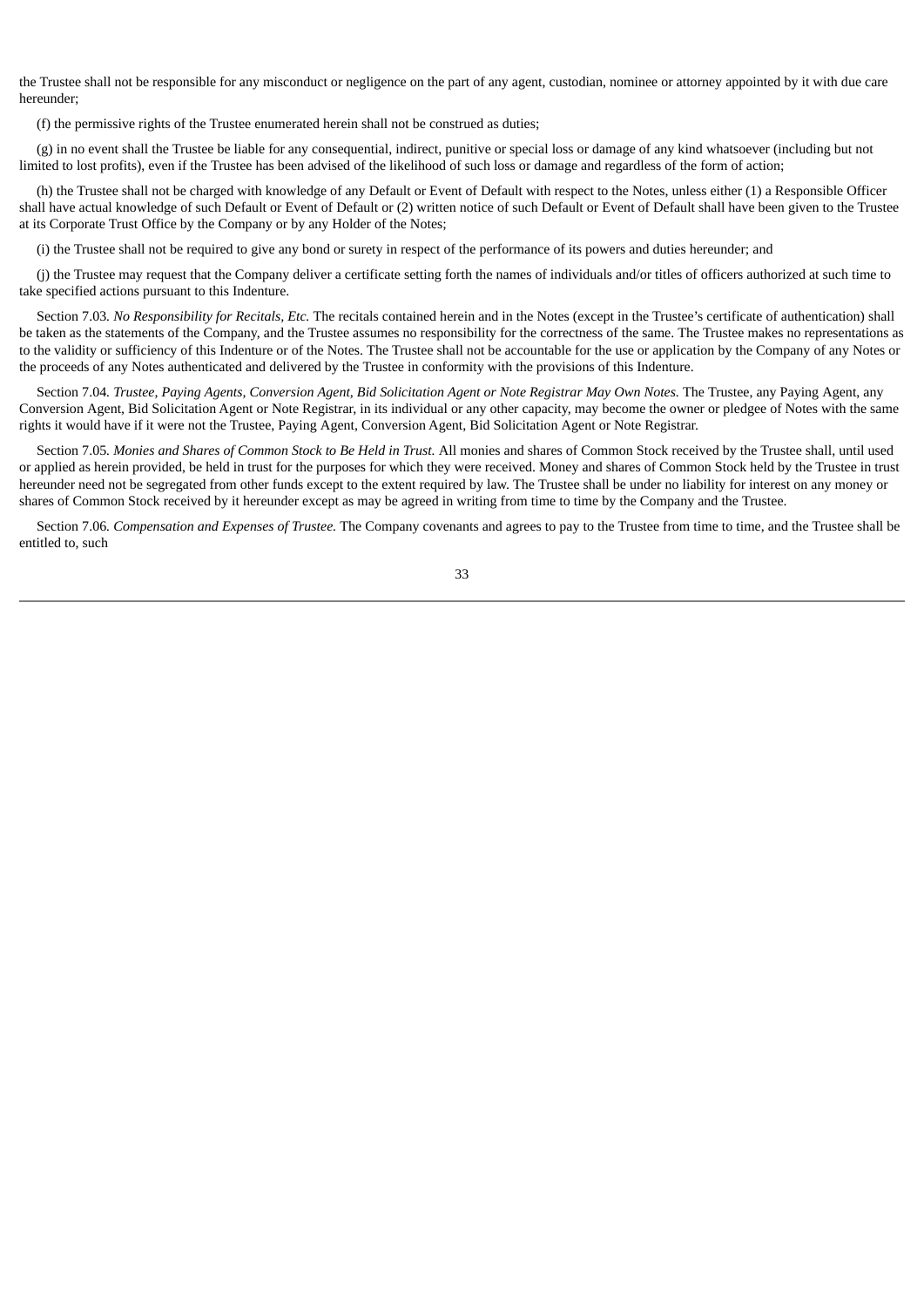the Trustee shall not be responsible for any misconduct or negligence on the part of any agent, custodian, nominee or attorney appointed by it with due care hereunder;

(f) the permissive rights of the Trustee enumerated herein shall not be construed as duties;

(g) in no event shall the Trustee be liable for any consequential, indirect, punitive or special loss or damage of any kind whatsoever (including but not limited to lost profits), even if the Trustee has been advised of the likelihood of such loss or damage and regardless of the form of action;

(h) the Trustee shall not be charged with knowledge of any Default or Event of Default with respect to the Notes, unless either (1) a Responsible Officer shall have actual knowledge of such Default or Event of Default or (2) written notice of such Default or Event of Default shall have been given to the Trustee at its Corporate Trust Office by the Company or by any Holder of the Notes;

(i) the Trustee shall not be required to give any bond or surety in respect of the performance of its powers and duties hereunder; and

(j) the Trustee may request that the Company deliver a certificate setting forth the names of individuals and/or titles of officers authorized at such time to take specified actions pursuant to this Indenture.

Section 7.03. *No Responsibility for Recitals, Etc.* The recitals contained herein and in the Notes (except in the Trustee's certificate of authentication) shall be taken as the statements of the Company, and the Trustee assumes no responsibility for the correctness of the same. The Trustee makes no representations as to the validity or sufficiency of this Indenture or of the Notes. The Trustee shall not be accountable for the use or application by the Company of any Notes or the proceeds of any Notes authenticated and delivered by the Trustee in conformity with the provisions of this Indenture.

Section 7.04. *Trustee, Paying Agents, Conversion Agent, Bid Solicitation Agent or Note Registrar May Own Notes.* The Trustee, any Paying Agent, any Conversion Agent, Bid Solicitation Agent or Note Registrar, in its individual or any other capacity, may become the owner or pledgee of Notes with the same rights it would have if it were not the Trustee, Paying Agent, Conversion Agent, Bid Solicitation Agent or Note Registrar.

Section 7.05. *Monies and Shares of Common Stock to Be Held in Trust.* All monies and shares of Common Stock received by the Trustee shall, until used or applied as herein provided, be held in trust for the purposes for which they were received. Money and shares of Common Stock held by the Trustee in trust hereunder need not be segregated from other funds except to the extent required by law. The Trustee shall be under no liability for interest on any money or shares of Common Stock received by it hereunder except as may be agreed in writing from time to time by the Company and the Trustee.

Section 7.06. *Compensation and Expenses of Trustee.* The Company covenants and agrees to pay to the Trustee from time to time, and the Trustee shall be entitled to, such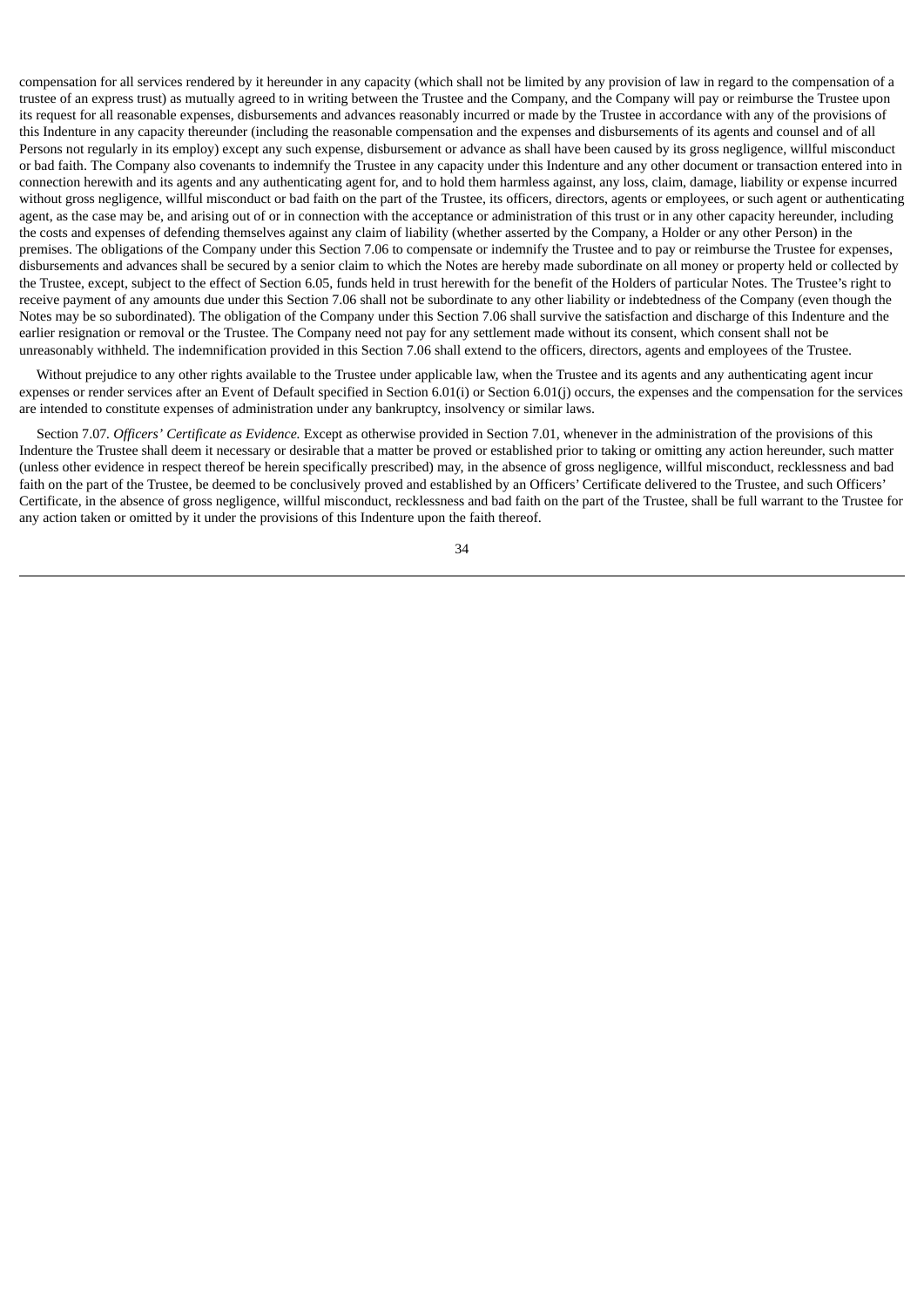compensation for all services rendered by it hereunder in any capacity (which shall not be limited by any provision of law in regard to the compensation of a trustee of an express trust) as mutually agreed to in writing between the Trustee and the Company, and the Company will pay or reimburse the Trustee upon its request for all reasonable expenses, disbursements and advances reasonably incurred or made by the Trustee in accordance with any of the provisions of this Indenture in any capacity thereunder (including the reasonable compensation and the expenses and disbursements of its agents and counsel and of all Persons not regularly in its employ) except any such expense, disbursement or advance as shall have been caused by its gross negligence, willful misconduct or bad faith. The Company also covenants to indemnify the Trustee in any capacity under this Indenture and any other document or transaction entered into in connection herewith and its agents and any authenticating agent for, and to hold them harmless against, any loss, claim, damage, liability or expense incurred without gross negligence, willful misconduct or bad faith on the part of the Trustee, its officers, directors, agents or employees, or such agent or authenticating agent, as the case may be, and arising out of or in connection with the acceptance or administration of this trust or in any other capacity hereunder, including the costs and expenses of defending themselves against any claim of liability (whether asserted by the Company, a Holder or any other Person) in the premises. The obligations of the Company under this Section 7.06 to compensate or indemnify the Trustee and to pay or reimburse the Trustee for expenses, disbursements and advances shall be secured by a senior claim to which the Notes are hereby made subordinate on all money or property held or collected by the Trustee, except, subject to the effect of Section 6.05, funds held in trust herewith for the benefit of the Holders of particular Notes. The Trustee's right to receive payment of any amounts due under this Section 7.06 shall not be subordinate to any other liability or indebtedness of the Company (even though the Notes may be so subordinated). The obligation of the Company under this Section 7.06 shall survive the satisfaction and discharge of this Indenture and the earlier resignation or removal or the Trustee. The Company need not pay for any settlement made without its consent, which consent shall not be unreasonably withheld. The indemnification provided in this Section 7.06 shall extend to the officers, directors, agents and employees of the Trustee.

Without prejudice to any other rights available to the Trustee under applicable law, when the Trustee and its agents and any authenticating agent incur expenses or render services after an Event of Default specified in Section 6.01(i) or Section 6.01(j) occurs, the expenses and the compensation for the services are intended to constitute expenses of administration under any bankruptcy, insolvency or similar laws.

Section 7.07. *Officers' Certificate as Evidence.* Except as otherwise provided in Section 7.01, whenever in the administration of the provisions of this Indenture the Trustee shall deem it necessary or desirable that a matter be proved or established prior to taking or omitting any action hereunder, such matter (unless other evidence in respect thereof be herein specifically prescribed) may, in the absence of gross negligence, willful misconduct, recklessness and bad faith on the part of the Trustee, be deemed to be conclusively proved and established by an Officers' Certificate delivered to the Trustee, and such Officers' Certificate, in the absence of gross negligence, willful misconduct, recklessness and bad faith on the part of the Trustee, shall be full warrant to the Trustee for any action taken or omitted by it under the provisions of this Indenture upon the faith thereof.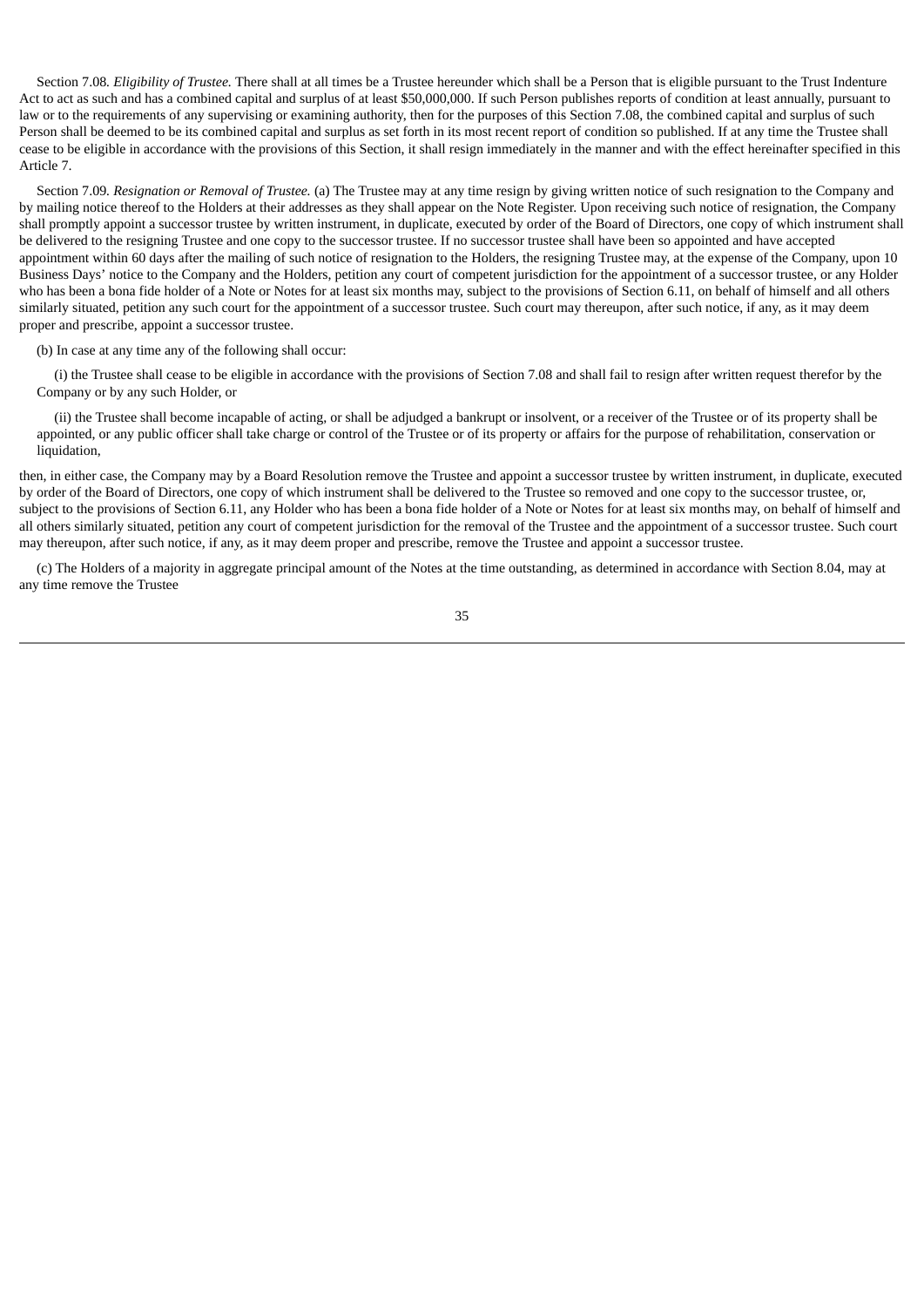Section 7.08. *Eligibility of Trustee.* There shall at all times be a Trustee hereunder which shall be a Person that is eligible pursuant to the Trust Indenture Act to act as such and has a combined capital and surplus of at least $50,000,000. If such Person publishes reports of condition at least annually, pursuant to law or to the requirements of any supervising or examining authority, then for the purposes of this Section 7.08, the combined capital and surplus of such Person shall be deemed to be its combined capital and surplus as set forth in its most recent report of condition so published. If at any time the Trustee shall cease to be eligible in accordance with the provisions of this Section, it shall resign immediately in the manner and with the effect hereinafter specified in this Article 7.

Section 7.09. *Resignation or Removal of Trustee.* (a) The Trustee may at any time resign by giving written notice of such resignation to the Company and by mailing notice thereof to the Holders at their addresses as they shall appear on the Note Register. Upon receiving such notice of resignation, the Company shall promptly appoint a successor trustee by written instrument, in duplicate, executed by order of the Board of Directors, one copy of which instrument shall be delivered to the resigning Trustee and one copy to the successor trustee. If no successor trustee shall have been so appointed and have accepted appointment within 60 days after the mailing of such notice of resignation to the Holders, the resigning Trustee may, at the expense of the Company, upon 10 Business Days' notice to the Company and the Holders, petition any court of competent jurisdiction for the appointment of a successor trustee, or any Holder who has been a bona fide holder of a Note or Notes for at least six months may, subject to the provisions of Section 6.11, on behalf of himself and all others similarly situated, petition any such court for the appointment of a successor trustee. Such court may thereupon, after such notice, if any, as it may deem proper and prescribe, appoint a successor trustee.

(b) In case at any time any of the following shall occur:

(i) the Trustee shall cease to be eligible in accordance with the provisions of Section 7.08 and shall fail to resign after written request therefor by the Company or by any such Holder, or

(ii) the Trustee shall become incapable of acting, or shall be adjudged a bankrupt or insolvent, or a receiver of the Trustee or of its property shall be appointed, or any public officer shall take charge or control of the Trustee or of its property or affairs for the purpose of rehabilitation, conservation or liquidation,

then, in either case, the Company may by a Board Resolution remove the Trustee and appoint a successor trustee by written instrument, in duplicate, executed by order of the Board of Directors, one copy of which instrument shall be delivered to the Trustee so removed and one copy to the successor trustee, or, subject to the provisions of Section 6.11, any Holder who has been a bona fide holder of a Note or Notes for at least six months may, on behalf of himself and all others similarly situated, petition any court of competent jurisdiction for the removal of the Trustee and the appointment of a successor trustee. Such court may thereupon, after such notice, if any, as it may deem proper and prescribe, remove the Trustee and appoint a successor trustee.

(c) The Holders of a majority in aggregate principal amount of the Notes at the time outstanding, as determined in accordance with Section 8.04, may at any time remove the Trustee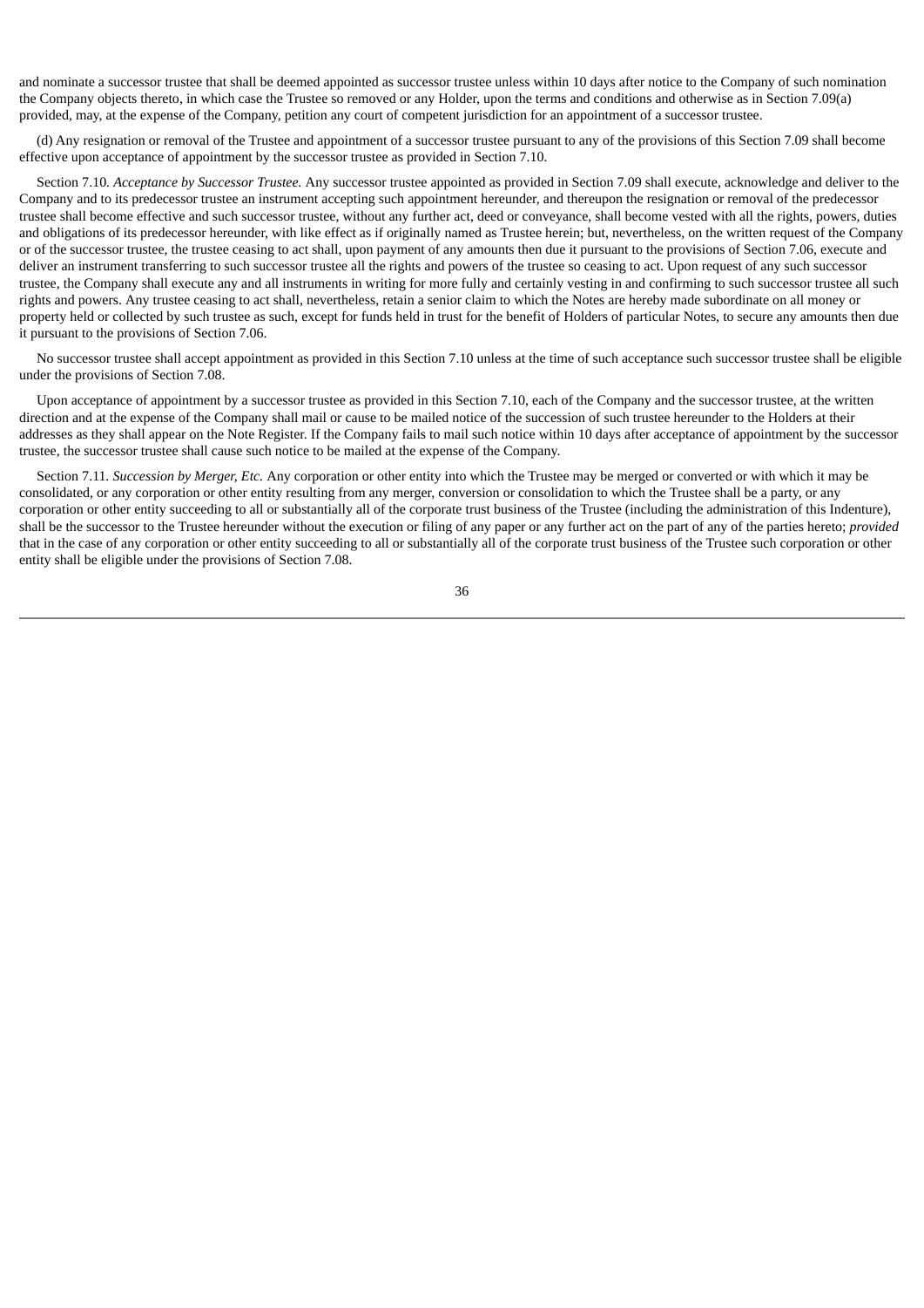and nominate a successor trustee that shall be deemed appointed as successor trustee unless within 10 days after notice to the Company of such nomination the Company objects thereto, in which case the Trustee so removed or any Holder, upon the terms and conditions and otherwise as in Section 7.09(a) provided, may, at the expense of the Company, petition any court of competent jurisdiction for an appointment of a successor trustee.

(d) Any resignation or removal of the Trustee and appointment of a successor trustee pursuant to any of the provisions of this Section 7.09 shall become effective upon acceptance of appointment by the successor trustee as provided in Section 7.10.

Section 7.10. *Acceptance by Successor Trustee.* Any successor trustee appointed as provided in Section 7.09 shall execute, acknowledge and deliver to the Company and to its predecessor trustee an instrument accepting such appointment hereunder, and thereupon the resignation or removal of the predecessor trustee shall become effective and such successor trustee, without any further act, deed or conveyance, shall become vested with all the rights, powers, duties and obligations of its predecessor hereunder, with like effect as if originally named as Trustee herein; but, nevertheless, on the written request of the Company or of the successor trustee, the trustee ceasing to act shall, upon payment of any amounts then due it pursuant to the provisions of Section 7.06, execute and deliver an instrument transferring to such successor trustee all the rights and powers of the trustee so ceasing to act. Upon request of any such successor trustee, the Company shall execute any and all instruments in writing for more fully and certainly vesting in and confirming to such successor trustee all such rights and powers. Any trustee ceasing to act shall, nevertheless, retain a senior claim to which the Notes are hereby made subordinate on all money or property held or collected by such trustee as such, except for funds held in trust for the benefit of Holders of particular Notes, to secure any amounts then due it pursuant to the provisions of Section 7.06.

No successor trustee shall accept appointment as provided in this Section 7.10 unless at the time of such acceptance such successor trustee shall be eligible under the provisions of Section 7.08.

Upon acceptance of appointment by a successor trustee as provided in this Section 7.10, each of the Company and the successor trustee, at the written direction and at the expense of the Company shall mail or cause to be mailed notice of the succession of such trustee hereunder to the Holders at their addresses as they shall appear on the Note Register. If the Company fails to mail such notice within 10 days after acceptance of appointment by the successor trustee, the successor trustee shall cause such notice to be mailed at the expense of the Company.

Section 7.11. *Succession by Merger, Etc.* Any corporation or other entity into which the Trustee may be merged or converted or with which it may be consolidated, or any corporation or other entity resulting from any merger, conversion or consolidation to which the Trustee shall be a party, or any corporation or other entity succeeding to all or substantially all of the corporate trust business of the Trustee (including the administration of this Indenture), shall be the successor to the Trustee hereunder without the execution or filing of any paper or any further act on the part of any of the parties hereto; *provided* that in the case of any corporation or other entity succeeding to all or substantially all of the corporate trust business of the Trustee such corporation or other entity shall be eligible under the provisions of Section 7.08.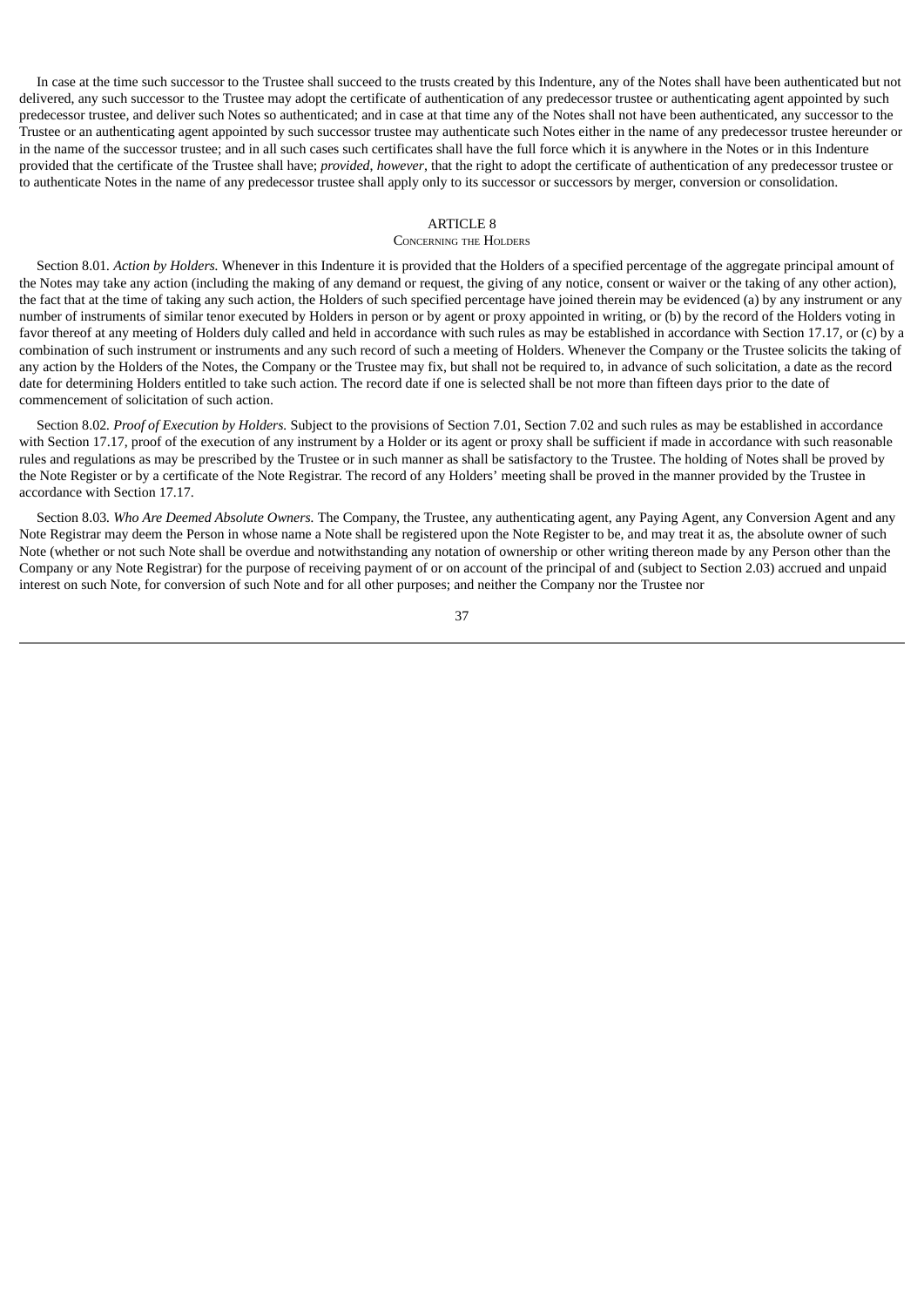In case at the time such successor to the Trustee shall succeed to the trusts created by this Indenture, any of the Notes shall have been authenticated but not delivered, any such successor to the Trustee may adopt the certificate of authentication of any predecessor trustee or authenticating agent appointed by such predecessor trustee, and deliver such Notes so authenticated; and in case at that time any of the Notes shall not have been authenticated, any successor to the Trustee or an authenticating agent appointed by such successor trustee may authenticate such Notes either in the name of any predecessor trustee hereunder or in the name of the successor trustee; and in all such cases such certificates shall have the full force which it is anywhere in the Notes or in this Indenture provided that the certificate of the Trustee shall have; *provided*, *however*, that the right to adopt the certificate of authentication of any predecessor trustee or to authenticate Notes in the name of any predecessor trustee shall apply only to its successor or successors by merger, conversion or consolidation.

# ARTICLE 8
## Concerning the Holders

Section 8.01. *Action by Holders.* Whenever in this Indenture it is provided that the Holders of a specified percentage of the aggregate principal amount of the Notes may take any action (including the making of any demand or request, the giving of any notice, consent or waiver or the taking of any other action), the fact that at the time of taking any such action, the Holders of such specified percentage have joined therein may be evidenced (a) by any instrument or any number of instruments of similar tenor executed by Holders in person or by agent or proxy appointed in writing, or (b) by the record of the Holders voting in favor thereof at any meeting of Holders duly called and held in accordance with such rules as may be established in accordance with Section 17.17, or (c) by a combination of such instrument or instruments and any such record of such a meeting of Holders. Whenever the Company or the Trustee solicits the taking of any action by the Holders of the Notes, the Company or the Trustee may fix, but shall not be required to, in advance of such solicitation, a date as the record date for determining Holders entitled to take such action. The record date if one is selected shall be not more than fifteen days prior to the date of commencement of solicitation of such action.

Section 8.02. *Proof of Execution by Holders.* Subject to the provisions of Section 7.01, Section 7.02 and such rules as may be established in accordance with Section 17.17, proof of the execution of any instrument by a Holder or its agent or proxy shall be sufficient if made in accordance with such reasonable rules and regulations as may be prescribed by the Trustee or in such manner as shall be satisfactory to the Trustee. The holding of Notes shall be proved by the Note Register or by a certificate of the Note Registrar. The record of any Holders' meeting shall be proved in the manner provided by the Trustee in accordance with Section 17.17.

Section 8.03. *Who Are Deemed Absolute Owners.* The Company, the Trustee, any authenticating agent, any Paying Agent, any Conversion Agent and any Note Registrar may deem the Person in whose name a Note shall be registered upon the Note Register to be, and may treat it as, the absolute owner of such Note (whether or not such Note shall be overdue and notwithstanding any notation of ownership or other writing thereon made by any Person other than the Company or any Note Registrar) for the purpose of receiving payment of or on account of the principal of and (subject to Section 2.03) accrued and unpaid interest on such Note, for conversion of such Note and for all other purposes; and neither the Company nor the Trustee nor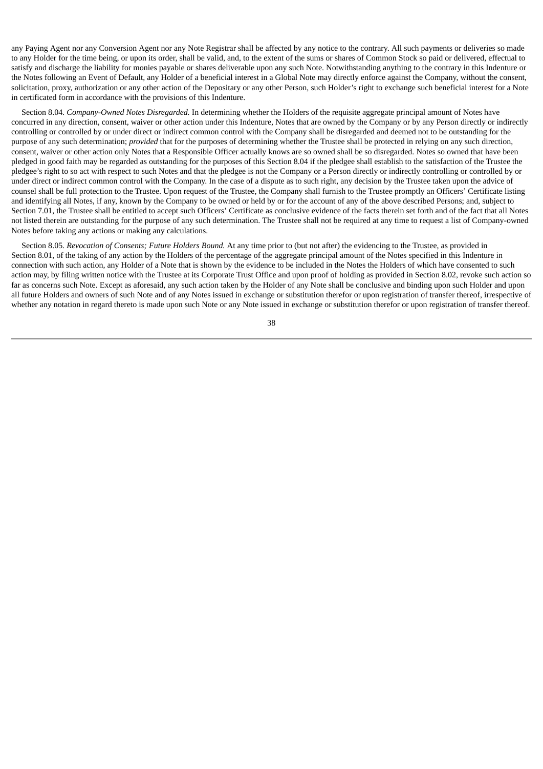any Paying Agent nor any Conversion Agent nor any Note Registrar shall be affected by any notice to the contrary. All such payments or deliveries so made to any Holder for the time being, or upon its order, shall be valid, and, to the extent of the sums or shares of Common Stock so paid or delivered, effectual to satisfy and discharge the liability for monies payable or shares deliverable upon any such Note. Notwithstanding anything to the contrary in this Indenture or the Notes following an Event of Default, any Holder of a beneficial interest in a Global Note may directly enforce against the Company, without the consent, solicitation, proxy, authorization or any other action of the Depositary or any other Person, such Holder's right to exchange such beneficial interest for a Note in certificated form in accordance with the provisions of this Indenture.

Section 8.04. *Company-Owned Notes Disregarded.* In determining whether the Holders of the requisite aggregate principal amount of Notes have concurred in any direction, consent, waiver or other action under this Indenture, Notes that are owned by the Company or by any Person directly or indirectly controlling or controlled by or under direct or indirect common control with the Company shall be disregarded and deemed not to be outstanding for the purpose of any such determination; *provided* that for the purposes of determining whether the Trustee shall be protected in relying on any such direction, consent, waiver or other action only Notes that a Responsible Officer actually knows are so owned shall be so disregarded. Notes so owned that have been pledged in good faith may be regarded as outstanding for the purposes of this Section 8.04 if the pledgee shall establish to the satisfaction of the Trustee the pledgee's right to so act with respect to such Notes and that the pledgee is not the Company or a Person directly or indirectly controlling or controlled by or under direct or indirect common control with the Company. In the case of a dispute as to such right, any decision by the Trustee taken upon the advice of counsel shall be full protection to the Trustee. Upon request of the Trustee, the Company shall furnish to the Trustee promptly an Officers' Certificate listing and identifying all Notes, if any, known by the Company to be owned or held by or for the account of any of the above described Persons; and, subject to Section 7.01, the Trustee shall be entitled to accept such Officers' Certificate as conclusive evidence of the facts therein set forth and of the fact that all Notes not listed therein are outstanding for the purpose of any such determination. The Trustee shall not be required at any time to request a list of Company-owned Notes before taking any actions or making any calculations.

Section 8.05. *Revocation of Consents; Future Holders Bound.* At any time prior to (but not after) the evidencing to the Trustee, as provided in Section 8.01, of the taking of any action by the Holders of the percentage of the aggregate principal amount of the Notes specified in this Indenture in connection with such action, any Holder of a Note that is shown by the evidence to be included in the Notes the Holders of which have consented to such action may, by filing written notice with the Trustee at its Corporate Trust Office and upon proof of holding as provided in Section 8.02, revoke such action so far as concerns such Note. Except as aforesaid, any such action taken by the Holder of any Note shall be conclusive and binding upon such Holder and upon all future Holders and owners of such Note and of any Notes issued in exchange or substitution therefor or upon registration of transfer thereof, irrespective of whether any notation in regard thereto is made upon such Note or any Note issued in exchange or substitution therefor or upon registration of transfer thereof.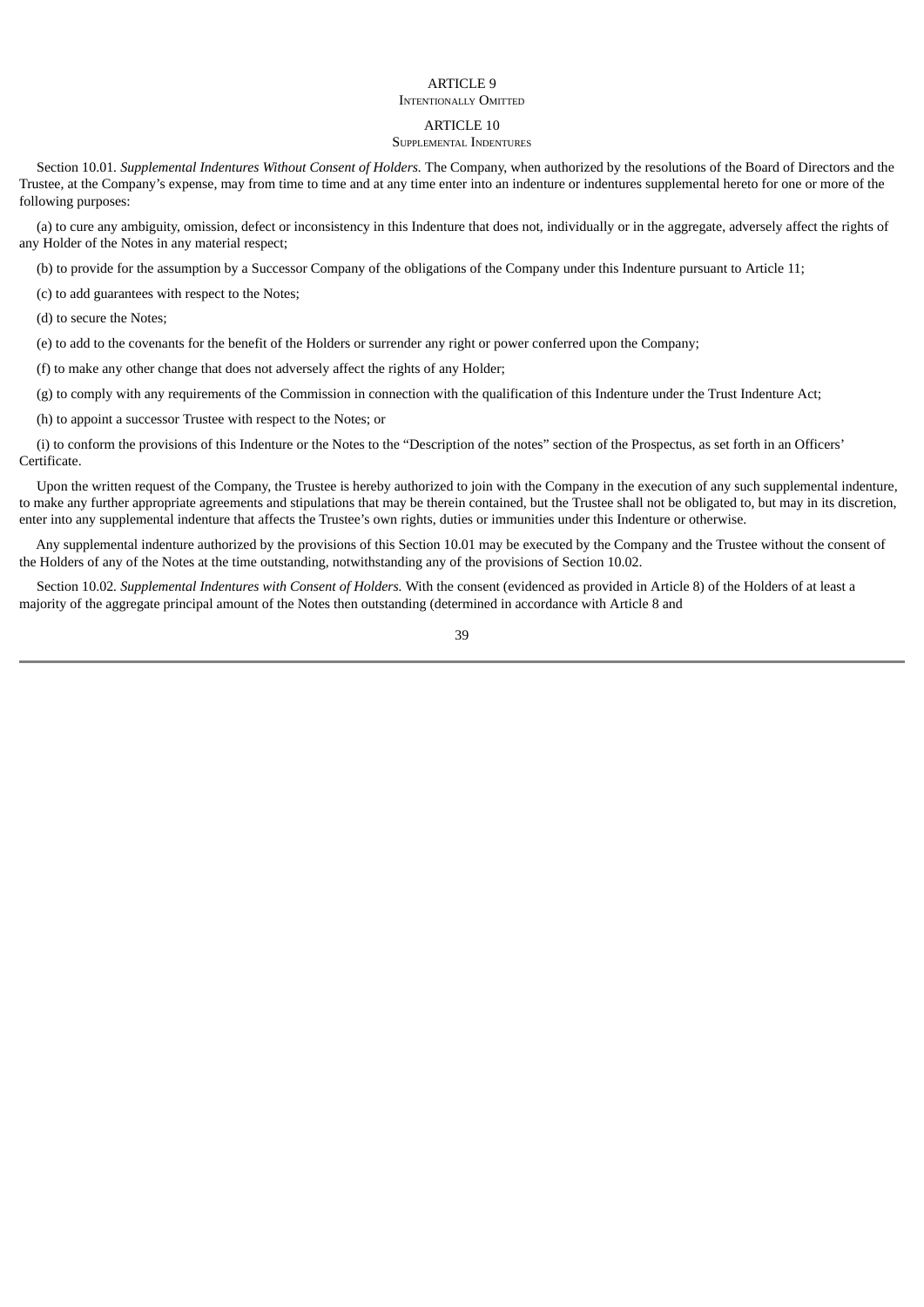## ARTICLE 9

### Intentionally Omitted

## ARTICLE 10

### Supplemental Indentures

Section 10.01. *Supplemental Indentures Without Consent of Holders.* The Company, when authorized by the resolutions of the Board of Directors and the Trustee, at the Company's expense, may from time to time and at any time enter into an indenture or indentures supplemental hereto for one or more of the following purposes:

(a) to cure any ambiguity, omission, defect or inconsistency in this Indenture that does not, individually or in the aggregate, adversely affect the rights of any Holder of the Notes in any material respect;

(b) to provide for the assumption by a Successor Company of the obligations of the Company under this Indenture pursuant to Article 11;

(c) to add guarantees with respect to the Notes;

(d) to secure the Notes;

(e) to add to the covenants for the benefit of the Holders or surrender any right or power conferred upon the Company;

(f) to make any other change that does not adversely affect the rights of any Holder;

(g) to comply with any requirements of the Commission in connection with the qualification of this Indenture under the Trust Indenture Act;

(h) to appoint a successor Trustee with respect to the Notes; or

(i) to conform the provisions of this Indenture or the Notes to the "Description of the notes" section of the Prospectus, as set forth in an Officers' Certificate.

Upon the written request of the Company, the Trustee is hereby authorized to join with the Company in the execution of any such supplemental indenture, to make any further appropriate agreements and stipulations that may be therein contained, but the Trustee shall not be obligated to, but may in its discretion, enter into any supplemental indenture that affects the Trustee's own rights, duties or immunities under this Indenture or otherwise.

Any supplemental indenture authorized by the provisions of this Section 10.01 may be executed by the Company and the Trustee without the consent of the Holders of any of the Notes at the time outstanding, notwithstanding any of the provisions of Section 10.02.

Section 10.02. *Supplemental Indentures with Consent of Holders.* With the consent (evidenced as provided in Article 8) of the Holders of at least a majority of the aggregate principal amount of the Notes then outstanding (determined in accordance with Article 8 and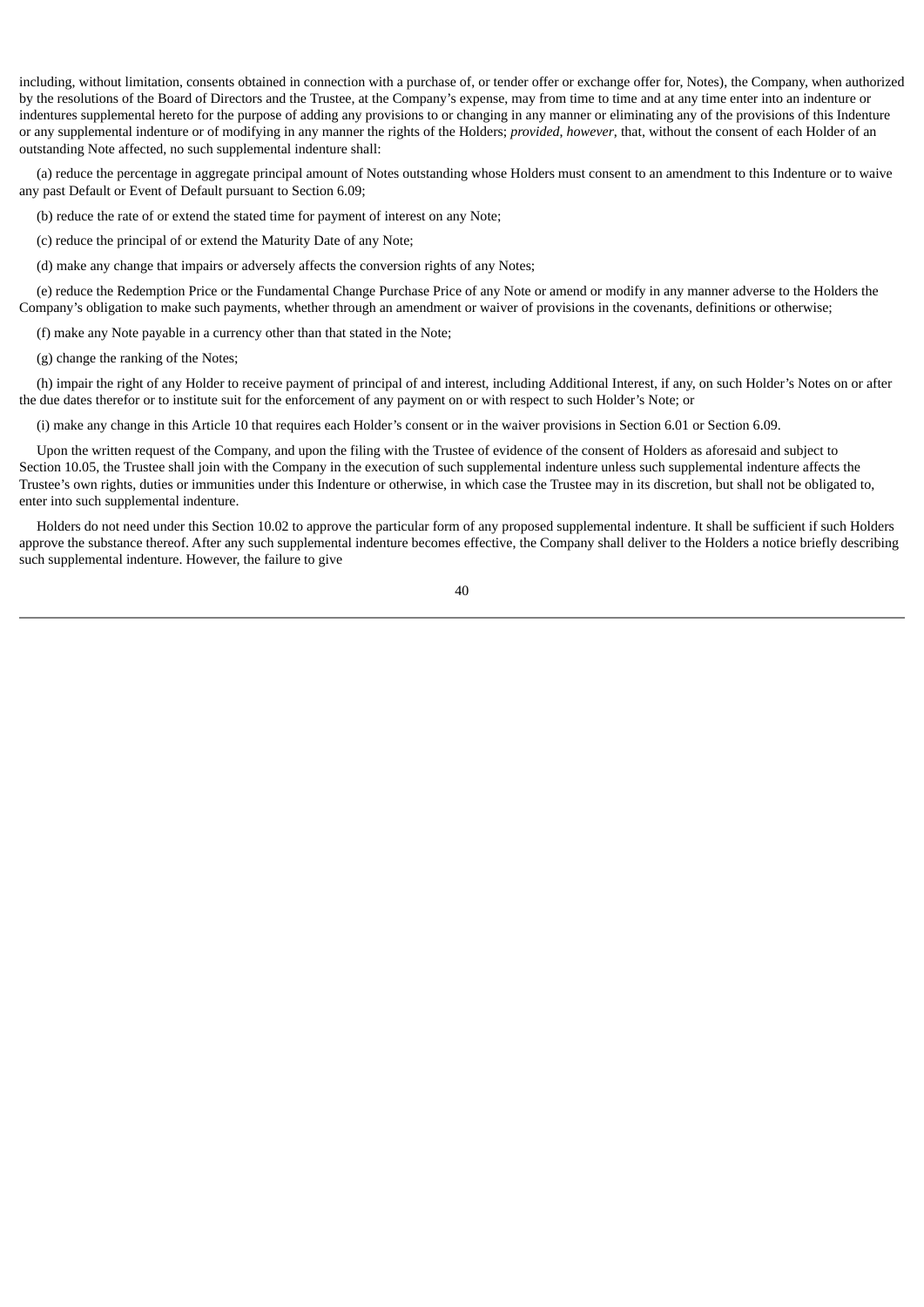including, without limitation, consents obtained in connection with a purchase of, or tender offer or exchange offer for, Notes), the Company, when authorized by the resolutions of the Board of Directors and the Trustee, at the Company's expense, may from time to time and at any time enter into an indenture or indentures supplemental hereto for the purpose of adding any provisions to or changing in any manner or eliminating any of the provisions of this Indenture or any supplemental indenture or of modifying in any manner the rights of the Holders; *provided*, *however*, that, without the consent of each Holder of an outstanding Note affected, no such supplemental indenture shall:

(a) reduce the percentage in aggregate principal amount of Notes outstanding whose Holders must consent to an amendment to this Indenture or to waive any past Default or Event of Default pursuant to Section 6.09;

(b) reduce the rate of or extend the stated time for payment of interest on any Note;

(c) reduce the principal of or extend the Maturity Date of any Note;

(d) make any change that impairs or adversely affects the conversion rights of any Notes;

(e) reduce the Redemption Price or the Fundamental Change Purchase Price of any Note or amend or modify in any manner adverse to the Holders the Company's obligation to make such payments, whether through an amendment or waiver of provisions in the covenants, definitions or otherwise;

(f) make any Note payable in a currency other than that stated in the Note;

(g) change the ranking of the Notes;

(h) impair the right of any Holder to receive payment of principal of and interest, including Additional Interest, if any, on such Holder's Notes on or after the due dates therefor or to institute suit for the enforcement of any payment on or with respect to such Holder's Note; or

(i) make any change in this Article 10 that requires each Holder's consent or in the waiver provisions in Section 6.01 or Section 6.09.

Upon the written request of the Company, and upon the filing with the Trustee of evidence of the consent of Holders as aforesaid and subject to Section 10.05, the Trustee shall join with the Company in the execution of such supplemental indenture unless such supplemental indenture affects the Trustee's own rights, duties or immunities under this Indenture or otherwise, in which case the Trustee may in its discretion, but shall not be obligated to, enter into such supplemental indenture.

Holders do not need under this Section 10.02 to approve the particular form of any proposed supplemental indenture. It shall be sufficient if such Holders approve the substance thereof. After any such supplemental indenture becomes effective, the Company shall deliver to the Holders a notice briefly describing such supplemental indenture. However, the failure to give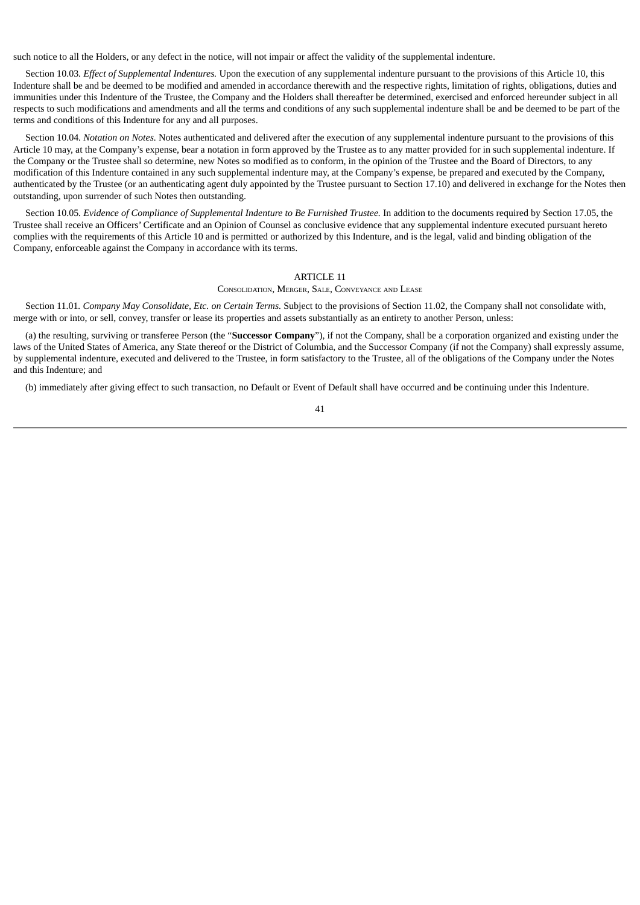such notice to all the Holders, or any defect in the notice, will not impair or affect the validity of the supplemental indenture.

Section 10.03. *Effect of Supplemental Indentures.* Upon the execution of any supplemental indenture pursuant to the provisions of this Article 10, this Indenture shall be and be deemed to be modified and amended in accordance therewith and the respective rights, limitation of rights, obligations, duties and immunities under this Indenture of the Trustee, the Company and the Holders shall thereafter be determined, exercised and enforced hereunder subject in all respects to such modifications and amendments and all the terms and conditions of any such supplemental indenture shall be and be deemed to be part of the terms and conditions of this Indenture for any and all purposes.

Section 10.04. *Notation on Notes.* Notes authenticated and delivered after the execution of any supplemental indenture pursuant to the provisions of this Article 10 may, at the Company's expense, bear a notation in form approved by the Trustee as to any matter provided for in such supplemental indenture. If the Company or the Trustee shall so determine, new Notes so modified as to conform, in the opinion of the Trustee and the Board of Directors, to any modification of this Indenture contained in any such supplemental indenture may, at the Company's expense, be prepared and executed by the Company, authenticated by the Trustee (or an authenticating agent duly appointed by the Trustee pursuant to Section 17.10) and delivered in exchange for the Notes then outstanding, upon surrender of such Notes then outstanding.

Section 10.05. *Evidence of Compliance of Supplemental Indenture to Be Furnished Trustee.* In addition to the documents required by Section 17.05, the Trustee shall receive an Officers' Certificate and an Opinion of Counsel as conclusive evidence that any supplemental indenture executed pursuant hereto complies with the requirements of this Article 10 and is permitted or authorized by this Indenture, and is the legal, valid and binding obligation of the Company, enforceable against the Company in accordance with its terms.

## ARTICLE 11
### Consolidation, Merger, Sale, Conveyance and Lease

Section 11.01. *Company May Consolidate, Etc. on Certain Terms.* Subject to the provisions of Section 11.02, the Company shall not consolidate with, merge with or into, or sell, convey, transfer or lease its properties and assets substantially as an entirety to another Person, unless:

(a) the resulting, surviving or transferee Person (the "**Successor Company**"), if not the Company, shall be a corporation organized and existing under the laws of the United States of America, any State thereof or the District of Columbia, and the Successor Company (if not the Company) shall expressly assume, by supplemental indenture, executed and delivered to the Trustee, in form satisfactory to the Trustee, all of the obligations of the Company under the Notes and this Indenture; and

(b) immediately after giving effect to such transaction, no Default or Event of Default shall have occurred and be continuing under this Indenture.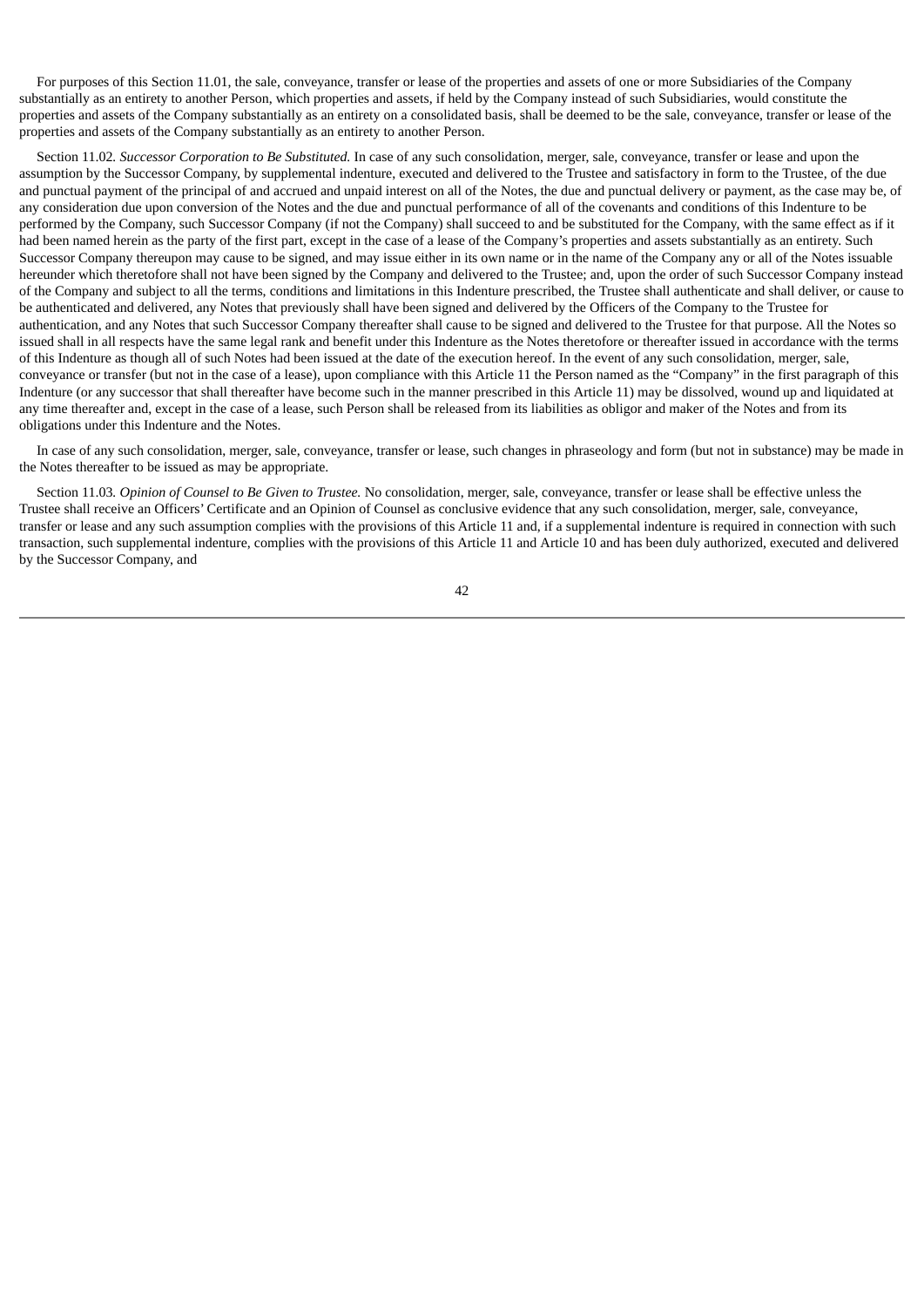For purposes of this Section 11.01, the sale, conveyance, transfer or lease of the properties and assets of one or more Subsidiaries of the Company substantially as an entirety to another Person, which properties and assets, if held by the Company instead of such Subsidiaries, would constitute the properties and assets of the Company substantially as an entirety on a consolidated basis, shall be deemed to be the sale, conveyance, transfer or lease of the properties and assets of the Company substantially as an entirety to another Person.

Section 11.02. *Successor Corporation to Be Substituted.* In case of any such consolidation, merger, sale, conveyance, transfer or lease and upon the assumption by the Successor Company, by supplemental indenture, executed and delivered to the Trustee and satisfactory in form to the Trustee, of the due and punctual payment of the principal of and accrued and unpaid interest on all of the Notes, the due and punctual delivery or payment, as the case may be, of any consideration due upon conversion of the Notes and the due and punctual performance of all of the covenants and conditions of this Indenture to be performed by the Company, such Successor Company (if not the Company) shall succeed to and be substituted for the Company, with the same effect as if it had been named herein as the party of the first part, except in the case of a lease of the Company's properties and assets substantially as an entirety. Such Successor Company thereupon may cause to be signed, and may issue either in its own name or in the name of the Company any or all of the Notes issuable hereunder which theretofore shall not have been signed by the Company and delivered to the Trustee; and, upon the order of such Successor Company instead of the Company and subject to all the terms, conditions and limitations in this Indenture prescribed, the Trustee shall authenticate and shall deliver, or cause to be authenticated and delivered, any Notes that previously shall have been signed and delivered by the Officers of the Company to the Trustee for authentication, and any Notes that such Successor Company thereafter shall cause to be signed and delivered to the Trustee for that purpose. All the Notes so issued shall in all respects have the same legal rank and benefit under this Indenture as the Notes theretofore or thereafter issued in accordance with the terms of this Indenture as though all of such Notes had been issued at the date of the execution hereof. In the event of any such consolidation, merger, sale, conveyance or transfer (but not in the case of a lease), upon compliance with this Article 11 the Person named as the "Company" in the first paragraph of this Indenture (or any successor that shall thereafter have become such in the manner prescribed in this Article 11) may be dissolved, wound up and liquidated at any time thereafter and, except in the case of a lease, such Person shall be released from its liabilities as obligor and maker of the Notes and from its obligations under this Indenture and the Notes.

In case of any such consolidation, merger, sale, conveyance, transfer or lease, such changes in phraseology and form (but not in substance) may be made in the Notes thereafter to be issued as may be appropriate.

Section 11.03. *Opinion of Counsel to Be Given to Trustee.* No consolidation, merger, sale, conveyance, transfer or lease shall be effective unless the Trustee shall receive an Officers' Certificate and an Opinion of Counsel as conclusive evidence that any such consolidation, merger, sale, conveyance, transfer or lease and any such assumption complies with the provisions of this Article 11 and, if a supplemental indenture is required in connection with such transaction, such supplemental indenture, complies with the provisions of this Article 11 and Article 10 and has been duly authorized, executed and delivered by the Successor Company, and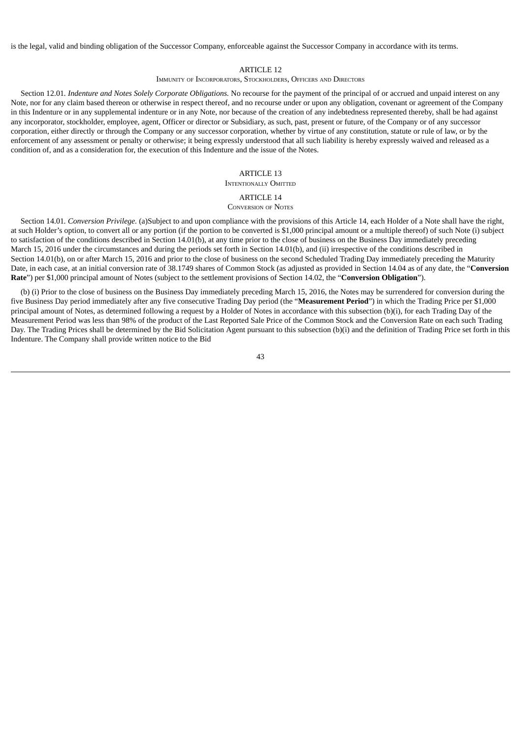is the legal, valid and binding obligation of the Successor Company, enforceable against the Successor Company in accordance with its terms.

## ARTICLE 12

### Immunity of Incorporators, Stockholders, Officers and Directors

Section 12.01. *Indenture and Notes Solely Corporate Obligations.* No recourse for the payment of the principal of or accrued and unpaid interest on any Note, nor for any claim based thereon or otherwise in respect thereof, and no recourse under or upon any obligation, covenant or agreement of the Company in this Indenture or in any supplemental indenture or in any Note, nor because of the creation of any indebtedness represented thereby, shall be had against any incorporator, stockholder, employee, agent, Officer or director or Subsidiary, as such, past, present or future, of the Company or of any successor corporation, either directly or through the Company or any successor corporation, whether by virtue of any constitution, statute or rule of law, or by the enforcement of any assessment or penalty or otherwise; it being expressly understood that all such liability is hereby expressly waived and released as a condition of, and as a consideration for, the execution of this Indenture and the issue of the Notes.

## ARTICLE 13

### Intentionally Omitted

## ARTICLE 14

### Conversion of Notes

Section 14.01. *Conversion Privilege.* (a)Subject to and upon compliance with the provisions of this Article 14, each Holder of a Note shall have the right, at such Holder's option, to convert all or any portion (if the portion to be converted is $1,000 principal amount or a multiple thereof) of such Note (i) subject to satisfaction of the conditions described in Section 14.01(b), at any time prior to the close of business on the Business Day immediately preceding March 15, 2016 under the circumstances and during the periods set forth in Section 14.01(b), and (ii) irrespective of the conditions described in Section 14.01(b), on or after March 15, 2016 and prior to the close of business on the second Scheduled Trading Day immediately preceding the Maturity Date, in each case, at an initial conversion rate of 38.1749 shares of Common Stock (as adjusted as provided in Section 14.04 as of any date, the "**Conversion Rate**") per $1,000 principal amount of Notes (subject to the settlement provisions of Section 14.02, the "**Conversion Obligation**").

(b) (i) Prior to the close of business on the Business Day immediately preceding March 15, 2016, the Notes may be surrendered for conversion during the five Business Day period immediately after any five consecutive Trading Day period (the "**Measurement Period**") in which the Trading Price per $1,000 principal amount of Notes, as determined following a request by a Holder of Notes in accordance with this subsection (b)(i), for each Trading Day of the Measurement Period was less than 98% of the product of the Last Reported Sale Price of the Common Stock and the Conversion Rate on each such Trading Day. The Trading Prices shall be determined by the Bid Solicitation Agent pursuant to this subsection (b)(i) and the definition of Trading Price set forth in this Indenture. The Company shall provide written notice to the Bid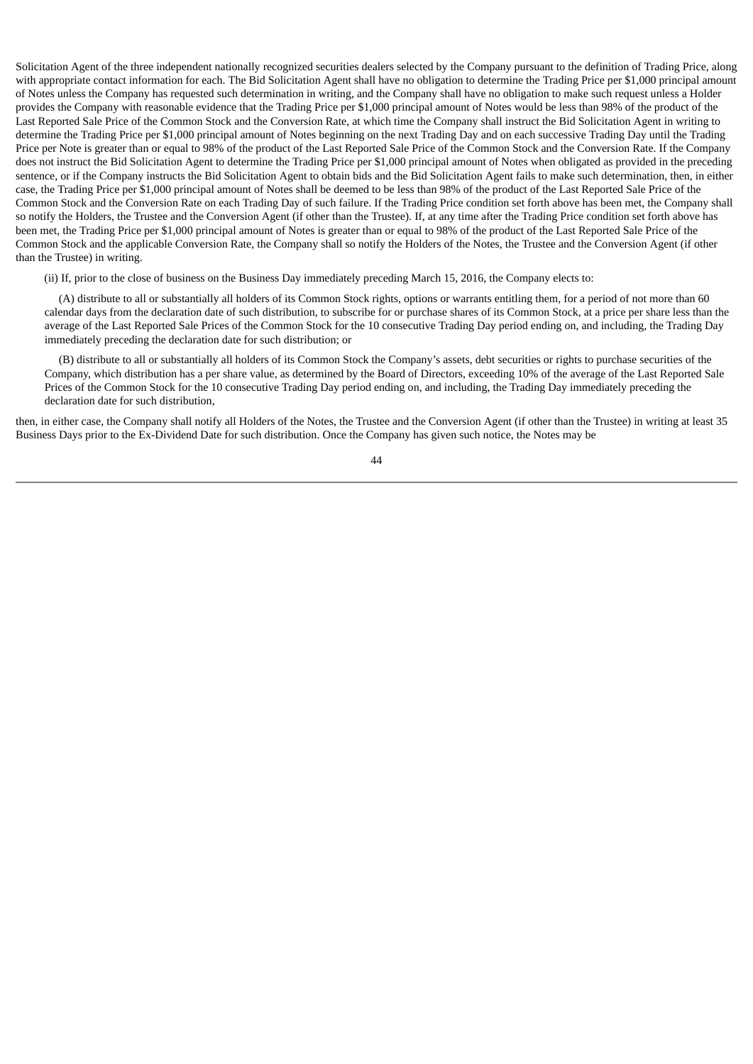Solicitation Agent of the three independent nationally recognized securities dealers selected by the Company pursuant to the definition of Trading Price, along with appropriate contact information for each. The Bid Solicitation Agent shall have no obligation to determine the Trading Price per $1,000 principal amount of Notes unless the Company has requested such determination in writing, and the Company shall have no obligation to make such request unless a Holder provides the Company with reasonable evidence that the Trading Price per $1,000 principal amount of Notes would be less than 98% of the product of the Last Reported Sale Price of the Common Stock and the Conversion Rate, at which time the Company shall instruct the Bid Solicitation Agent in writing to determine the Trading Price per $1,000 principal amount of Notes beginning on the next Trading Day and on each successive Trading Day until the Trading Price per Note is greater than or equal to 98% of the product of the Last Reported Sale Price of the Common Stock and the Conversion Rate. If the Company does not instruct the Bid Solicitation Agent to determine the Trading Price per $1,000 principal amount of Notes when obligated as provided in the preceding sentence, or if the Company instructs the Bid Solicitation Agent to obtain bids and the Bid Solicitation Agent fails to make such determination, then, in either case, the Trading Price per $1,000 principal amount of Notes shall be deemed to be less than 98% of the product of the Last Reported Sale Price of the Common Stock and the Conversion Rate on each Trading Day of such failure. If the Trading Price condition set forth above has been met, the Company shall so notify the Holders, the Trustee and the Conversion Agent (if other than the Trustee). If, at any time after the Trading Price condition set forth above has been met, the Trading Price per $1,000 principal amount of Notes is greater than or equal to 98% of the product of the Last Reported Sale Price of the Common Stock and the applicable Conversion Rate, the Company shall so notify the Holders of the Notes, the Trustee and the Conversion Agent (if other than the Trustee) in writing.

(ii) If, prior to the close of business on the Business Day immediately preceding March 15, 2016, the Company elects to:

(A) distribute to all or substantially all holders of its Common Stock rights, options or warrants entitling them, for a period of not more than 60 calendar days from the declaration date of such distribution, to subscribe for or purchase shares of its Common Stock, at a price per share less than the average of the Last Reported Sale Prices of the Common Stock for the 10 consecutive Trading Day period ending on, and including, the Trading Day immediately preceding the declaration date for such distribution; or

(B) distribute to all or substantially all holders of its Common Stock the Company's assets, debt securities or rights to purchase securities of the Company, which distribution has a per share value, as determined by the Board of Directors, exceeding 10% of the average of the Last Reported Sale Prices of the Common Stock for the 10 consecutive Trading Day period ending on, and including, the Trading Day immediately preceding the declaration date for such distribution,

then, in either case, the Company shall notify all Holders of the Notes, the Trustee and the Conversion Agent (if other than the Trustee) in writing at least 35 Business Days prior to the Ex-Dividend Date for such distribution. Once the Company has given such notice, the Notes may be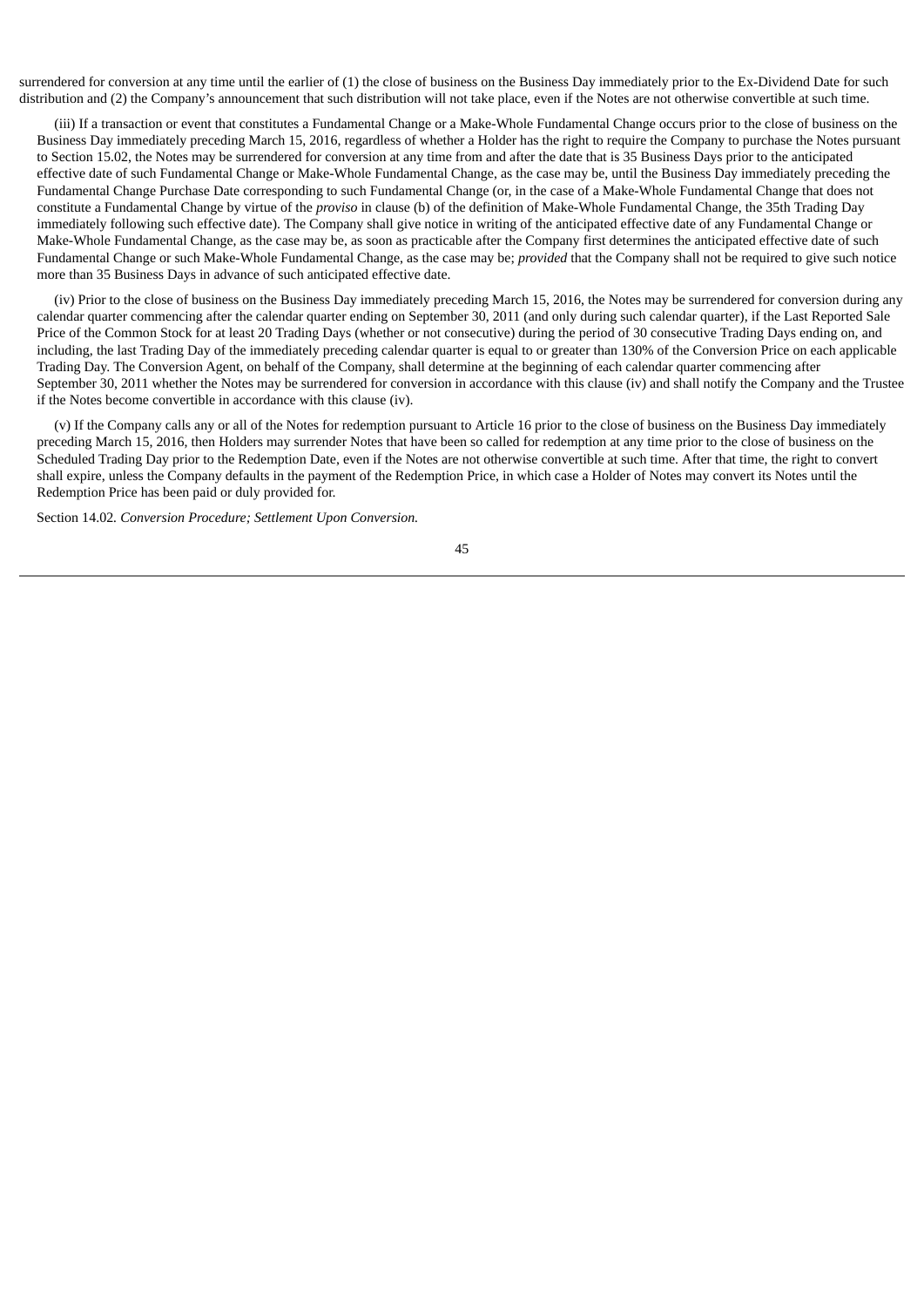surrendered for conversion at any time until the earlier of (1) the close of business on the Business Day immediately prior to the Ex-Dividend Date for such distribution and (2) the Company's announcement that such distribution will not take place, even if the Notes are not otherwise convertible at such time.

(iii) If a transaction or event that constitutes a Fundamental Change or a Make-Whole Fundamental Change occurs prior to the close of business on the Business Day immediately preceding March 15, 2016, regardless of whether a Holder has the right to require the Company to purchase the Notes pursuant to Section 15.02, the Notes may be surrendered for conversion at any time from and after the date that is 35 Business Days prior to the anticipated effective date of such Fundamental Change or Make-Whole Fundamental Change, as the case may be, until the Business Day immediately preceding the Fundamental Change Purchase Date corresponding to such Fundamental Change (or, in the case of a Make-Whole Fundamental Change that does not constitute a Fundamental Change by virtue of the *proviso* in clause (b) of the definition of Make-Whole Fundamental Change, the 35th Trading Day immediately following such effective date). The Company shall give notice in writing of the anticipated effective date of any Fundamental Change or Make-Whole Fundamental Change, as the case may be, as soon as practicable after the Company first determines the anticipated effective date of such Fundamental Change or such Make-Whole Fundamental Change, as the case may be; *provided* that the Company shall not be required to give such notice more than 35 Business Days in advance of such anticipated effective date.

(iv) Prior to the close of business on the Business Day immediately preceding March 15, 2016, the Notes may be surrendered for conversion during any calendar quarter commencing after the calendar quarter ending on September 30, 2011 (and only during such calendar quarter), if the Last Reported Sale Price of the Common Stock for at least 20 Trading Days (whether or not consecutive) during the period of 30 consecutive Trading Days ending on, and including, the last Trading Day of the immediately preceding calendar quarter is equal to or greater than 130% of the Conversion Price on each applicable Trading Day. The Conversion Agent, on behalf of the Company, shall determine at the beginning of each calendar quarter commencing after September 30, 2011 whether the Notes may be surrendered for conversion in accordance with this clause (iv) and shall notify the Company and the Trustee if the Notes become convertible in accordance with this clause (iv).

(v) If the Company calls any or all of the Notes for redemption pursuant to Article 16 prior to the close of business on the Business Day immediately preceding March 15, 2016, then Holders may surrender Notes that have been so called for redemption at any time prior to the close of business on the Scheduled Trading Day prior to the Redemption Date, even if the Notes are not otherwise convertible at such time. After that time, the right to convert shall expire, unless the Company defaults in the payment of the Redemption Price, in which case a Holder of Notes may convert its Notes until the Redemption Price has been paid or duly provided for.

Section 14.02. *Conversion Procedure; Settlement Upon Conversion.*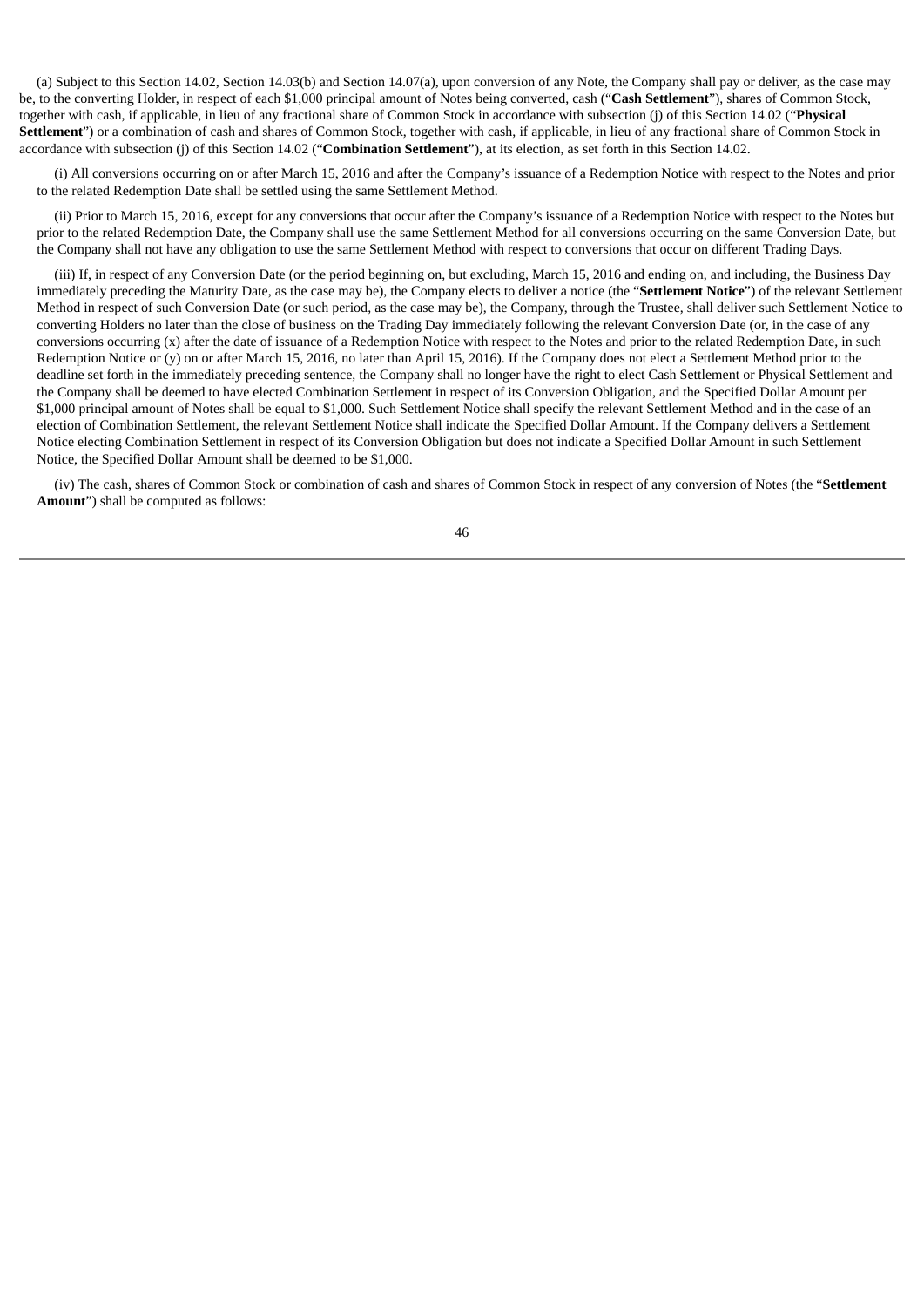(a) Subject to this Section 14.02, Section 14.03(b) and Section 14.07(a), upon conversion of any Note, the Company shall pay or deliver, as the case may be, to the converting Holder, in respect of each $1,000 principal amount of Notes being converted, cash ("**Cash Settlement**"), shares of Common Stock, together with cash, if applicable, in lieu of any fractional share of Common Stock in accordance with subsection (j) of this Section 14.02 ("**Physical Settlement**") or a combination of cash and shares of Common Stock, together with cash, if applicable, in lieu of any fractional share of Common Stock in accordance with subsection (j) of this Section 14.02 ("**Combination Settlement**"), at its election, as set forth in this Section 14.02.

(i) All conversions occurring on or after March 15, 2016 and after the Company's issuance of a Redemption Notice with respect to the Notes and prior to the related Redemption Date shall be settled using the same Settlement Method.

(ii) Prior to March 15, 2016, except for any conversions that occur after the Company's issuance of a Redemption Notice with respect to the Notes but prior to the related Redemption Date, the Company shall use the same Settlement Method for all conversions occurring on the same Conversion Date, but the Company shall not have any obligation to use the same Settlement Method with respect to conversions that occur on different Trading Days.

(iii) If, in respect of any Conversion Date (or the period beginning on, but excluding, March 15, 2016 and ending on, and including, the Business Day immediately preceding the Maturity Date, as the case may be), the Company elects to deliver a notice (the "**Settlement Notice**") of the relevant Settlement Method in respect of such Conversion Date (or such period, as the case may be), the Company, through the Trustee, shall deliver such Settlement Notice to converting Holders no later than the close of business on the Trading Day immediately following the relevant Conversion Date (or, in the case of any conversions occurring (x) after the date of issuance of a Redemption Notice with respect to the Notes and prior to the related Redemption Date, in such Redemption Notice or (y) on or after March 15, 2016, no later than April 15, 2016). If the Company does not elect a Settlement Method prior to the deadline set forth in the immediately preceding sentence, the Company shall no longer have the right to elect Cash Settlement or Physical Settlement and the Company shall be deemed to have elected Combination Settlement in respect of its Conversion Obligation, and the Specified Dollar Amount per $1,000 principal amount of Notes shall be equal to $1,000. Such Settlement Notice shall specify the relevant Settlement Method and in the case of an election of Combination Settlement, the relevant Settlement Notice shall indicate the Specified Dollar Amount. If the Company delivers a Settlement Notice electing Combination Settlement in respect of its Conversion Obligation but does not indicate a Specified Dollar Amount in such Settlement Notice, the Specified Dollar Amount shall be deemed to be $1,000.

(iv) The cash, shares of Common Stock or combination of cash and shares of Common Stock in respect of any conversion of Notes (the "**Settlement Amount**") shall be computed as follows: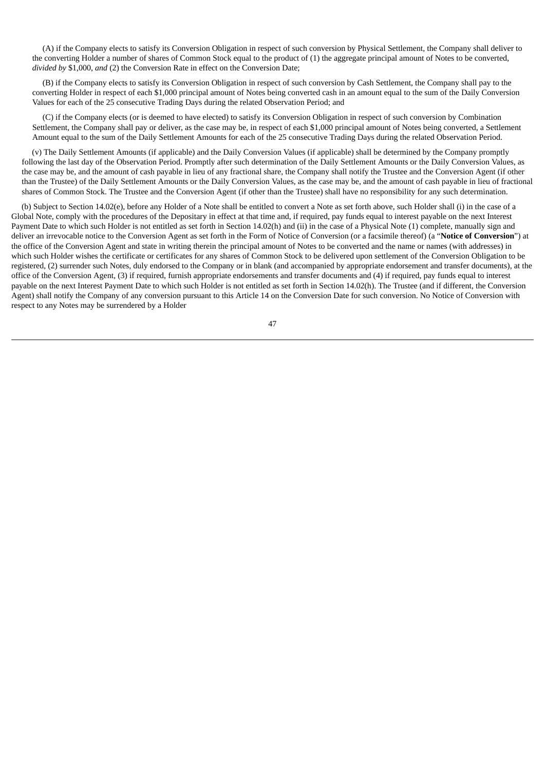(A) if the Company elects to satisfy its Conversion Obligation in respect of such conversion by Physical Settlement, the Company shall deliver to the converting Holder a number of shares of Common Stock equal to the product of (1) the aggregate principal amount of Notes to be converted, *divided by* $1,000, *and* (2) the Conversion Rate in effect on the Conversion Date;

(B) if the Company elects to satisfy its Conversion Obligation in respect of such conversion by Cash Settlement, the Company shall pay to the converting Holder in respect of each $1,000 principal amount of Notes being converted cash in an amount equal to the sum of the Daily Conversion Values for each of the 25 consecutive Trading Days during the related Observation Period; and

(C) if the Company elects (or is deemed to have elected) to satisfy its Conversion Obligation in respect of such conversion by Combination Settlement, the Company shall pay or deliver, as the case may be, in respect of each $1,000 principal amount of Notes being converted, a Settlement Amount equal to the sum of the Daily Settlement Amounts for each of the 25 consecutive Trading Days during the related Observation Period.

(v) The Daily Settlement Amounts (if applicable) and the Daily Conversion Values (if applicable) shall be determined by the Company promptly following the last day of the Observation Period. Promptly after such determination of the Daily Settlement Amounts or the Daily Conversion Values, as the case may be, and the amount of cash payable in lieu of any fractional share, the Company shall notify the Trustee and the Conversion Agent (if other than the Trustee) of the Daily Settlement Amounts or the Daily Conversion Values, as the case may be, and the amount of cash payable in lieu of fractional shares of Common Stock. The Trustee and the Conversion Agent (if other than the Trustee) shall have no responsibility for any such determination.

(b) Subject to Section 14.02(e), before any Holder of a Note shall be entitled to convert a Note as set forth above, such Holder shall (i) in the case of a Global Note, comply with the procedures of the Depositary in effect at that time and, if required, pay funds equal to interest payable on the next Interest Payment Date to which such Holder is not entitled as set forth in Section 14.02(h) and (ii) in the case of a Physical Note (1) complete, manually sign and deliver an irrevocable notice to the Conversion Agent as set forth in the Form of Notice of Conversion (or a facsimile thereof) (a "**Notice of Conversion**") at the office of the Conversion Agent and state in writing therein the principal amount of Notes to be converted and the name or names (with addresses) in which such Holder wishes the certificate or certificates for any shares of Common Stock to be delivered upon settlement of the Conversion Obligation to be registered, (2) surrender such Notes, duly endorsed to the Company or in blank (and accompanied by appropriate endorsement and transfer documents), at the office of the Conversion Agent, (3) if required, furnish appropriate endorsements and transfer documents and (4) if required, pay funds equal to interest payable on the next Interest Payment Date to which such Holder is not entitled as set forth in Section 14.02(h). The Trustee (and if different, the Conversion Agent) shall notify the Company of any conversion pursuant to this Article 14 on the Conversion Date for such conversion. No Notice of Conversion with respect to any Notes may be surrendered by a Holder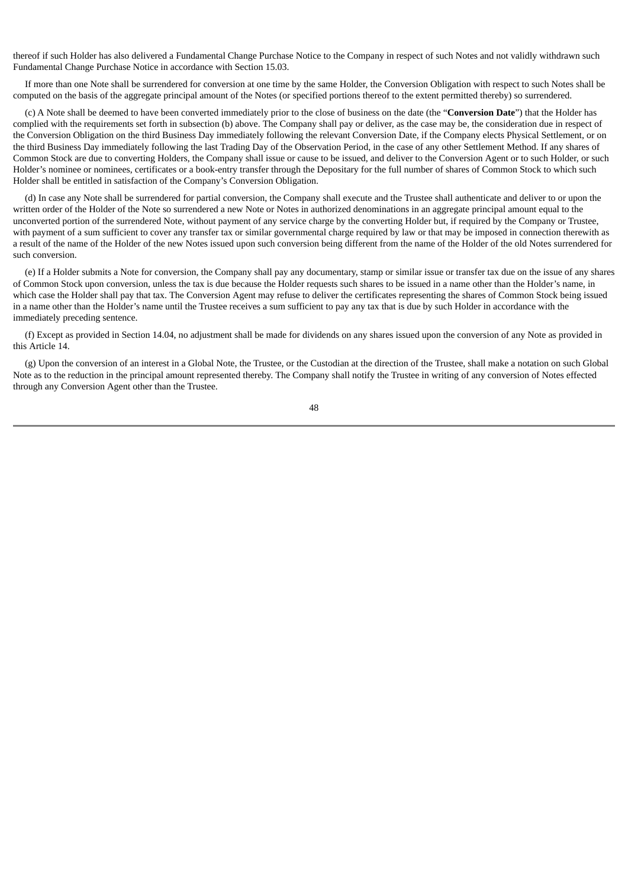thereof if such Holder has also delivered a Fundamental Change Purchase Notice to the Company in respect of such Notes and not validly withdrawn such Fundamental Change Purchase Notice in accordance with Section 15.03.

If more than one Note shall be surrendered for conversion at one time by the same Holder, the Conversion Obligation with respect to such Notes shall be computed on the basis of the aggregate principal amount of the Notes (or specified portions thereof to the extent permitted thereby) so surrendered.

(c) A Note shall be deemed to have been converted immediately prior to the close of business on the date (the "**Conversion Date**") that the Holder has complied with the requirements set forth in subsection (b) above. The Company shall pay or deliver, as the case may be, the consideration due in respect of the Conversion Obligation on the third Business Day immediately following the relevant Conversion Date, if the Company elects Physical Settlement, or on the third Business Day immediately following the last Trading Day of the Observation Period, in the case of any other Settlement Method. If any shares of Common Stock are due to converting Holders, the Company shall issue or cause to be issued, and deliver to the Conversion Agent or to such Holder, or such Holder's nominee or nominees, certificates or a book-entry transfer through the Depositary for the full number of shares of Common Stock to which such Holder shall be entitled in satisfaction of the Company's Conversion Obligation.

(d) In case any Note shall be surrendered for partial conversion, the Company shall execute and the Trustee shall authenticate and deliver to or upon the written order of the Holder of the Note so surrendered a new Note or Notes in authorized denominations in an aggregate principal amount equal to the unconverted portion of the surrendered Note, without payment of any service charge by the converting Holder but, if required by the Company or Trustee, with payment of a sum sufficient to cover any transfer tax or similar governmental charge required by law or that may be imposed in connection therewith as a result of the name of the Holder of the new Notes issued upon such conversion being different from the name of the Holder of the old Notes surrendered for such conversion.

(e) If a Holder submits a Note for conversion, the Company shall pay any documentary, stamp or similar issue or transfer tax due on the issue of any shares of Common Stock upon conversion, unless the tax is due because the Holder requests such shares to be issued in a name other than the Holder's name, in which case the Holder shall pay that tax. The Conversion Agent may refuse to deliver the certificates representing the shares of Common Stock being issued in a name other than the Holder's name until the Trustee receives a sum sufficient to pay any tax that is due by such Holder in accordance with the immediately preceding sentence.

(f) Except as provided in Section 14.04, no adjustment shall be made for dividends on any shares issued upon the conversion of any Note as provided in this Article 14.

(g) Upon the conversion of an interest in a Global Note, the Trustee, or the Custodian at the direction of the Trustee, shall make a notation on such Global Note as to the reduction in the principal amount represented thereby. The Company shall notify the Trustee in writing of any conversion of Notes effected through any Conversion Agent other than the Trustee.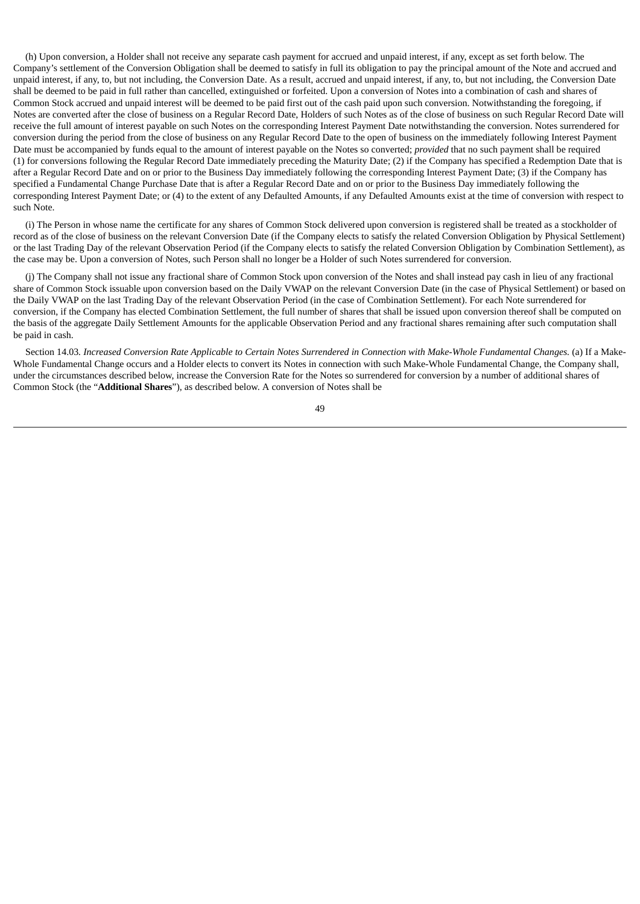(h) Upon conversion, a Holder shall not receive any separate cash payment for accrued and unpaid interest, if any, except as set forth below. The Company's settlement of the Conversion Obligation shall be deemed to satisfy in full its obligation to pay the principal amount of the Note and accrued and unpaid interest, if any, to, but not including, the Conversion Date. As a result, accrued and unpaid interest, if any, to, but not including, the Conversion Date shall be deemed to be paid in full rather than cancelled, extinguished or forfeited. Upon a conversion of Notes into a combination of cash and shares of Common Stock accrued and unpaid interest will be deemed to be paid first out of the cash paid upon such conversion. Notwithstanding the foregoing, if Notes are converted after the close of business on a Regular Record Date, Holders of such Notes as of the close of business on such Regular Record Date will receive the full amount of interest payable on such Notes on the corresponding Interest Payment Date notwithstanding the conversion. Notes surrendered for conversion during the period from the close of business on any Regular Record Date to the open of business on the immediately following Interest Payment Date must be accompanied by funds equal to the amount of interest payable on the Notes so converted; *provided* that no such payment shall be required (1) for conversions following the Regular Record Date immediately preceding the Maturity Date; (2) if the Company has specified a Redemption Date that is after a Regular Record Date and on or prior to the Business Day immediately following the corresponding Interest Payment Date; (3) if the Company has specified a Fundamental Change Purchase Date that is after a Regular Record Date and on or prior to the Business Day immediately following the corresponding Interest Payment Date; or (4) to the extent of any Defaulted Amounts, if any Defaulted Amounts exist at the time of conversion with respect to such Note.

(i) The Person in whose name the certificate for any shares of Common Stock delivered upon conversion is registered shall be treated as a stockholder of record as of the close of business on the relevant Conversion Date (if the Company elects to satisfy the related Conversion Obligation by Physical Settlement) or the last Trading Day of the relevant Observation Period (if the Company elects to satisfy the related Conversion Obligation by Combination Settlement), as the case may be. Upon a conversion of Notes, such Person shall no longer be a Holder of such Notes surrendered for conversion.

(j) The Company shall not issue any fractional share of Common Stock upon conversion of the Notes and shall instead pay cash in lieu of any fractional share of Common Stock issuable upon conversion based on the Daily VWAP on the relevant Conversion Date (in the case of Physical Settlement) or based on the Daily VWAP on the last Trading Day of the relevant Observation Period (in the case of Combination Settlement). For each Note surrendered for conversion, if the Company has elected Combination Settlement, the full number of shares that shall be issued upon conversion thereof shall be computed on the basis of the aggregate Daily Settlement Amounts for the applicable Observation Period and any fractional shares remaining after such computation shall be paid in cash.

Section 14.03. *Increased Conversion Rate Applicable to Certain Notes Surrendered in Connection with Make-Whole Fundamental Changes.* (a) If a Make-Whole Fundamental Change occurs and a Holder elects to convert its Notes in connection with such Make-Whole Fundamental Change, the Company shall, under the circumstances described below, increase the Conversion Rate for the Notes so surrendered for conversion by a number of additional shares of Common Stock (the "**Additional Shares**"), as described below. A conversion of Notes shall be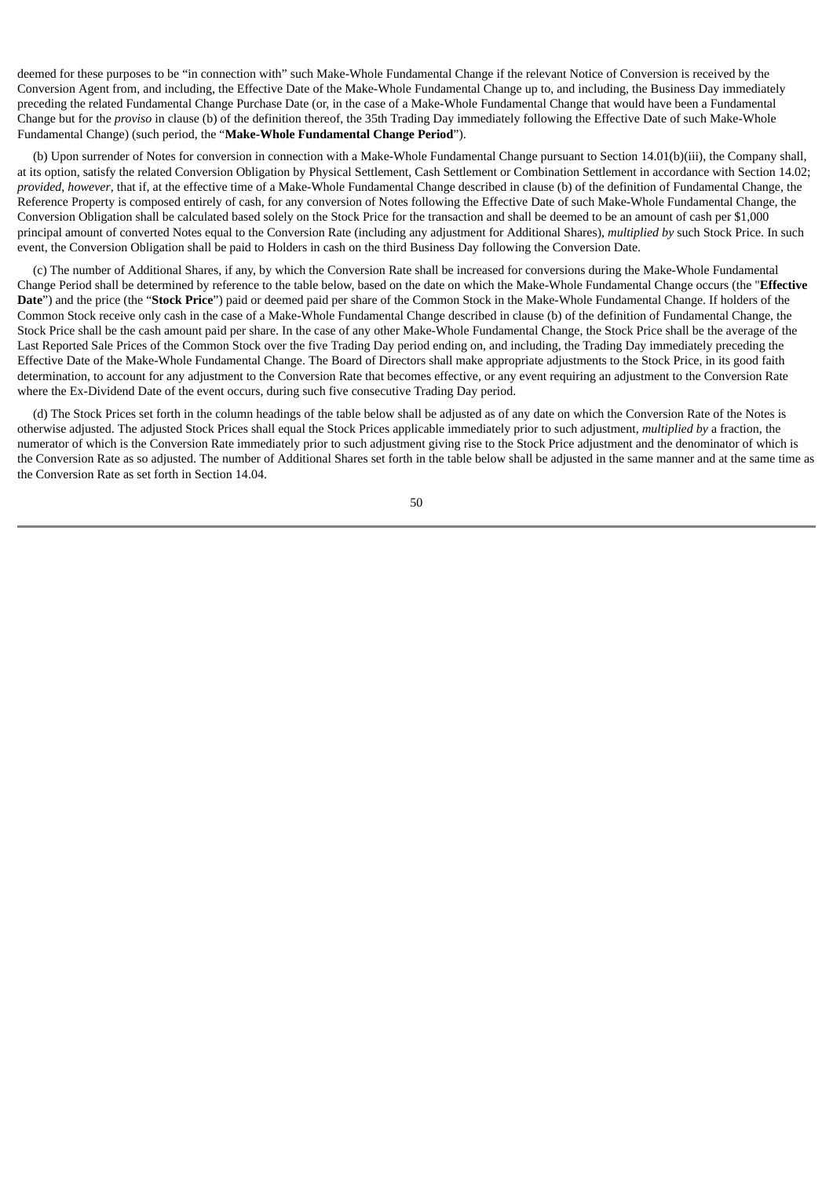deemed for these purposes to be "in connection with" such Make-Whole Fundamental Change if the relevant Notice of Conversion is received by the Conversion Agent from, and including, the Effective Date of the Make-Whole Fundamental Change up to, and including, the Business Day immediately preceding the related Fundamental Change Purchase Date (or, in the case of a Make-Whole Fundamental Change that would have been a Fundamental Change but for the *proviso* in clause (b) of the definition thereof, the 35th Trading Day immediately following the Effective Date of such Make-Whole Fundamental Change) (such period, the "**Make-Whole Fundamental Change Period**").

(b) Upon surrender of Notes for conversion in connection with a Make-Whole Fundamental Change pursuant to Section 14.01(b)(iii), the Company shall, at its option, satisfy the related Conversion Obligation by Physical Settlement, Cash Settlement or Combination Settlement in accordance with Section 14.02; *provided*, *however*, that if, at the effective time of a Make-Whole Fundamental Change described in clause (b) of the definition of Fundamental Change, the Reference Property is composed entirely of cash, for any conversion of Notes following the Effective Date of such Make-Whole Fundamental Change, the Conversion Obligation shall be calculated based solely on the Stock Price for the transaction and shall be deemed to be an amount of cash per $1,000 principal amount of converted Notes equal to the Conversion Rate (including any adjustment for Additional Shares), *multiplied by* such Stock Price. In such event, the Conversion Obligation shall be paid to Holders in cash on the third Business Day following the Conversion Date.

(c) The number of Additional Shares, if any, by which the Conversion Rate shall be increased for conversions during the Make-Whole Fundamental Change Period shall be determined by reference to the table below, based on the date on which the Make-Whole Fundamental Change occurs (the "**Effective Date**") and the price (the "**Stock Price**") paid or deemed paid per share of the Common Stock in the Make-Whole Fundamental Change. If holders of the Common Stock receive only cash in the case of a Make-Whole Fundamental Change described in clause (b) of the definition of Fundamental Change, the Stock Price shall be the cash amount paid per share. In the case of any other Make-Whole Fundamental Change, the Stock Price shall be the average of the Last Reported Sale Prices of the Common Stock over the five Trading Day period ending on, and including, the Trading Day immediately preceding the Effective Date of the Make-Whole Fundamental Change. The Board of Directors shall make appropriate adjustments to the Stock Price, in its good faith determination, to account for any adjustment to the Conversion Rate that becomes effective, or any event requiring an adjustment to the Conversion Rate where the Ex-Dividend Date of the event occurs, during such five consecutive Trading Day period.

(d) The Stock Prices set forth in the column headings of the table below shall be adjusted as of any date on which the Conversion Rate of the Notes is otherwise adjusted. The adjusted Stock Prices shall equal the Stock Prices applicable immediately prior to such adjustment, *multiplied by* a fraction, the numerator of which is the Conversion Rate immediately prior to such adjustment giving rise to the Stock Price adjustment and the denominator of which is the Conversion Rate as so adjusted. The number of Additional Shares set forth in the table below shall be adjusted in the same manner and at the same time as the Conversion Rate as set forth in Section 14.04.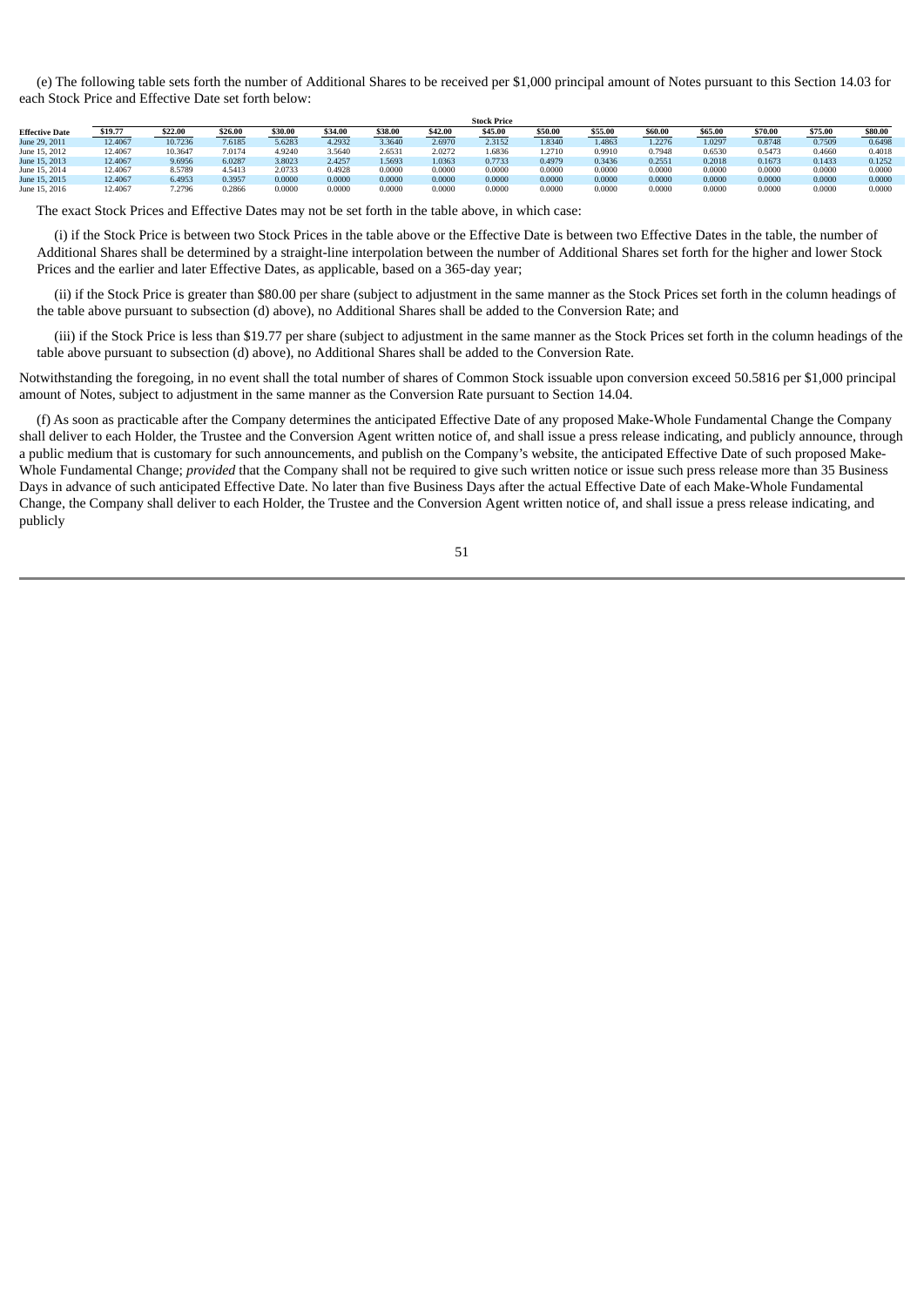(e) The following table sets forth the number of Additional Shares to be received per $1,000 principal amount of Notes pursuant to this Section 14.03 for each Stock Price and Effective Date set forth below:

| | Stock Price | | | | | | | | | | | | | | |
|---|---|---|---|---|---|---|---|---|---|---|---|---|---|---|---|
| **Effective Date** | **$19.77** | **$22.00** | **$26.00** | **$30.00** | **$34.00** | **$38.00** | **$42.00** | **$45.00** | **$50.00** | **$55.00** | **$60.00** | **$65.00** | **$70.00** | **$75.00** | **$80.00** |
| June 29, 2011 | 12.4067 | 10.7236 | 7.6185 | 5.6283 | 4.2932 | 3.3640 | 2.6970 | 2.3152 | 1.8340 | 1.4863 | 1.2276 | 1.0297 | 0.8748 | 0.7509 | 0.6498 |
| June 15, 2012 | 12.4067 | 10.3647 | 7.0174 | 4.9240 | 3.5640 | 2.6531 | 2.0272 | 1.6836 | 1.2710 | 0.9910 | 0.7948 | 0.6530 | 0.5473 | 0.4660 | 0.4018 |
| June 15, 2013 | 12.4067 | 9.6956 | 6.0287 | 3.8023 | 2.4257 | 1.5693 | 1.0363 | 0.7733 | 0.4979 | 0.3436 | 0.2551 | 0.2018 | 0.1673 | 0.1433 | 0.1252 |
| June 15, 2014 | 12.4067 | 8.5789 | 4.5413 | 2.0733 | 0.4928 | 0.0000 | 0.0000 | 0.0000 | 0.0000 | 0.0000 | 0.0000 | 0.0000 | 0.0000 | 0.0000 | 0.0000 |
| June 15, 2015 | 12.4067 | 6.4953 | 0.3957 | 0.0000 | 0.0000 | 0.0000 | 0.0000 | 0.0000 | 0.0000 | 0.0000 | 0.0000 | 0.0000 | 0.0000 | 0.0000 | 0.0000 |
| June 15, 2016 | 12.4067 | 7.2796 | 0.2866 | 0.0000 | 0.0000 | 0.0000 | 0.0000 | 0.0000 | 0.0000 | 0.0000 | 0.0000 | 0.0000 | 0.0000 | 0.0000 | 0.0000 |

The exact Stock Prices and Effective Dates may not be set forth in the table above, in which case:

(i) if the Stock Price is between two Stock Prices in the table above or the Effective Date is between two Effective Dates in the table, the number of Additional Shares shall be determined by a straight-line interpolation between the number of Additional Shares set forth for the higher and lower Stock Prices and the earlier and later Effective Dates, as applicable, based on a 365-day year;

(ii) if the Stock Price is greater than $80.00 per share (subject to adjustment in the same manner as the Stock Prices set forth in the column headings of the table above pursuant to subsection (d) above), no Additional Shares shall be added to the Conversion Rate; and

(iii) if the Stock Price is less than $19.77 per share (subject to adjustment in the same manner as the Stock Prices set forth in the column headings of the table above pursuant to subsection (d) above), no Additional Shares shall be added to the Conversion Rate.

Notwithstanding the foregoing, in no event shall the total number of shares of Common Stock issuable upon conversion exceed 50.5816 per $1,000 principal amount of Notes, subject to adjustment in the same manner as the Conversion Rate pursuant to Section 14.04.

(f) As soon as practicable after the Company determines the anticipated Effective Date of any proposed Make-Whole Fundamental Change the Company shall deliver to each Holder, the Trustee and the Conversion Agent written notice of, and shall issue a press release indicating, and publicly announce, through a public medium that is customary for such announcements, and publish on the Company's website, the anticipated Effective Date of such proposed Make-Whole Fundamental Change; *provided* that the Company shall not be required to give such written notice or issue such press release more than 35 Business Days in advance of such anticipated Effective Date. No later than five Business Days after the actual Effective Date of each Make-Whole Fundamental Change, the Company shall deliver to each Holder, the Trustee and the Conversion Agent written notice of, and shall issue a press release indicating, and publicly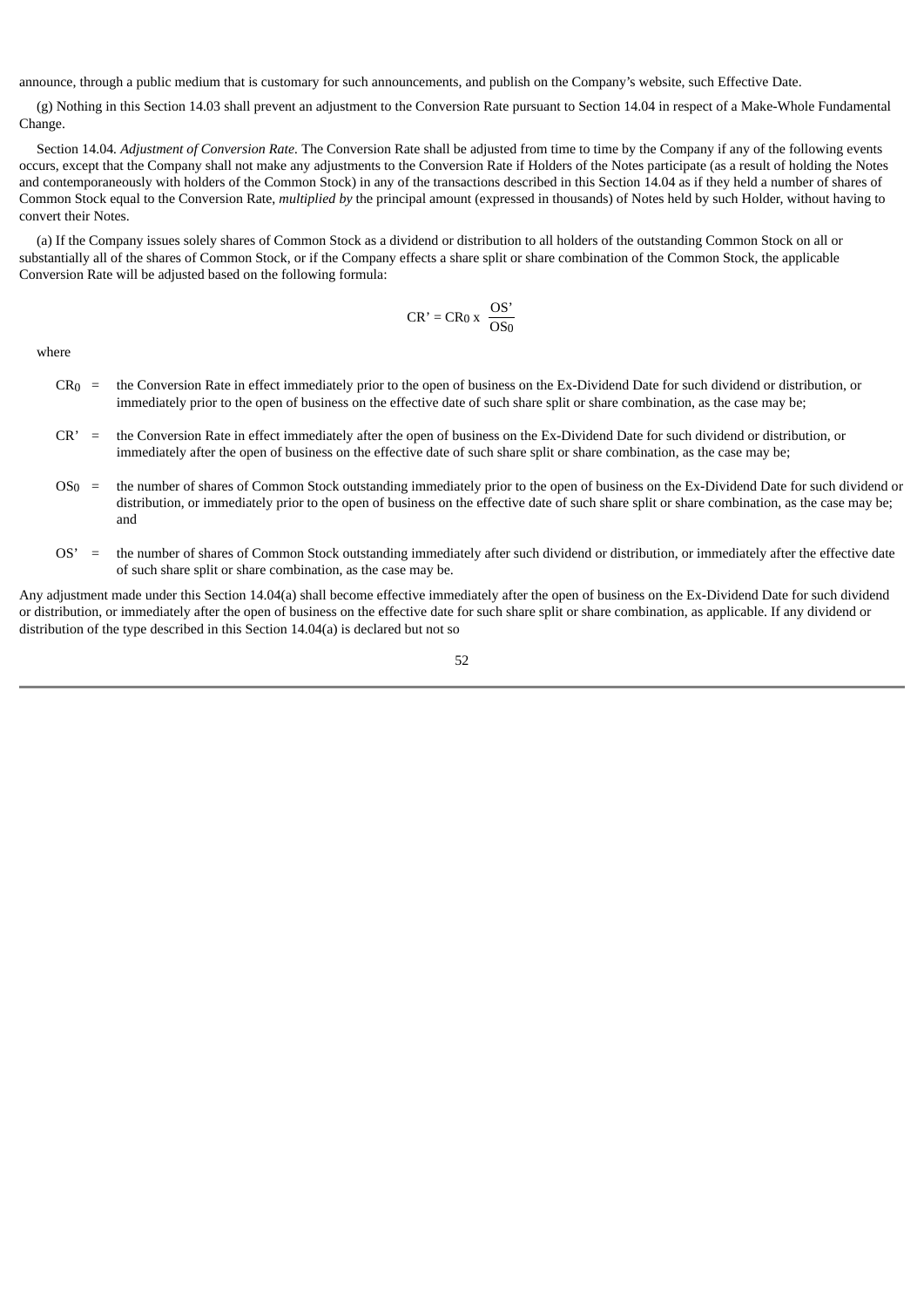announce, through a public medium that is customary for such announcements, and publish on the Company's website, such Effective Date.

(g) Nothing in this Section 14.03 shall prevent an adjustment to the Conversion Rate pursuant to Section 14.04 in respect of a Make-Whole Fundamental Change.

Section 14.04. *Adjustment of Conversion Rate.* The Conversion Rate shall be adjusted from time to time by the Company if any of the following events occurs, except that the Company shall not make any adjustments to the Conversion Rate if Holders of the Notes participate (as a result of holding the Notes and contemporaneously with holders of the Common Stock) in any of the transactions described in this Section 14.04 as if they held a number of shares of Common Stock equal to the Conversion Rate, *multiplied by* the principal amount (expressed in thousands) of Notes held by such Holder, without having to convert their Notes.

(a) If the Company issues solely shares of Common Stock as a dividend or distribution to all holders of the outstanding Common Stock on all or substantially all of the shares of Common Stock, or if the Company effects a share split or share combination of the Common Stock, the applicable Conversion Rate will be adjusted based on the following formula:

$$CR' = CR_0 \times \frac{OS'}{OS_0}$$

where

$CR_0$ = the Conversion Rate in effect immediately prior to the open of business on the Ex-Dividend Date for such dividend or distribution, or immediately prior to the open of business on the effective date of such share split or share combination, as the case may be;

$CR'$ = the Conversion Rate in effect immediately after the open of business on the Ex-Dividend Date for such dividend or distribution, or immediately after the open of business on the effective date of such share split or share combination, as the case may be;

$OS_0$ = the number of shares of Common Stock outstanding immediately prior to the open of business on the Ex-Dividend Date for such dividend or distribution, or immediately prior to the open of business on the effective date of such share split or share combination, as the case may be; and

$OS'$ = the number of shares of Common Stock outstanding immediately after such dividend or distribution, or immediately after the effective date of such share split or share combination, as the case may be.

Any adjustment made under this Section 14.04(a) shall become effective immediately after the open of business on the Ex-Dividend Date for such dividend or distribution, or immediately after the open of business on the effective date for such share split or share combination, as applicable. If any dividend or distribution of the type described in this Section 14.04(a) is declared but not so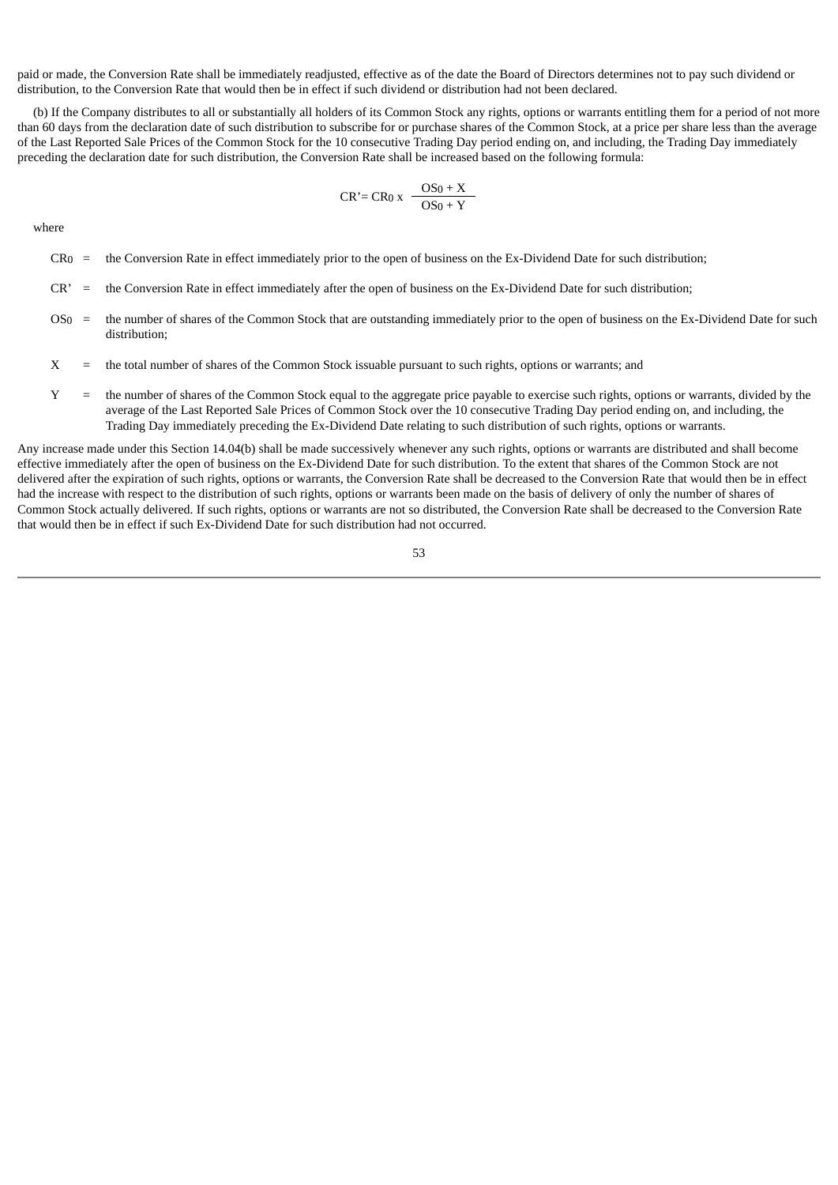paid or made, the Conversion Rate shall be immediately readjusted, effective as of the date the Board of Directors determines not to pay such dividend or distribution, to the Conversion Rate that would then be in effect if such dividend or distribution had not been declared.

(b) If the Company distributes to all or substantially all holders of its Common Stock any rights, options or warrants entitling them for a period of not more than 60 days from the declaration date of such distribution to subscribe for or purchase shares of the Common Stock, at a price per share less than the average of the Last Reported Sale Prices of the Common Stock for the 10 consecutive Trading Day period ending on, and including, the Trading Day immediately preceding the declaration date for such distribution, the Conversion Rate shall be increased based on the following formula:

$$CR' = CR_0 \times \frac{OS_0 + X}{OS_0 + Y}$$

where

$CR_0$ = the Conversion Rate in effect immediately prior to the open of business on the Ex-Dividend Date for such distribution;

$CR'$ = the Conversion Rate in effect immediately after the open of business on the Ex-Dividend Date for such distribution;

$OS_0$ = the number of shares of the Common Stock that are outstanding immediately prior to the open of business on the Ex-Dividend Date for such distribution;

$X$ = the total number of shares of the Common Stock issuable pursuant to such rights, options or warrants; and

$Y$ = the number of shares of the Common Stock equal to the aggregate price payable to exercise such rights, options or warrants, divided by the average of the Last Reported Sale Prices of Common Stock over the 10 consecutive Trading Day period ending on, and including, the Trading Day immediately preceding the Ex-Dividend Date relating to such distribution of such rights, options or warrants.

Any increase made under this Section 14.04(b) shall be made successively whenever any such rights, options or warrants are distributed and shall become effective immediately after the open of business on the Ex-Dividend Date for such distribution. To the extent that shares of the Common Stock are not delivered after the expiration of such rights, options or warrants, the Conversion Rate shall be decreased to the Conversion Rate that would then be in effect had the increase with respect to the distribution of such rights, options or warrants been made on the basis of delivery of only the number of shares of Common Stock actually delivered. If such rights, options or warrants are not so distributed, the Conversion Rate shall be decreased to the Conversion Rate that would then be in effect if such Ex-Dividend Date for such distribution had not occurred.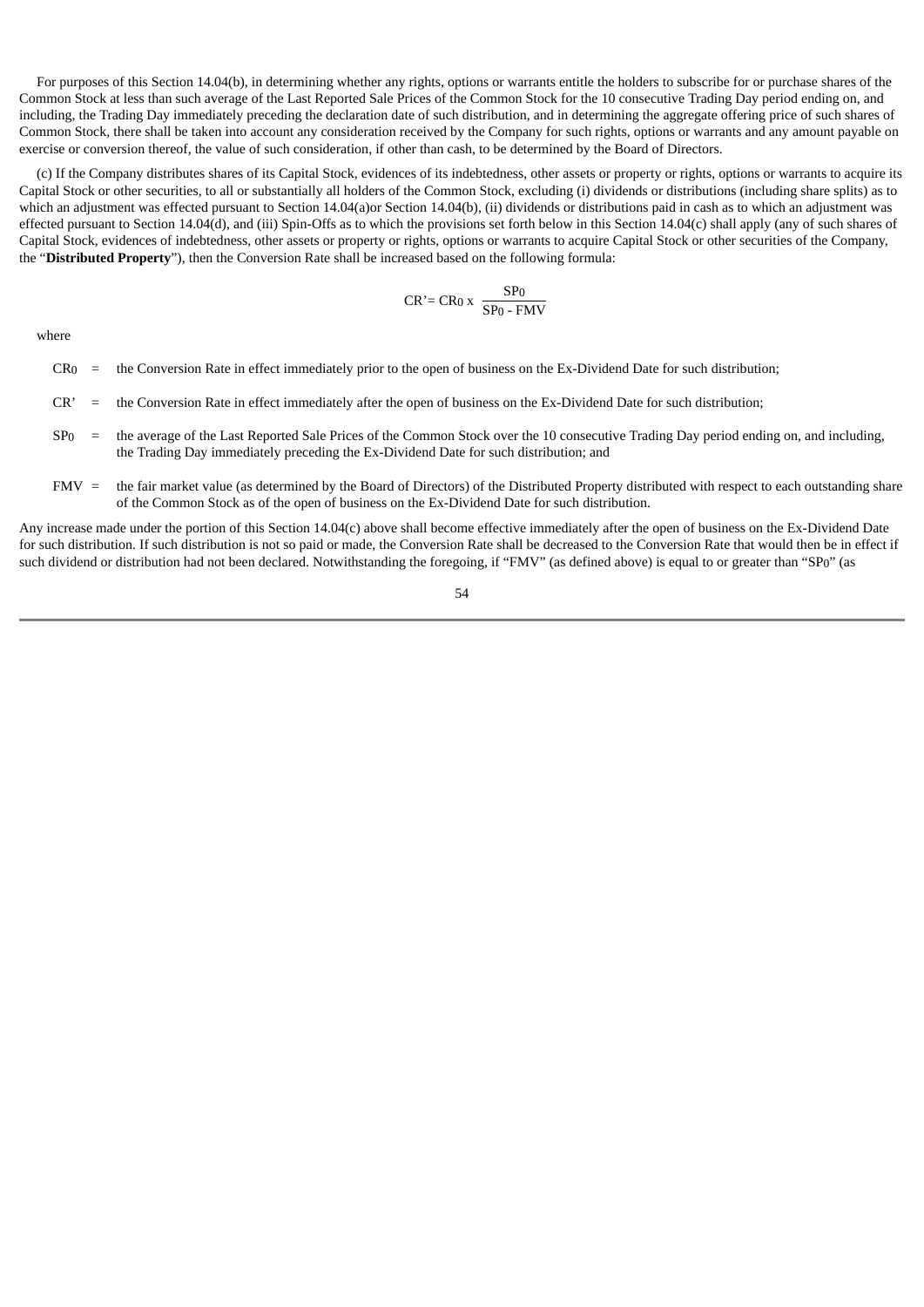For purposes of this Section 14.04(b), in determining whether any rights, options or warrants entitle the holders to subscribe for or purchase shares of the Common Stock at less than such average of the Last Reported Sale Prices of the Common Stock for the 10 consecutive Trading Day period ending on, and including, the Trading Day immediately preceding the declaration date of such distribution, and in determining the aggregate offering price of such shares of Common Stock, there shall be taken into account any consideration received by the Company for such rights, options or warrants and any amount payable on exercise or conversion thereof, the value of such consideration, if other than cash, to be determined by the Board of Directors.

(c) If the Company distributes shares of its Capital Stock, evidences of its indebtedness, other assets or property or rights, options or warrants to acquire its Capital Stock or other securities, to all or substantially all holders of the Common Stock, excluding (i) dividends or distributions (including share splits) as to which an adjustment was effected pursuant to Section 14.04(a)or Section 14.04(b), (ii) dividends or distributions paid in cash as to which an adjustment was effected pursuant to Section 14.04(d), and (iii) Spin-Offs as to which the provisions set forth below in this Section 14.04(c) shall apply (any of such shares of Capital Stock, evidences of indebtedness, other assets or property or rights, options or warrants to acquire Capital Stock or other securities of the Company, the "**Distributed Property**"), then the Conversion Rate shall be increased based on the following formula:

$$CR' = CR_0 \times \frac{SP_0}{SP_0 - FMV}$$

where

$CR_0$ = the Conversion Rate in effect immediately prior to the open of business on the Ex-Dividend Date for such distribution;

$CR'$ = the Conversion Rate in effect immediately after the open of business on the Ex-Dividend Date for such distribution;

$SP_0$ = the average of the Last Reported Sale Prices of the Common Stock over the 10 consecutive Trading Day period ending on, and including, the Trading Day immediately preceding the Ex-Dividend Date for such distribution; and

$FMV$ = the fair market value (as determined by the Board of Directors) of the Distributed Property distributed with respect to each outstanding share of the Common Stock as of the open of business on the Ex-Dividend Date for such distribution.

Any increase made under the portion of this Section 14.04(c) above shall become effective immediately after the open of business on the Ex-Dividend Date for such distribution. If such distribution is not so paid or made, the Conversion Rate shall be decreased to the Conversion Rate that would then be in effect if such dividend or distribution had not been declared. Notwithstanding the foregoing, if "FMV" (as defined above) is equal to or greater than "$SP_0$" (as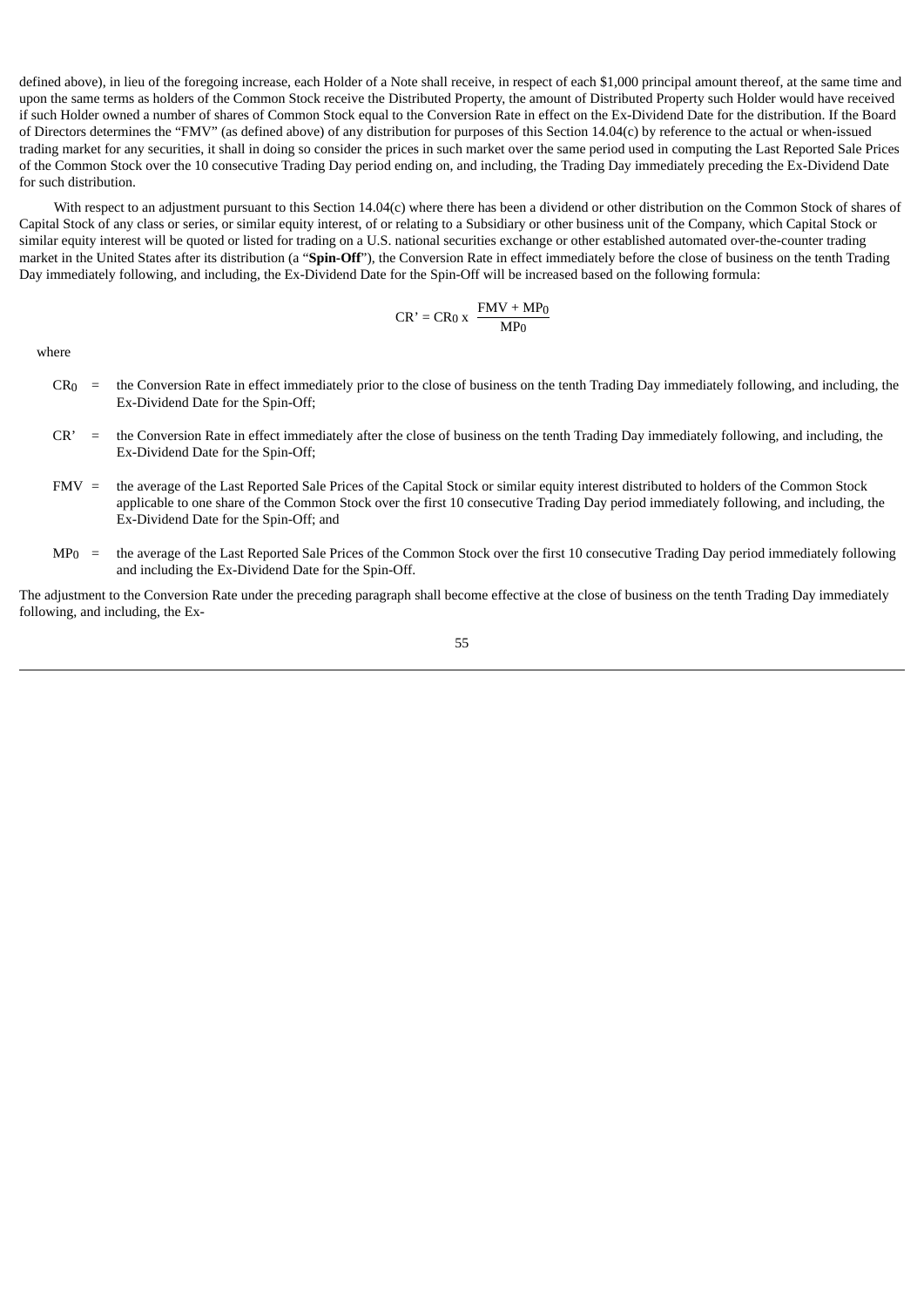defined above), in lieu of the foregoing increase, each Holder of a Note shall receive, in respect of each $1,000 principal amount thereof, at the same time and upon the same terms as holders of the Common Stock receive the Distributed Property, the amount of Distributed Property such Holder would have received if such Holder owned a number of shares of Common Stock equal to the Conversion Rate in effect on the Ex-Dividend Date for the distribution. If the Board of Directors determines the "FMV" (as defined above) of any distribution for purposes of this Section 14.04(c) by reference to the actual or when-issued trading market for any securities, it shall in doing so consider the prices in such market over the same period used in computing the Last Reported Sale Prices of the Common Stock over the 10 consecutive Trading Day period ending on, and including, the Trading Day immediately preceding the Ex-Dividend Date for such distribution.

With respect to an adjustment pursuant to this Section 14.04(c) where there has been a dividend or other distribution on the Common Stock of shares of Capital Stock of any class or series, or similar equity interest, of or relating to a Subsidiary or other business unit of the Company, which Capital Stock or similar equity interest will be quoted or listed for trading on a U.S. national securities exchange or other established automated over-the-counter trading market in the United States after its distribution (a "**Spin-Off**"), the Conversion Rate in effect immediately before the close of business on the tenth Trading Day immediately following, and including, the Ex-Dividend Date for the Spin-Off will be increased based on the following formula:

$$CR' = CR_0 \times \frac{FMV + MP_0}{MP_0}$$

where

$CR_0$ = the Conversion Rate in effect immediately prior to the close of business on the tenth Trading Day immediately following, and including, the Ex-Dividend Date for the Spin-Off;

$CR'$ = the Conversion Rate in effect immediately after the close of business on the tenth Trading Day immediately following, and including, the Ex-Dividend Date for the Spin-Off;

$FMV$ = the average of the Last Reported Sale Prices of the Capital Stock or similar equity interest distributed to holders of the Common Stock applicable to one share of the Common Stock over the first 10 consecutive Trading Day period immediately following, and including, the Ex-Dividend Date for the Spin-Off; and

$MP_0$ = the average of the Last Reported Sale Prices of the Common Stock over the first 10 consecutive Trading Day period immediately following and including the Ex-Dividend Date for the Spin-Off.

The adjustment to the Conversion Rate under the preceding paragraph shall become effective at the close of business on the tenth Trading Day immediately following, and including, the Ex-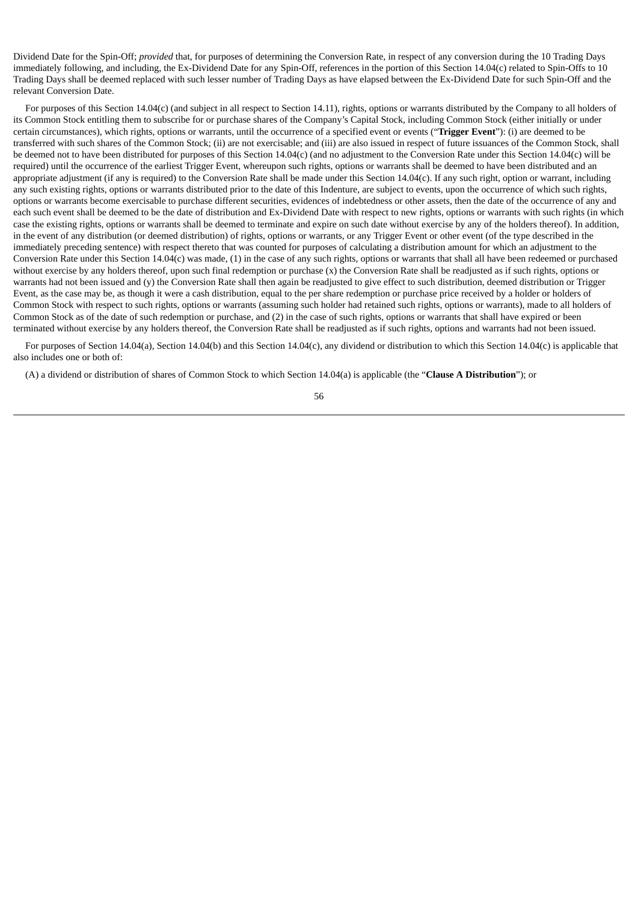Dividend Date for the Spin-Off; *provided* that, for purposes of determining the Conversion Rate, in respect of any conversion during the 10 Trading Days immediately following, and including, the Ex-Dividend Date for any Spin-Off, references in the portion of this Section 14.04(c) related to Spin-Offs to 10 Trading Days shall be deemed replaced with such lesser number of Trading Days as have elapsed between the Ex-Dividend Date for such Spin-Off and the relevant Conversion Date.

For purposes of this Section 14.04(c) (and subject in all respect to Section 14.11), rights, options or warrants distributed by the Company to all holders of its Common Stock entitling them to subscribe for or purchase shares of the Company's Capital Stock, including Common Stock (either initially or under certain circumstances), which rights, options or warrants, until the occurrence of a specified event or events ("**Trigger Event**"): (i) are deemed to be transferred with such shares of the Common Stock; (ii) are not exercisable; and (iii) are also issued in respect of future issuances of the Common Stock, shall be deemed not to have been distributed for purposes of this Section 14.04(c) (and no adjustment to the Conversion Rate under this Section 14.04(c) will be required) until the occurrence of the earliest Trigger Event, whereupon such rights, options or warrants shall be deemed to have been distributed and an appropriate adjustment (if any is required) to the Conversion Rate shall be made under this Section 14.04(c). If any such right, option or warrant, including any such existing rights, options or warrants distributed prior to the date of this Indenture, are subject to events, upon the occurrence of which such rights, options or warrants become exercisable to purchase different securities, evidences of indebtedness or other assets, then the date of the occurrence of any and each such event shall be deemed to be the date of distribution and Ex-Dividend Date with respect to new rights, options or warrants with such rights (in which case the existing rights, options or warrants shall be deemed to terminate and expire on such date without exercise by any of the holders thereof). In addition, in the event of any distribution (or deemed distribution) of rights, options or warrants, or any Trigger Event or other event (of the type described in the immediately preceding sentence) with respect thereto that was counted for purposes of calculating a distribution amount for which an adjustment to the Conversion Rate under this Section 14.04(c) was made, (1) in the case of any such rights, options or warrants that shall all have been redeemed or purchased without exercise by any holders thereof, upon such final redemption or purchase (x) the Conversion Rate shall be readjusted as if such rights, options or warrants had not been issued and (y) the Conversion Rate shall then again be readjusted to give effect to such distribution, deemed distribution or Trigger Event, as the case may be, as though it were a cash distribution, equal to the per share redemption or purchase price received by a holder or holders of Common Stock with respect to such rights, options or warrants (assuming such holder had retained such rights, options or warrants), made to all holders of Common Stock as of the date of such redemption or purchase, and (2) in the case of such rights, options or warrants that shall have expired or been terminated without exercise by any holders thereof, the Conversion Rate shall be readjusted as if such rights, options and warrants had not been issued.

For purposes of Section 14.04(a), Section 14.04(b) and this Section 14.04(c), any dividend or distribution to which this Section 14.04(c) is applicable that also includes one or both of:

(A) a dividend or distribution of shares of Common Stock to which Section 14.04(a) is applicable (the "**Clause A Distribution**"); or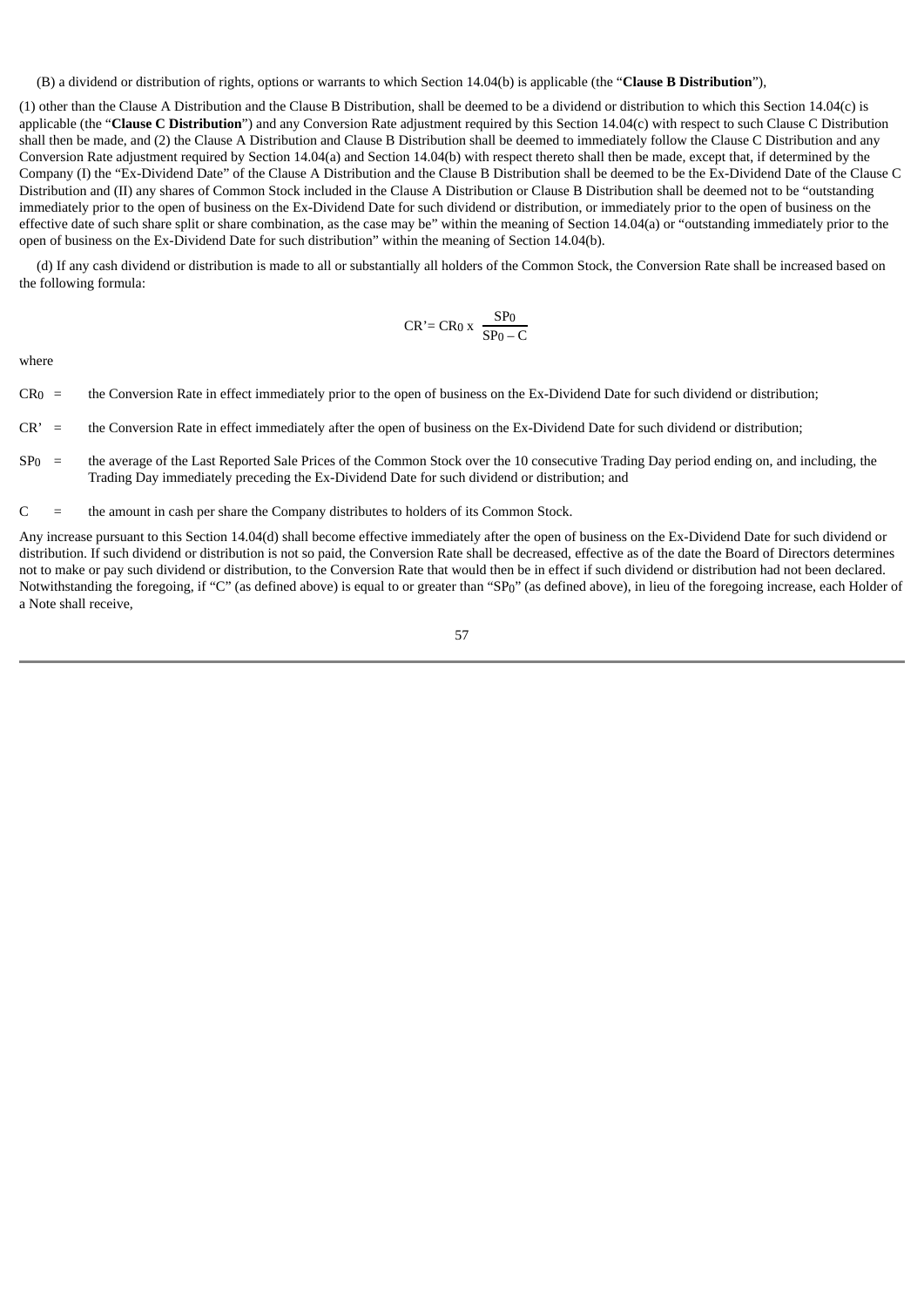(B) a dividend or distribution of rights, options or warrants to which Section 14.04(b) is applicable (the "**Clause B Distribution**"),

(1) other than the Clause A Distribution and the Clause B Distribution, shall be deemed to be a dividend or distribution to which this Section 14.04(c) is applicable (the "**Clause C Distribution**") and any Conversion Rate adjustment required by this Section 14.04(c) with respect to such Clause C Distribution shall then be made, and (2) the Clause A Distribution and Clause B Distribution shall be deemed to immediately follow the Clause C Distribution and any Conversion Rate adjustment required by Section 14.04(a) and Section 14.04(b) with respect thereto shall then be made, except that, if determined by the Company (I) the "Ex-Dividend Date" of the Clause A Distribution and the Clause B Distribution shall be deemed to be the Ex-Dividend Date of the Clause C Distribution and (II) any shares of Common Stock included in the Clause A Distribution or Clause B Distribution shall be deemed not to be "outstanding immediately prior to the open of business on the Ex-Dividend Date for such dividend or distribution, or immediately prior to the open of business on the effective date of such share split or share combination, as the case may be" within the meaning of Section 14.04(a) or "outstanding immediately prior to the open of business on the Ex-Dividend Date for such distribution" within the meaning of Section 14.04(b).

(d) If any cash dividend or distribution is made to all or substantially all holders of the Common Stock, the Conversion Rate shall be increased based on the following formula:

$$CR' = CR_0 \times \frac{SP_0}{SP_0 - C}$$

where

$CR_0$ = the Conversion Rate in effect immediately prior to the open of business on the Ex-Dividend Date for such dividend or distribution;

$CR'$ = the Conversion Rate in effect immediately after the open of business on the Ex-Dividend Date for such dividend or distribution;

$SP_0$ = the average of the Last Reported Sale Prices of the Common Stock over the 10 consecutive Trading Day period ending on, and including, the Trading Day immediately preceding the Ex-Dividend Date for such dividend or distribution; and

$C$ = the amount in cash per share the Company distributes to holders of its Common Stock.

Any increase pursuant to this Section 14.04(d) shall become effective immediately after the open of business on the Ex-Dividend Date for such dividend or distribution. If such dividend or distribution is not so paid, the Conversion Rate shall be decreased, effective as of the date the Board of Directors determines not to make or pay such dividend or distribution, to the Conversion Rate that would then be in effect if such dividend or distribution had not been declared. Notwithstanding the foregoing, if "C" (as defined above) is equal to or greater than "$SP_0$" (as defined above), in lieu of the foregoing increase, each Holder of a Note shall receive,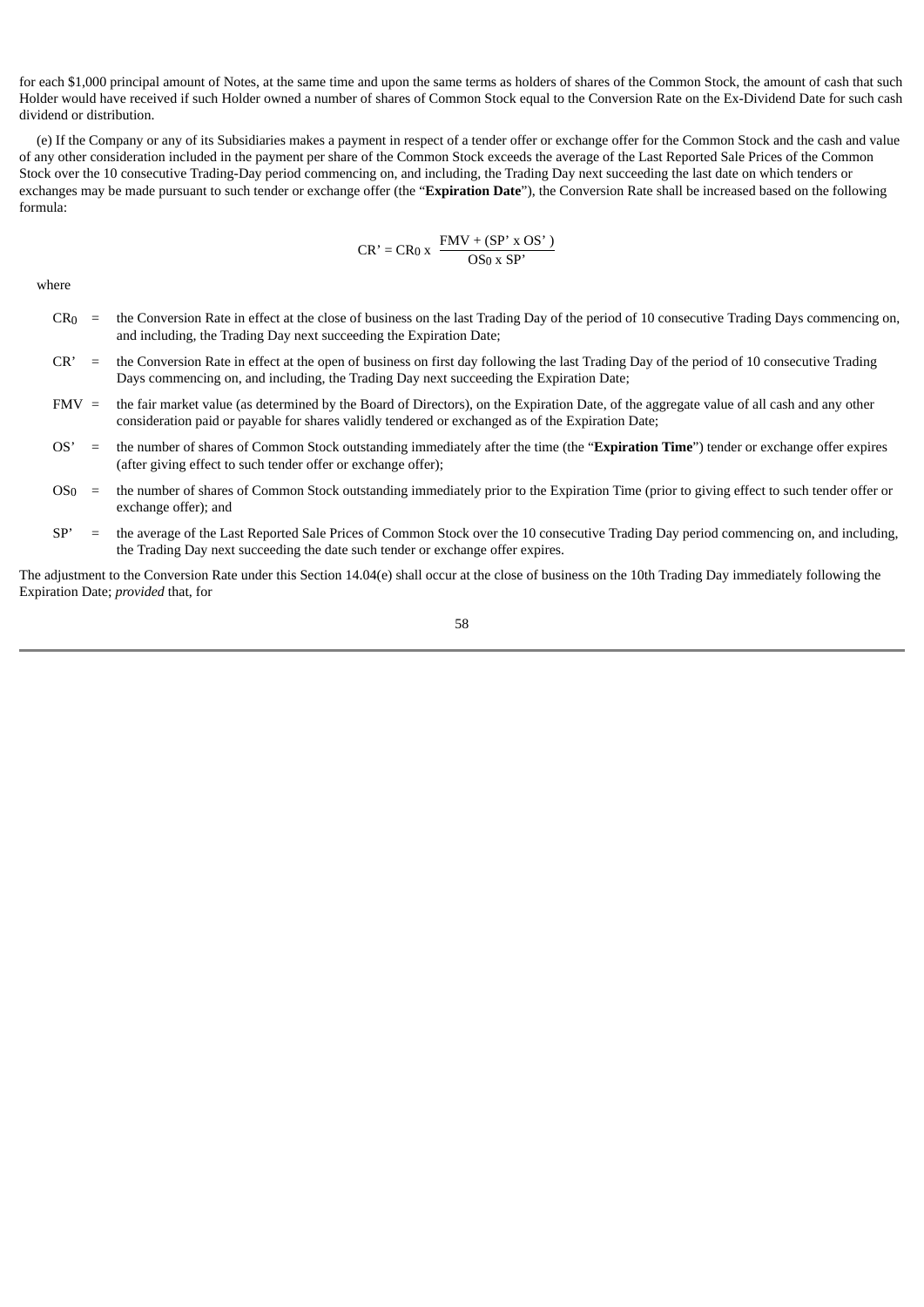for each $1,000 principal amount of Notes, at the same time and upon the same terms as holders of shares of the Common Stock, the amount of cash that such Holder would have received if such Holder owned a number of shares of Common Stock equal to the Conversion Rate on the Ex-Dividend Date for such cash dividend or distribution.

(e) If the Company or any of its Subsidiaries makes a payment in respect of a tender offer or exchange offer for the Common Stock and the cash and value of any other consideration included in the payment per share of the Common Stock exceeds the average of the Last Reported Sale Prices of the Common Stock over the 10 consecutive Trading-Day period commencing on, and including, the Trading Day next succeeding the last date on which tenders or exchanges may be made pursuant to such tender or exchange offer (the "**Expiration Date**"), the Conversion Rate shall be increased based on the following formula:

$$CR' = CR_0 \times \frac{FMV + (SP' \times OS')}{OS_0 \times SP'}$$

where

$CR_0$ = the Conversion Rate in effect at the close of business on the last Trading Day of the period of 10 consecutive Trading Days commencing on, and including, the Trading Day next succeeding the Expiration Date;

$CR'$ = the Conversion Rate in effect at the open of business on first day following the last Trading Day of the period of 10 consecutive Trading Days commencing on, and including, the Trading Day next succeeding the Expiration Date;

$FMV$ = the fair market value (as determined by the Board of Directors), on the Expiration Date, of the aggregate value of all cash and any other consideration paid or payable for shares validly tendered or exchanged as of the Expiration Date;

$OS'$ = the number of shares of Common Stock outstanding immediately after the time (the "**Expiration Time**") tender or exchange offer expires (after giving effect to such tender offer or exchange offer);

$OS_0$ = the number of shares of Common Stock outstanding immediately prior to the Expiration Time (prior to giving effect to such tender offer or exchange offer); and

$SP'$ = the average of the Last Reported Sale Prices of Common Stock over the 10 consecutive Trading Day period commencing on, and including, the Trading Day next succeeding the date such tender or exchange offer expires.

The adjustment to the Conversion Rate under this Section 14.04(e) shall occur at the close of business on the 10th Trading Day immediately following the Expiration Date; *provided* that, for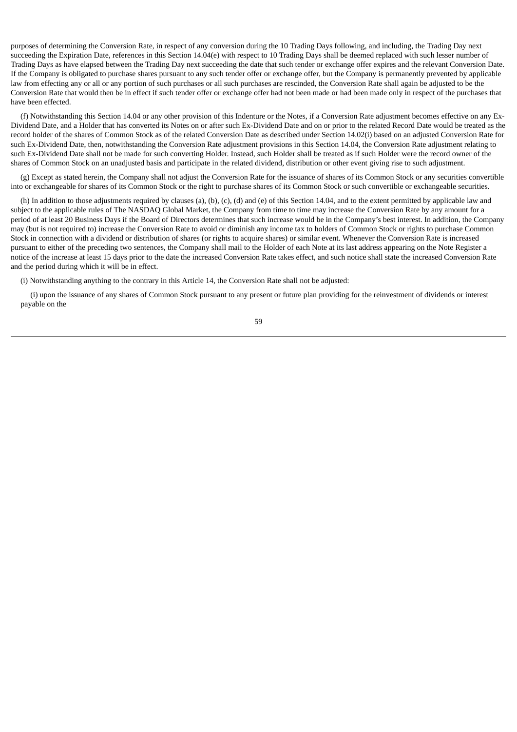purposes of determining the Conversion Rate, in respect of any conversion during the 10 Trading Days following, and including, the Trading Day next succeeding the Expiration Date, references in this Section 14.04(e) with respect to 10 Trading Days shall be deemed replaced with such lesser number of Trading Days as have elapsed between the Trading Day next succeeding the date that such tender or exchange offer expires and the relevant Conversion Date. If the Company is obligated to purchase shares pursuant to any such tender offer or exchange offer, but the Company is permanently prevented by applicable law from effecting any or all or any portion of such purchases or all such purchases are rescinded, the Conversion Rate shall again be adjusted to be the Conversion Rate that would then be in effect if such tender offer or exchange offer had not been made or had been made only in respect of the purchases that have been effected.

(f) Notwithstanding this Section 14.04 or any other provision of this Indenture or the Notes, if a Conversion Rate adjustment becomes effective on any Ex-Dividend Date, and a Holder that has converted its Notes on or after such Ex-Dividend Date and on or prior to the related Record Date would be treated as the record holder of the shares of Common Stock as of the related Conversion Date as described under Section 14.02(i) based on an adjusted Conversion Rate for such Ex-Dividend Date, then, notwithstanding the Conversion Rate adjustment provisions in this Section 14.04, the Conversion Rate adjustment relating to such Ex-Dividend Date shall not be made for such converting Holder. Instead, such Holder shall be treated as if such Holder were the record owner of the shares of Common Stock on an unadjusted basis and participate in the related dividend, distribution or other event giving rise to such adjustment.

(g) Except as stated herein, the Company shall not adjust the Conversion Rate for the issuance of shares of its Common Stock or any securities convertible into or exchangeable for shares of its Common Stock or the right to purchase shares of its Common Stock or such convertible or exchangeable securities.

(h) In addition to those adjustments required by clauses (a), (b), (c), (d) and (e) of this Section 14.04, and to the extent permitted by applicable law and subject to the applicable rules of The NASDAQ Global Market, the Company from time to time may increase the Conversion Rate by any amount for a period of at least 20 Business Days if the Board of Directors determines that such increase would be in the Company's best interest. In addition, the Company may (but is not required to) increase the Conversion Rate to avoid or diminish any income tax to holders of Common Stock or rights to purchase Common Stock in connection with a dividend or distribution of shares (or rights to acquire shares) or similar event. Whenever the Conversion Rate is increased pursuant to either of the preceding two sentences, the Company shall mail to the Holder of each Note at its last address appearing on the Note Register a notice of the increase at least 15 days prior to the date the increased Conversion Rate takes effect, and such notice shall state the increased Conversion Rate and the period during which it will be in effect.

(i) Notwithstanding anything to the contrary in this Article 14, the Conversion Rate shall not be adjusted:

(i) upon the issuance of any shares of Common Stock pursuant to any present or future plan providing for the reinvestment of dividends or interest payable on the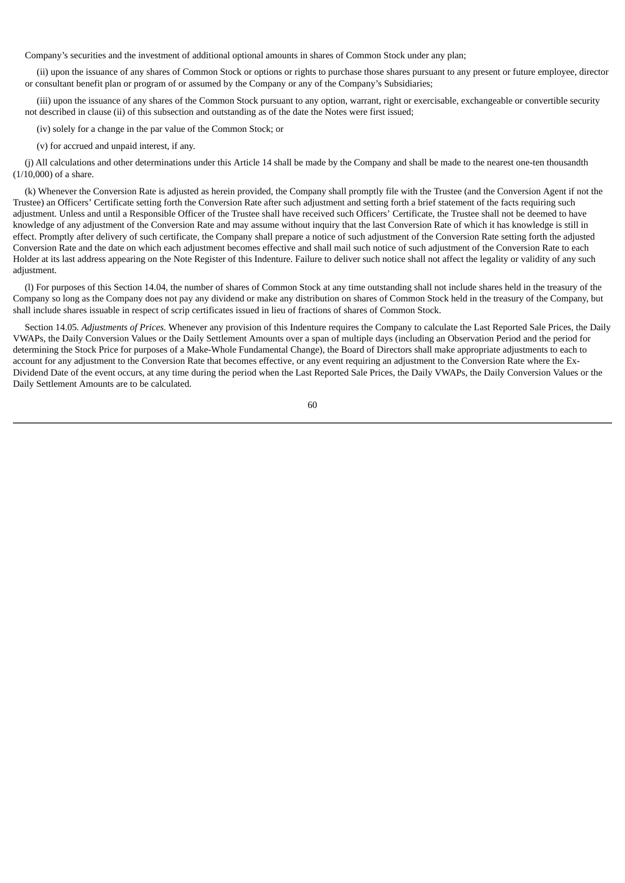Company's securities and the investment of additional optional amounts in shares of Common Stock under any plan;

(ii) upon the issuance of any shares of Common Stock or options or rights to purchase those shares pursuant to any present or future employee, director or consultant benefit plan or program of or assumed by the Company or any of the Company's Subsidiaries;

(iii) upon the issuance of any shares of the Common Stock pursuant to any option, warrant, right or exercisable, exchangeable or convertible security not described in clause (ii) of this subsection and outstanding as of the date the Notes were first issued;

(iv) solely for a change in the par value of the Common Stock; or

(v) for accrued and unpaid interest, if any.

(j) All calculations and other determinations under this Article 14 shall be made by the Company and shall be made to the nearest one-ten thousandth (1/10,000) of a share.

(k) Whenever the Conversion Rate is adjusted as herein provided, the Company shall promptly file with the Trustee (and the Conversion Agent if not the Trustee) an Officers' Certificate setting forth the Conversion Rate after such adjustment and setting forth a brief statement of the facts requiring such adjustment. Unless and until a Responsible Officer of the Trustee shall have received such Officers' Certificate, the Trustee shall not be deemed to have knowledge of any adjustment of the Conversion Rate and may assume without inquiry that the last Conversion Rate of which it has knowledge is still in effect. Promptly after delivery of such certificate, the Company shall prepare a notice of such adjustment of the Conversion Rate setting forth the adjusted Conversion Rate and the date on which each adjustment becomes effective and shall mail such notice of such adjustment of the Conversion Rate to each Holder at its last address appearing on the Note Register of this Indenture. Failure to deliver such notice shall not affect the legality or validity of any such adjustment.

(l) For purposes of this Section 14.04, the number of shares of Common Stock at any time outstanding shall not include shares held in the treasury of the Company so long as the Company does not pay any dividend or make any distribution on shares of Common Stock held in the treasury of the Company, but shall include shares issuable in respect of scrip certificates issued in lieu of fractions of shares of Common Stock.

Section 14.05. *Adjustments of Prices.* Whenever any provision of this Indenture requires the Company to calculate the Last Reported Sale Prices, the Daily VWAPs, the Daily Conversion Values or the Daily Settlement Amounts over a span of multiple days (including an Observation Period and the period for determining the Stock Price for purposes of a Make-Whole Fundamental Change), the Board of Directors shall make appropriate adjustments to each to account for any adjustment to the Conversion Rate that becomes effective, or any event requiring an adjustment to the Conversion Rate where the Ex-Dividend Date of the event occurs, at any time during the period when the Last Reported Sale Prices, the Daily VWAPs, the Daily Conversion Values or the Daily Settlement Amounts are to be calculated.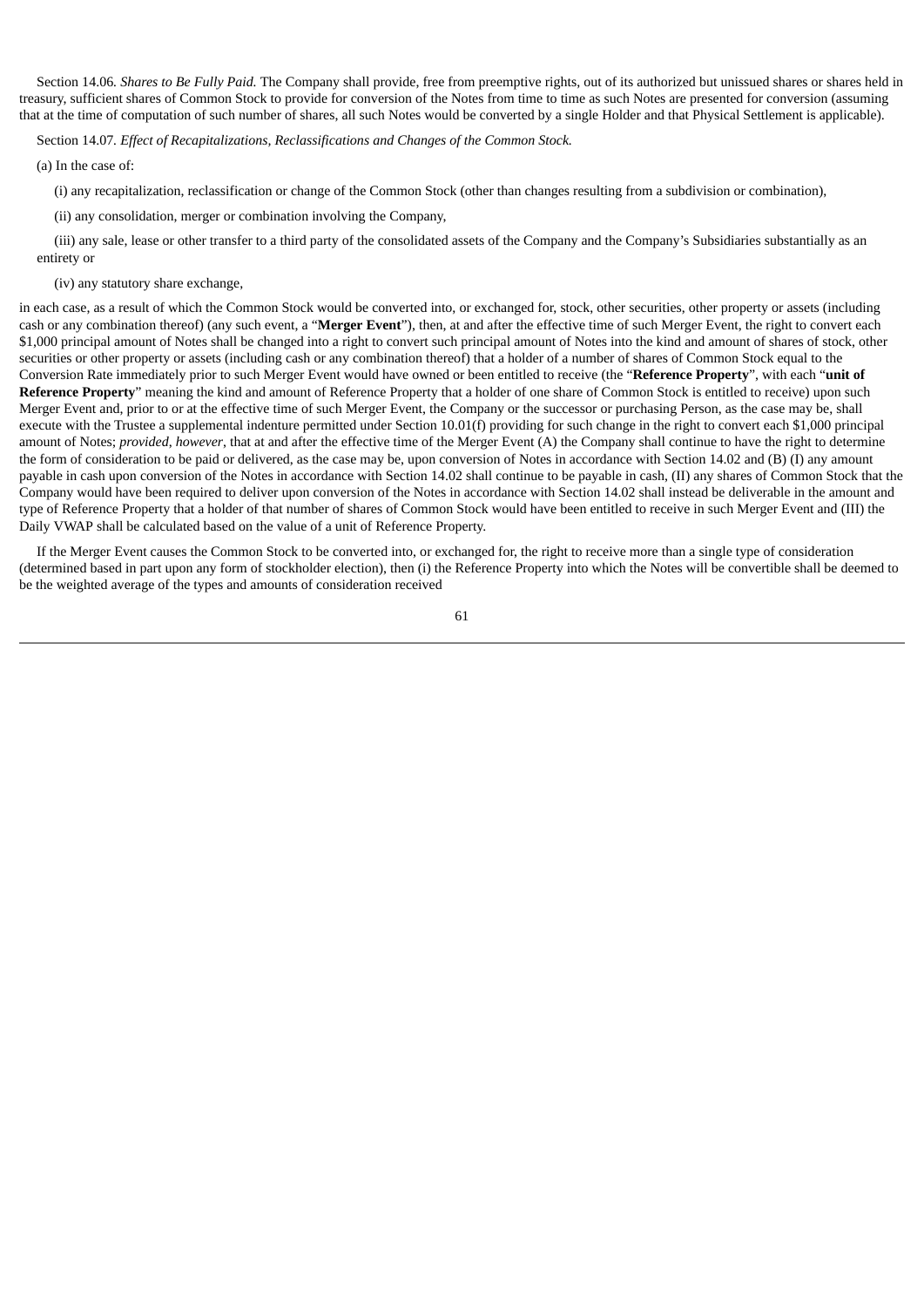Section 14.06. *Shares to Be Fully Paid.* The Company shall provide, free from preemptive rights, out of its authorized but unissued shares or shares held in treasury, sufficient shares of Common Stock to provide for conversion of the Notes from time to time as such Notes are presented for conversion (assuming that at the time of computation of such number of shares, all such Notes would be converted by a single Holder and that Physical Settlement is applicable).

Section 14.07. *Effect of Recapitalizations, Reclassifications and Changes of the Common Stock.*

(a) In the case of:

(i) any recapitalization, reclassification or change of the Common Stock (other than changes resulting from a subdivision or combination),

(ii) any consolidation, merger or combination involving the Company,

(iii) any sale, lease or other transfer to a third party of the consolidated assets of the Company and the Company's Subsidiaries substantially as an entirety or

(iv) any statutory share exchange,

in each case, as a result of which the Common Stock would be converted into, or exchanged for, stock, other securities, other property or assets (including cash or any combination thereof) (any such event, a "**Merger Event**"), then, at and after the effective time of such Merger Event, the right to convert each $1,000 principal amount of Notes shall be changed into a right to convert such principal amount of Notes into the kind and amount of shares of stock, other securities or other property or assets (including cash or any combination thereof) that a holder of a number of shares of Common Stock equal to the Conversion Rate immediately prior to such Merger Event would have owned or been entitled to receive (the "**Reference Property**", with each "**unit of Reference Property**" meaning the kind and amount of Reference Property that a holder of one share of Common Stock is entitled to receive) upon such Merger Event and, prior to or at the effective time of such Merger Event, the Company or the successor or purchasing Person, as the case may be, shall execute with the Trustee a supplemental indenture permitted under Section 10.01(f) providing for such change in the right to convert each $1,000 principal amount of Notes; *provided*, *however*, that at and after the effective time of the Merger Event (A) the Company shall continue to have the right to determine the form of consideration to be paid or delivered, as the case may be, upon conversion of Notes in accordance with Section 14.02 and (B) (I) any amount payable in cash upon conversion of the Notes in accordance with Section 14.02 shall continue to be payable in cash, (II) any shares of Common Stock that the Company would have been required to deliver upon conversion of the Notes in accordance with Section 14.02 shall instead be deliverable in the amount and type of Reference Property that a holder of that number of shares of Common Stock would have been entitled to receive in such Merger Event and (III) the Daily VWAP shall be calculated based on the value of a unit of Reference Property.

If the Merger Event causes the Common Stock to be converted into, or exchanged for, the right to receive more than a single type of consideration (determined based in part upon any form of stockholder election), then (i) the Reference Property into which the Notes will be convertible shall be deemed to be the weighted average of the types and amounts of consideration received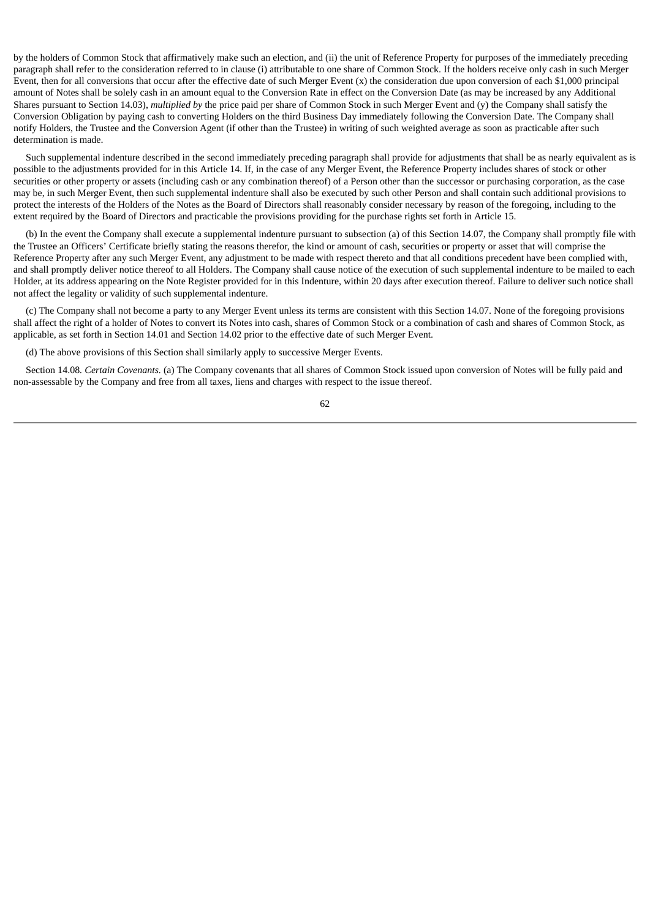by the holders of Common Stock that affirmatively make such an election, and (ii) the unit of Reference Property for purposes of the immediately preceding paragraph shall refer to the consideration referred to in clause (i) attributable to one share of Common Stock. If the holders receive only cash in such Merger Event, then for all conversions that occur after the effective date of such Merger Event (x) the consideration due upon conversion of each $1,000 principal amount of Notes shall be solely cash in an amount equal to the Conversion Rate in effect on the Conversion Date (as may be increased by any Additional Shares pursuant to Section 14.03), *multiplied by* the price paid per share of Common Stock in such Merger Event and (y) the Company shall satisfy the Conversion Obligation by paying cash to converting Holders on the third Business Day immediately following the Conversion Date. The Company shall notify Holders, the Trustee and the Conversion Agent (if other than the Trustee) in writing of such weighted average as soon as practicable after such determination is made.

Such supplemental indenture described in the second immediately preceding paragraph shall provide for adjustments that shall be as nearly equivalent as is possible to the adjustments provided for in this Article 14. If, in the case of any Merger Event, the Reference Property includes shares of stock or other securities or other property or assets (including cash or any combination thereof) of a Person other than the successor or purchasing corporation, as the case may be, in such Merger Event, then such supplemental indenture shall also be executed by such other Person and shall contain such additional provisions to protect the interests of the Holders of the Notes as the Board of Directors shall reasonably consider necessary by reason of the foregoing, including to the extent required by the Board of Directors and practicable the provisions providing for the purchase rights set forth in Article 15.

(b) In the event the Company shall execute a supplemental indenture pursuant to subsection (a) of this Section 14.07, the Company shall promptly file with the Trustee an Officers' Certificate briefly stating the reasons therefor, the kind or amount of cash, securities or property or asset that will comprise the Reference Property after any such Merger Event, any adjustment to be made with respect thereto and that all conditions precedent have been complied with, and shall promptly deliver notice thereof to all Holders. The Company shall cause notice of the execution of such supplemental indenture to be mailed to each Holder, at its address appearing on the Note Register provided for in this Indenture, within 20 days after execution thereof. Failure to deliver such notice shall not affect the legality or validity of such supplemental indenture.

(c) The Company shall not become a party to any Merger Event unless its terms are consistent with this Section 14.07. None of the foregoing provisions shall affect the right of a holder of Notes to convert its Notes into cash, shares of Common Stock or a combination of cash and shares of Common Stock, as applicable, as set forth in Section 14.01 and Section 14.02 prior to the effective date of such Merger Event.

(d) The above provisions of this Section shall similarly apply to successive Merger Events.

Section 14.08. *Certain Covenants.* (a) The Company covenants that all shares of Common Stock issued upon conversion of Notes will be fully paid and non-assessable by the Company and free from all taxes, liens and charges with respect to the issue thereof.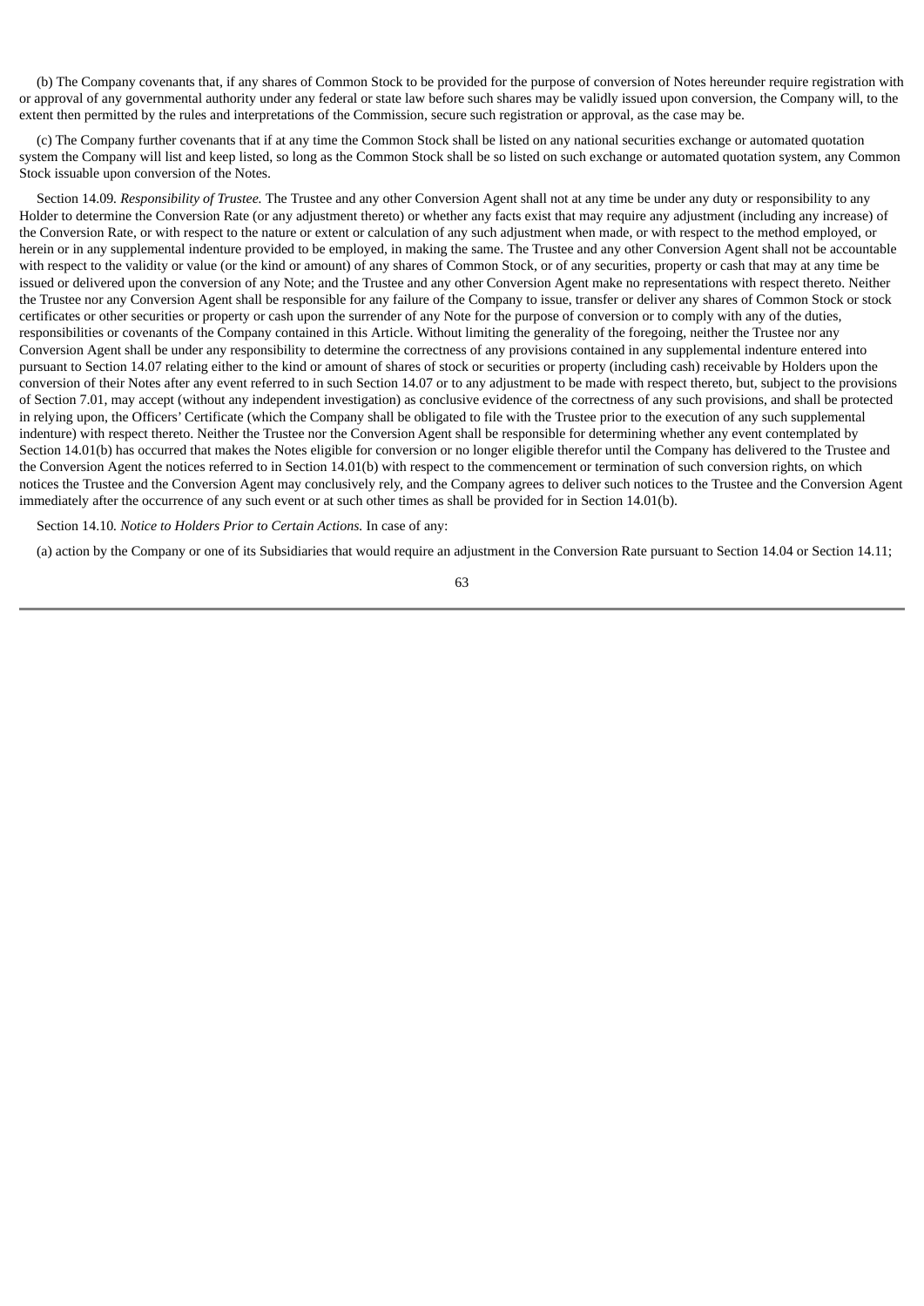(b) The Company covenants that, if any shares of Common Stock to be provided for the purpose of conversion of Notes hereunder require registration with or approval of any governmental authority under any federal or state law before such shares may be validly issued upon conversion, the Company will, to the extent then permitted by the rules and interpretations of the Commission, secure such registration or approval, as the case may be.

(c) The Company further covenants that if at any time the Common Stock shall be listed on any national securities exchange or automated quotation system the Company will list and keep listed, so long as the Common Stock shall be so listed on such exchange or automated quotation system, any Common Stock issuable upon conversion of the Notes.

Section 14.09. *Responsibility of Trustee.* The Trustee and any other Conversion Agent shall not at any time be under any duty or responsibility to any Holder to determine the Conversion Rate (or any adjustment thereto) or whether any facts exist that may require any adjustment (including any increase) of the Conversion Rate, or with respect to the nature or extent or calculation of any such adjustment when made, or with respect to the method employed, or herein or in any supplemental indenture provided to be employed, in making the same. The Trustee and any other Conversion Agent shall not be accountable with respect to the validity or value (or the kind or amount) of any shares of Common Stock, or of any securities, property or cash that may at any time be issued or delivered upon the conversion of any Note; and the Trustee and any other Conversion Agent make no representations with respect thereto. Neither the Trustee nor any Conversion Agent shall be responsible for any failure of the Company to issue, transfer or deliver any shares of Common Stock or stock certificates or other securities or property or cash upon the surrender of any Note for the purpose of conversion or to comply with any of the duties, responsibilities or covenants of the Company contained in this Article. Without limiting the generality of the foregoing, neither the Trustee nor any Conversion Agent shall be under any responsibility to determine the correctness of any provisions contained in any supplemental indenture entered into pursuant to Section 14.07 relating either to the kind or amount of shares of stock or securities or property (including cash) receivable by Holders upon the conversion of their Notes after any event referred to in such Section 14.07 or to any adjustment to be made with respect thereto, but, subject to the provisions of Section 7.01, may accept (without any independent investigation) as conclusive evidence of the correctness of any such provisions, and shall be protected in relying upon, the Officers' Certificate (which the Company shall be obligated to file with the Trustee prior to the execution of any such supplemental indenture) with respect thereto. Neither the Trustee nor the Conversion Agent shall be responsible for determining whether any event contemplated by Section 14.01(b) has occurred that makes the Notes eligible for conversion or no longer eligible therefor until the Company has delivered to the Trustee and the Conversion Agent the notices referred to in Section 14.01(b) with respect to the commencement or termination of such conversion rights, on which notices the Trustee and the Conversion Agent may conclusively rely, and the Company agrees to deliver such notices to the Trustee and the Conversion Agent immediately after the occurrence of any such event or at such other times as shall be provided for in Section 14.01(b).

Section 14.10. *Notice to Holders Prior to Certain Actions.* In case of any:

(a) action by the Company or one of its Subsidiaries that would require an adjustment in the Conversion Rate pursuant to Section 14.04 or Section 14.11;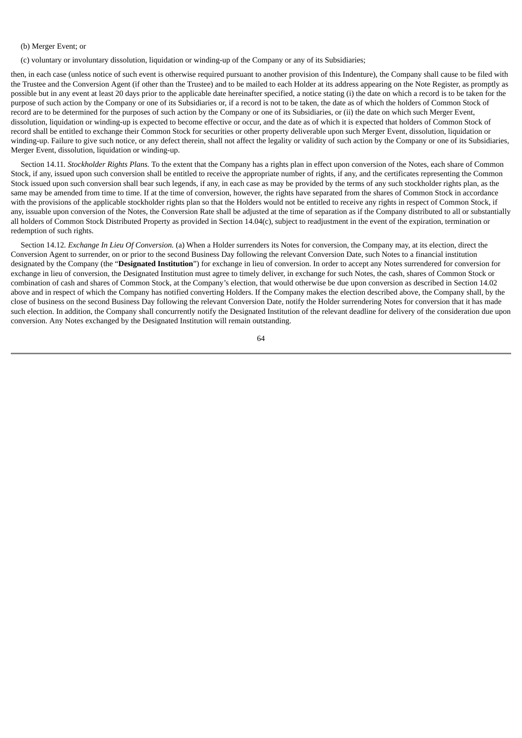(b) Merger Event; or

(c) voluntary or involuntary dissolution, liquidation or winding-up of the Company or any of its Subsidiaries;

then, in each case (unless notice of such event is otherwise required pursuant to another provision of this Indenture), the Company shall cause to be filed with the Trustee and the Conversion Agent (if other than the Trustee) and to be mailed to each Holder at its address appearing on the Note Register, as promptly as possible but in any event at least 20 days prior to the applicable date hereinafter specified, a notice stating (i) the date on which a record is to be taken for the purpose of such action by the Company or one of its Subsidiaries or, if a record is not to be taken, the date as of which the holders of Common Stock of record are to be determined for the purposes of such action by the Company or one of its Subsidiaries, or (ii) the date on which such Merger Event, dissolution, liquidation or winding-up is expected to become effective or occur, and the date as of which it is expected that holders of Common Stock of record shall be entitled to exchange their Common Stock for securities or other property deliverable upon such Merger Event, dissolution, liquidation or winding-up. Failure to give such notice, or any defect therein, shall not affect the legality or validity of such action by the Company or one of its Subsidiaries, Merger Event, dissolution, liquidation or winding-up.

Section 14.11. *Stockholder Rights Plans.* To the extent that the Company has a rights plan in effect upon conversion of the Notes, each share of Common Stock, if any, issued upon such conversion shall be entitled to receive the appropriate number of rights, if any, and the certificates representing the Common Stock issued upon such conversion shall bear such legends, if any, in each case as may be provided by the terms of any such stockholder rights plan, as the same may be amended from time to time. If at the time of conversion, however, the rights have separated from the shares of Common Stock in accordance with the provisions of the applicable stockholder rights plan so that the Holders would not be entitled to receive any rights in respect of Common Stock, if any, issuable upon conversion of the Notes, the Conversion Rate shall be adjusted at the time of separation as if the Company distributed to all or substantially all holders of Common Stock Distributed Property as provided in Section 14.04(c), subject to readjustment in the event of the expiration, termination or redemption of such rights.

Section 14.12. *Exchange In Lieu Of Conversion.* (a) When a Holder surrenders its Notes for conversion, the Company may, at its election, direct the Conversion Agent to surrender, on or prior to the second Business Day following the relevant Conversion Date, such Notes to a financial institution designated by the Company (the "**Designated Institution**") for exchange in lieu of conversion. In order to accept any Notes surrendered for conversion for exchange in lieu of conversion, the Designated Institution must agree to timely deliver, in exchange for such Notes, the cash, shares of Common Stock or combination of cash and shares of Common Stock, at the Company's election, that would otherwise be due upon conversion as described in Section 14.02 above and in respect of which the Company has notified converting Holders. If the Company makes the election described above, the Company shall, by the close of business on the second Business Day following the relevant Conversion Date, notify the Holder surrendering Notes for conversion that it has made such election. In addition, the Company shall concurrently notify the Designated Institution of the relevant deadline for delivery of the consideration due upon conversion. Any Notes exchanged by the Designated Institution will remain outstanding.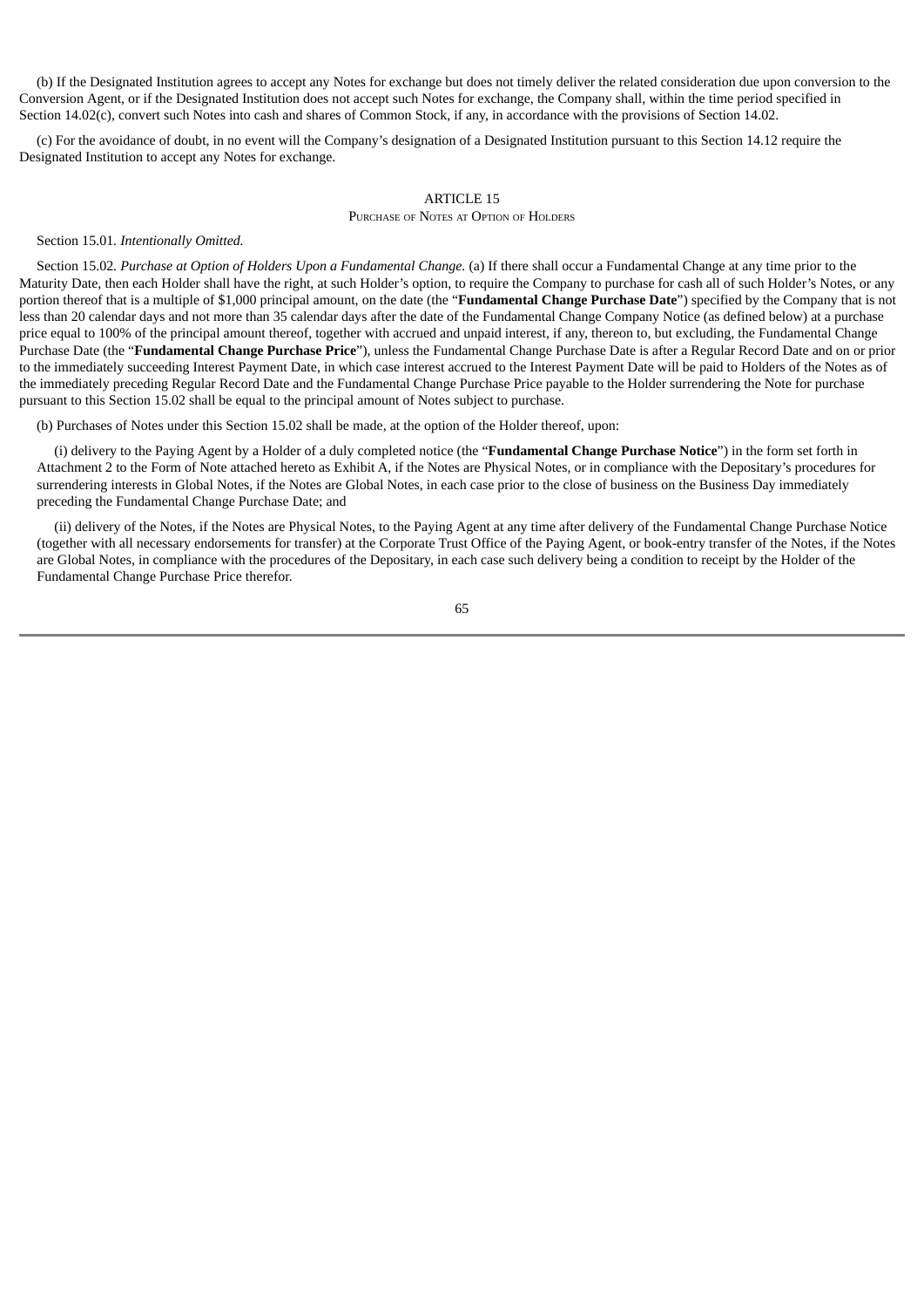(b) If the Designated Institution agrees to accept any Notes for exchange but does not timely deliver the related consideration due upon conversion to the Conversion Agent, or if the Designated Institution does not accept such Notes for exchange, the Company shall, within the time period specified in Section 14.02(c), convert such Notes into cash and shares of Common Stock, if any, in accordance with the provisions of Section 14.02.

(c) For the avoidance of doubt, in no event will the Company's designation of a Designated Institution pursuant to this Section 14.12 require the Designated Institution to accept any Notes for exchange.

## ARTICLE 15
### Purchase of Notes at Option of Holders

Section 15.01. *Intentionally Omitted.*

Section 15.02. *Purchase at Option of Holders Upon a Fundamental Change.* (a) If there shall occur a Fundamental Change at any time prior to the Maturity Date, then each Holder shall have the right, at such Holder's option, to require the Company to purchase for cash all of such Holder's Notes, or any portion thereof that is a multiple of $1,000 principal amount, on the date (the "**Fundamental Change Purchase Date**") specified by the Company that is not less than 20 calendar days and not more than 35 calendar days after the date of the Fundamental Change Company Notice (as defined below) at a purchase price equal to 100% of the principal amount thereof, together with accrued and unpaid interest, if any, thereon to, but excluding, the Fundamental Change Purchase Date (the "**Fundamental Change Purchase Price**"), unless the Fundamental Change Purchase Date is after a Regular Record Date and on or prior to the immediately succeeding Interest Payment Date, in which case interest accrued to the Interest Payment Date will be paid to Holders of the Notes as of the immediately preceding Regular Record Date and the Fundamental Change Purchase Price payable to the Holder surrendering the Note for purchase pursuant to this Section 15.02 shall be equal to the principal amount of Notes subject to purchase.

(b) Purchases of Notes under this Section 15.02 shall be made, at the option of the Holder thereof, upon:

(i) delivery to the Paying Agent by a Holder of a duly completed notice (the "**Fundamental Change Purchase Notice**") in the form set forth in Attachment 2 to the Form of Note attached hereto as Exhibit A, if the Notes are Physical Notes, or in compliance with the Depositary's procedures for surrendering interests in Global Notes, if the Notes are Global Notes, in each case prior to the close of business on the Business Day immediately preceding the Fundamental Change Purchase Date; and

(ii) delivery of the Notes, if the Notes are Physical Notes, to the Paying Agent at any time after delivery of the Fundamental Change Purchase Notice (together with all necessary endorsements for transfer) at the Corporate Trust Office of the Paying Agent, or book-entry transfer of the Notes, if the Notes are Global Notes, in compliance with the procedures of the Depositary, in each case such delivery being a condition to receipt by the Holder of the Fundamental Change Purchase Price therefor.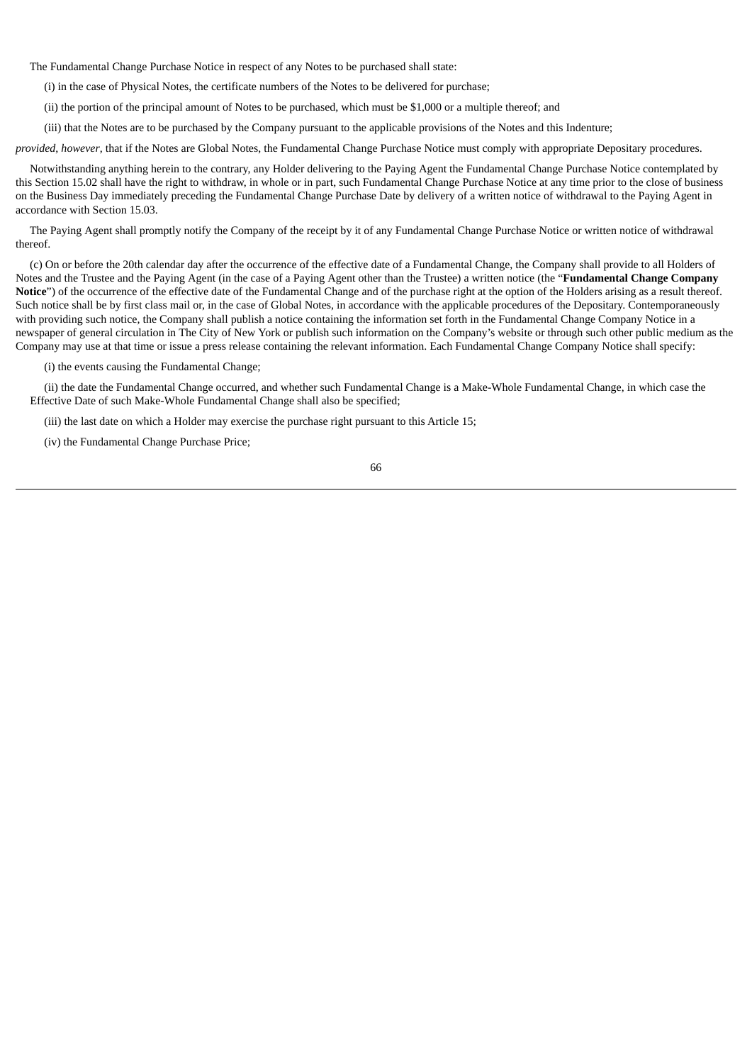The Fundamental Change Purchase Notice in respect of any Notes to be purchased shall state:

(i) in the case of Physical Notes, the certificate numbers of the Notes to be delivered for purchase;

(ii) the portion of the principal amount of Notes to be purchased, which must be $1,000 or a multiple thereof; and

(iii) that the Notes are to be purchased by the Company pursuant to the applicable provisions of the Notes and this Indenture;

*provided*, *however*, that if the Notes are Global Notes, the Fundamental Change Purchase Notice must comply with appropriate Depositary procedures.

Notwithstanding anything herein to the contrary, any Holder delivering to the Paying Agent the Fundamental Change Purchase Notice contemplated by this Section 15.02 shall have the right to withdraw, in whole or in part, such Fundamental Change Purchase Notice at any time prior to the close of business on the Business Day immediately preceding the Fundamental Change Purchase Date by delivery of a written notice of withdrawal to the Paying Agent in accordance with Section 15.03.

The Paying Agent shall promptly notify the Company of the receipt by it of any Fundamental Change Purchase Notice or written notice of withdrawal thereof.

(c) On or before the 20th calendar day after the occurrence of the effective date of a Fundamental Change, the Company shall provide to all Holders of Notes and the Trustee and the Paying Agent (in the case of a Paying Agent other than the Trustee) a written notice (the "**Fundamental Change Company Notice**") of the occurrence of the effective date of the Fundamental Change and of the purchase right at the option of the Holders arising as a result thereof. Such notice shall be by first class mail or, in the case of Global Notes, in accordance with the applicable procedures of the Depositary. Contemporaneously with providing such notice, the Company shall publish a notice containing the information set forth in the Fundamental Change Company Notice in a newspaper of general circulation in The City of New York or publish such information on the Company's website or through such other public medium as the Company may use at that time or issue a press release containing the relevant information. Each Fundamental Change Company Notice shall specify:

(i) the events causing the Fundamental Change;

(ii) the date the Fundamental Change occurred, and whether such Fundamental Change is a Make-Whole Fundamental Change, in which case the Effective Date of such Make-Whole Fundamental Change shall also be specified;

(iii) the last date on which a Holder may exercise the purchase right pursuant to this Article 15;

(iv) the Fundamental Change Purchase Price;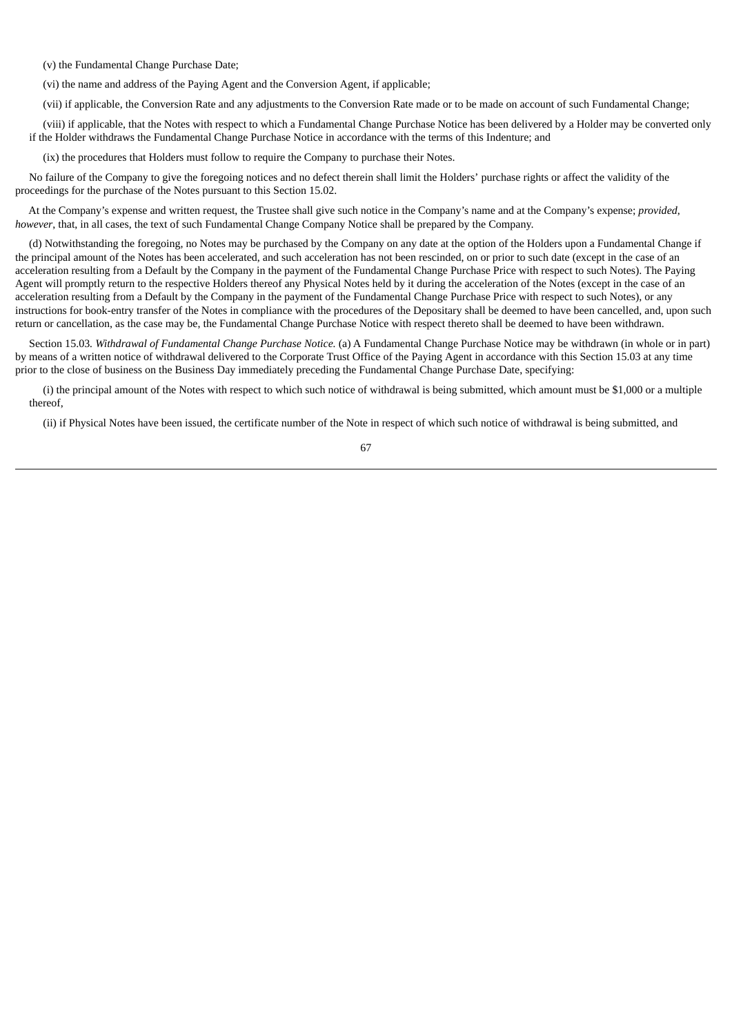(v) the Fundamental Change Purchase Date;

(vi) the name and address of the Paying Agent and the Conversion Agent, if applicable;

(vii) if applicable, the Conversion Rate and any adjustments to the Conversion Rate made or to be made on account of such Fundamental Change;

(viii) if applicable, that the Notes with respect to which a Fundamental Change Purchase Notice has been delivered by a Holder may be converted only if the Holder withdraws the Fundamental Change Purchase Notice in accordance with the terms of this Indenture; and

(ix) the procedures that Holders must follow to require the Company to purchase their Notes.

No failure of the Company to give the foregoing notices and no defect therein shall limit the Holders' purchase rights or affect the validity of the proceedings for the purchase of the Notes pursuant to this Section 15.02.

At the Company's expense and written request, the Trustee shall give such notice in the Company's name and at the Company's expense; *provided*, *however*, that, in all cases, the text of such Fundamental Change Company Notice shall be prepared by the Company.

(d) Notwithstanding the foregoing, no Notes may be purchased by the Company on any date at the option of the Holders upon a Fundamental Change if the principal amount of the Notes has been accelerated, and such acceleration has not been rescinded, on or prior to such date (except in the case of an acceleration resulting from a Default by the Company in the payment of the Fundamental Change Purchase Price with respect to such Notes). The Paying Agent will promptly return to the respective Holders thereof any Physical Notes held by it during the acceleration of the Notes (except in the case of an acceleration resulting from a Default by the Company in the payment of the Fundamental Change Purchase Price with respect to such Notes), or any instructions for book-entry transfer of the Notes in compliance with the procedures of the Depositary shall be deemed to have been cancelled, and, upon such return or cancellation, as the case may be, the Fundamental Change Purchase Notice with respect thereto shall be deemed to have been withdrawn.

Section 15.03. *Withdrawal of Fundamental Change Purchase Notice.* (a) A Fundamental Change Purchase Notice may be withdrawn (in whole or in part) by means of a written notice of withdrawal delivered to the Corporate Trust Office of the Paying Agent in accordance with this Section 15.03 at any time prior to the close of business on the Business Day immediately preceding the Fundamental Change Purchase Date, specifying:

(i) the principal amount of the Notes with respect to which such notice of withdrawal is being submitted, which amount must be $1,000 or a multiple thereof,

(ii) if Physical Notes have been issued, the certificate number of the Note in respect of which such notice of withdrawal is being submitted, and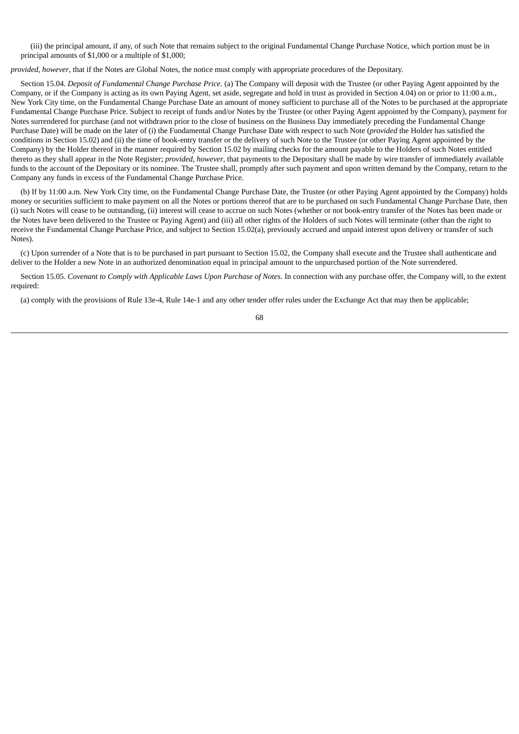(iii) the principal amount, if any, of such Note that remains subject to the original Fundamental Change Purchase Notice, which portion must be in principal amounts of $1,000 or a multiple of $1,000;

*provided*, *however*, that if the Notes are Global Notes, the notice must comply with appropriate procedures of the Depositary.

Section 15.04. *Deposit of Fundamental Change Purchase Price.* (a) The Company will deposit with the Trustee (or other Paying Agent appointed by the Company, or if the Company is acting as its own Paying Agent, set aside, segregate and hold in trust as provided in Section 4.04) on or prior to 11:00 a.m., New York City time, on the Fundamental Change Purchase Date an amount of money sufficient to purchase all of the Notes to be purchased at the appropriate Fundamental Change Purchase Price. Subject to receipt of funds and/or Notes by the Trustee (or other Paying Agent appointed by the Company), payment for Notes surrendered for purchase (and not withdrawn prior to the close of business on the Business Day immediately preceding the Fundamental Change Purchase Date) will be made on the later of (i) the Fundamental Change Purchase Date with respect to such Note (*provided* the Holder has satisfied the conditions in Section 15.02) and (ii) the time of book-entry transfer or the delivery of such Note to the Trustee (or other Paying Agent appointed by the Company) by the Holder thereof in the manner required by Section 15.02 by mailing checks for the amount payable to the Holders of such Notes entitled thereto as they shall appear in the Note Register; *provided*, *however*, that payments to the Depositary shall be made by wire transfer of immediately available funds to the account of the Depositary or its nominee. The Trustee shall, promptly after such payment and upon written demand by the Company, return to the Company any funds in excess of the Fundamental Change Purchase Price.

(b) If by 11:00 a.m. New York City time, on the Fundamental Change Purchase Date, the Trustee (or other Paying Agent appointed by the Company) holds money or securities sufficient to make payment on all the Notes or portions thereof that are to be purchased on such Fundamental Change Purchase Date, then (i) such Notes will cease to be outstanding, (ii) interest will cease to accrue on such Notes (whether or not book-entry transfer of the Notes has been made or the Notes have been delivered to the Trustee or Paying Agent) and (iii) all other rights of the Holders of such Notes will terminate (other than the right to receive the Fundamental Change Purchase Price, and subject to Section 15.02(a), previously accrued and unpaid interest upon delivery or transfer of such Notes).

(c) Upon surrender of a Note that is to be purchased in part pursuant to Section 15.02, the Company shall execute and the Trustee shall authenticate and deliver to the Holder a new Note in an authorized denomination equal in principal amount to the unpurchased portion of the Note surrendered.

Section 15.05. *Covenant to Comply with Applicable Laws Upon Purchase of Notes.* In connection with any purchase offer, the Company will, to the extent required:

(a) comply with the provisions of Rule 13e-4, Rule 14e-1 and any other tender offer rules under the Exchange Act that may then be applicable;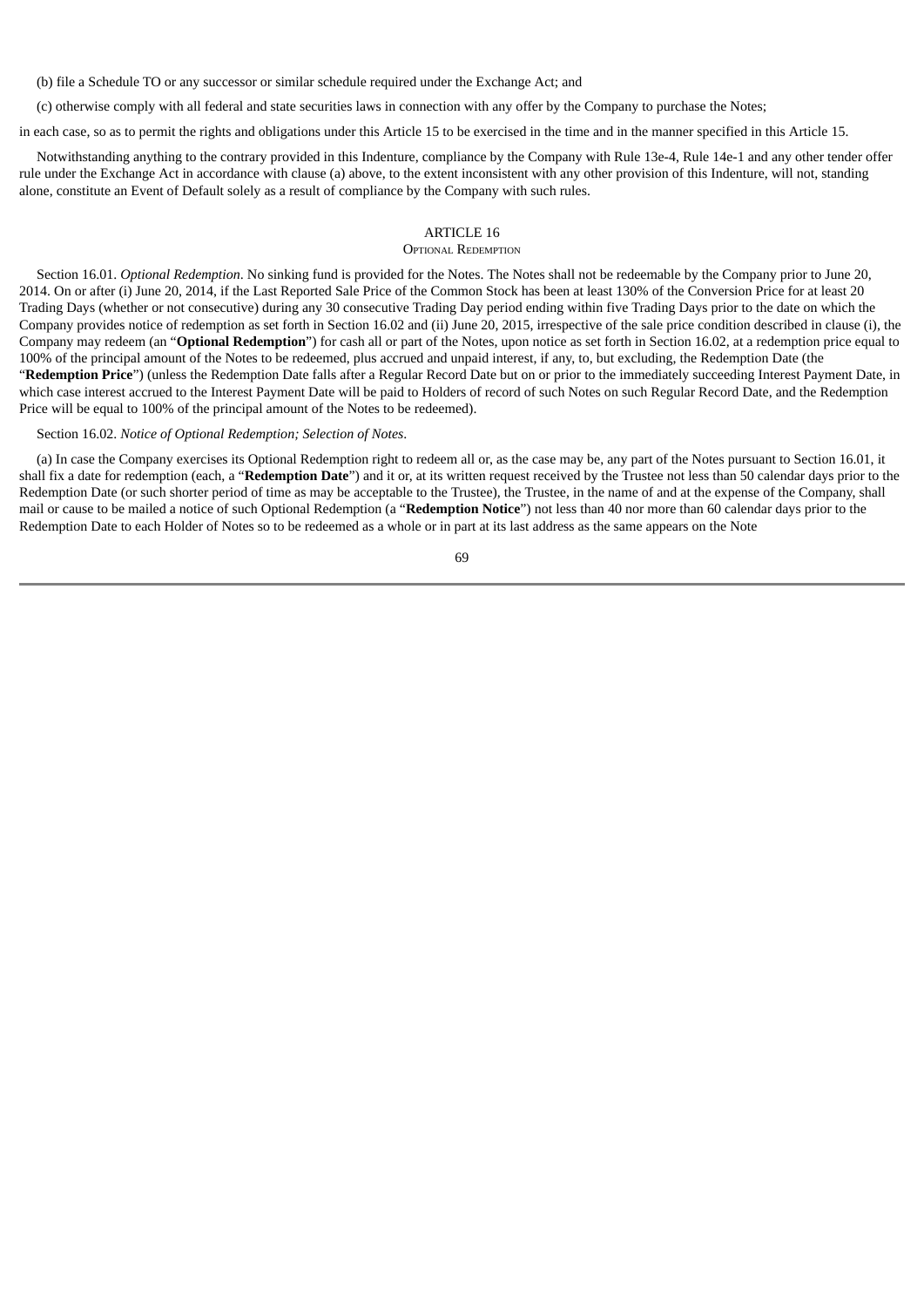(b) file a Schedule TO or any successor or similar schedule required under the Exchange Act; and

(c) otherwise comply with all federal and state securities laws in connection with any offer by the Company to purchase the Notes;

in each case, so as to permit the rights and obligations under this Article 15 to be exercised in the time and in the manner specified in this Article 15.

Notwithstanding anything to the contrary provided in this Indenture, compliance by the Company with Rule 13e-4, Rule 14e-1 and any other tender offer rule under the Exchange Act in accordance with clause (a) above, to the extent inconsistent with any other provision of this Indenture, will not, standing alone, constitute an Event of Default solely as a result of compliance by the Company with such rules.

## ARTICLE 16
### OPTIONAL REDEMPTION

Section 16.01. *Optional Redemption*. No sinking fund is provided for the Notes. The Notes shall not be redeemable by the Company prior to June 20, 2014. On or after (i) June 20, 2014, if the Last Reported Sale Price of the Common Stock has been at least 130% of the Conversion Price for at least 20 Trading Days (whether or not consecutive) during any 30 consecutive Trading Day period ending within five Trading Days prior to the date on which the Company provides notice of redemption as set forth in Section 16.02 and (ii) June 20, 2015, irrespective of the sale price condition described in clause (i), the Company may redeem (an "**Optional Redemption**") for cash all or part of the Notes, upon notice as set forth in Section 16.02, at a redemption price equal to 100% of the principal amount of the Notes to be redeemed, plus accrued and unpaid interest, if any, to, but excluding, the Redemption Date (the "**Redemption Price**") (unless the Redemption Date falls after a Regular Record Date but on or prior to the immediately succeeding Interest Payment Date, in which case interest accrued to the Interest Payment Date will be paid to Holders of record of such Notes on such Regular Record Date, and the Redemption Price will be equal to 100% of the principal amount of the Notes to be redeemed).

Section 16.02. *Notice of Optional Redemption; Selection of Notes*.

(a) In case the Company exercises its Optional Redemption right to redeem all or, as the case may be, any part of the Notes pursuant to Section 16.01, it shall fix a date for redemption (each, a "**Redemption Date**") and it or, at its written request received by the Trustee not less than 50 calendar days prior to the Redemption Date (or such shorter period of time as may be acceptable to the Trustee), the Trustee, in the name of and at the expense of the Company, shall mail or cause to be mailed a notice of such Optional Redemption (a "**Redemption Notice**") not less than 40 nor more than 60 calendar days prior to the Redemption Date to each Holder of Notes so to be redeemed as a whole or in part at its last address as the same appears on the Note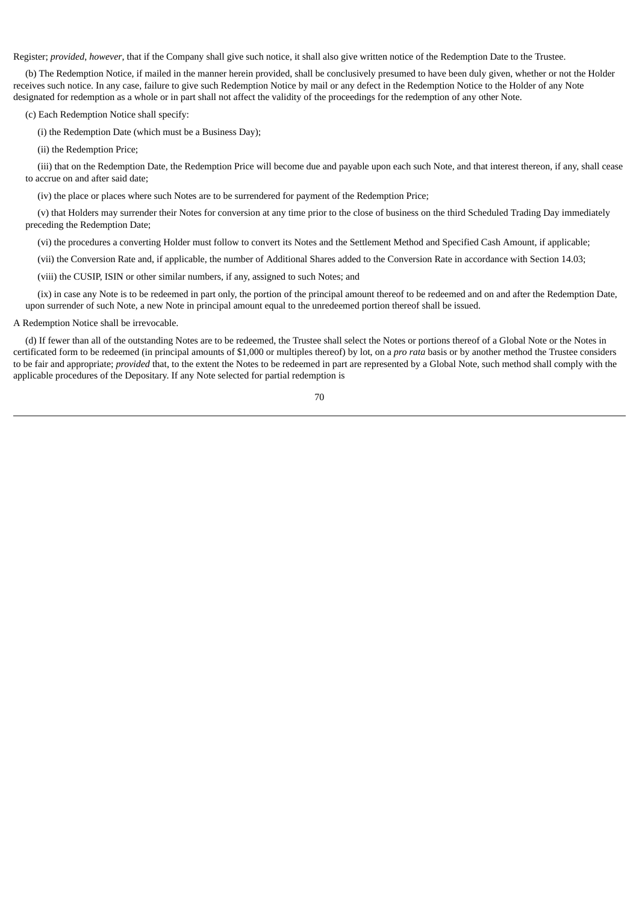Register; *provided*, *however*, that if the Company shall give such notice, it shall also give written notice of the Redemption Date to the Trustee.

(b) The Redemption Notice, if mailed in the manner herein provided, shall be conclusively presumed to have been duly given, whether or not the Holder receives such notice. In any case, failure to give such Redemption Notice by mail or any defect in the Redemption Notice to the Holder of any Note designated for redemption as a whole or in part shall not affect the validity of the proceedings for the redemption of any other Note.

(c) Each Redemption Notice shall specify:

(i) the Redemption Date (which must be a Business Day);

(ii) the Redemption Price;

(iii) that on the Redemption Date, the Redemption Price will become due and payable upon each such Note, and that interest thereon, if any, shall cease to accrue on and after said date;

(iv) the place or places where such Notes are to be surrendered for payment of the Redemption Price;

(v) that Holders may surrender their Notes for conversion at any time prior to the close of business on the third Scheduled Trading Day immediately preceding the Redemption Date;

(vi) the procedures a converting Holder must follow to convert its Notes and the Settlement Method and Specified Cash Amount, if applicable;

(vii) the Conversion Rate and, if applicable, the number of Additional Shares added to the Conversion Rate in accordance with Section 14.03;

(viii) the CUSIP, ISIN or other similar numbers, if any, assigned to such Notes; and

(ix) in case any Note is to be redeemed in part only, the portion of the principal amount thereof to be redeemed and on and after the Redemption Date, upon surrender of such Note, a new Note in principal amount equal to the unredeemed portion thereof shall be issued.

A Redemption Notice shall be irrevocable.

(d) If fewer than all of the outstanding Notes are to be redeemed, the Trustee shall select the Notes or portions thereof of a Global Note or the Notes in certificated form to be redeemed (in principal amounts of $1,000 or multiples thereof) by lot, on a *pro rata* basis or by another method the Trustee considers to be fair and appropriate; *provided* that, to the extent the Notes to be redeemed in part are represented by a Global Note, such method shall comply with the applicable procedures of the Depositary. If any Note selected for partial redemption is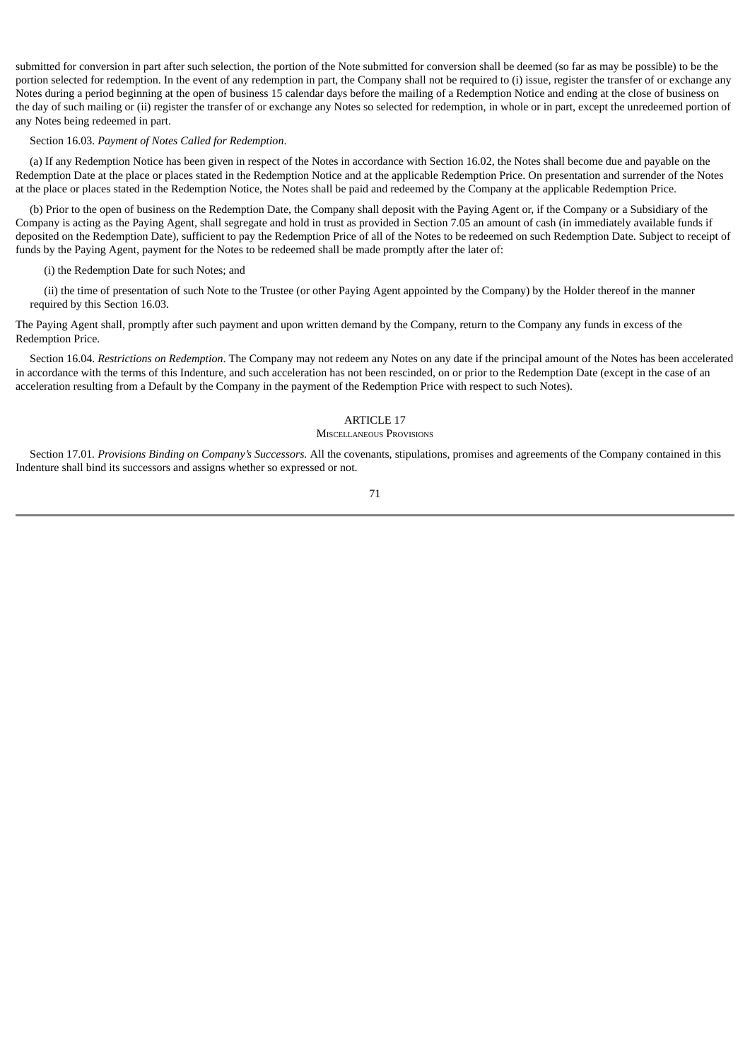submitted for conversion in part after such selection, the portion of the Note submitted for conversion shall be deemed (so far as may be possible) to be the portion selected for redemption. In the event of any redemption in part, the Company shall not be required to (i) issue, register the transfer of or exchange any Notes during a period beginning at the open of business 15 calendar days before the mailing of a Redemption Notice and ending at the close of business on the day of such mailing or (ii) register the transfer of or exchange any Notes so selected for redemption, in whole or in part, except the unredeemed portion of any Notes being redeemed in part.

Section 16.03. *Payment of Notes Called for Redemption*.

(a) If any Redemption Notice has been given in respect of the Notes in accordance with Section 16.02, the Notes shall become due and payable on the Redemption Date at the place or places stated in the Redemption Notice and at the applicable Redemption Price. On presentation and surrender of the Notes at the place or places stated in the Redemption Notice, the Notes shall be paid and redeemed by the Company at the applicable Redemption Price.

(b) Prior to the open of business on the Redemption Date, the Company shall deposit with the Paying Agent or, if the Company or a Subsidiary of the Company is acting as the Paying Agent, shall segregate and hold in trust as provided in Section 7.05 an amount of cash (in immediately available funds if deposited on the Redemption Date), sufficient to pay the Redemption Price of all of the Notes to be redeemed on such Redemption Date. Subject to receipt of funds by the Paying Agent, payment for the Notes to be redeemed shall be made promptly after the later of:

(i) the Redemption Date for such Notes; and

(ii) the time of presentation of such Note to the Trustee (or other Paying Agent appointed by the Company) by the Holder thereof in the manner required by this Section 16.03.

The Paying Agent shall, promptly after such payment and upon written demand by the Company, return to the Company any funds in excess of the Redemption Price.

Section 16.04. *Restrictions on Redemption*. The Company may not redeem any Notes on any date if the principal amount of the Notes has been accelerated in accordance with the terms of this Indenture, and such acceleration has not been rescinded, on or prior to the Redemption Date (except in the case of an acceleration resulting from a Default by the Company in the payment of the Redemption Price with respect to such Notes).

## ARTICLE 17
### MISCELLANEOUS PROVISIONS

Section 17.01. *Provisions Binding on Company's Successors.* All the covenants, stipulations, promises and agreements of the Company contained in this Indenture shall bind its successors and assigns whether so expressed or not.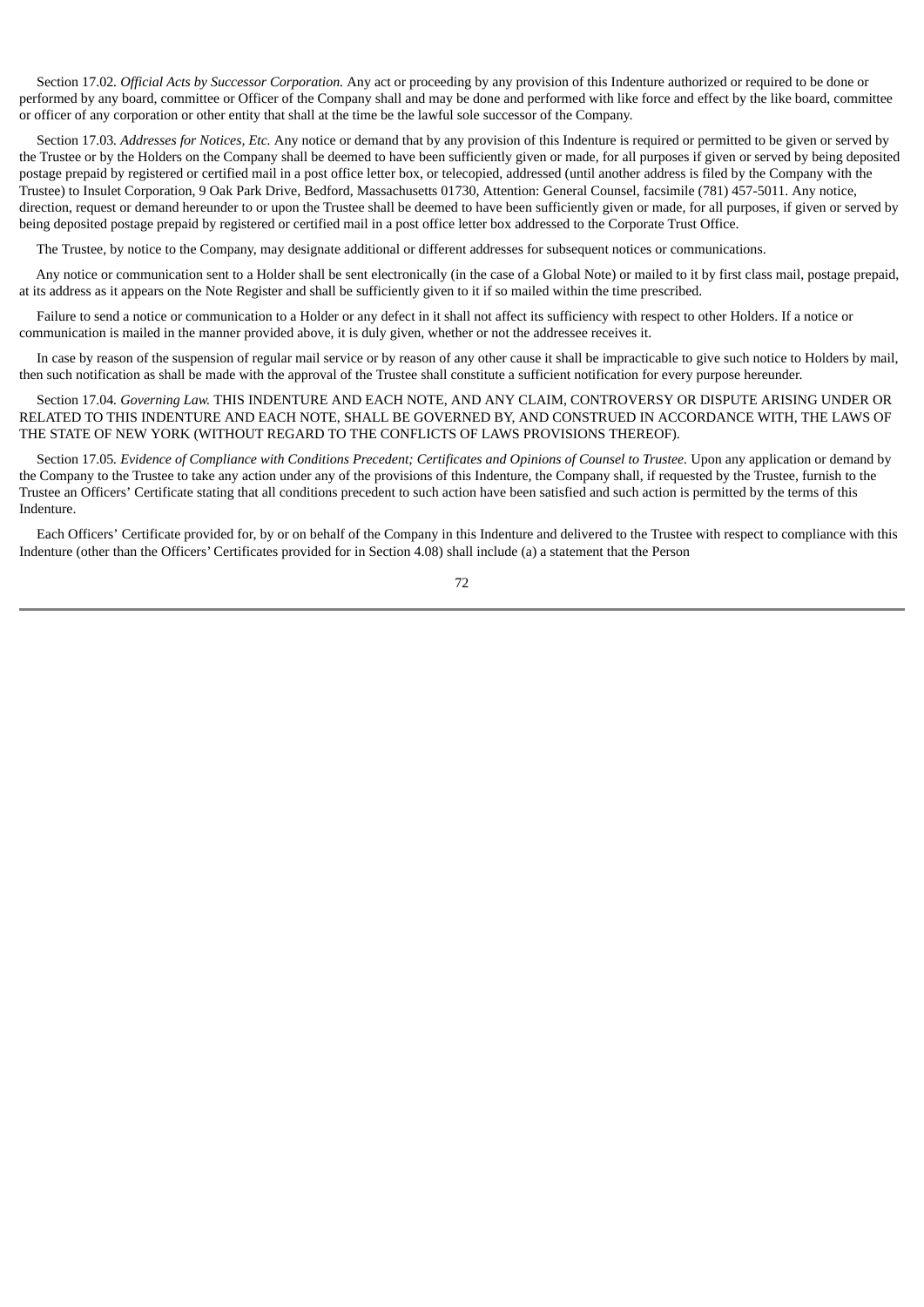Section 17.02. *Official Acts by Successor Corporation.* Any act or proceeding by any provision of this Indenture authorized or required to be done or performed by any board, committee or Officer of the Company shall and may be done and performed with like force and effect by the like board, committee or officer of any corporation or other entity that shall at the time be the lawful sole successor of the Company.

Section 17.03. *Addresses for Notices, Etc.* Any notice or demand that by any provision of this Indenture is required or permitted to be given or served by the Trustee or by the Holders on the Company shall be deemed to have been sufficiently given or made, for all purposes if given or served by being deposited postage prepaid by registered or certified mail in a post office letter box, or telecopied, addressed (until another address is filed by the Company with the Trustee) to Insulet Corporation, 9 Oak Park Drive, Bedford, Massachusetts 01730, Attention: General Counsel, facsimile (781) 457-5011. Any notice, direction, request or demand hereunder to or upon the Trustee shall be deemed to have been sufficiently given or made, for all purposes, if given or served by being deposited postage prepaid by registered or certified mail in a post office letter box addressed to the Corporate Trust Office.

The Trustee, by notice to the Company, may designate additional or different addresses for subsequent notices or communications.

Any notice or communication sent to a Holder shall be sent electronically (in the case of a Global Note) or mailed to it by first class mail, postage prepaid, at its address as it appears on the Note Register and shall be sufficiently given to it if so mailed within the time prescribed.

Failure to send a notice or communication to a Holder or any defect in it shall not affect its sufficiency with respect to other Holders. If a notice or communication is mailed in the manner provided above, it is duly given, whether or not the addressee receives it.

In case by reason of the suspension of regular mail service or by reason of any other cause it shall be impracticable to give such notice to Holders by mail, then such notification as shall be made with the approval of the Trustee shall constitute a sufficient notification for every purpose hereunder.

Section 17.04. *Governing Law.* THIS INDENTURE AND EACH NOTE, AND ANY CLAIM, CONTROVERSY OR DISPUTE ARISING UNDER OR RELATED TO THIS INDENTURE AND EACH NOTE, SHALL BE GOVERNED BY, AND CONSTRUED IN ACCORDANCE WITH, THE LAWS OF THE STATE OF NEW YORK (WITHOUT REGARD TO THE CONFLICTS OF LAWS PROVISIONS THEREOF).

Section 17.05. *Evidence of Compliance with Conditions Precedent; Certificates and Opinions of Counsel to Trustee.* Upon any application or demand by the Company to the Trustee to take any action under any of the provisions of this Indenture, the Company shall, if requested by the Trustee, furnish to the Trustee an Officers' Certificate stating that all conditions precedent to such action have been satisfied and such action is permitted by the terms of this Indenture.

Each Officers' Certificate provided for, by or on behalf of the Company in this Indenture and delivered to the Trustee with respect to compliance with this Indenture (other than the Officers' Certificates provided for in Section 4.08) shall include (a) a statement that the Person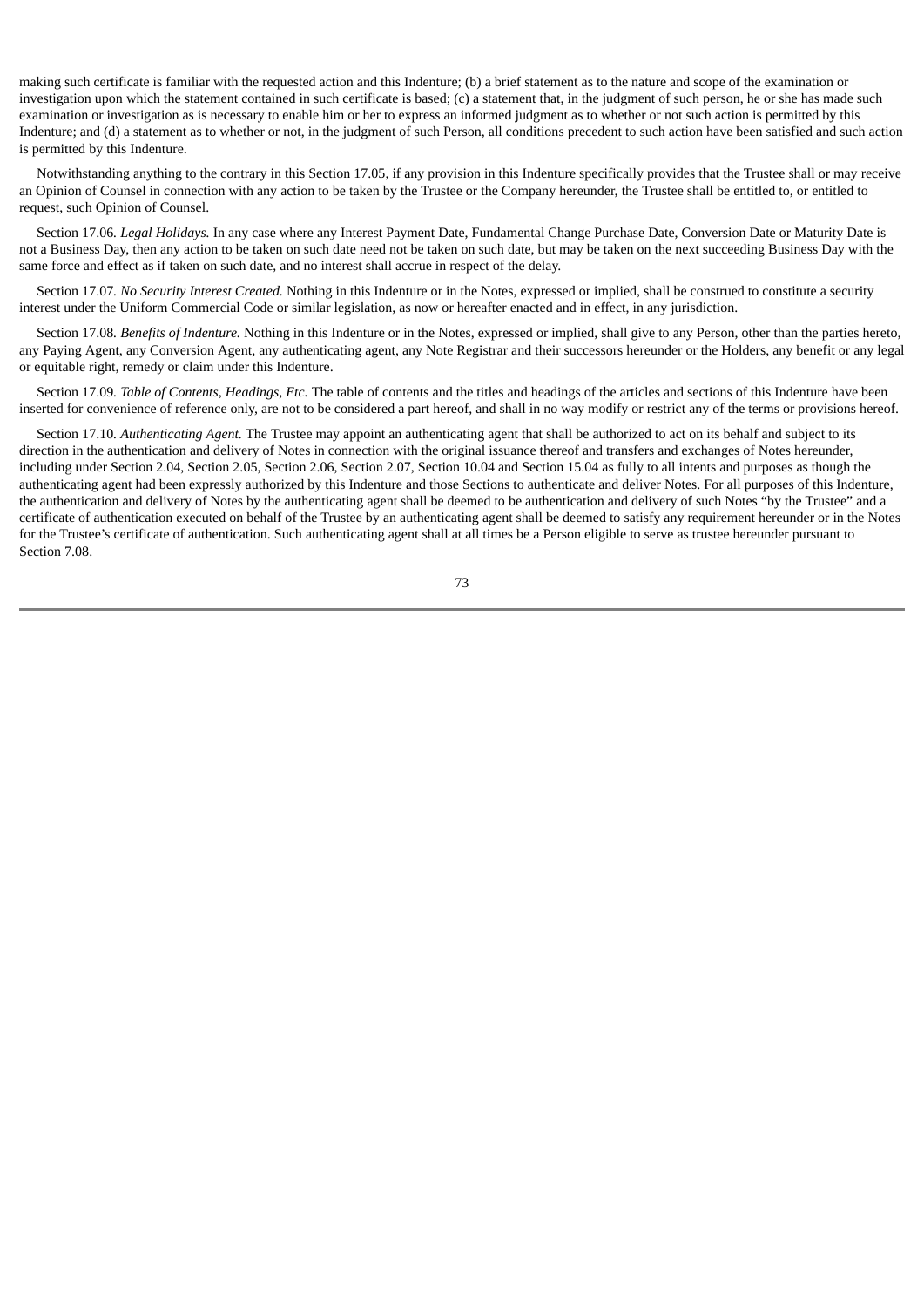making such certificate is familiar with the requested action and this Indenture; (b) a brief statement as to the nature and scope of the examination or investigation upon which the statement contained in such certificate is based; (c) a statement that, in the judgment of such person, he or she has made such examination or investigation as is necessary to enable him or her to express an informed judgment as to whether or not such action is permitted by this Indenture; and (d) a statement as to whether or not, in the judgment of such Person, all conditions precedent to such action have been satisfied and such action is permitted by this Indenture.

Notwithstanding anything to the contrary in this Section 17.05, if any provision in this Indenture specifically provides that the Trustee shall or may receive an Opinion of Counsel in connection with any action to be taken by the Trustee or the Company hereunder, the Trustee shall be entitled to, or entitled to request, such Opinion of Counsel.

Section 17.06. *Legal Holidays.* In any case where any Interest Payment Date, Fundamental Change Purchase Date, Conversion Date or Maturity Date is not a Business Day, then any action to be taken on such date need not be taken on such date, but may be taken on the next succeeding Business Day with the same force and effect as if taken on such date, and no interest shall accrue in respect of the delay.

Section 17.07. *No Security Interest Created.* Nothing in this Indenture or in the Notes, expressed or implied, shall be construed to constitute a security interest under the Uniform Commercial Code or similar legislation, as now or hereafter enacted and in effect, in any jurisdiction.

Section 17.08. *Benefits of Indenture.* Nothing in this Indenture or in the Notes, expressed or implied, shall give to any Person, other than the parties hereto, any Paying Agent, any Conversion Agent, any authenticating agent, any Note Registrar and their successors hereunder or the Holders, any benefit or any legal or equitable right, remedy or claim under this Indenture.

Section 17.09. *Table of Contents, Headings, Etc.* The table of contents and the titles and headings of the articles and sections of this Indenture have been inserted for convenience of reference only, are not to be considered a part hereof, and shall in no way modify or restrict any of the terms or provisions hereof.

Section 17.10. *Authenticating Agent.* The Trustee may appoint an authenticating agent that shall be authorized to act on its behalf and subject to its direction in the authentication and delivery of Notes in connection with the original issuance thereof and transfers and exchanges of Notes hereunder, including under Section 2.04, Section 2.05, Section 2.06, Section 2.07, Section 10.04 and Section 15.04 as fully to all intents and purposes as though the authenticating agent had been expressly authorized by this Indenture and those Sections to authenticate and deliver Notes. For all purposes of this Indenture, the authentication and delivery of Notes by the authenticating agent shall be deemed to be authentication and delivery of such Notes "by the Trustee" and a certificate of authentication executed on behalf of the Trustee by an authenticating agent shall be deemed to satisfy any requirement hereunder or in the Notes for the Trustee's certificate of authentication. Such authenticating agent shall at all times be a Person eligible to serve as trustee hereunder pursuant to Section 7.08.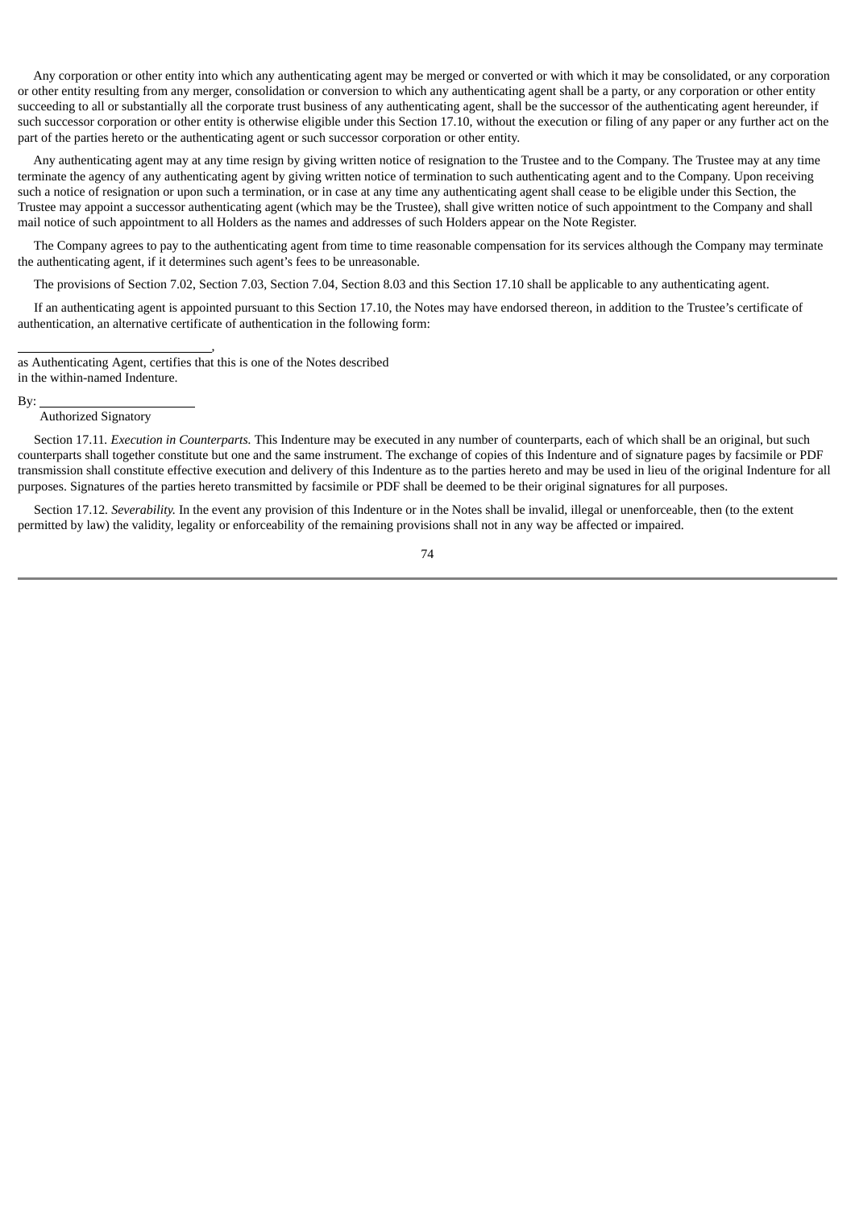Any corporation or other entity into which any authenticating agent may be merged or converted or with which it may be consolidated, or any corporation or other entity resulting from any merger, consolidation or conversion to which any authenticating agent shall be a party, or any corporation or other entity succeeding to all or substantially all the corporate trust business of any authenticating agent, shall be the successor of the authenticating agent hereunder, if such successor corporation or other entity is otherwise eligible under this Section 17.10, without the execution or filing of any paper or any further act on the part of the parties hereto or the authenticating agent or such successor corporation or other entity.

Any authenticating agent may at any time resign by giving written notice of resignation to the Trustee and to the Company. The Trustee may at any time terminate the agency of any authenticating agent by giving written notice of termination to such authenticating agent and to the Company. Upon receiving such a notice of resignation or upon such a termination, or in case at any time any authenticating agent shall cease to be eligible under this Section, the Trustee may appoint a successor authenticating agent (which may be the Trustee), shall give written notice of such appointment to the Company and shall mail notice of such appointment to all Holders as the names and addresses of such Holders appear on the Note Register.

The Company agrees to pay to the authenticating agent from time to time reasonable compensation for its services although the Company may terminate the authenticating agent, if it determines such agent's fees to be unreasonable.

The provisions of Section 7.02, Section 7.03, Section 7.04, Section 8.03 and this Section 17.10 shall be applicable to any authenticating agent.

If an authenticating agent is appointed pursuant to this Section 17.10, the Notes may have endorsed thereon, in addition to the Trustee's certificate of authentication, an alternative certificate of authentication in the following form:

______________________________,
as Authenticating Agent, certifies that this is one of the Notes described in the within-named Indenture.

By: ________________________
Authorized Signatory

Section 17.11. *Execution in Counterparts.* This Indenture may be executed in any number of counterparts, each of which shall be an original, but such counterparts shall together constitute but one and the same instrument. The exchange of copies of this Indenture and of signature pages by facsimile or PDF transmission shall constitute effective execution and delivery of this Indenture as to the parties hereto and may be used in lieu of the original Indenture for all purposes. Signatures of the parties hereto transmitted by facsimile or PDF shall be deemed to be their original signatures for all purposes.

Section 17.12. *Severability.* In the event any provision of this Indenture or in the Notes shall be invalid, illegal or unenforceable, then (to the extent permitted by law) the validity, legality or enforceability of the remaining provisions shall not in any way be affected or impaired.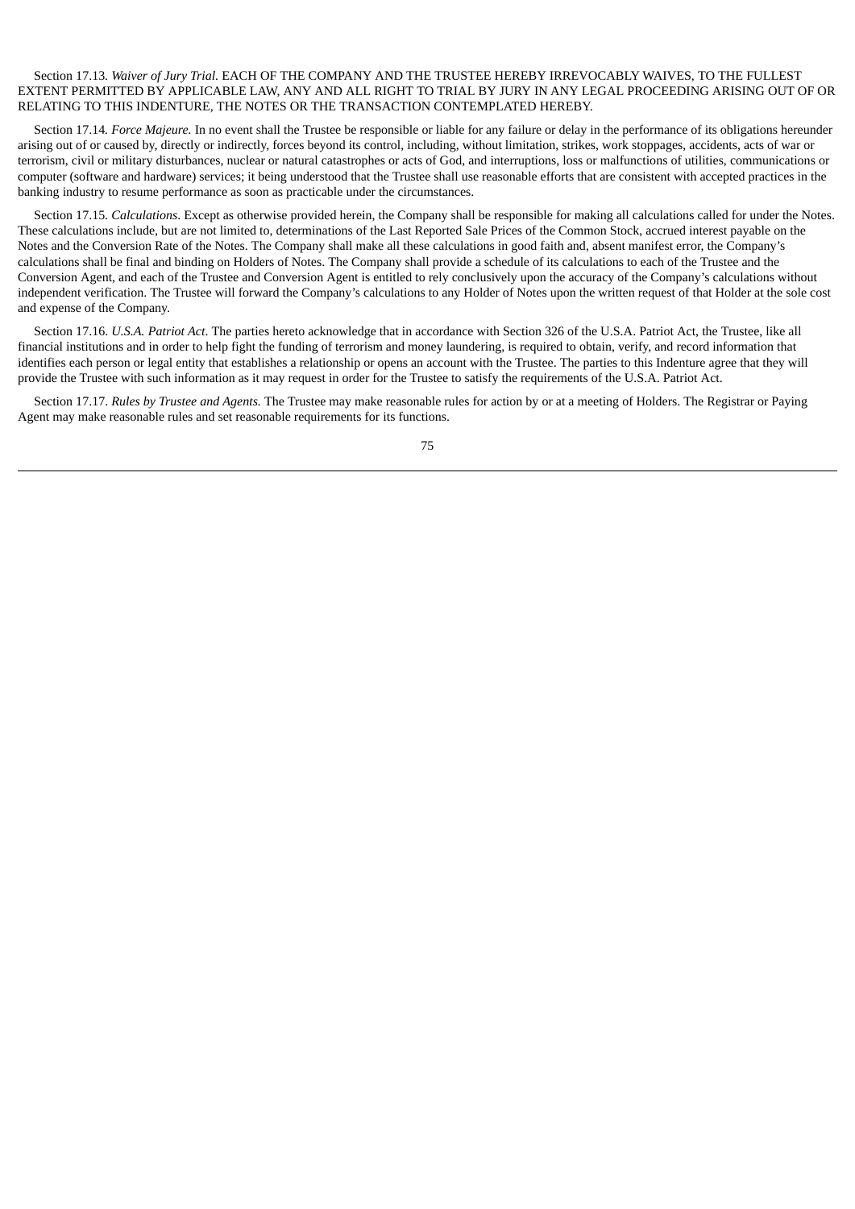Section 17.13. *Waiver of Jury Trial.* EACH OF THE COMPANY AND THE TRUSTEE HEREBY IRREVOCABLY WAIVES, TO THE FULLEST EXTENT PERMITTED BY APPLICABLE LAW, ANY AND ALL RIGHT TO TRIAL BY JURY IN ANY LEGAL PROCEEDING ARISING OUT OF OR RELATING TO THIS INDENTURE, THE NOTES OR THE TRANSACTION CONTEMPLATED HEREBY.

Section 17.14. *Force Majeure.* In no event shall the Trustee be responsible or liable for any failure or delay in the performance of its obligations hereunder arising out of or caused by, directly or indirectly, forces beyond its control, including, without limitation, strikes, work stoppages, accidents, acts of war or terrorism, civil or military disturbances, nuclear or natural catastrophes or acts of God, and interruptions, loss or malfunctions of utilities, communications or computer (software and hardware) services; it being understood that the Trustee shall use reasonable efforts that are consistent with accepted practices in the banking industry to resume performance as soon as practicable under the circumstances.

Section 17.15. *Calculations*. Except as otherwise provided herein, the Company shall be responsible for making all calculations called for under the Notes. These calculations include, but are not limited to, determinations of the Last Reported Sale Prices of the Common Stock, accrued interest payable on the Notes and the Conversion Rate of the Notes. The Company shall make all these calculations in good faith and, absent manifest error, the Company's calculations shall be final and binding on Holders of Notes. The Company shall provide a schedule of its calculations to each of the Trustee and the Conversion Agent, and each of the Trustee and Conversion Agent is entitled to rely conclusively upon the accuracy of the Company's calculations without independent verification. The Trustee will forward the Company's calculations to any Holder of Notes upon the written request of that Holder at the sole cost and expense of the Company.

Section 17.16. *U.S.A. Patriot Act*. The parties hereto acknowledge that in accordance with Section 326 of the U.S.A. Patriot Act, the Trustee, like all financial institutions and in order to help fight the funding of terrorism and money laundering, is required to obtain, verify, and record information that identifies each person or legal entity that establishes a relationship or opens an account with the Trustee. The parties to this Indenture agree that they will provide the Trustee with such information as it may request in order for the Trustee to satisfy the requirements of the U.S.A. Patriot Act.

Section 17.17. *Rules by Trustee and Agents.* The Trustee may make reasonable rules for action by or at a meeting of Holders. The Registrar or Paying Agent may make reasonable rules and set reasonable requirements for its functions.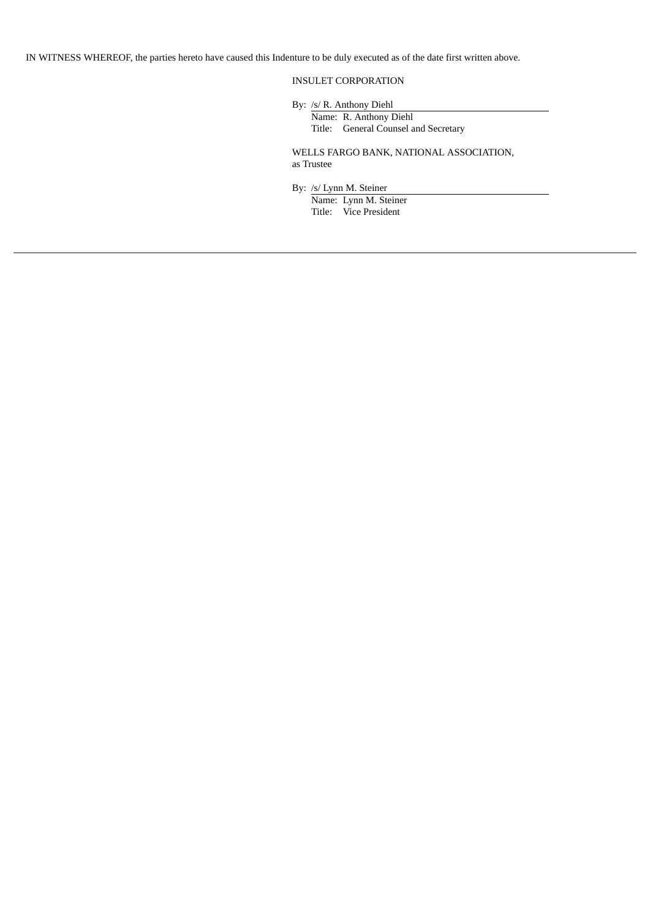IN WITNESS WHEREOF, the parties hereto have caused this Indenture to be duly executed as of the date first written above.

INSULET CORPORATION

By: /s/ R. Anthony Diehl
Name: R. Anthony Diehl
Title: General Counsel and Secretary

WELLS FARGO BANK, NATIONAL ASSOCIATION, as Trustee

By: /s/ Lynn M. Steiner
Name: Lynn M. Steiner
Title: Vice President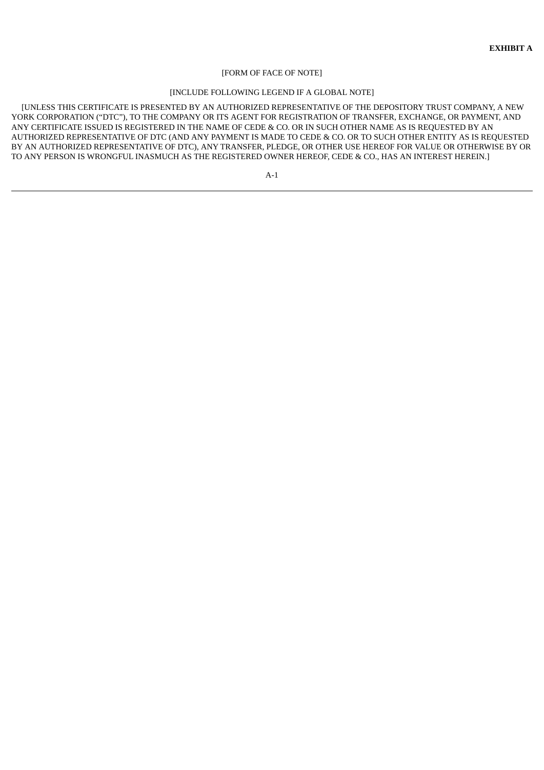**EXHIBIT A**

[FORM OF FACE OF NOTE]

[INCLUDE FOLLOWING LEGEND IF A GLOBAL NOTE]

[UNLESS THIS CERTIFICATE IS PRESENTED BY AN AUTHORIZED REPRESENTATIVE OF THE DEPOSITORY TRUST COMPANY, A NEW YORK CORPORATION ("DTC"), TO THE COMPANY OR ITS AGENT FOR REGISTRATION OF TRANSFER, EXCHANGE, OR PAYMENT, AND ANY CERTIFICATE ISSUED IS REGISTERED IN THE NAME OF CEDE & CO. OR IN SUCH OTHER NAME AS IS REQUESTED BY AN AUTHORIZED REPRESENTATIVE OF DTC (AND ANY PAYMENT IS MADE TO CEDE & CO. OR TO SUCH OTHER ENTITY AS IS REQUESTED BY AN AUTHORIZED REPRESENTATIVE OF DTC), ANY TRANSFER, PLEDGE, OR OTHER USE HEREOF FOR VALUE OR OTHERWISE BY OR TO ANY PERSON IS WRONGFUL INASMUCH AS THE REGISTERED OWNER HEREOF, CEDE & CO., HAS AN INTEREST HEREIN.]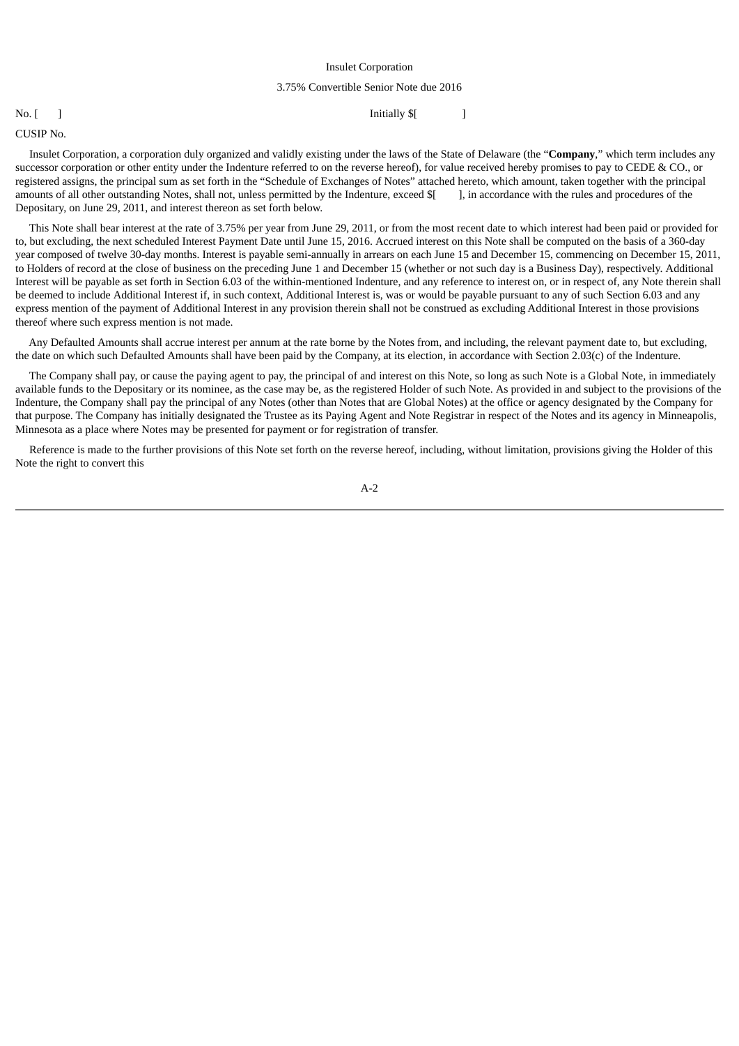Insulet Corporation

3.75% Convertible Senior Note due 2016

No. [ ] Initially $[ ]

CUSIP No.

Insulet Corporation, a corporation duly organized and validly existing under the laws of the State of Delaware (the "**Company**," which term includes any successor corporation or other entity under the Indenture referred to on the reverse hereof), for value received hereby promises to pay to CEDE & CO., or registered assigns, the principal sum as set forth in the "Schedule of Exchanges of Notes" attached hereto, which amount, taken together with the principal amounts of all other outstanding Notes, shall not, unless permitted by the Indenture, exceed $[ ], in accordance with the rules and procedures of the Depositary, on June 29, 2011, and interest thereon as set forth below.

This Note shall bear interest at the rate of 3.75% per year from June 29, 2011, or from the most recent date to which interest had been paid or provided for to, but excluding, the next scheduled Interest Payment Date until June 15, 2016. Accrued interest on this Note shall be computed on the basis of a 360-day year composed of twelve 30-day months. Interest is payable semi-annually in arrears on each June 15 and December 15, commencing on December 15, 2011, to Holders of record at the close of business on the preceding June 1 and December 15 (whether or not such day is a Business Day), respectively. Additional Interest will be payable as set forth in Section 6.03 of the within-mentioned Indenture, and any reference to interest on, or in respect of, any Note therein shall be deemed to include Additional Interest if, in such context, Additional Interest is, was or would be payable pursuant to any of such Section 6.03 and any express mention of the payment of Additional Interest in any provision therein shall not be construed as excluding Additional Interest in those provisions thereof where such express mention is not made.

Any Defaulted Amounts shall accrue interest per annum at the rate borne by the Notes from, and including, the relevant payment date to, but excluding, the date on which such Defaulted Amounts shall have been paid by the Company, at its election, in accordance with Section 2.03(c) of the Indenture.

The Company shall pay, or cause the paying agent to pay, the principal of and interest on this Note, so long as such Note is a Global Note, in immediately available funds to the Depositary or its nominee, as the case may be, as the registered Holder of such Note. As provided in and subject to the provisions of the Indenture, the Company shall pay the principal of any Notes (other than Notes that are Global Notes) at the office or agency designated by the Company for that purpose. The Company has initially designated the Trustee as its Paying Agent and Note Registrar in respect of the Notes and its agency in Minneapolis, Minnesota as a place where Notes may be presented for payment or for registration of transfer.

Reference is made to the further provisions of this Note set forth on the reverse hereof, including, without limitation, provisions giving the Holder of this Note the right to convert this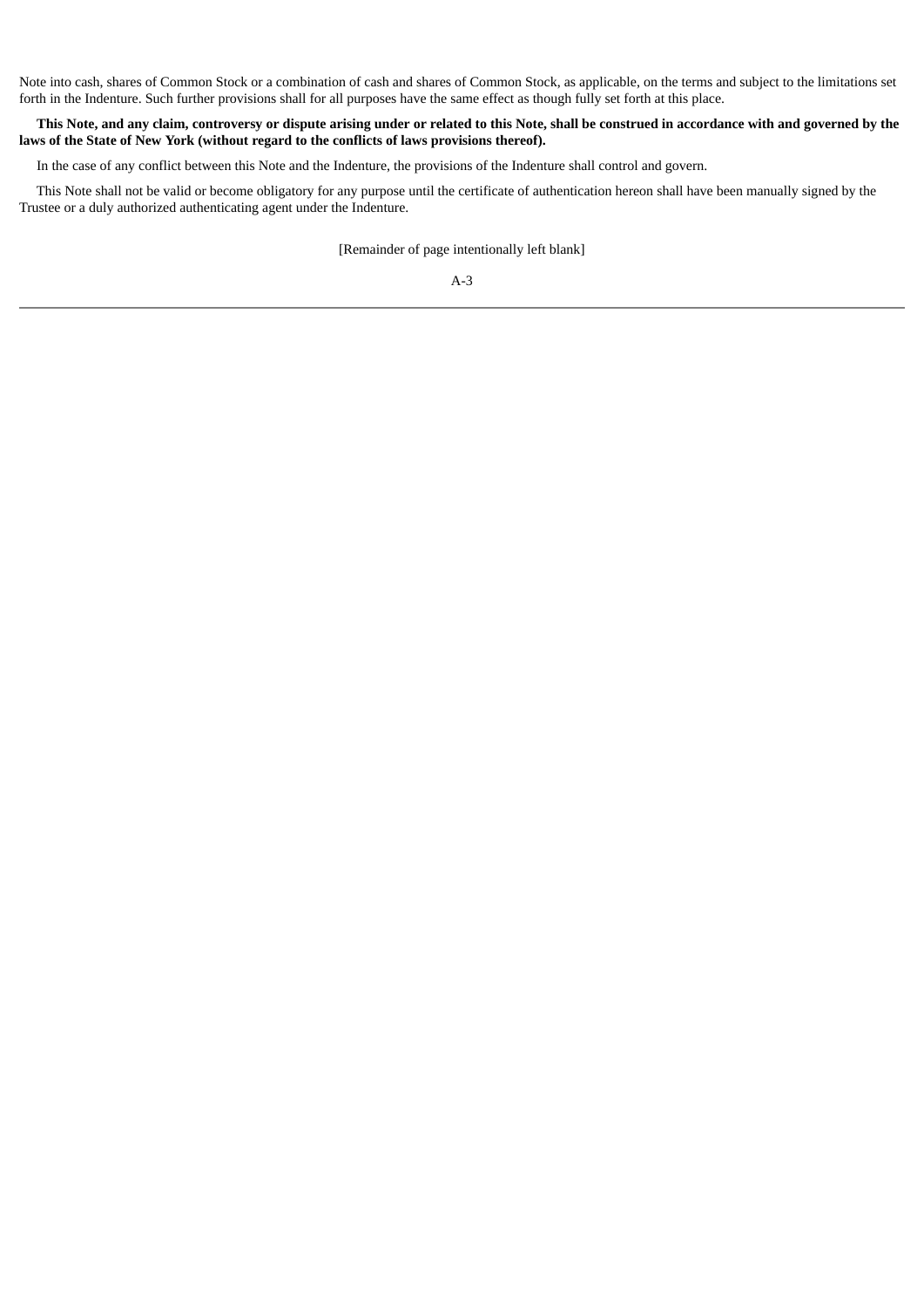Note into cash, shares of Common Stock or a combination of cash and shares of Common Stock, as applicable, on the terms and subject to the limitations set forth in the Indenture. Such further provisions shall for all purposes have the same effect as though fully set forth at this place.

**This Note, and any claim, controversy or dispute arising under or related to this Note, shall be construed in accordance with and governed by the laws of the State of New York (without regard to the conflicts of laws provisions thereof).**

In the case of any conflict between this Note and the Indenture, the provisions of the Indenture shall control and govern.

This Note shall not be valid or become obligatory for any purpose until the certificate of authentication hereon shall have been manually signed by the Trustee or a duly authorized authenticating agent under the Indenture.

[Remainder of page intentionally left blank]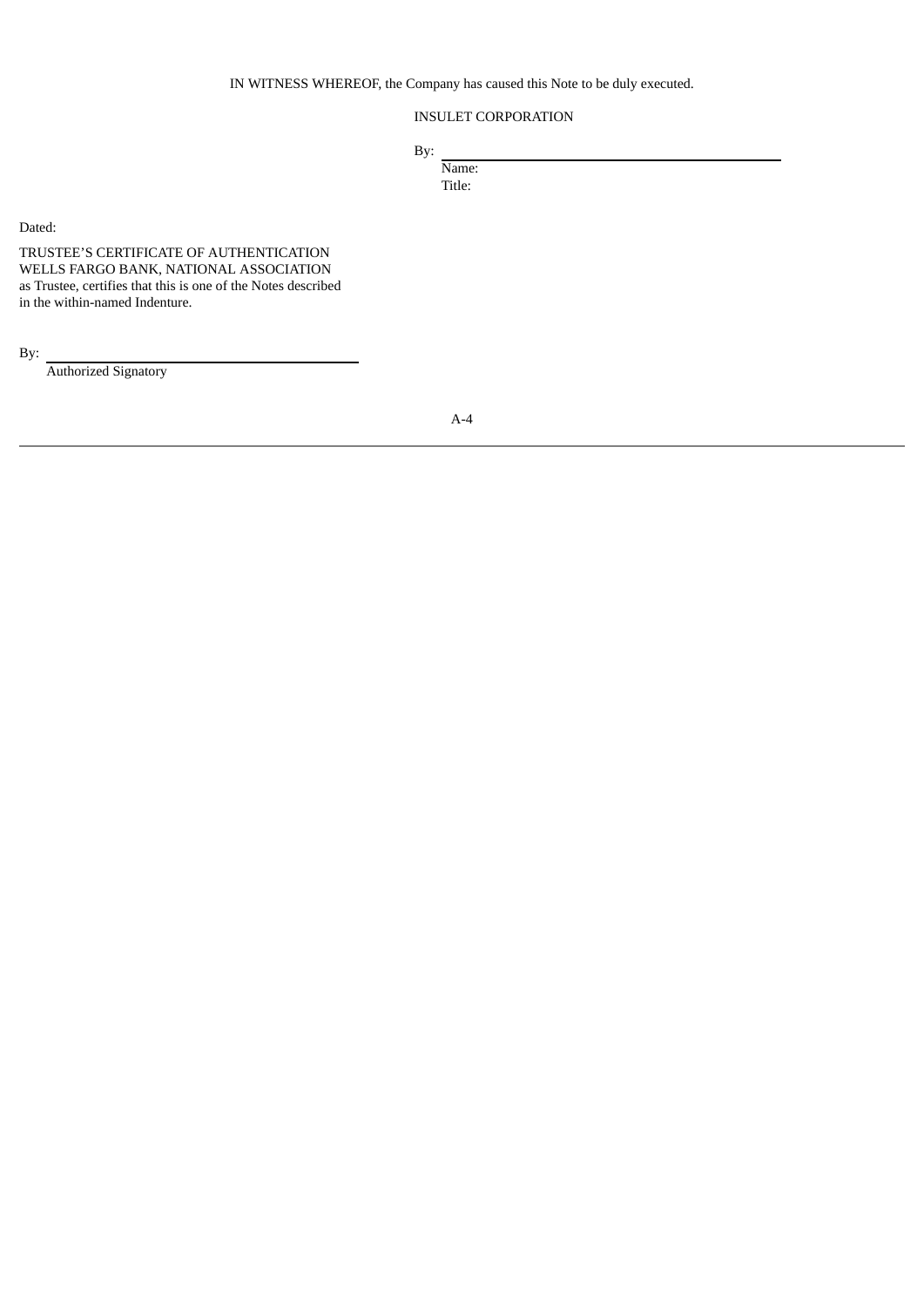IN WITNESS WHEREOF, the Company has caused this Note to be duly executed.

INSULET CORPORATION

By: \_\_\_\_\_\_\_\_\_\_\_\_\_\_\_\_\_\_\_\_\_\_\_\_\_\_\_\_\_\_\_\_\_\_\_\_\_\_\_\_\_\_

Name:

Title:

Dated:

TRUSTEE'S CERTIFICATE OF AUTHENTICATION
WELLS FARGO BANK, NATIONAL ASSOCIATION
as Trustee, certifies that this is one of the Notes described in the within-named Indenture.

By: \_\_\_\_\_\_\_\_\_\_\_\_\_\_\_\_\_\_\_\_\_\_\_\_\_\_\_\_\_\_\_\_\_\_\_\_\_\_\_\_\_\_

Authorized Signatory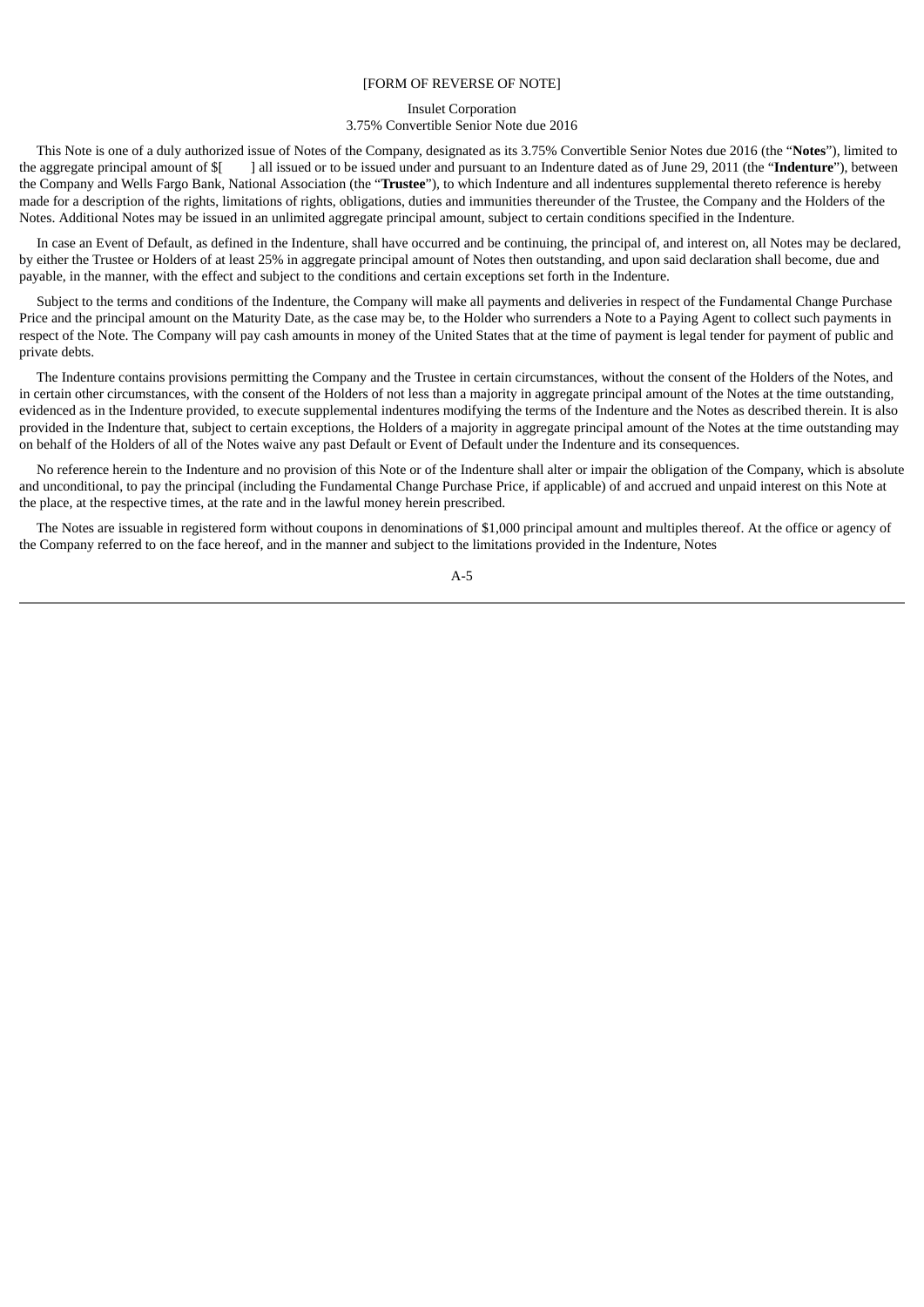[FORM OF REVERSE OF NOTE]

Insulet Corporation
3.75% Convertible Senior Note due 2016

This Note is one of a duly authorized issue of Notes of the Company, designated as its 3.75% Convertible Senior Notes due 2016 (the "**Notes**"), limited to the aggregate principal amount of $[        ] all issued or to be issued under and pursuant to an Indenture dated as of June 29, 2011 (the "**Indenture**"), between the Company and Wells Fargo Bank, National Association (the "**Trustee**"), to which Indenture and all indentures supplemental thereto reference is hereby made for a description of the rights, limitations of rights, obligations, duties and immunities thereunder of the Trustee, the Company and the Holders of the Notes. Additional Notes may be issued in an unlimited aggregate principal amount, subject to certain conditions specified in the Indenture.

In case an Event of Default, as defined in the Indenture, shall have occurred and be continuing, the principal of, and interest on, all Notes may be declared, by either the Trustee or Holders of at least 25% in aggregate principal amount of Notes then outstanding, and upon said declaration shall become, due and payable, in the manner, with the effect and subject to the conditions and certain exceptions set forth in the Indenture.

Subject to the terms and conditions of the Indenture, the Company will make all payments and deliveries in respect of the Fundamental Change Purchase Price and the principal amount on the Maturity Date, as the case may be, to the Holder who surrenders a Note to a Paying Agent to collect such payments in respect of the Note. The Company will pay cash amounts in money of the United States that at the time of payment is legal tender for payment of public and private debts.

The Indenture contains provisions permitting the Company and the Trustee in certain circumstances, without the consent of the Holders of the Notes, and in certain other circumstances, with the consent of the Holders of not less than a majority in aggregate principal amount of the Notes at the time outstanding, evidenced as in the Indenture provided, to execute supplemental indentures modifying the terms of the Indenture and the Notes as described therein. It is also provided in the Indenture that, subject to certain exceptions, the Holders of a majority in aggregate principal amount of the Notes at the time outstanding may on behalf of the Holders of all of the Notes waive any past Default or Event of Default under the Indenture and its consequences.

No reference herein to the Indenture and no provision of this Note or of the Indenture shall alter or impair the obligation of the Company, which is absolute and unconditional, to pay the principal (including the Fundamental Change Purchase Price, if applicable) of and accrued and unpaid interest on this Note at the place, at the respective times, at the rate and in the lawful money herein prescribed.

The Notes are issuable in registered form without coupons in denominations of $1,000 principal amount and multiples thereof. At the office or agency of the Company referred to on the face hereof, and in the manner and subject to the limitations provided in the Indenture, Notes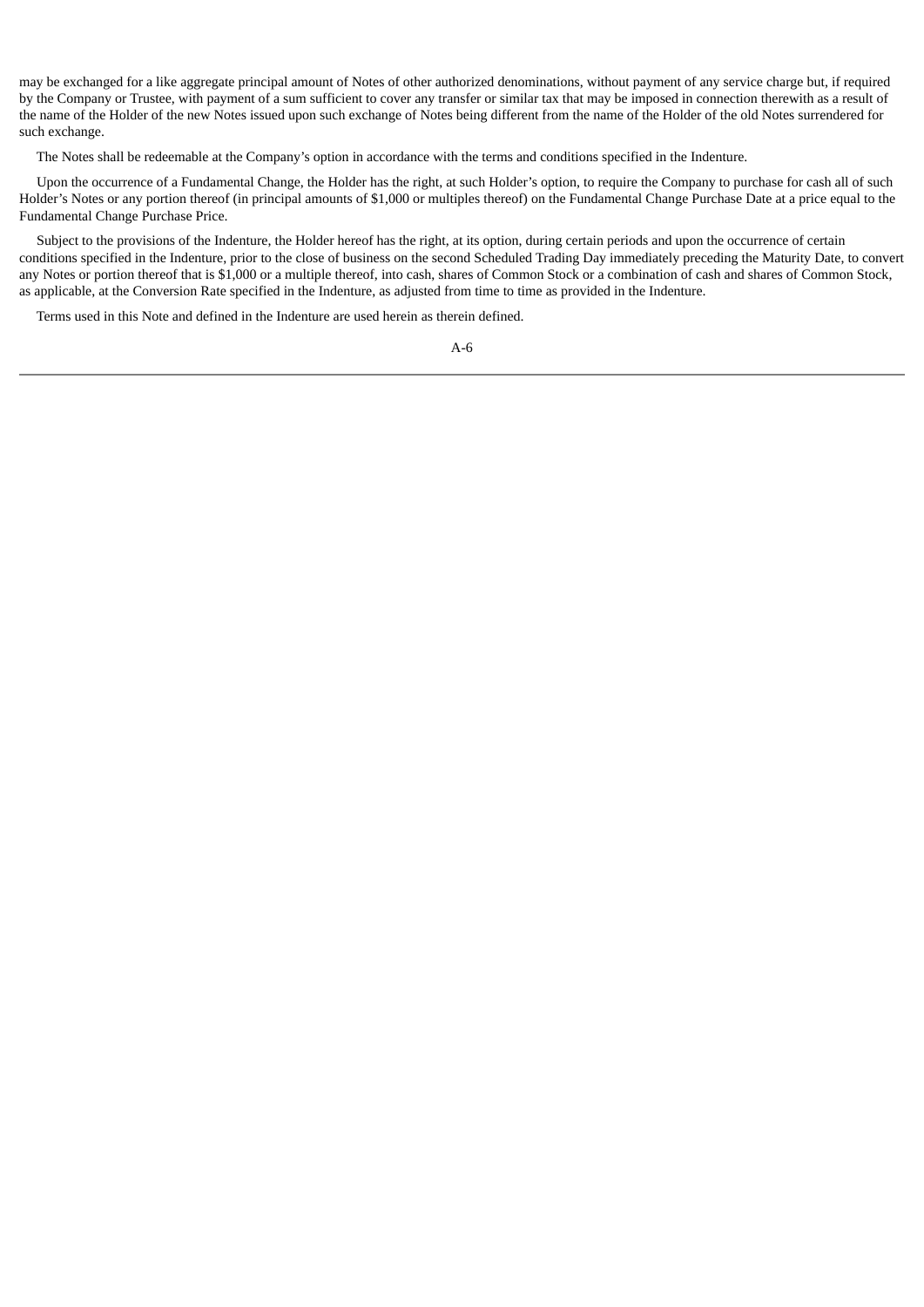may be exchanged for a like aggregate principal amount of Notes of other authorized denominations, without payment of any service charge but, if required by the Company or Trustee, with payment of a sum sufficient to cover any transfer or similar tax that may be imposed in connection therewith as a result of the name of the Holder of the new Notes issued upon such exchange of Notes being different from the name of the Holder of the old Notes surrendered for such exchange.

The Notes shall be redeemable at the Company's option in accordance with the terms and conditions specified in the Indenture.

Upon the occurrence of a Fundamental Change, the Holder has the right, at such Holder's option, to require the Company to purchase for cash all of such Holder's Notes or any portion thereof (in principal amounts of $1,000 or multiples thereof) on the Fundamental Change Purchase Date at a price equal to the Fundamental Change Purchase Price.

Subject to the provisions of the Indenture, the Holder hereof has the right, at its option, during certain periods and upon the occurrence of certain conditions specified in the Indenture, prior to the close of business on the second Scheduled Trading Day immediately preceding the Maturity Date, to convert any Notes or portion thereof that is $1,000 or a multiple thereof, into cash, shares of Common Stock or a combination of cash and shares of Common Stock, as applicable, at the Conversion Rate specified in the Indenture, as adjusted from time to time as provided in the Indenture.

Terms used in this Note and defined in the Indenture are used herein as therein defined.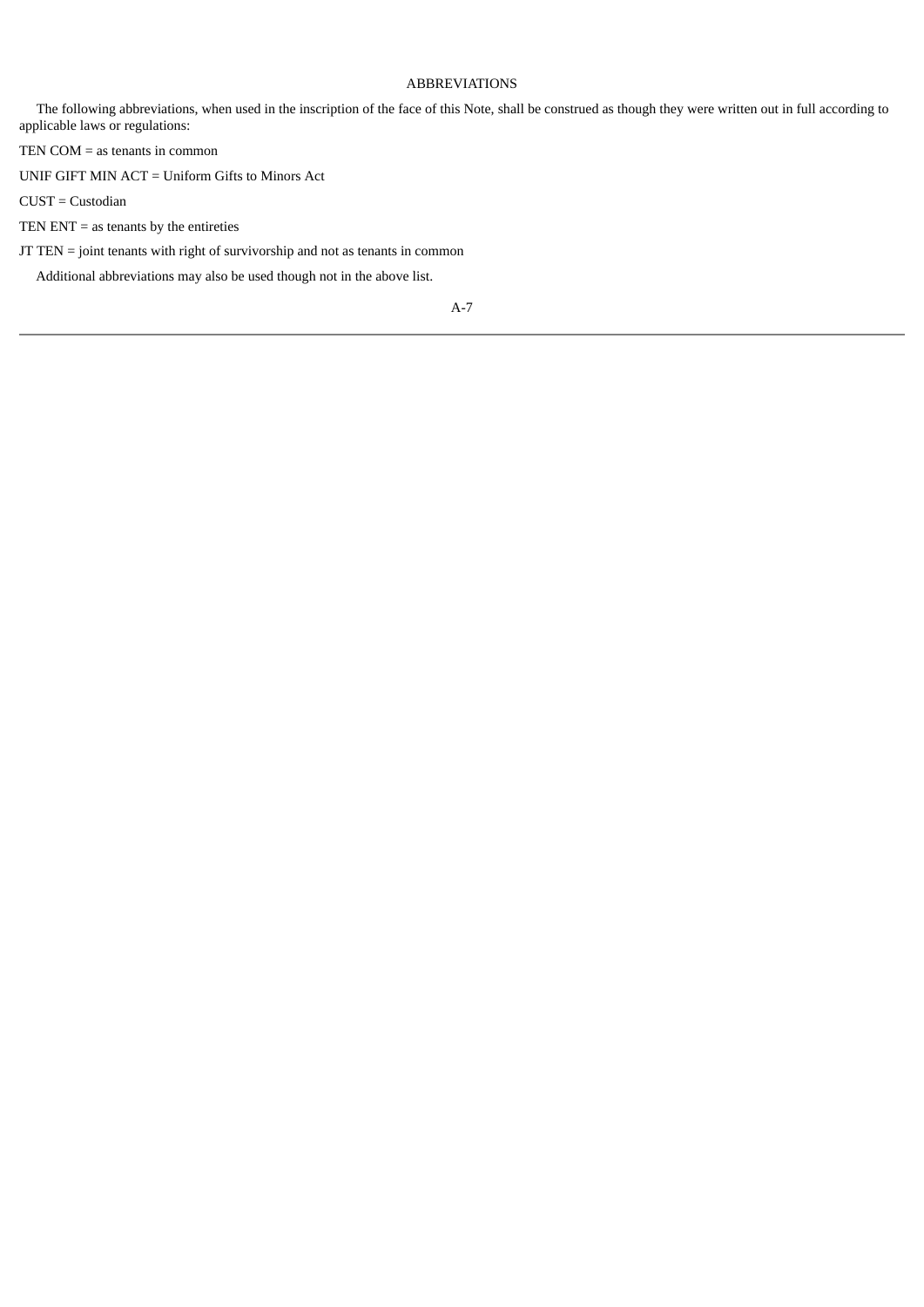# ABBREVIATIONS

The following abbreviations, when used in the inscription of the face of this Note, shall be construed as though they were written out in full according to applicable laws or regulations:

TEN COM = as tenants in common

UNIF GIFT MIN ACT = Uniform Gifts to Minors Act

CUST = Custodian

TEN ENT = as tenants by the entireties

JT TEN = joint tenants with right of survivorship and not as tenants in common

Additional abbreviations may also be used though not in the above list.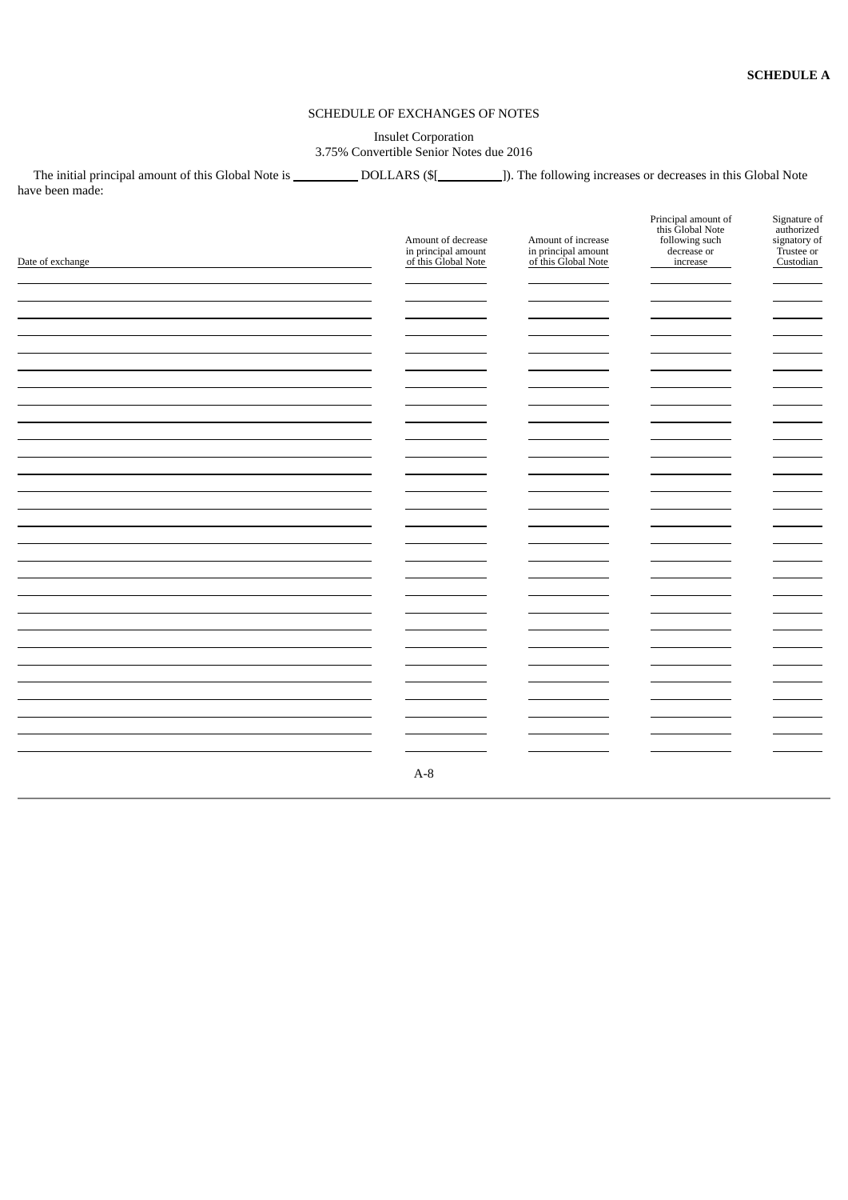**SCHEDULE A**

SCHEDULE OF EXCHANGES OF NOTES

Insulet Corporation
3.75% Convertible Senior Notes due 2016

The initial principal amount of this Global Note is __________ DOLLARS ($[__________]). The following increases or decreases in this Global Note have been made:

| Date of exchange | Amount of decrease in principal amount of this Global Note | Amount of increase in principal amount of this Global Note | Principal amount of this Global Note following such decrease or increase | Signature of authorized signatory of Trustee or Custodian |
|---|---|---|---|---|
| | | | | |
| | | | | |
| | | | | |
| | | | | |
| | | | | |
| | | | | |
| | | | | |
| | | | | |
| | | | | |
| | | | | |
| | | | | |
| | | | | |
| | | | | |
| | | | | |
| | | | | |
| | | | | |
| | | | | |
| | | | | |
| | | | | |
| | | | | |
| | | | | |
| | | | | |
| | | | | |
| | | | | |
| | | | | |
| | | | | |
| | | | | |
| | | | | |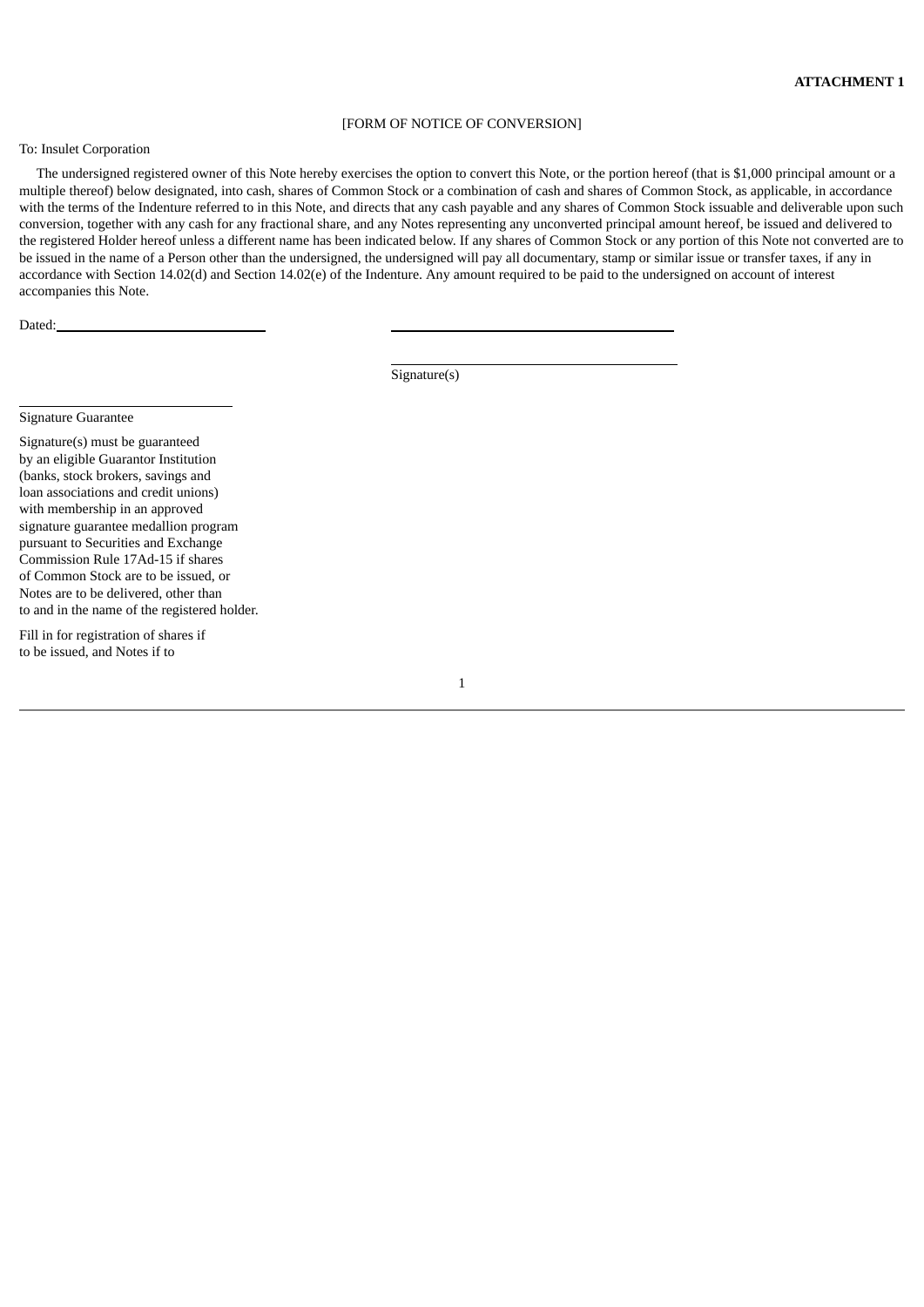**ATTACHMENT 1**

[FORM OF NOTICE OF CONVERSION]

To: Insulet Corporation

The undersigned registered owner of this Note hereby exercises the option to convert this Note, or the portion hereof (that is $1,000 principal amount or a multiple thereof) below designated, into cash, shares of Common Stock or a combination of cash and shares of Common Stock, as applicable, in accordance with the terms of the Indenture referred to in this Note, and directs that any cash payable and any shares of Common Stock issuable and deliverable upon such conversion, together with any cash for any fractional share, and any Notes representing any unconverted principal amount hereof, be issued and delivered to the registered Holder hereof unless a different name has been indicated below. If any shares of Common Stock or any portion of this Note not converted are to be issued in the name of a Person other than the undersigned, the undersigned will pay all documentary, stamp or similar issue or transfer taxes, if any in accordance with Section 14.02(d) and Section 14.02(e) of the Indenture. Any amount required to be paid to the undersigned on account of interest accompanies this Note.

Dated:\_\_\_\_\_\_\_\_\_\_\_\_\_\_\_\_\_\_\_\_\_\_\_\_\_\_\_\_ \_\_\_\_\_\_\_\_\_\_\_\_\_\_\_\_\_\_\_\_\_\_\_\_\_\_\_\_\_\_\_\_\_\_\_\_\_\_\_\_

\_\_\_\_\_\_\_\_\_\_\_\_\_\_\_\_\_\_\_\_\_\_\_\_\_\_\_\_\_\_\_\_\_\_\_\_\_\_\_\_

Signature(s)

\_\_\_\_\_\_\_\_\_\_\_\_\_\_\_\_\_\_\_\_\_\_\_\_\_\_\_\_\_\_

Signature Guarantee

Signature(s) must be guaranteed by an eligible Guarantor Institution (banks, stock brokers, savings and loan associations and credit unions) with membership in an approved signature guarantee medallion program pursuant to Securities and Exchange Commission Rule 17Ad-15 if shares of Common Stock are to be issued, or Notes are to be delivered, other than to and in the name of the registered holder.

Fill in for registration of shares if to be issued, and Notes if to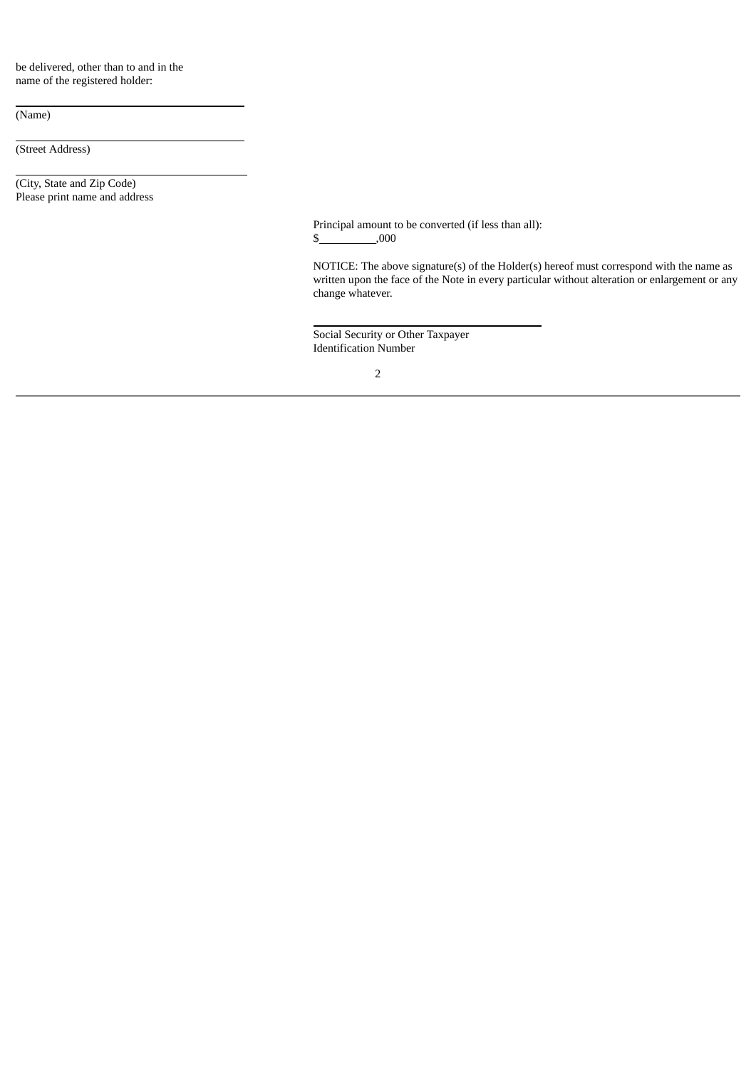be delivered, other than to and in the name of the registered holder:

\_\_\_\_\_\_\_\_\_\_\_\_\_\_\_\_\_\_\_\_\_\_\_\_\_\_\_\_\_\_\_\_\_\_\_\_
(Name)

\_\_\_\_\_\_\_\_\_\_\_\_\_\_\_\_\_\_\_\_\_\_\_\_\_\_\_\_\_\_\_\_\_\_\_\_
(Street Address)

\_\_\_\_\_\_\_\_\_\_\_\_\_\_\_\_\_\_\_\_\_\_\_\_\_\_\_\_\_\_\_\_\_\_\_\_
(City, State and Zip Code)
Please print name and address

Principal amount to be converted (if less than all):
$\_\_\_\_\_\_\_\_\_\_,000

NOTICE: The above signature(s) of the Holder(s) hereof must correspond with the name as written upon the face of the Note in every particular without alteration or enlargement or any change whatever.

\_\_\_\_\_\_\_\_\_\_\_\_\_\_\_\_\_\_\_\_\_\_\_\_\_\_\_\_\_\_\_\_\_\_\_\_
Social Security or Other Taxpayer
Identification Number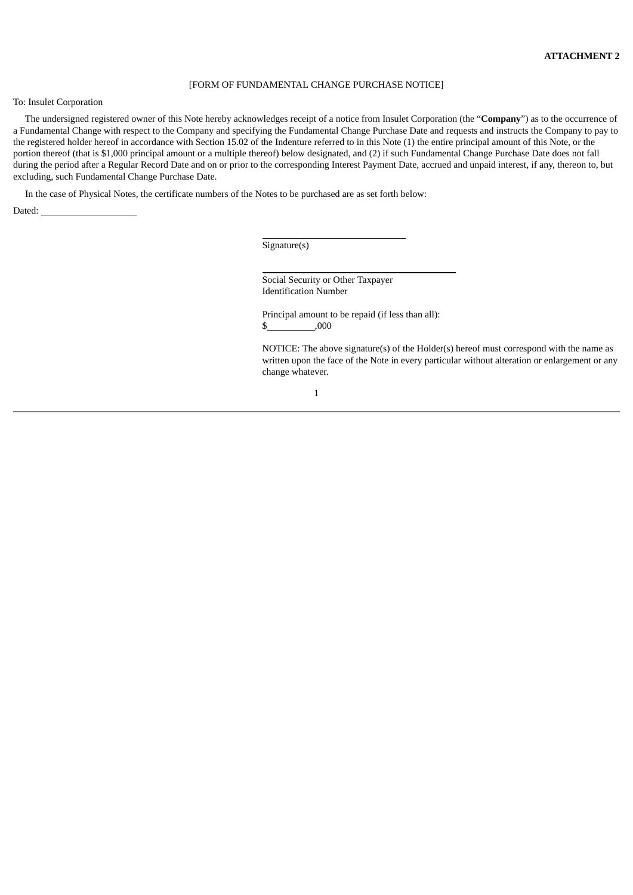**ATTACHMENT 2**

[FORM OF FUNDAMENTAL CHANGE PURCHASE NOTICE]

To: Insulet Corporation

The undersigned registered owner of this Note hereby acknowledges receipt of a notice from Insulet Corporation (the "**Company**") as to the occurrence of a Fundamental Change with respect to the Company and specifying the Fundamental Change Purchase Date and requests and instructs the Company to pay to the registered holder hereof in accordance with Section 15.02 of the Indenture referred to in this Note (1) the entire principal amount of this Note, or the portion thereof (that is $1,000 principal amount or a multiple thereof) below designated, and (2) if such Fundamental Change Purchase Date does not fall during the period after a Regular Record Date and on or prior to the corresponding Interest Payment Date, accrued and unpaid interest, if any, thereon to, but excluding, such Fundamental Change Purchase Date.

In the case of Physical Notes, the certificate numbers of the Notes to be purchased are as set forth below:

Dated: ____________________

______________________________
Signature(s)

________________________________________
Social Security or Other Taxpayer Identification Number

Principal amount to be repaid (if less than all):
$__________,000

NOTICE: The above signature(s) of the Holder(s) hereof must correspond with the name as written upon the face of the Note in every particular without alteration or enlargement or any change whatever.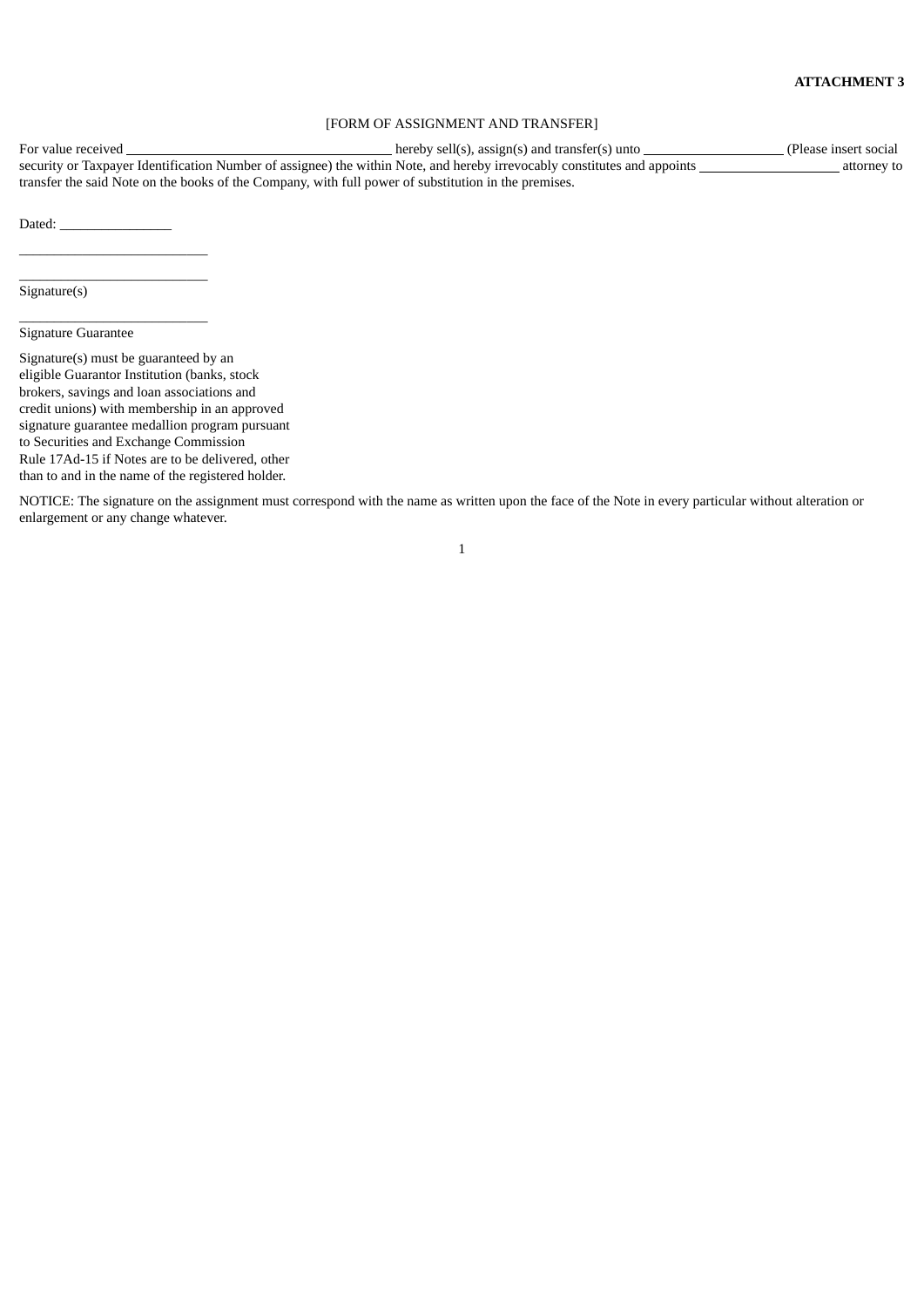**ATTACHMENT 3**

[FORM OF ASSIGNMENT AND TRANSFER]

For value received ______________________________ hereby sell(s), assign(s) and transfer(s) unto ________________ (Please insert social security or Taxpayer Identification Number of assignee) the within Note, and hereby irrevocably constitutes and appoints ________________ attorney to transfer the said Note on the books of the Company, with full power of substitution in the premises.

Dated: ______________

______________________

______________________
Signature(s)

______________________
Signature Guarantee

Signature(s) must be guaranteed by an eligible Guarantor Institution (banks, stock brokers, savings and loan associations and credit unions) with membership in an approved signature guarantee medallion program pursuant to Securities and Exchange Commission Rule 17Ad-15 if Notes are to be delivered, other than to and in the name of the registered holder.

NOTICE: The signature on the assignment must correspond with the name as written upon the face of the Note in every particular without alteration or enlargement or any change whatever.